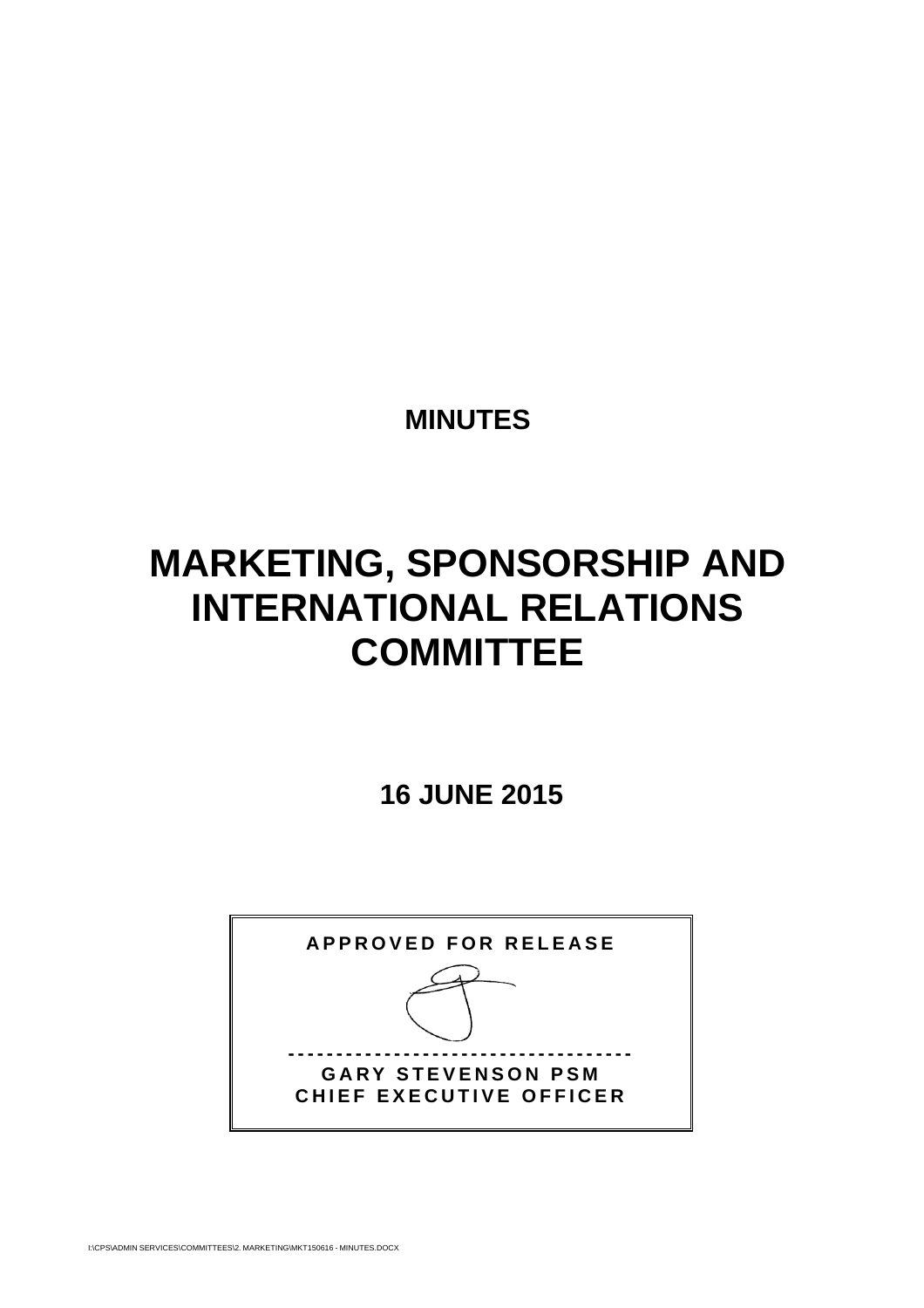# MINUTES

# MARKETING, SPONSORSHIP AND INTERNATIONAL RELATIONS COMMITTEE

## 16 JUNE 2015

**APPROVED FOR RELEASE**

-----------------------------------

**GARY STEVENSON PSM**
**CHIEF EXECUTIVE OFFICER**

I:\CPS\ADMIN SERVICES\COMMITTEES\2. MARKETING\MKT150616 - MINUTES.DOCX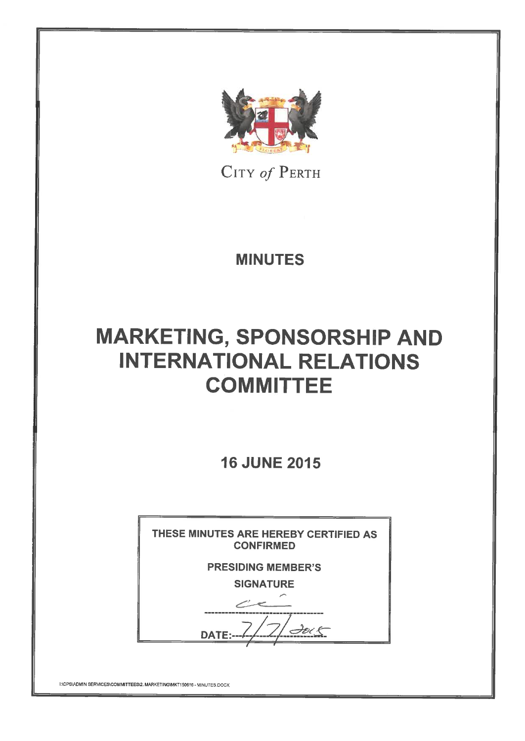CITY *of* PERTH

# MINUTES

# MARKETING, SPONSORSHIP AND INTERNATIONAL RELATIONS COMMITTEE

## 16 JUNE 2015

**THESE MINUTES ARE HEREBY CERTIFIED AS CONFIRMED**

**PRESIDING MEMBER'S SIGNATURE**

---

**DATE:** 7/7/2015

I:\CPS\ADMIN SERVICES\COMMITTEES\2. MARKETING\MKT150616 - MINUTES.DOCX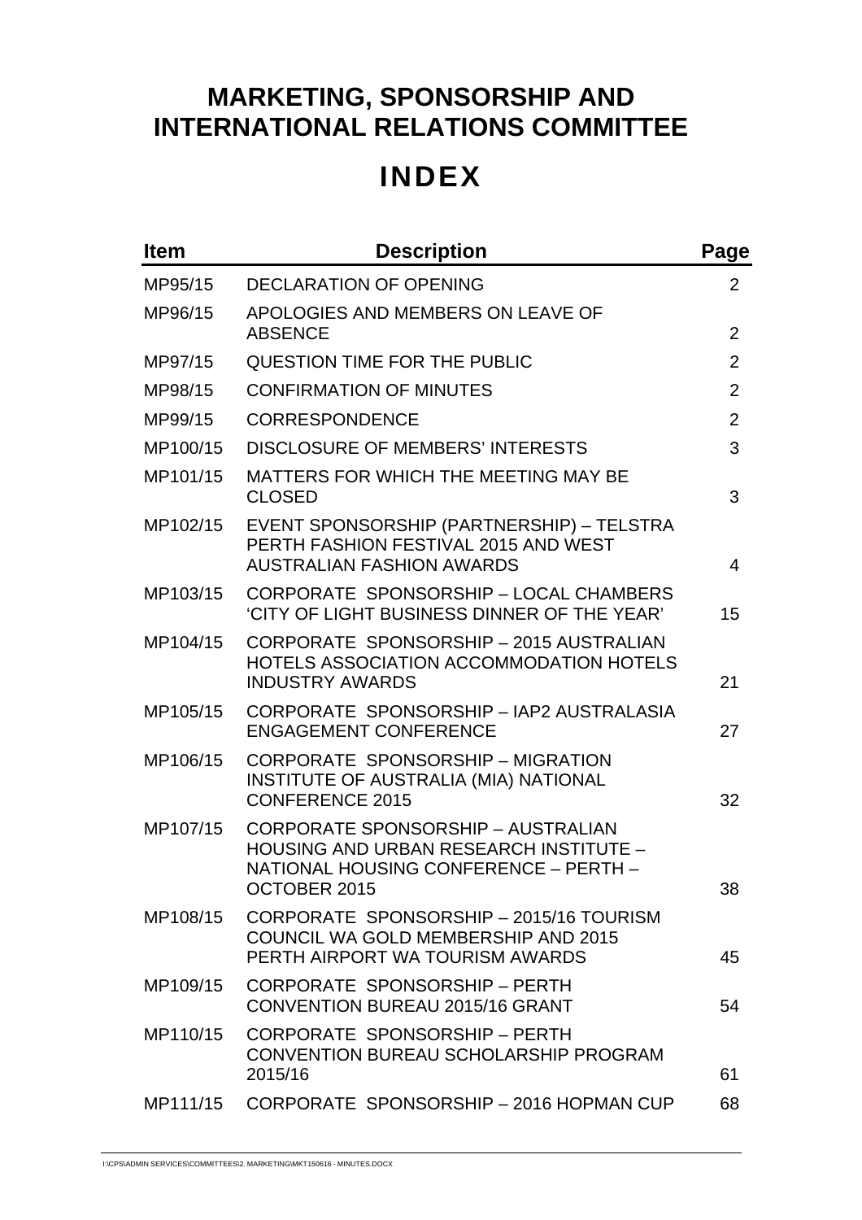# MARKETING, SPONSORSHIP AND INTERNATIONAL RELATIONS COMMITTEE

# INDEX

| Item | Description | Page |
| --- | --- | --- |
| MP95/15 | DECLARATION OF OPENING | 2 |
| MP96/15 | APOLOGIES AND MEMBERS ON LEAVE OF ABSENCE | 2 |
| MP97/15 | QUESTION TIME FOR THE PUBLIC | 2 |
| MP98/15 | CONFIRMATION OF MINUTES | 2 |
| MP99/15 | CORRESPONDENCE | 2 |
| MP100/15 | DISCLOSURE OF MEMBERS' INTERESTS | 3 |
| MP101/15 | MATTERS FOR WHICH THE MEETING MAY BE CLOSED | 3 |
| MP102/15 | EVENT SPONSORSHIP (PARTNERSHIP) – TELSTRA PERTH FASHION FESTIVAL 2015 AND WEST AUSTRALIAN FASHION AWARDS | 4 |
| MP103/15 | CORPORATE SPONSORSHIP – LOCAL CHAMBERS 'CITY OF LIGHT BUSINESS DINNER OF THE YEAR' | 15 |
| MP104/15 | CORPORATE SPONSORSHIP – 2015 AUSTRALIAN HOTELS ASSOCIATION ACCOMMODATION HOTELS INDUSTRY AWARDS | 21 |
| MP105/15 | CORPORATE SPONSORSHIP – IAP2 AUSTRALASIA ENGAGEMENT CONFERENCE | 27 |
| MP106/15 | CORPORATE SPONSORSHIP – MIGRATION INSTITUTE OF AUSTRALIA (MIA) NATIONAL CONFERENCE 2015 | 32 |
| MP107/15 | CORPORATE SPONSORSHIP – AUSTRALIAN HOUSING AND URBAN RESEARCH INSTITUTE – NATIONAL HOUSING CONFERENCE – PERTH – OCTOBER 2015 | 38 |
| MP108/15 | CORPORATE SPONSORSHIP – 2015/16 TOURISM COUNCIL WA GOLD MEMBERSHIP AND 2015 PERTH AIRPORT WA TOURISM AWARDS | 45 |
| MP109/15 | CORPORATE SPONSORSHIP – PERTH CONVENTION BUREAU 2015/16 GRANT | 54 |
| MP110/15 | CORPORATE SPONSORSHIP – PERTH CONVENTION BUREAU SCHOLARSHIP PROGRAM 2015/16 | 61 |
| MP111/15 | CORPORATE SPONSORSHIP – 2016 HOPMAN CUP | 68 |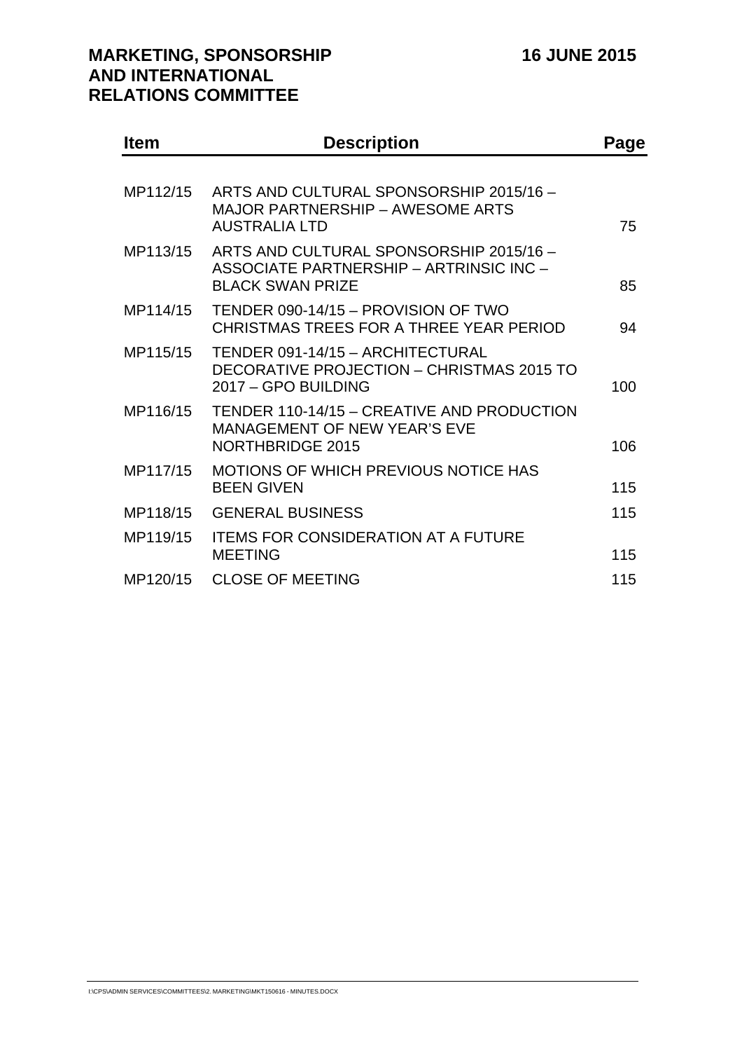**MARKETING, SPONSORSHIP AND INTERNATIONAL RELATIONS COMMITTEE** **16 JUNE 2015**

| Item | Description | Page |
| --- | --- | --- |
| MP112/15 | ARTS AND CULTURAL SPONSORSHIP 2015/16 – MAJOR PARTNERSHIP – AWESOME ARTS AUSTRALIA LTD | 75 |
| MP113/15 | ARTS AND CULTURAL SPONSORSHIP 2015/16 – ASSOCIATE PARTNERSHIP – ARTRINSIC INC – BLACK SWAN PRIZE | 85 |
| MP114/15 | TENDER 090-14/15 – PROVISION OF TWO CHRISTMAS TREES FOR A THREE YEAR PERIOD | 94 |
| MP115/15 | TENDER 091-14/15 – ARCHITECTURAL DECORATIVE PROJECTION – CHRISTMAS 2015 TO 2017 – GPO BUILDING | 100 |
| MP116/15 | TENDER 110-14/15 – CREATIVE AND PRODUCTION MANAGEMENT OF NEW YEAR'S EVE NORTHBRIDGE 2015 | 106 |
| MP117/15 | MOTIONS OF WHICH PREVIOUS NOTICE HAS BEEN GIVEN | 115 |
| MP118/15 | GENERAL BUSINESS | 115 |
| MP119/15 | ITEMS FOR CONSIDERATION AT A FUTURE MEETING | 115 |
| MP120/15 | CLOSE OF MEETING | 115 |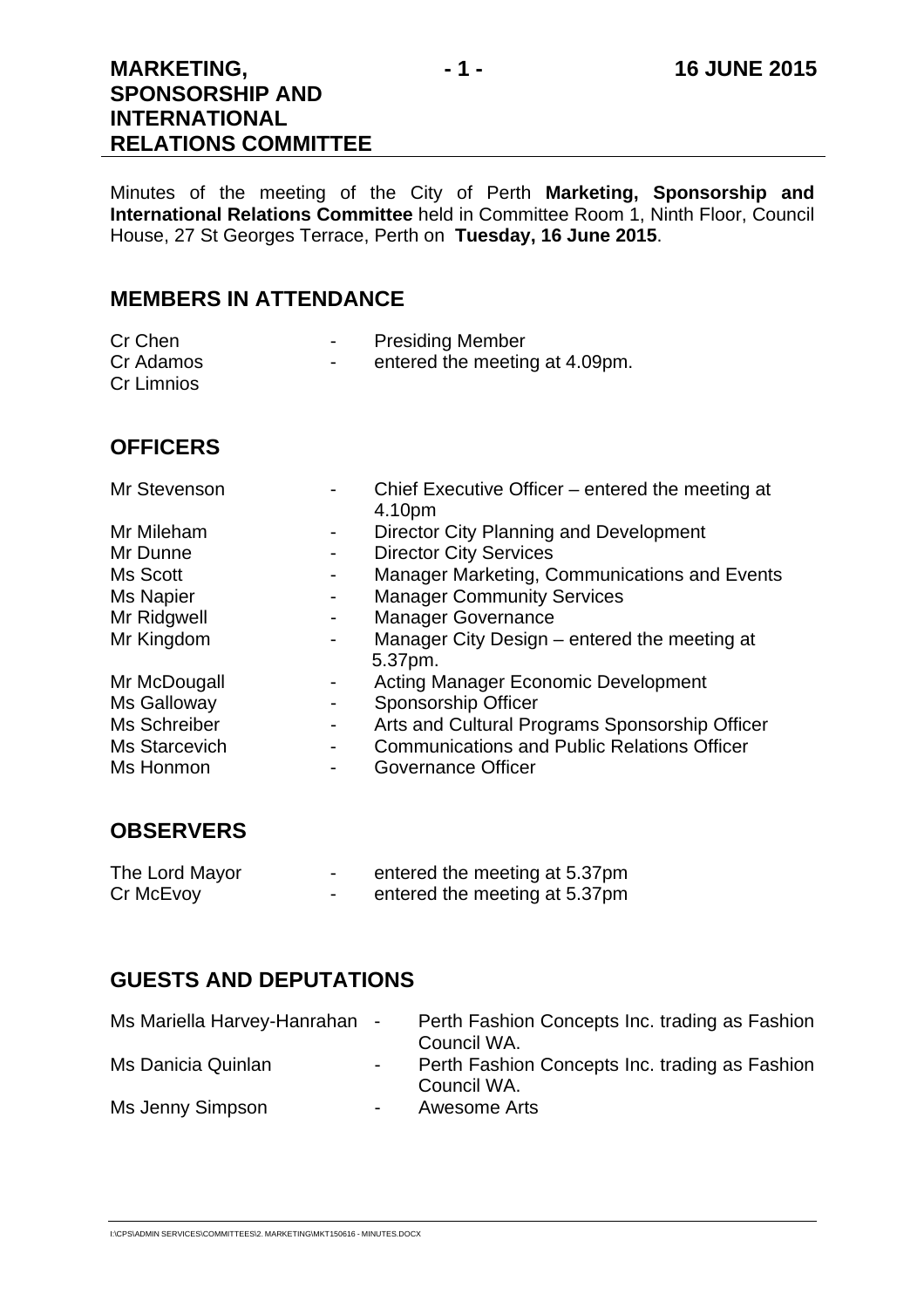Minutes of the meeting of the City of Perth **Marketing, Sponsorship and International Relations Committee** held in Committee Room 1, Ninth Floor, Council House, 27 St Georges Terrace, Perth on **Tuesday, 16 June 2015**.

## MEMBERS IN ATTENDANCE

| | | |
|---|---|---|
| Cr Chen | - | Presiding Member |
| Cr Adamos | - | entered the meeting at 4.09pm. |
| Cr Limnios | | |

## OFFICERS

| | | |
|---|---|---|
| Mr Stevenson | - | Chief Executive Officer – entered the meeting at 4.10pm |
| Mr Mileham | - | Director City Planning and Development |
| Mr Dunne | - | Director City Services |
| Ms Scott | - | Manager Marketing, Communications and Events |
| Ms Napier | - | Manager Community Services |
| Mr Ridgwell | - | Manager Governance |
| Mr Kingdom | - | Manager City Design – entered the meeting at 5.37pm. |
| Mr McDougall | - | Acting Manager Economic Development |
| Ms Galloway | - | Sponsorship Officer |
| Ms Schreiber | - | Arts and Cultural Programs Sponsorship Officer |
| Ms Starcevich | - | Communications and Public Relations Officer |
| Ms Honmon | - | Governance Officer |

## OBSERVERS

| | | |
|---|---|---|
| The Lord Mayor | - | entered the meeting at 5.37pm |
| Cr McEvoy | - | entered the meeting at 5.37pm |

## GUESTS AND DEPUTATIONS

| | | |
|---|---|---|
| Ms Mariella Harvey-Hanrahan | - | Perth Fashion Concepts Inc. trading as Fashion Council WA. |
| Ms Danicia Quinlan | - | Perth Fashion Concepts Inc. trading as Fashion Council WA. |
| Ms Jenny Simpson | - | Awesome Arts |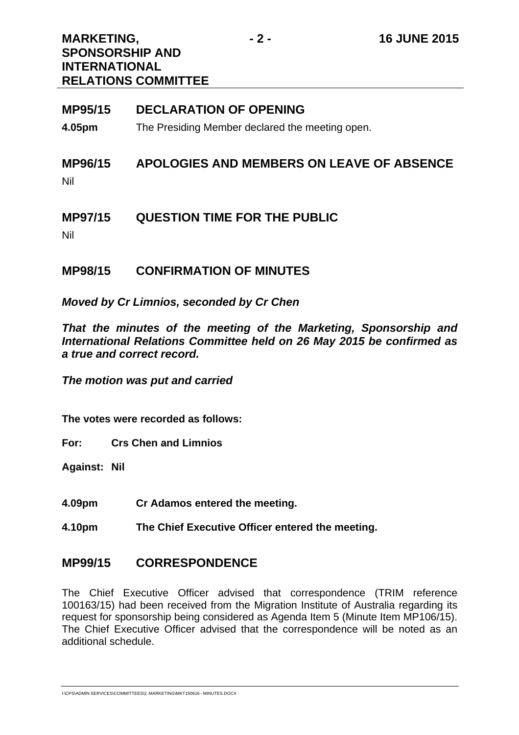## MP95/15 DECLARATION OF OPENING

**4.05pm** The Presiding Member declared the meeting open.

## MP96/15 APOLOGIES AND MEMBERS ON LEAVE OF ABSENCE

Nil

## MP97/15 QUESTION TIME FOR THE PUBLIC

Nil

## MP98/15 CONFIRMATION OF MINUTES

***Moved by Cr Limnios, seconded by Cr Chen***

***That the minutes of the meeting of the Marketing, Sponsorship and International Relations Committee held on 26 May 2015 be confirmed as a true and correct record.***

***The motion was put and carried***

**The votes were recorded as follows:**

**For: Crs Chen and Limnios**

**Against: Nil**

**4.09pm Cr Adamos entered the meeting.**

**4.10pm The Chief Executive Officer entered the meeting.**

## MP99/15 CORRESPONDENCE

The Chief Executive Officer advised that correspondence (TRIM reference 100163/15) had been received from the Migration Institute of Australia regarding its request for sponsorship being considered as Agenda Item 5 (Minute Item MP106/15). The Chief Executive Officer advised that the correspondence will be noted as an additional schedule.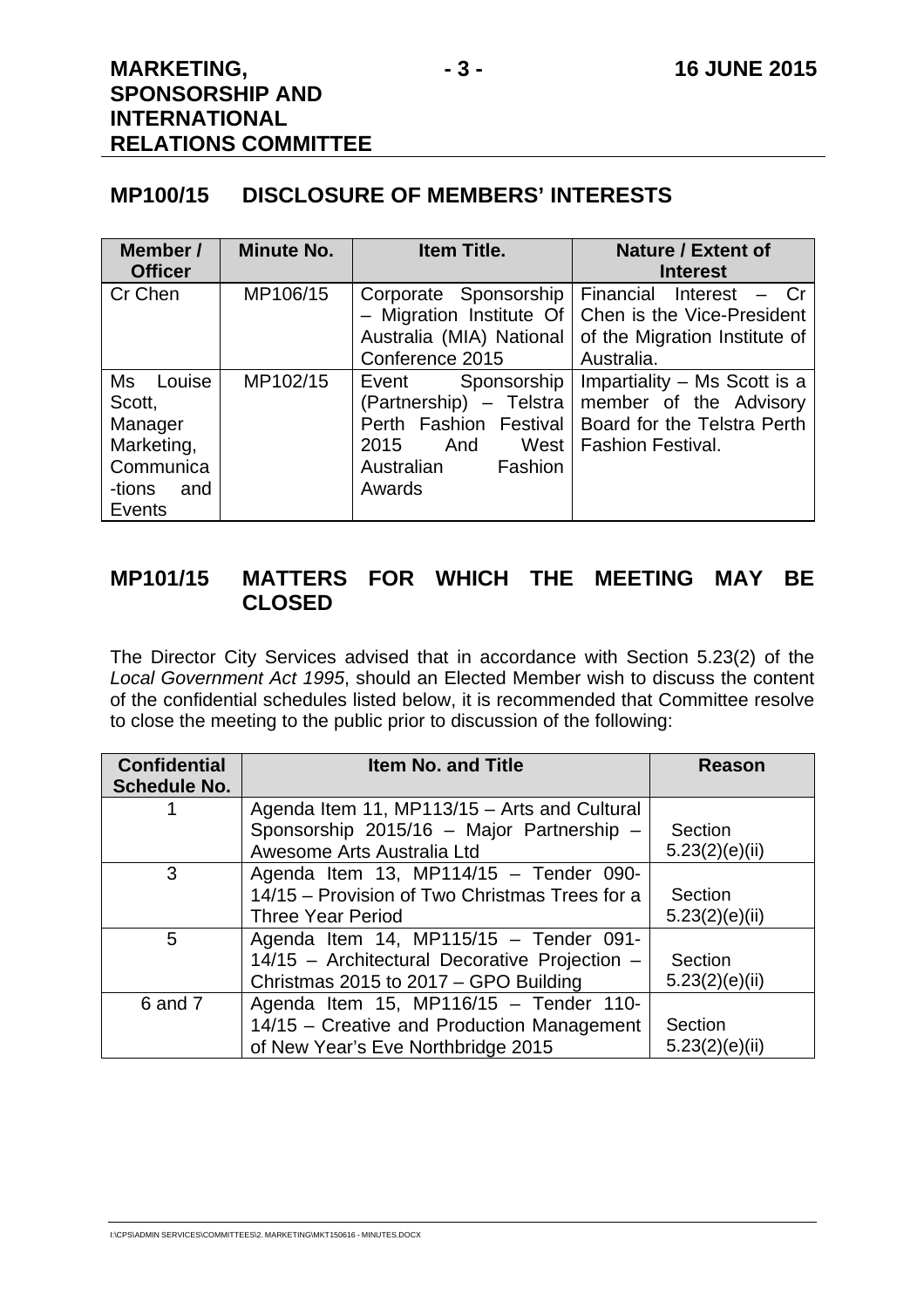## MP100/15 DISCLOSURE OF MEMBERS' INTERESTS

| Member / Officer | Minute No. | Item Title. | Nature / Extent of Interest |
|---|---|---|---|
| Cr Chen | MP106/15 | Corporate Sponsorship – Migration Institute Of Australia (MIA) National Conference 2015 | Financial Interest – Cr Chen is the Vice-President of the Migration Institute of Australia. |
| Ms Louise Scott, Manager Marketing, Communica-tions and Events | MP102/15 | Event Sponsorship (Partnership) – Telstra Perth Fashion Festival 2015 And West Australian Fashion Awards | Impartiality – Ms Scott is a member of the Advisory Board for the Telstra Perth Fashion Festival. |

## MP101/15 MATTERS FOR WHICH THE MEETING MAY BE CLOSED

The Director City Services advised that in accordance with Section 5.23(2) of the *Local Government Act 1995*, should an Elected Member wish to discuss the content of the confidential schedules listed below, it is recommended that Committee resolve to close the meeting to the public prior to discussion of the following:

| Confidential Schedule No. | Item No. and Title | Reason |
|---|---|---|
| 1 | Agenda Item 11, MP113/15 – Arts and Cultural Sponsorship 2015/16 – Major Partnership – Awesome Arts Australia Ltd | Section 5.23(2)(e)(ii) |
| 3 | Agenda Item 13, MP114/15 – Tender 090-14/15 – Provision of Two Christmas Trees for a Three Year Period | Section 5.23(2)(e)(ii) |
| 5 | Agenda Item 14, MP115/15 – Tender 091-14/15 – Architectural Decorative Projection – Christmas 2015 to 2017 – GPO Building | Section 5.23(2)(e)(ii) |
| 6 and 7 | Agenda Item 15, MP116/15 – Tender 110-14/15 – Creative and Production Management of New Year's Eve Northbridge 2015 | Section 5.23(2)(e)(ii) |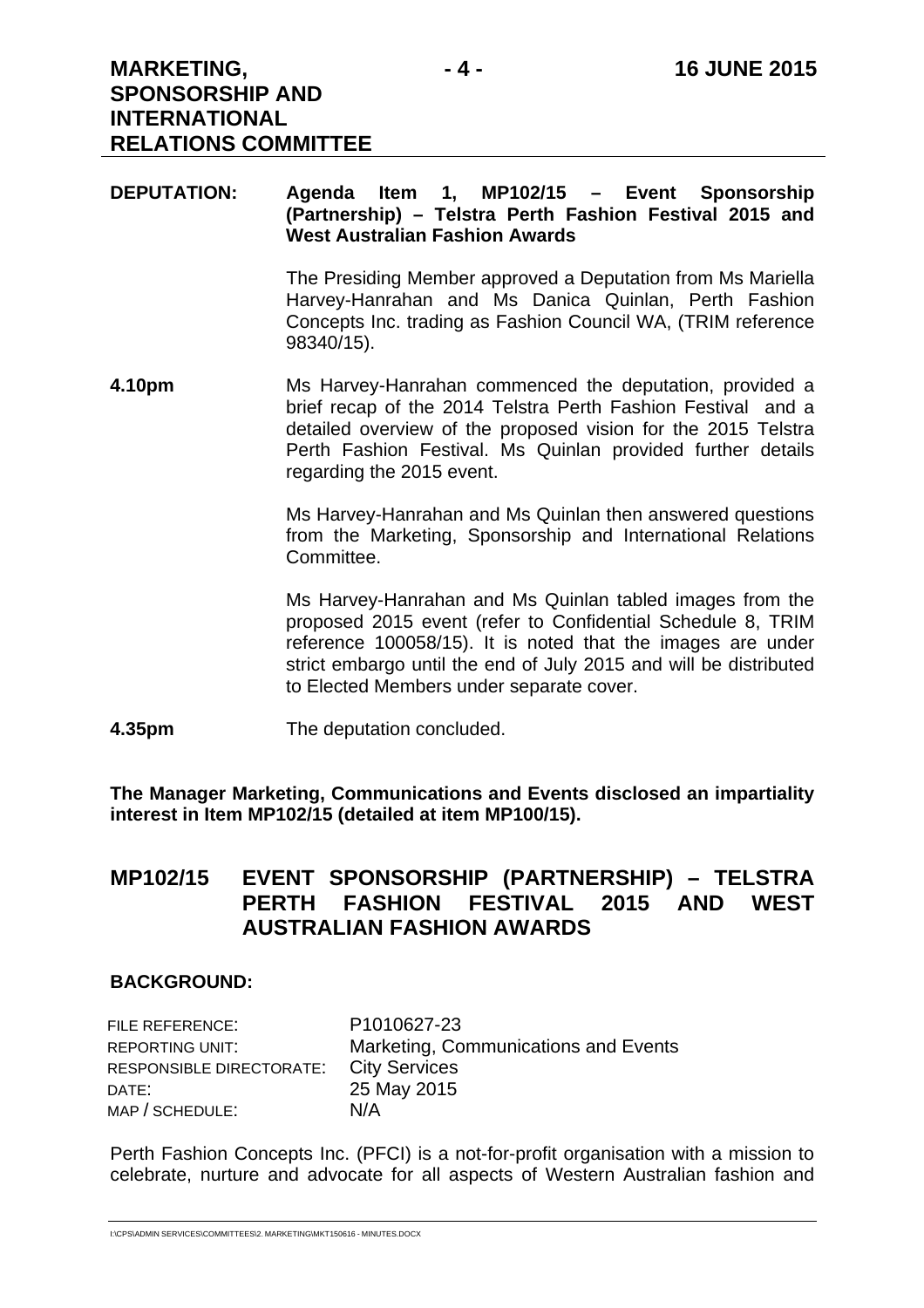**DEPUTATION:** **Agenda Item 1, MP102/15 – Event Sponsorship (Partnership) – Telstra Perth Fashion Festival 2015 and West Australian Fashion Awards**

The Presiding Member approved a Deputation from Ms Mariella Harvey-Hanrahan and Ms Danica Quinlan, Perth Fashion Concepts Inc. trading as Fashion Council WA, (TRIM reference 98340/15).

**4.10pm** Ms Harvey-Hanrahan commenced the deputation, provided a brief recap of the 2014 Telstra Perth Fashion Festival and a detailed overview of the proposed vision for the 2015 Telstra Perth Fashion Festival. Ms Quinlan provided further details regarding the 2015 event.

Ms Harvey-Hanrahan and Ms Quinlan then answered questions from the Marketing, Sponsorship and International Relations Committee.

Ms Harvey-Hanrahan and Ms Quinlan tabled images from the proposed 2015 event (refer to Confidential Schedule 8, TRIM reference 100058/15). It is noted that the images are under strict embargo until the end of July 2015 and will be distributed to Elected Members under separate cover.

**4.35pm** The deputation concluded.

**The Manager Marketing, Communications and Events disclosed an impartiality interest in Item MP102/15 (detailed at item MP100/15).**

## MP102/15 EVENT SPONSORSHIP (PARTNERSHIP) – TELSTRA PERTH FASHION FESTIVAL 2015 AND WEST AUSTRALIAN FASHION AWARDS

### BACKGROUND:

| | |
|---|---|
| FILE REFERENCE: | P1010627-23 |
| REPORTING UNIT: | Marketing, Communications and Events |
| RESPONSIBLE DIRECTORATE: | City Services |
| DATE: | 25 May 2015 |
| MAP / SCHEDULE: | N/A |

Perth Fashion Concepts Inc. (PFCI) is a not-for-profit organisation with a mission to celebrate, nurture and advocate for all aspects of Western Australian fashion and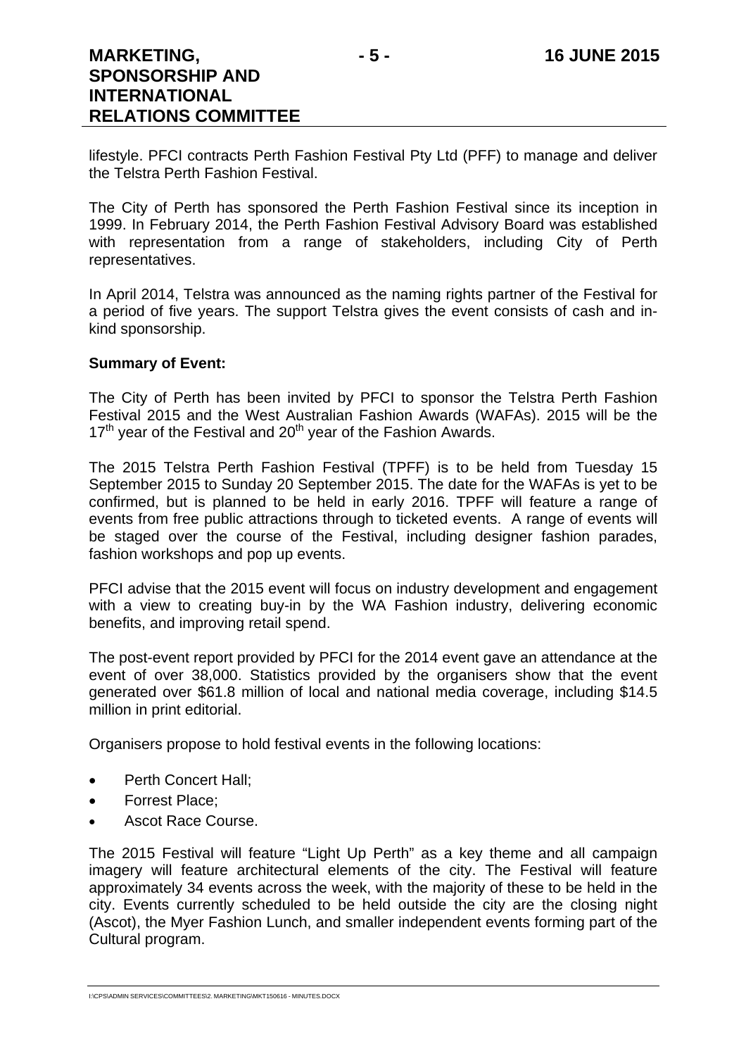lifestyle. PFCI contracts Perth Fashion Festival Pty Ltd (PFF) to manage and deliver the Telstra Perth Fashion Festival.

The City of Perth has sponsored the Perth Fashion Festival since its inception in 1999. In February 2014, the Perth Fashion Festival Advisory Board was established with representation from a range of stakeholders, including City of Perth representatives.

In April 2014, Telstra was announced as the naming rights partner of the Festival for a period of five years. The support Telstra gives the event consists of cash and in-kind sponsorship.

**Summary of Event:**

The City of Perth has been invited by PFCI to sponsor the Telstra Perth Fashion Festival 2015 and the West Australian Fashion Awards (WAFAs). 2015 will be the 17th year of the Festival and 20th year of the Fashion Awards.

The 2015 Telstra Perth Fashion Festival (TPFF) is to be held from Tuesday 15 September 2015 to Sunday 20 September 2015. The date for the WAFAs is yet to be confirmed, but is planned to be held in early 2016. TPFF will feature a range of events from free public attractions through to ticketed events. A range of events will be staged over the course of the Festival, including designer fashion parades, fashion workshops and pop up events.

PFCI advise that the 2015 event will focus on industry development and engagement with a view to creating buy-in by the WA Fashion industry, delivering economic benefits, and improving retail spend.

The post-event report provided by PFCI for the 2014 event gave an attendance at the event of over 38,000. Statistics provided by the organisers show that the event generated over $61.8 million of local and national media coverage, including $14.5 million in print editorial.

Organisers propose to hold festival events in the following locations:

- Perth Concert Hall;
- Forrest Place;
- Ascot Race Course.

The 2015 Festival will feature "Light Up Perth" as a key theme and all campaign imagery will feature architectural elements of the city. The Festival will feature approximately 34 events across the week, with the majority of these to be held in the city. Events currently scheduled to be held outside the city are the closing night (Ascot), the Myer Fashion Lunch, and smaller independent events forming part of the Cultural program.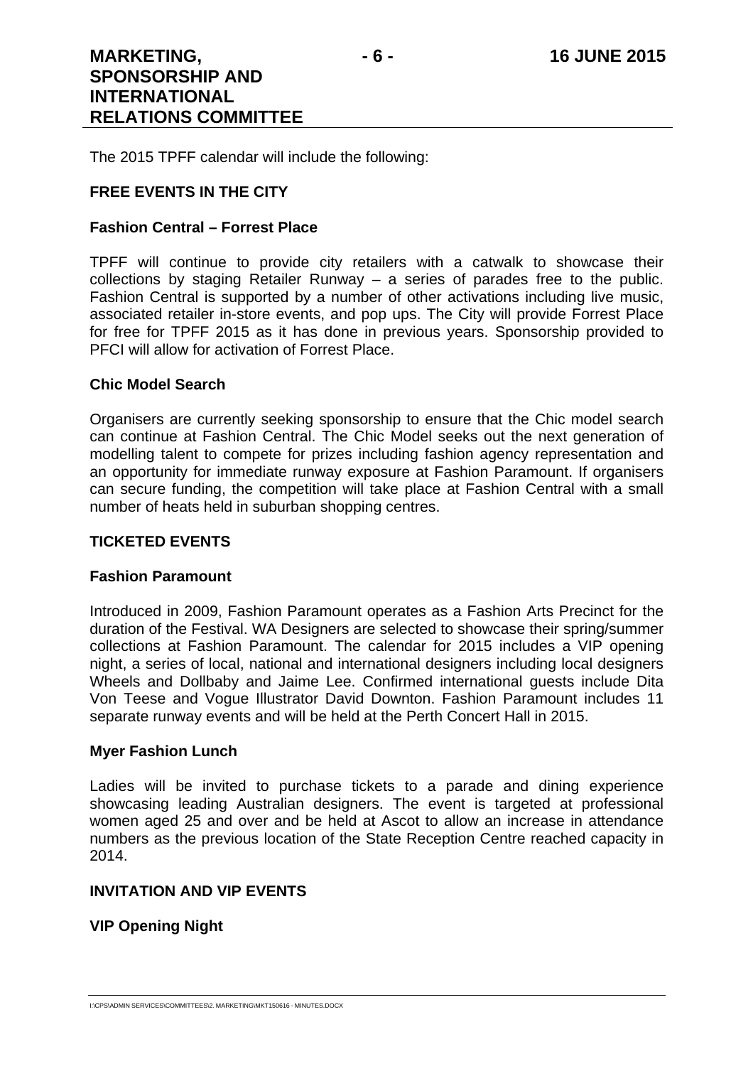The 2015 TPFF calendar will include the following:

**FREE EVENTS IN THE CITY**

**Fashion Central – Forrest Place**

TPFF will continue to provide city retailers with a catwalk to showcase their collections by staging Retailer Runway – a series of parades free to the public. Fashion Central is supported by a number of other activations including live music, associated retailer in-store events, and pop ups. The City will provide Forrest Place for free for TPFF 2015 as it has done in previous years. Sponsorship provided to PFCI will allow for activation of Forrest Place.

**Chic Model Search**

Organisers are currently seeking sponsorship to ensure that the Chic model search can continue at Fashion Central. The Chic Model seeks out the next generation of modelling talent to compete for prizes including fashion agency representation and an opportunity for immediate runway exposure at Fashion Paramount. If organisers can secure funding, the competition will take place at Fashion Central with a small number of heats held in suburban shopping centres.

**TICKETED EVENTS**

**Fashion Paramount**

Introduced in 2009, Fashion Paramount operates as a Fashion Arts Precinct for the duration of the Festival. WA Designers are selected to showcase their spring/summer collections at Fashion Paramount. The calendar for 2015 includes a VIP opening night, a series of local, national and international designers including local designers Wheels and Dollbaby and Jaime Lee. Confirmed international guests include Dita Von Teese and Vogue Illustrator David Downton. Fashion Paramount includes 11 separate runway events and will be held at the Perth Concert Hall in 2015.

**Myer Fashion Lunch**

Ladies will be invited to purchase tickets to a parade and dining experience showcasing leading Australian designers. The event is targeted at professional women aged 25 and over and be held at Ascot to allow an increase in attendance numbers as the previous location of the State Reception Centre reached capacity in 2014.

**INVITATION AND VIP EVENTS**

**VIP Opening Night**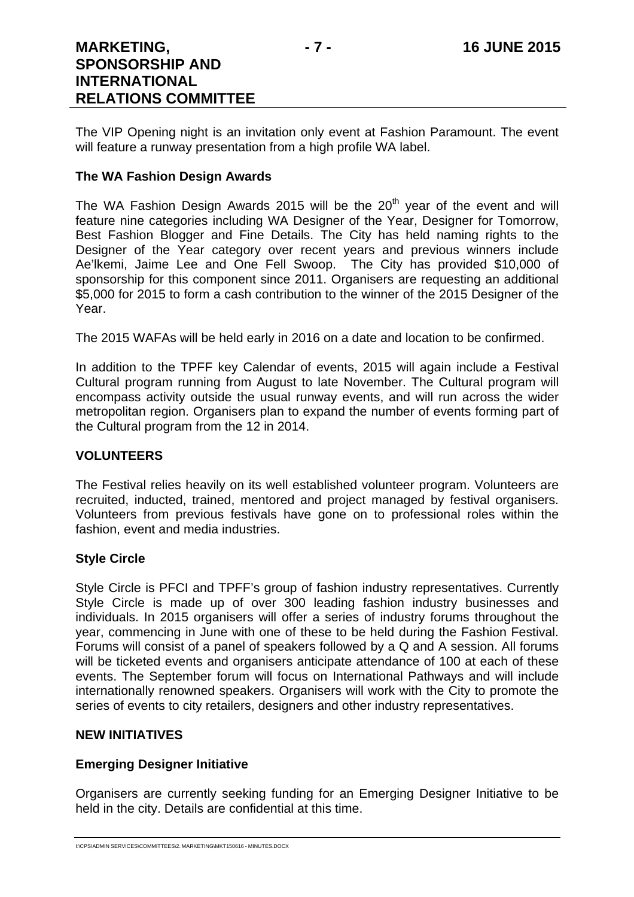The VIP Opening night is an invitation only event at Fashion Paramount. The event will feature a runway presentation from a high profile WA label.

**The WA Fashion Design Awards**

The WA Fashion Design Awards 2015 will be the 20th year of the event and will feature nine categories including WA Designer of the Year, Designer for Tomorrow, Best Fashion Blogger and Fine Details. The City has held naming rights to the Designer of the Year category over recent years and previous winners include Ae'lkemi, Jaime Lee and One Fell Swoop. The City has provided $10,000 of sponsorship for this component since 2011. Organisers are requesting an additional $5,000 for 2015 to form a cash contribution to the winner of the 2015 Designer of the Year.

The 2015 WAFAs will be held early in 2016 on a date and location to be confirmed.

In addition to the TPFF key Calendar of events, 2015 will again include a Festival Cultural program running from August to late November. The Cultural program will encompass activity outside the usual runway events, and will run across the wider metropolitan region. Organisers plan to expand the number of events forming part of the Cultural program from the 12 in 2014.

**VOLUNTEERS**

The Festival relies heavily on its well established volunteer program. Volunteers are recruited, inducted, trained, mentored and project managed by festival organisers. Volunteers from previous festivals have gone on to professional roles within the fashion, event and media industries.

**Style Circle**

Style Circle is PFCI and TPFF's group of fashion industry representatives. Currently Style Circle is made up of over 300 leading fashion industry businesses and individuals. In 2015 organisers will offer a series of industry forums throughout the year, commencing in June with one of these to be held during the Fashion Festival. Forums will consist of a panel of speakers followed by a Q and A session. All forums will be ticketed events and organisers anticipate attendance of 100 at each of these events. The September forum will focus on International Pathways and will include internationally renowned speakers. Organisers will work with the City to promote the series of events to city retailers, designers and other industry representatives.

**NEW INITIATIVES**

**Emerging Designer Initiative**

Organisers are currently seeking funding for an Emerging Designer Initiative to be held in the city. Details are confidential at this time.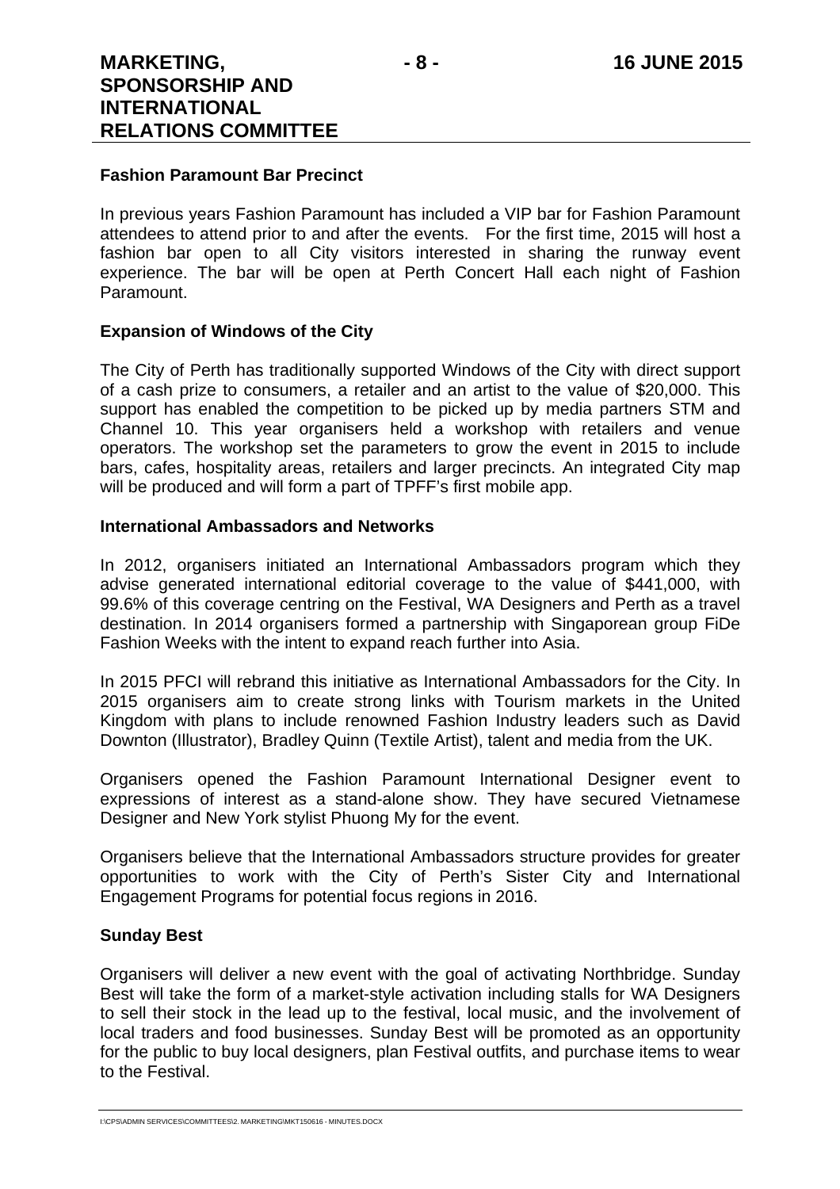### Fashion Paramount Bar Precinct

In previous years Fashion Paramount has included a VIP bar for Fashion Paramount attendees to attend prior to and after the events. For the first time, 2015 will host a fashion bar open to all City visitors interested in sharing the runway event experience. The bar will be open at Perth Concert Hall each night of Fashion Paramount.

### Expansion of Windows of the City

The City of Perth has traditionally supported Windows of the City with direct support of a cash prize to consumers, a retailer and an artist to the value of $20,000. This support has enabled the competition to be picked up by media partners STM and Channel 10. This year organisers held a workshop with retailers and venue operators. The workshop set the parameters to grow the event in 2015 to include bars, cafes, hospitality areas, retailers and larger precincts. An integrated City map will be produced and will form a part of TPFF's first mobile app.

### International Ambassadors and Networks

In 2012, organisers initiated an International Ambassadors program which they advise generated international editorial coverage to the value of $441,000, with 99.6% of this coverage centring on the Festival, WA Designers and Perth as a travel destination. In 2014 organisers formed a partnership with Singaporean group FiDe Fashion Weeks with the intent to expand reach further into Asia.

In 2015 PFCI will rebrand this initiative as International Ambassadors for the City. In 2015 organisers aim to create strong links with Tourism markets in the United Kingdom with plans to include renowned Fashion Industry leaders such as David Downton (Illustrator), Bradley Quinn (Textile Artist), talent and media from the UK.

Organisers opened the Fashion Paramount International Designer event to expressions of interest as a stand-alone show. They have secured Vietnamese Designer and New York stylist Phuong My for the event.

Organisers believe that the International Ambassadors structure provides for greater opportunities to work with the City of Perth's Sister City and International Engagement Programs for potential focus regions in 2016.

### Sunday Best

Organisers will deliver a new event with the goal of activating Northbridge. Sunday Best will take the form of a market-style activation including stalls for WA Designers to sell their stock in the lead up to the festival, local music, and the involvement of local traders and food businesses. Sunday Best will be promoted as an opportunity for the public to buy local designers, plan Festival outfits, and purchase items to wear to the Festival.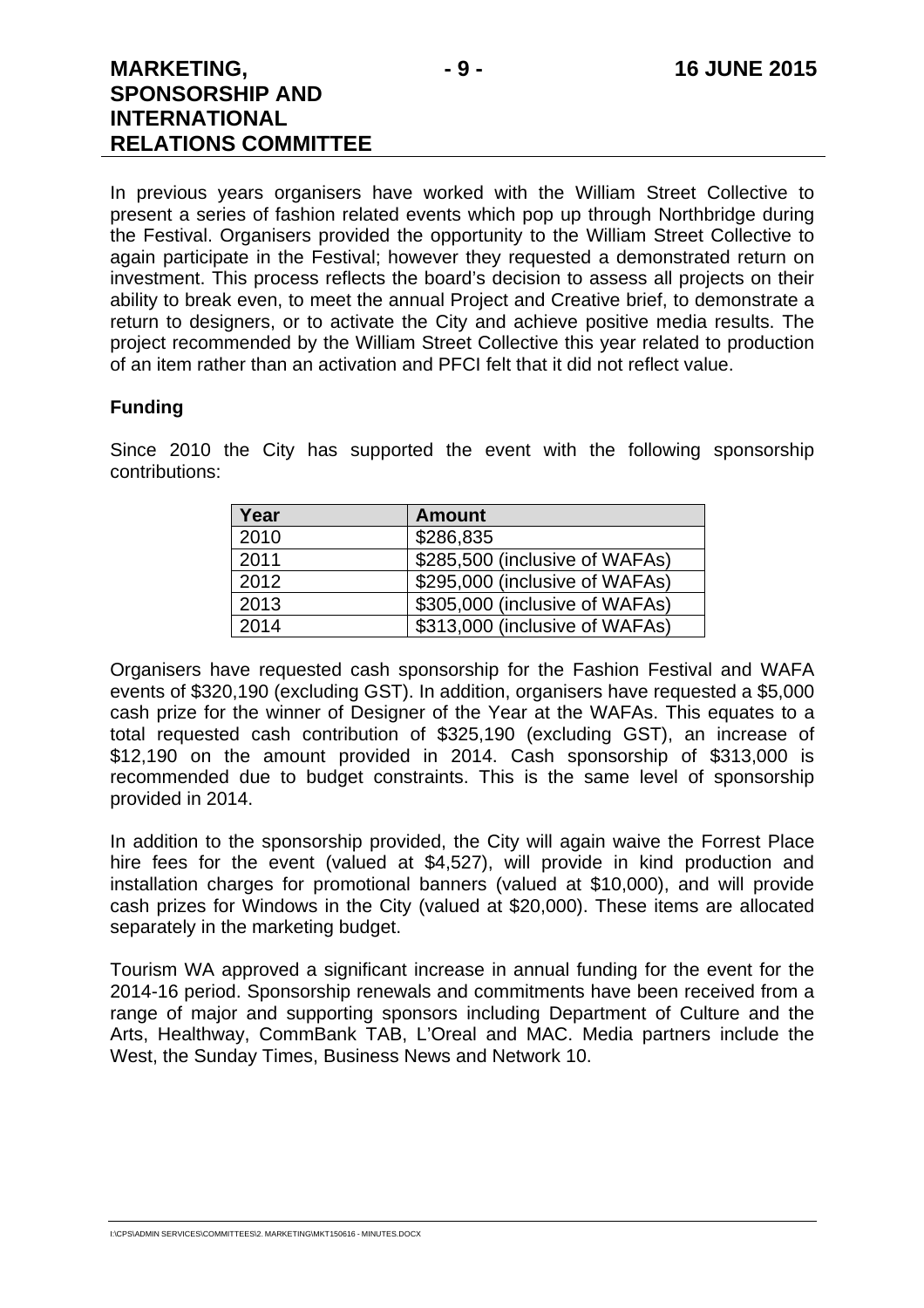In previous years organisers have worked with the William Street Collective to present a series of fashion related events which pop up through Northbridge during the Festival. Organisers provided the opportunity to the William Street Collective to again participate in the Festival; however they requested a demonstrated return on investment. This process reflects the board's decision to assess all projects on their ability to break even, to meet the annual Project and Creative brief, to demonstrate a return to designers, or to activate the City and achieve positive media results. The project recommended by the William Street Collective this year related to production of an item rather than an activation and PFCI felt that it did not reflect value.

**Funding**

Since 2010 the City has supported the event with the following sponsorship contributions:

| Year | Amount |
|---|---|
| 2010 | $286,835 |
| 2011 | $285,500 (inclusive of WAFAs) |
| 2012 | $295,000 (inclusive of WAFAs) |
| 2013 | $305,000 (inclusive of WAFAs) |
| 2014 | $313,000 (inclusive of WAFAs) |

Organisers have requested cash sponsorship for the Fashion Festival and WAFA events of $320,190 (excluding GST). In addition, organisers have requested a $5,000 cash prize for the winner of Designer of the Year at the WAFAs. This equates to a total requested cash contribution of $325,190 (excluding GST), an increase of $12,190 on the amount provided in 2014. Cash sponsorship of $313,000 is recommended due to budget constraints. This is the same level of sponsorship provided in 2014.

In addition to the sponsorship provided, the City will again waive the Forrest Place hire fees for the event (valued at $4,527), will provide in kind production and installation charges for promotional banners (valued at $10,000), and will provide cash prizes for Windows in the City (valued at $20,000). These items are allocated separately in the marketing budget.

Tourism WA approved a significant increase in annual funding for the event for the 2014-16 period. Sponsorship renewals and commitments have been received from a range of major and supporting sponsors including Department of Culture and the Arts, Healthway, CommBank TAB, L'Oreal and MAC. Media partners include the West, the Sunday Times, Business News and Network 10.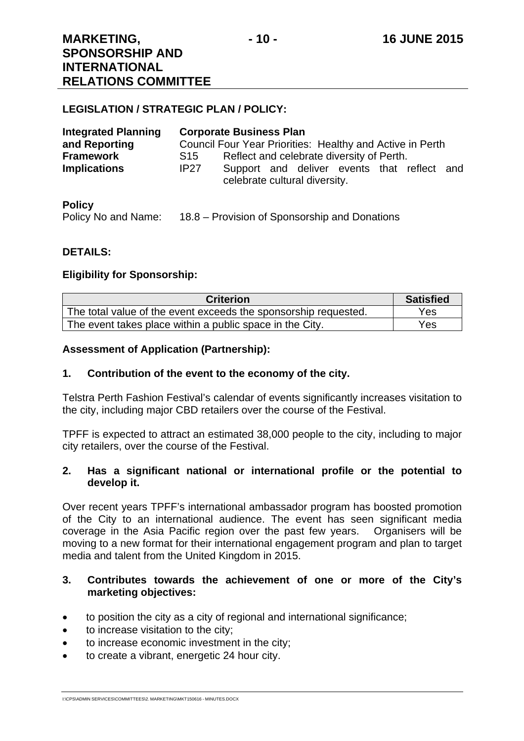**LEGISLATION / STRATEGIC PLAN / POLICY:**

| **Integrated Planning and Reporting Framework Implications** | **Corporate Business Plan** | |
|---|---|---|
| | Council Four Year Priorities: Healthy and Active in Perth | |
| | S15 | Reflect and celebrate diversity of Perth. |
| | IP27 | Support and deliver events that reflect and celebrate cultural diversity. |

**Policy**

Policy No and Name: 18.8 – Provision of Sponsorship and Donations

**DETAILS:**

**Eligibility for Sponsorship:**

| Criterion | Satisfied |
|---|---|
| The total value of the event exceeds the sponsorship requested. | Yes |
| The event takes place within a public space in the City. | Yes |

**Assessment of Application (Partnership):**

**1. Contribution of the event to the economy of the city.**

Telstra Perth Fashion Festival's calendar of events significantly increases visitation to the city, including major CBD retailers over the course of the Festival.

TPFF is expected to attract an estimated 38,000 people to the city, including to major city retailers, over the course of the Festival.

**2. Has a significant national or international profile or the potential to develop it.**

Over recent years TPFF's international ambassador program has boosted promotion of the City to an international audience. The event has seen significant media coverage in the Asia Pacific region over the past few years. Organisers will be moving to a new format for their international engagement program and plan to target media and talent from the United Kingdom in 2015.

**3. Contributes towards the achievement of one or more of the City's marketing objectives:**

- to position the city as a city of regional and international significance;
- to increase visitation to the city;
- to increase economic investment in the city;
- to create a vibrant, energetic 24 hour city.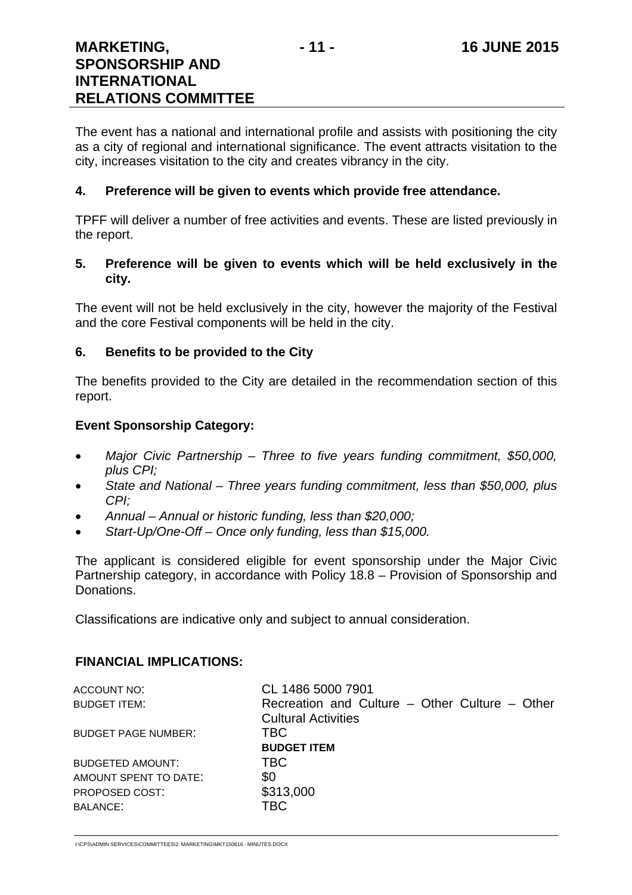The event has a national and international profile and assists with positioning the city as a city of regional and international significance. The event attracts visitation to the city, increases visitation to the city and creates vibrancy in the city.

**4. Preference will be given to events which provide free attendance.**

TPFF will deliver a number of free activities and events. These are listed previously in the report.

**5. Preference will be given to events which will be held exclusively in the city.**

The event will not be held exclusively in the city, however the majority of the Festival and the core Festival components will be held in the city.

**6. Benefits to be provided to the City**

The benefits provided to the City are detailed in the recommendation section of this report.

**Event Sponsorship Category:**

- *Major Civic Partnership – Three to five years funding commitment, $50,000, plus CPI;*
- *State and National – Three years funding commitment, less than $50,000, plus CPI;*
- *Annual – Annual or historic funding, less than $20,000;*
- *Start-Up/One-Off – Once only funding, less than $15,000.*

The applicant is considered eligible for event sponsorship under the Major Civic Partnership category, in accordance with Policy 18.8 – Provision of Sponsorship and Donations.

Classifications are indicative only and subject to annual consideration.

**FINANCIAL IMPLICATIONS:**

| | |
|---|---|
| ACCOUNT NO: | CL 1486 5000 7901 |
| BUDGET ITEM: | Recreation and Culture – Other Culture – Other Cultural Activities |
| BUDGET PAGE NUMBER: | TBC |
| | **BUDGET ITEM** |
| BUDGETED AMOUNT: | TBC |
| AMOUNT SPENT TO DATE: | $0 |
| PROPOSED COST: | $313,000 |
| BALANCE: | TBC |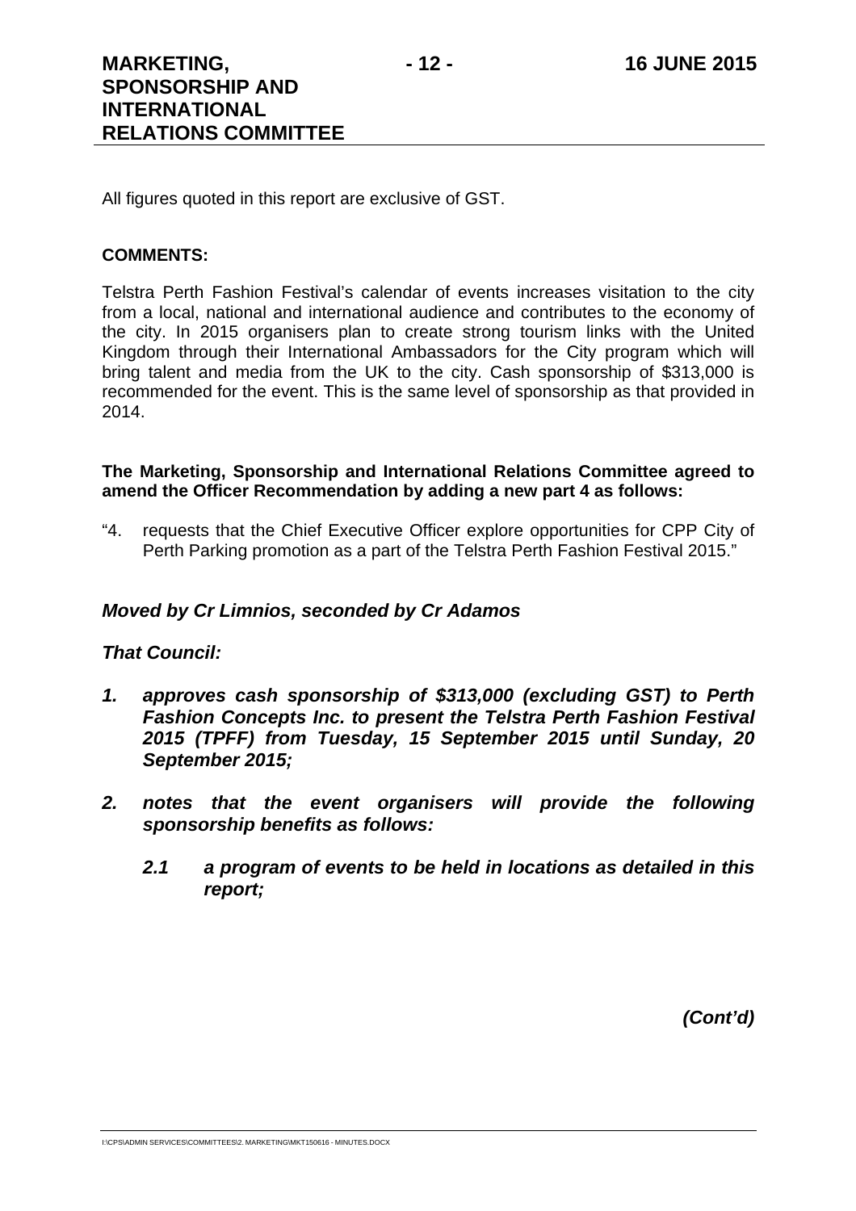All figures quoted in this report are exclusive of GST.

**COMMENTS:**

Telstra Perth Fashion Festival's calendar of events increases visitation to the city from a local, national and international audience and contributes to the economy of the city. In 2015 organisers plan to create strong tourism links with the United Kingdom through their International Ambassadors for the City program which will bring talent and media from the UK to the city. Cash sponsorship of $313,000 is recommended for the event. This is the same level of sponsorship as that provided in 2014.

**The Marketing, Sponsorship and International Relations Committee agreed to amend the Officer Recommendation by adding a new part 4 as follows:**

"4. requests that the Chief Executive Officer explore opportunities for CPP City of Perth Parking promotion as a part of the Telstra Perth Fashion Festival 2015."

***Moved by Cr Limnios, seconded by Cr Adamos***

***That Council:***

***1. approves cash sponsorship of $313,000 (excluding GST) to Perth Fashion Concepts Inc. to present the Telstra Perth Fashion Festival 2015 (TPFF) from Tuesday, 15 September 2015 until Sunday, 20 September 2015;***

***2. notes that the event organisers will provide the following sponsorship benefits as follows:***

***2.1 a program of events to be held in locations as detailed in this report;***

***(Cont'd)***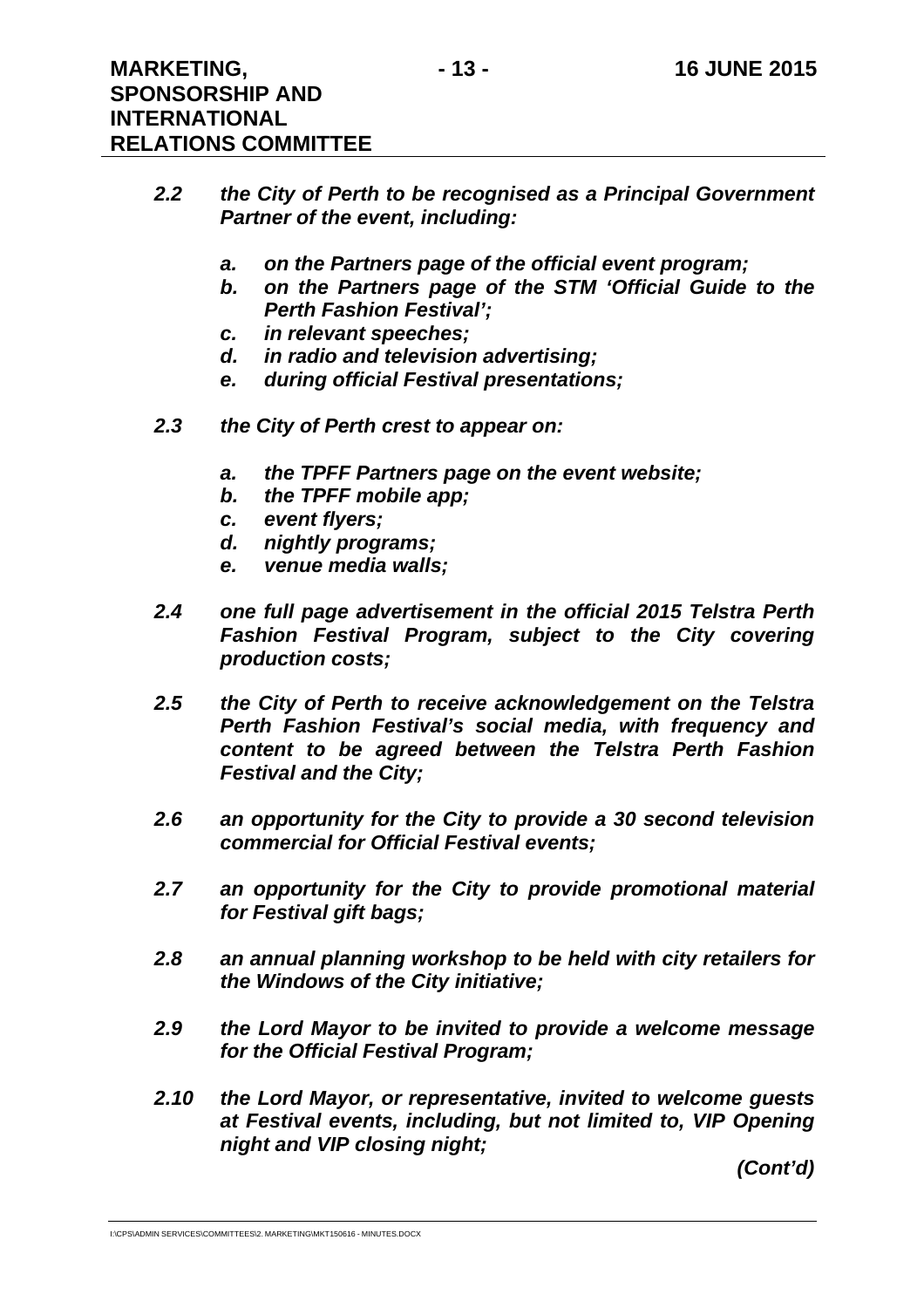***2.2 the City of Perth to be recognised as a Principal Government Partner of the event, including:***

- ***a. on the Partners page of the official event program;***
- ***b. on the Partners page of the STM 'Official Guide to the Perth Fashion Festival';***
- ***c. in relevant speeches;***
- ***d. in radio and television advertising;***
- ***e. during official Festival presentations;***

***2.3 the City of Perth crest to appear on:***

- ***a. the TPFF Partners page on the event website;***
- ***b. the TPFF mobile app;***
- ***c. event flyers;***
- ***d. nightly programs;***
- ***e. venue media walls;***

***2.4 one full page advertisement in the official 2015 Telstra Perth Fashion Festival Program, subject to the City covering production costs;***

***2.5 the City of Perth to receive acknowledgement on the Telstra Perth Fashion Festival's social media, with frequency and content to be agreed between the Telstra Perth Fashion Festival and the City;***

***2.6 an opportunity for the City to provide a 30 second television commercial for Official Festival events;***

***2.7 an opportunity for the City to provide promotional material for Festival gift bags;***

***2.8 an annual planning workshop to be held with city retailers for the Windows of the City initiative;***

***2.9 the Lord Mayor to be invited to provide a welcome message for the Official Festival Program;***

***2.10 the Lord Mayor, or representative, invited to welcome guests at Festival events, including, but not limited to, VIP Opening night and VIP closing night;***

***(Cont'd)***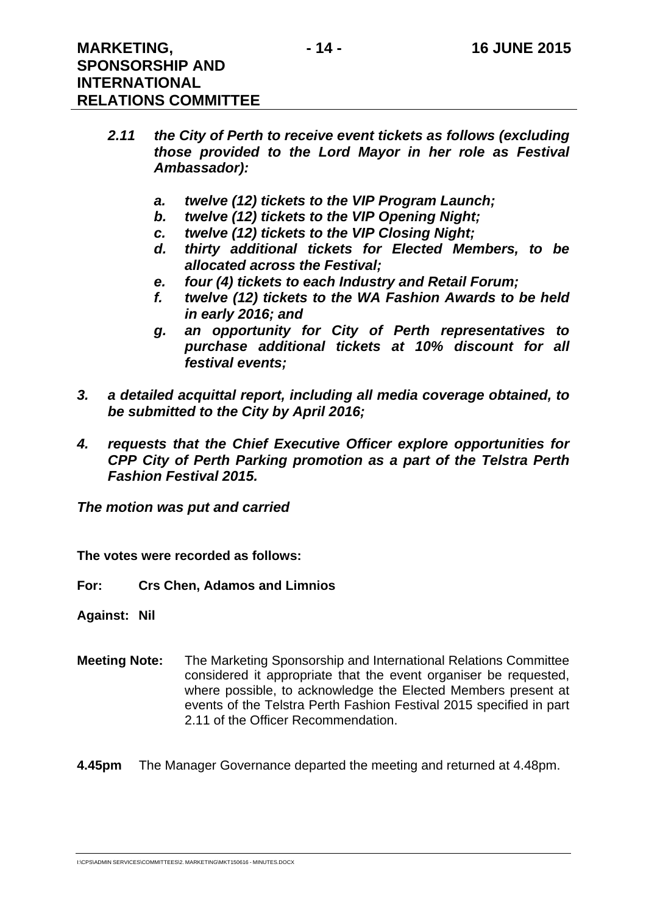***2.11 the City of Perth to receive event tickets as follows (excluding those provided to the Lord Mayor in her role as Festival Ambassador):***

- ***a. twelve (12) tickets to the VIP Program Launch;***
- ***b. twelve (12) tickets to the VIP Opening Night;***
- ***c. twelve (12) tickets to the VIP Closing Night;***
- ***d. thirty additional tickets for Elected Members, to be allocated across the Festival;***
- ***e. four (4) tickets to each Industry and Retail Forum;***
- ***f. twelve (12) tickets to the WA Fashion Awards to be held in early 2016; and***
- ***g. an opportunity for City of Perth representatives to purchase additional tickets at 10% discount for all festival events;***

***3. a detailed acquittal report, including all media coverage obtained, to be submitted to the City by April 2016;***

***4. requests that the Chief Executive Officer explore opportunities for CPP City of Perth Parking promotion as a part of the Telstra Perth Fashion Festival 2015.***

***The motion was put and carried***

**The votes were recorded as follows:**

**For:** **Crs Chen, Adamos and Limnios**

**Against:** **Nil**

**Meeting Note:** The Marketing Sponsorship and International Relations Committee considered it appropriate that the event organiser be requested, where possible, to acknowledge the Elected Members present at events of the Telstra Perth Fashion Festival 2015 specified in part 2.11 of the Officer Recommendation.

**4.45pm** The Manager Governance departed the meeting and returned at 4.48pm.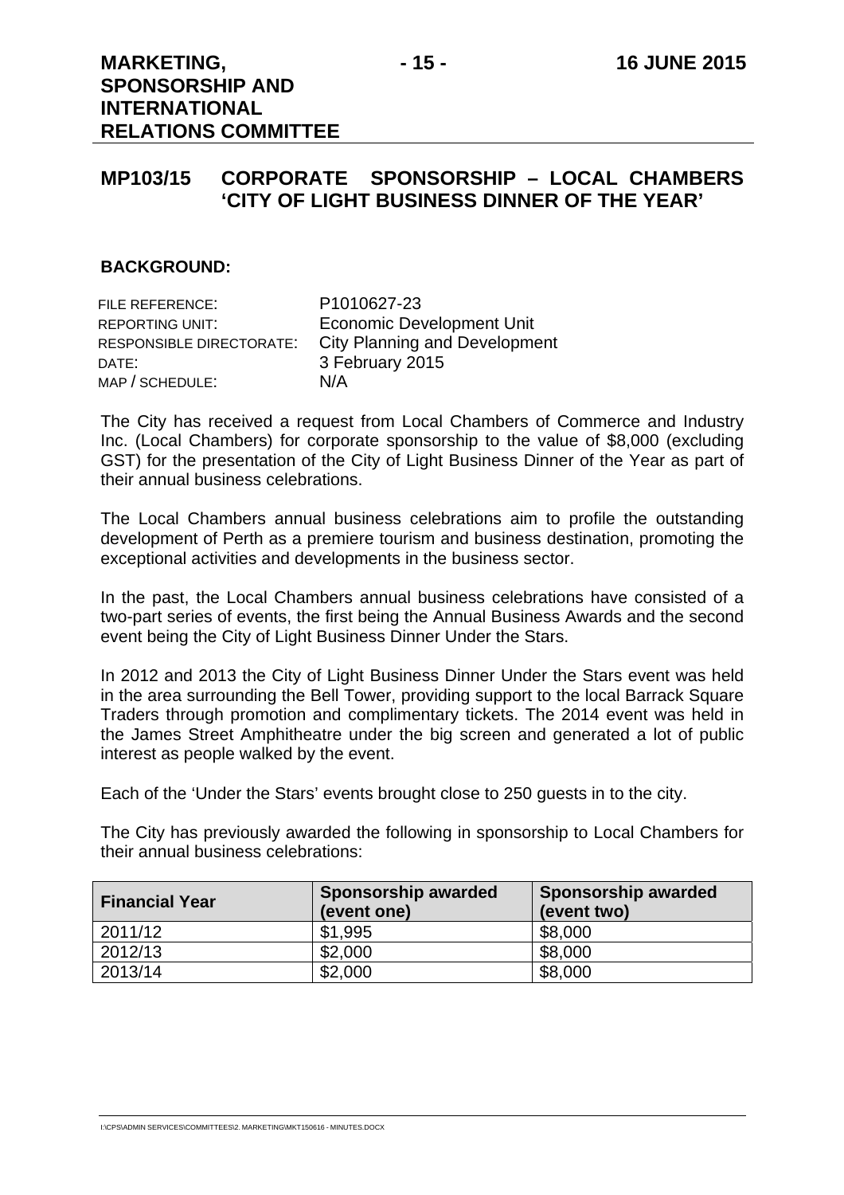## MP103/15 CORPORATE SPONSORSHIP – LOCAL CHAMBERS 'CITY OF LIGHT BUSINESS DINNER OF THE YEAR'

### BACKGROUND:

| | |
|---|---|
| FILE REFERENCE: | P1010627-23 |
| REPORTING UNIT: | Economic Development Unit |
| RESPONSIBLE DIRECTORATE: | City Planning and Development |
| DATE: | 3 February 2015 |
| MAP / SCHEDULE: | N/A |

The City has received a request from Local Chambers of Commerce and Industry Inc. (Local Chambers) for corporate sponsorship to the value of $8,000 (excluding GST) for the presentation of the City of Light Business Dinner of the Year as part of their annual business celebrations.

The Local Chambers annual business celebrations aim to profile the outstanding development of Perth as a premiere tourism and business destination, promoting the exceptional activities and developments in the business sector.

In the past, the Local Chambers annual business celebrations have consisted of a two-part series of events, the first being the Annual Business Awards and the second event being the City of Light Business Dinner Under the Stars.

In 2012 and 2013 the City of Light Business Dinner Under the Stars event was held in the area surrounding the Bell Tower, providing support to the local Barrack Square Traders through promotion and complimentary tickets. The 2014 event was held in the James Street Amphitheatre under the big screen and generated a lot of public interest as people walked by the event.

Each of the 'Under the Stars' events brought close to 250 guests in to the city.

The City has previously awarded the following in sponsorship to Local Chambers for their annual business celebrations:

| Financial Year | Sponsorship awarded (event one) | Sponsorship awarded (event two) |
|---|---|---|
| 2011/12 | $1,995 | $8,000 |
| 2012/13 | $2,000 | $8,000 |
| 2013/14 | $2,000 | $8,000 |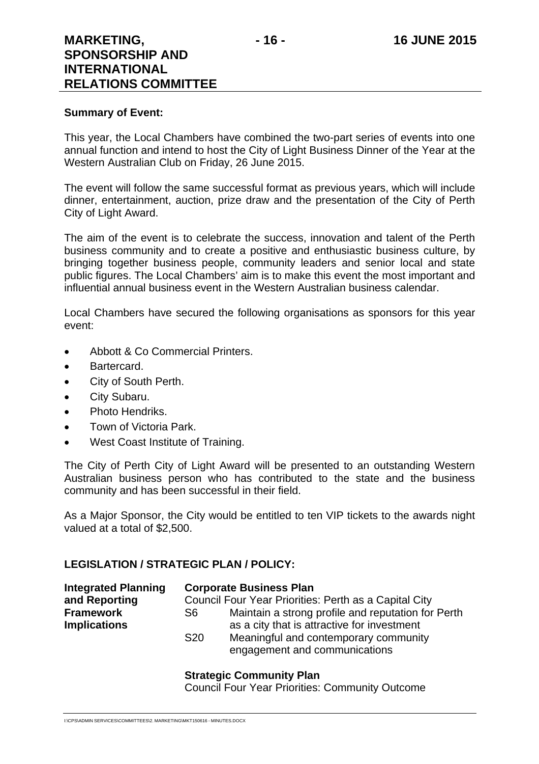**Summary of Event:**

This year, the Local Chambers have combined the two-part series of events into one annual function and intend to host the City of Light Business Dinner of the Year at the Western Australian Club on Friday, 26 June 2015.

The event will follow the same successful format as previous years, which will include dinner, entertainment, auction, prize draw and the presentation of the City of Perth City of Light Award.

The aim of the event is to celebrate the success, innovation and talent of the Perth business community and to create a positive and enthusiastic business culture, by bringing together business people, community leaders and senior local and state public figures. The Local Chambers' aim is to make this event the most important and influential annual business event in the Western Australian business calendar.

Local Chambers have secured the following organisations as sponsors for this year event:

- Abbott & Co Commercial Printers.
- Bartercard.
- City of South Perth.
- City Subaru.
- Photo Hendriks.
- Town of Victoria Park.
- West Coast Institute of Training.

The City of Perth City of Light Award will be presented to an outstanding Western Australian business person who has contributed to the state and the business community and has been successful in their field.

As a Major Sponsor, the City would be entitled to ten VIP tickets to the awards night valued at a total of $2,500.

**LEGISLATION / STRATEGIC PLAN / POLICY:**

| | | |
|---|---|---|
| **Integrated Planning and Reporting Framework Implications** | **Corporate Business Plan** | |
| | Council Four Year Priorities: Perth as a Capital City | |
| | S6 | Maintain a strong profile and reputation for Perth as a city that is attractive for investment |
| | S20 | Meaningful and contemporary community engagement and communications |
| | **Strategic Community Plan** | |
| | Council Four Year Priorities: Community Outcome | |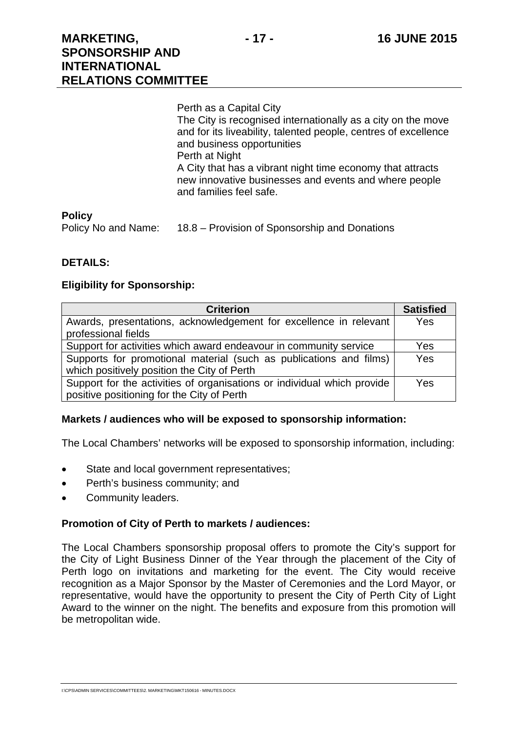Perth as a Capital City
The City is recognised internationally as a city on the move and for its liveability, talented people, centres of excellence and business opportunities
Perth at Night
A City that has a vibrant night time economy that attracts new innovative businesses and events and where people and families feel safe.

**Policy**
Policy No and Name: 18.8 – Provision of Sponsorship and Donations

**DETAILS:**

**Eligibility for Sponsorship:**

| Criterion | Satisfied |
|---|---|
| Awards, presentations, acknowledgement for excellence in relevant professional fields | Yes |
| Support for activities which award endeavour in community service | Yes |
| Supports for promotional material (such as publications and films) which positively position the City of Perth | Yes |
| Support for the activities of organisations or individual which provide positive positioning for the City of Perth | Yes |

**Markets / audiences who will be exposed to sponsorship information:**

The Local Chambers' networks will be exposed to sponsorship information, including:

- State and local government representatives;
- Perth's business community; and
- Community leaders.

**Promotion of City of Perth to markets / audiences:**

The Local Chambers sponsorship proposal offers to promote the City's support for the City of Light Business Dinner of the Year through the placement of the City of Perth logo on invitations and marketing for the event. The City would receive recognition as a Major Sponsor by the Master of Ceremonies and the Lord Mayor, or representative, would have the opportunity to present the City of Perth City of Light Award to the winner on the night. The benefits and exposure from this promotion will be metropolitan wide.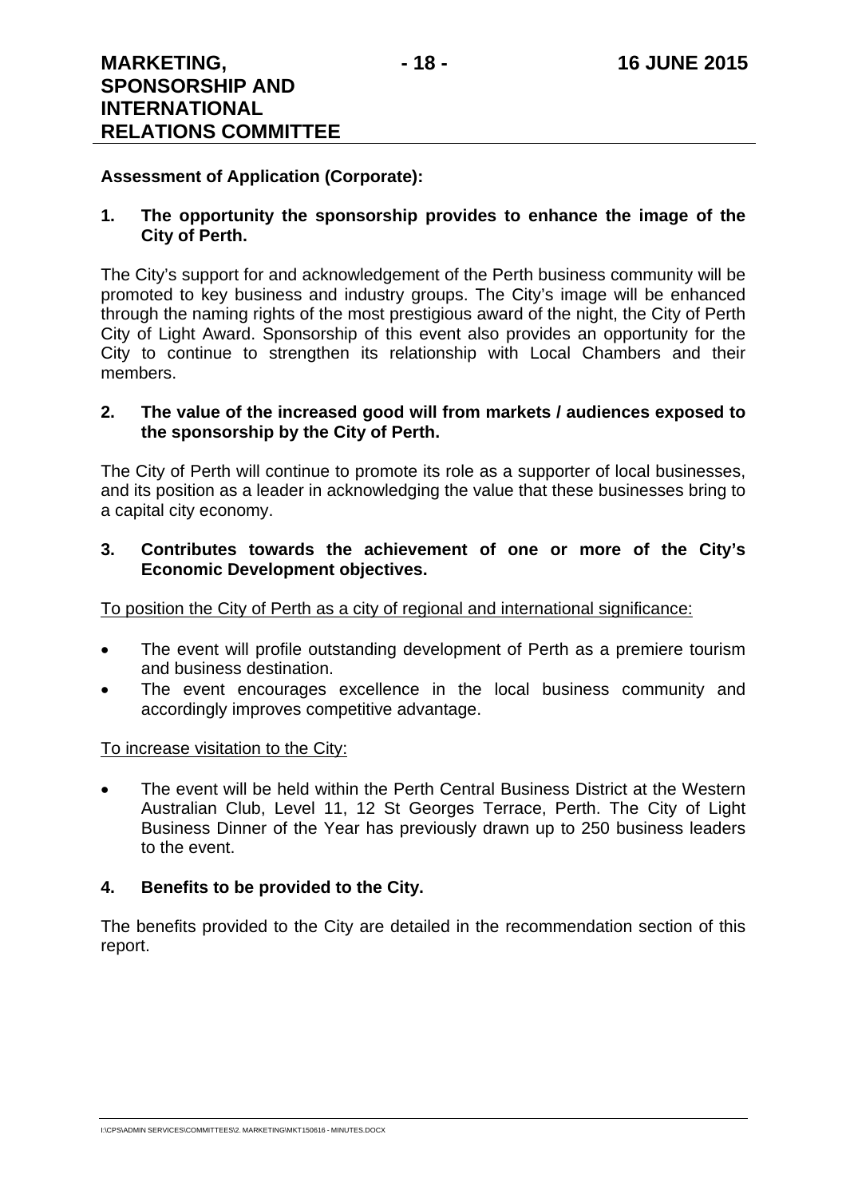**Assessment of Application (Corporate):**

**1. The opportunity the sponsorship provides to enhance the image of the City of Perth.**

The City's support for and acknowledgement of the Perth business community will be promoted to key business and industry groups. The City's image will be enhanced through the naming rights of the most prestigious award of the night, the City of Perth City of Light Award. Sponsorship of this event also provides an opportunity for the City to continue to strengthen its relationship with Local Chambers and their members.

**2. The value of the increased good will from markets / audiences exposed to the sponsorship by the City of Perth.**

The City of Perth will continue to promote its role as a supporter of local businesses, and its position as a leader in acknowledging the value that these businesses bring to a capital city economy.

**3. Contributes towards the achievement of one or more of the City's Economic Development objectives.**

<u>To position the City of Perth as a city of regional and international significance:</u>

- The event will profile outstanding development of Perth as a premiere tourism and business destination.
- The event encourages excellence in the local business community and accordingly improves competitive advantage.

<u>To increase visitation to the City:</u>

- The event will be held within the Perth Central Business District at the Western Australian Club, Level 11, 12 St Georges Terrace, Perth. The City of Light Business Dinner of the Year has previously drawn up to 250 business leaders to the event.

**4. Benefits to be provided to the City.**

The benefits provided to the City are detailed in the recommendation section of this report.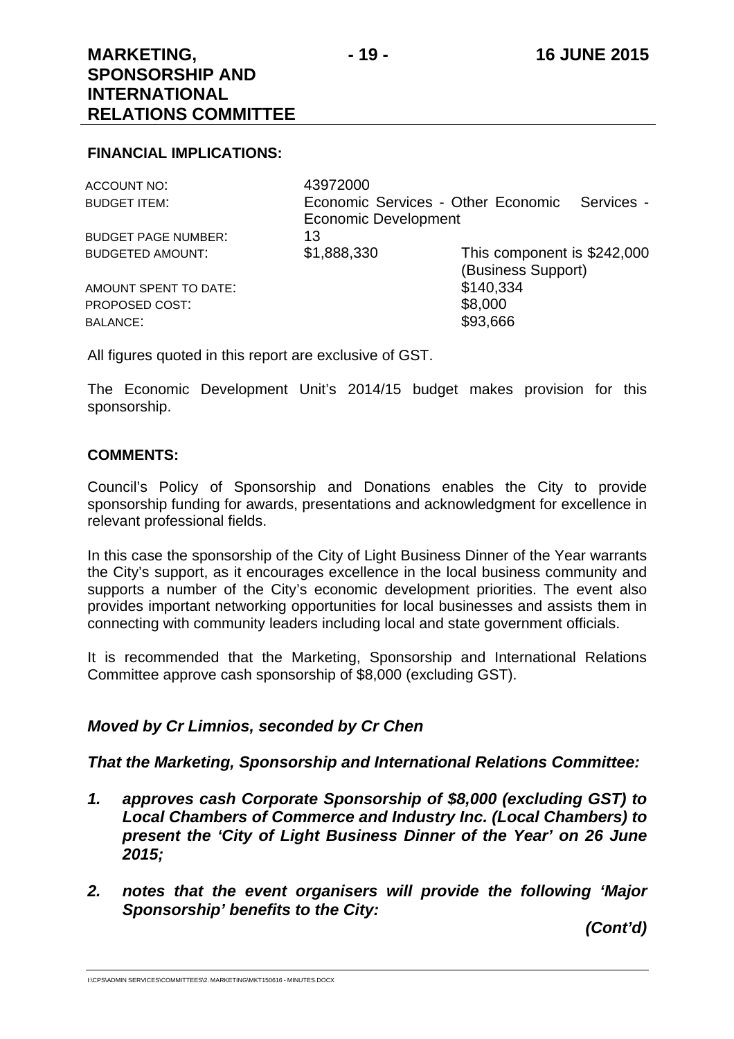**FINANCIAL IMPLICATIONS:**

| | | |
|---|---|---|
| ACCOUNT NO: | 43972000 | |
| BUDGET ITEM: | Economic Services - Other Economic Services - Economic Development | |
| BUDGET PAGE NUMBER: | 13 | |
| BUDGETED AMOUNT: | $1,888,330 | This component is $242,000 (Business Support) |
| AMOUNT SPENT TO DATE: | | $140,334 |
| PROPOSED COST: | | $8,000 |
| BALANCE: | | $93,666 |

All figures quoted in this report are exclusive of GST.

The Economic Development Unit's 2014/15 budget makes provision for this sponsorship.

**COMMENTS:**

Council's Policy of Sponsorship and Donations enables the City to provide sponsorship funding for awards, presentations and acknowledgment for excellence in relevant professional fields.

In this case the sponsorship of the City of Light Business Dinner of the Year warrants the City's support, as it encourages excellence in the local business community and supports a number of the City's economic development priorities. The event also provides important networking opportunities for local businesses and assists them in connecting with community leaders including local and state government officials.

It is recommended that the Marketing, Sponsorship and International Relations Committee approve cash sponsorship of $8,000 (excluding GST).

***Moved by Cr Limnios, seconded by Cr Chen***

***That the Marketing, Sponsorship and International Relations Committee:***

1. ***approves cash Corporate Sponsorship of $8,000 (excluding GST) to Local Chambers of Commerce and Industry Inc. (Local Chambers) to present the 'City of Light Business Dinner of the Year' on 26 June 2015;***

2. ***notes that the event organisers will provide the following 'Major Sponsorship' benefits to the City:***

***(Cont'd)***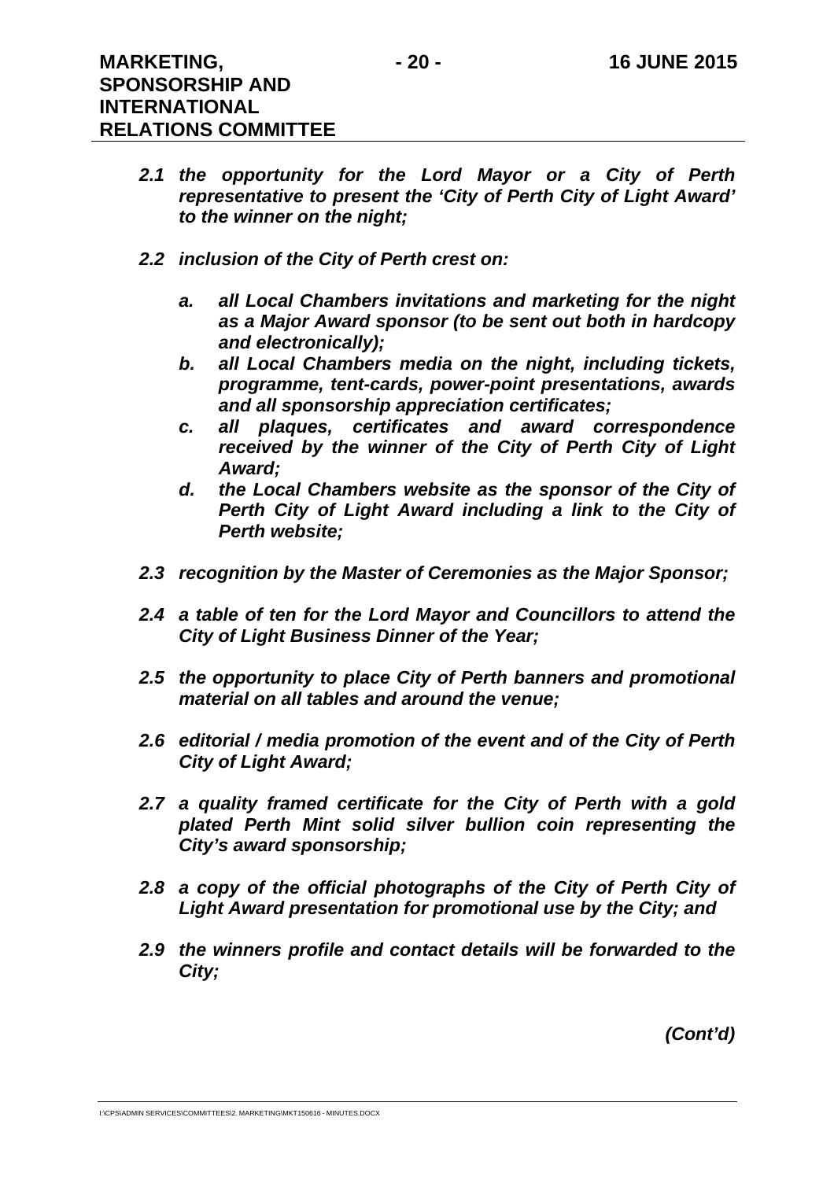***2.1 the opportunity for the Lord Mayor or a City of Perth representative to present the 'City of Perth City of Light Award' to the winner on the night;***

***2.2 inclusion of the City of Perth crest on:***

- ***a. all Local Chambers invitations and marketing for the night as a Major Award sponsor (to be sent out both in hardcopy and electronically);***
- ***b. all Local Chambers media on the night, including tickets, programme, tent-cards, power-point presentations, awards and all sponsorship appreciation certificates;***
- ***c. all plaques, certificates and award correspondence received by the winner of the City of Perth City of Light Award;***
- ***d. the Local Chambers website as the sponsor of the City of Perth City of Light Award including a link to the City of Perth website;***

***2.3 recognition by the Master of Ceremonies as the Major Sponsor;***

***2.4 a table of ten for the Lord Mayor and Councillors to attend the City of Light Business Dinner of the Year;***

***2.5 the opportunity to place City of Perth banners and promotional material on all tables and around the venue;***

***2.6 editorial / media promotion of the event and of the City of Perth City of Light Award;***

***2.7 a quality framed certificate for the City of Perth with a gold plated Perth Mint solid silver bullion coin representing the City's award sponsorship;***

***2.8 a copy of the official photographs of the City of Perth City of Light Award presentation for promotional use by the City; and***

***2.9 the winners profile and contact details will be forwarded to the City;***

***(Cont'd)***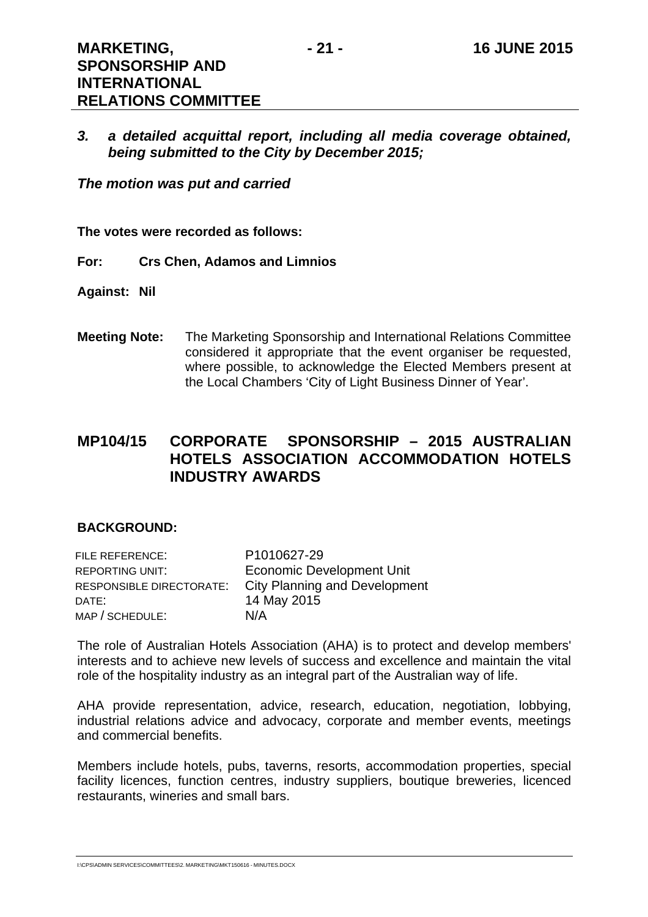***3. a detailed acquittal report, including all media coverage obtained, being submitted to the City by December 2015;***

***The motion was put and carried***

**The votes were recorded as follows:**

**For: Crs Chen, Adamos and Limnios**

**Against: Nil**

**Meeting Note:** The Marketing Sponsorship and International Relations Committee considered it appropriate that the event organiser be requested, where possible, to acknowledge the Elected Members present at the Local Chambers 'City of Light Business Dinner of Year'.

## MP104/15 CORPORATE SPONSORSHIP – 2015 AUSTRALIAN HOTELS ASSOCIATION ACCOMMODATION HOTELS INDUSTRY AWARDS

### BACKGROUND:

| | |
|---|---|
| FILE REFERENCE: | P1010627-29 |
| REPORTING UNIT: | Economic Development Unit |
| RESPONSIBLE DIRECTORATE: | City Planning and Development |
| DATE: | 14 May 2015 |
| MAP / SCHEDULE: | N/A |

The role of Australian Hotels Association (AHA) is to protect and develop members' interests and to achieve new levels of success and excellence and maintain the vital role of the hospitality industry as an integral part of the Australian way of life.

AHA provide representation, advice, research, education, negotiation, lobbying, industrial relations advice and advocacy, corporate and member events, meetings and commercial benefits.

Members include hotels, pubs, taverns, resorts, accommodation properties, special facility licences, function centres, industry suppliers, boutique breweries, licenced restaurants, wineries and small bars.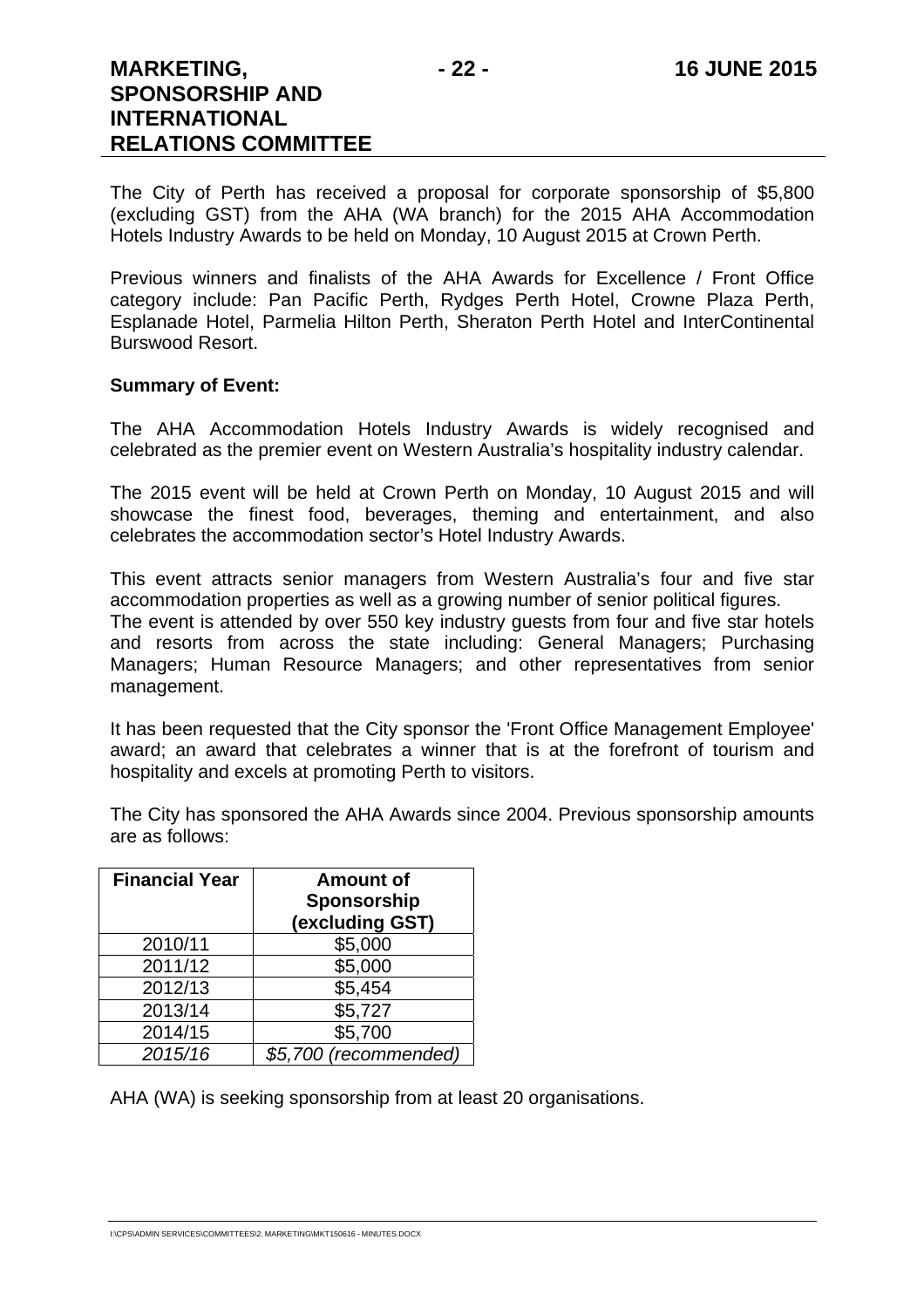The City of Perth has received a proposal for corporate sponsorship of $5,800 (excluding GST) from the AHA (WA branch) for the 2015 AHA Accommodation Hotels Industry Awards to be held on Monday, 10 August 2015 at Crown Perth.

Previous winners and finalists of the AHA Awards for Excellence / Front Office category include: Pan Pacific Perth, Rydges Perth Hotel, Crowne Plaza Perth, Esplanade Hotel, Parmelia Hilton Perth, Sheraton Perth Hotel and InterContinental Burswood Resort.

**Summary of Event:**

The AHA Accommodation Hotels Industry Awards is widely recognised and celebrated as the premier event on Western Australia's hospitality industry calendar.

The 2015 event will be held at Crown Perth on Monday, 10 August 2015 and will showcase the finest food, beverages, theming and entertainment, and also celebrates the accommodation sector's Hotel Industry Awards.

This event attracts senior managers from Western Australia's four and five star accommodation properties as well as a growing number of senior political figures.
The event is attended by over 550 key industry guests from four and five star hotels and resorts from across the state including: General Managers; Purchasing Managers; Human Resource Managers; and other representatives from senior management.

It has been requested that the City sponsor the 'Front Office Management Employee' award; an award that celebrates a winner that is at the forefront of tourism and hospitality and excels at promoting Perth to visitors.

The City has sponsored the AHA Awards since 2004. Previous sponsorship amounts are as follows:

| Financial Year | Amount of Sponsorship (excluding GST) |
|---|---|
| 2010/11 | $5,000 |
| 2011/12 | $5,000 |
| 2012/13 | $5,454 |
| 2013/14 | $5,727 |
| 2014/15 | $5,700 |
| *2015/16* | *$5,700 (recommended)* |

AHA (WA) is seeking sponsorship from at least 20 organisations.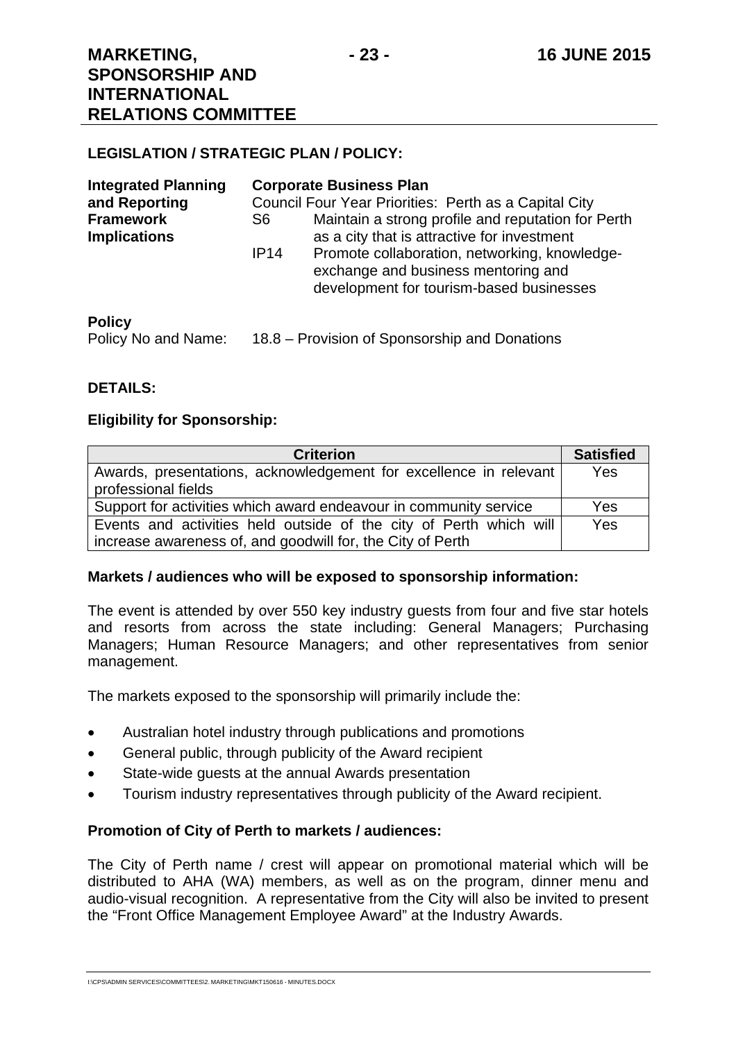## LEGISLATION / STRATEGIC PLAN / POLICY:

| | | |
|---|---|---|
| **Integrated Planning and Reporting Framework Implications** | **Corporate Business Plan** | |
| | Council Four Year Priorities: Perth as a Capital City | |
| | S6 | Maintain a strong profile and reputation for Perth as a city that is attractive for investment |
| | IP14 | Promote collaboration, networking, knowledge-exchange and business mentoring and development for tourism-based businesses |

**Policy**

Policy No and Name: 18.8 – Provision of Sponsorship and Donations

## DETAILS:

**Eligibility for Sponsorship:**

| Criterion | Satisfied |
|---|---|
| Awards, presentations, acknowledgement for excellence in relevant professional fields | Yes |
| Support for activities which award endeavour in community service | Yes |
| Events and activities held outside of the city of Perth which will increase awareness of, and goodwill for, the City of Perth | Yes |

**Markets / audiences who will be exposed to sponsorship information:**

The event is attended by over 550 key industry guests from four and five star hotels and resorts from across the state including: General Managers; Purchasing Managers; Human Resource Managers; and other representatives from senior management.

The markets exposed to the sponsorship will primarily include the:

- Australian hotel industry through publications and promotions
- General public, through publicity of the Award recipient
- State-wide guests at the annual Awards presentation
- Tourism industry representatives through publicity of the Award recipient.

**Promotion of City of Perth to markets / audiences:**

The City of Perth name / crest will appear on promotional material which will be distributed to AHA (WA) members, as well as on the program, dinner menu and audio-visual recognition. A representative from the City will also be invited to present the "Front Office Management Employee Award" at the Industry Awards.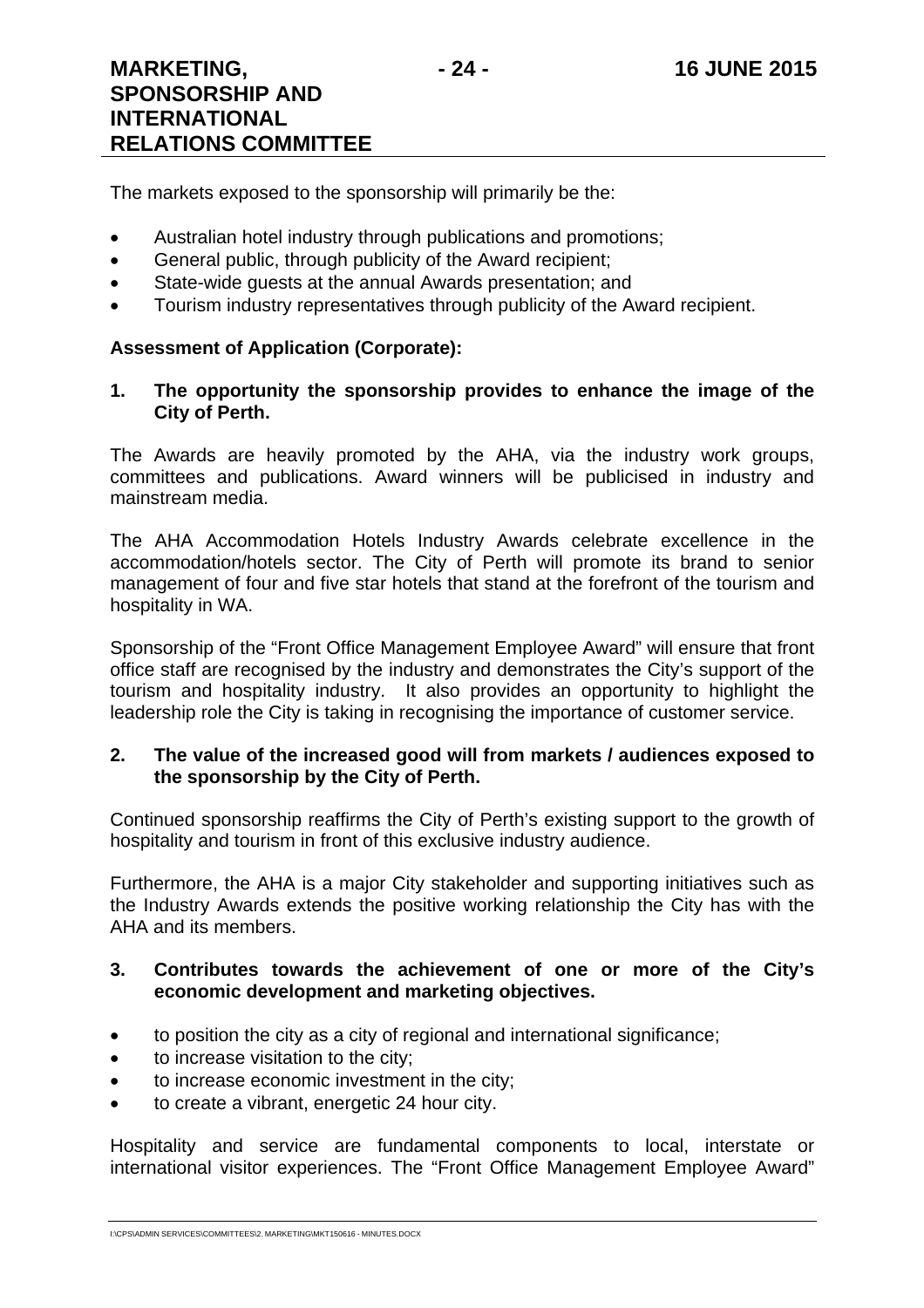The markets exposed to the sponsorship will primarily be the:

- Australian hotel industry through publications and promotions;
- General public, through publicity of the Award recipient;
- State-wide guests at the annual Awards presentation; and
- Tourism industry representatives through publicity of the Award recipient.

**Assessment of Application (Corporate):**

**1. The opportunity the sponsorship provides to enhance the image of the City of Perth.**

The Awards are heavily promoted by the AHA, via the industry work groups, committees and publications. Award winners will be publicised in industry and mainstream media.

The AHA Accommodation Hotels Industry Awards celebrate excellence in the accommodation/hotels sector. The City of Perth will promote its brand to senior management of four and five star hotels that stand at the forefront of the tourism and hospitality in WA.

Sponsorship of the "Front Office Management Employee Award" will ensure that front office staff are recognised by the industry and demonstrates the City's support of the tourism and hospitality industry. It also provides an opportunity to highlight the leadership role the City is taking in recognising the importance of customer service.

**2. The value of the increased good will from markets / audiences exposed to the sponsorship by the City of Perth.**

Continued sponsorship reaffirms the City of Perth's existing support to the growth of hospitality and tourism in front of this exclusive industry audience.

Furthermore, the AHA is a major City stakeholder and supporting initiatives such as the Industry Awards extends the positive working relationship the City has with the AHA and its members.

**3. Contributes towards the achievement of one or more of the City's economic development and marketing objectives.**

- to position the city as a city of regional and international significance;
- to increase visitation to the city;
- to increase economic investment in the city;
- to create a vibrant, energetic 24 hour city.

Hospitality and service are fundamental components to local, interstate or international visitor experiences. The "Front Office Management Employee Award"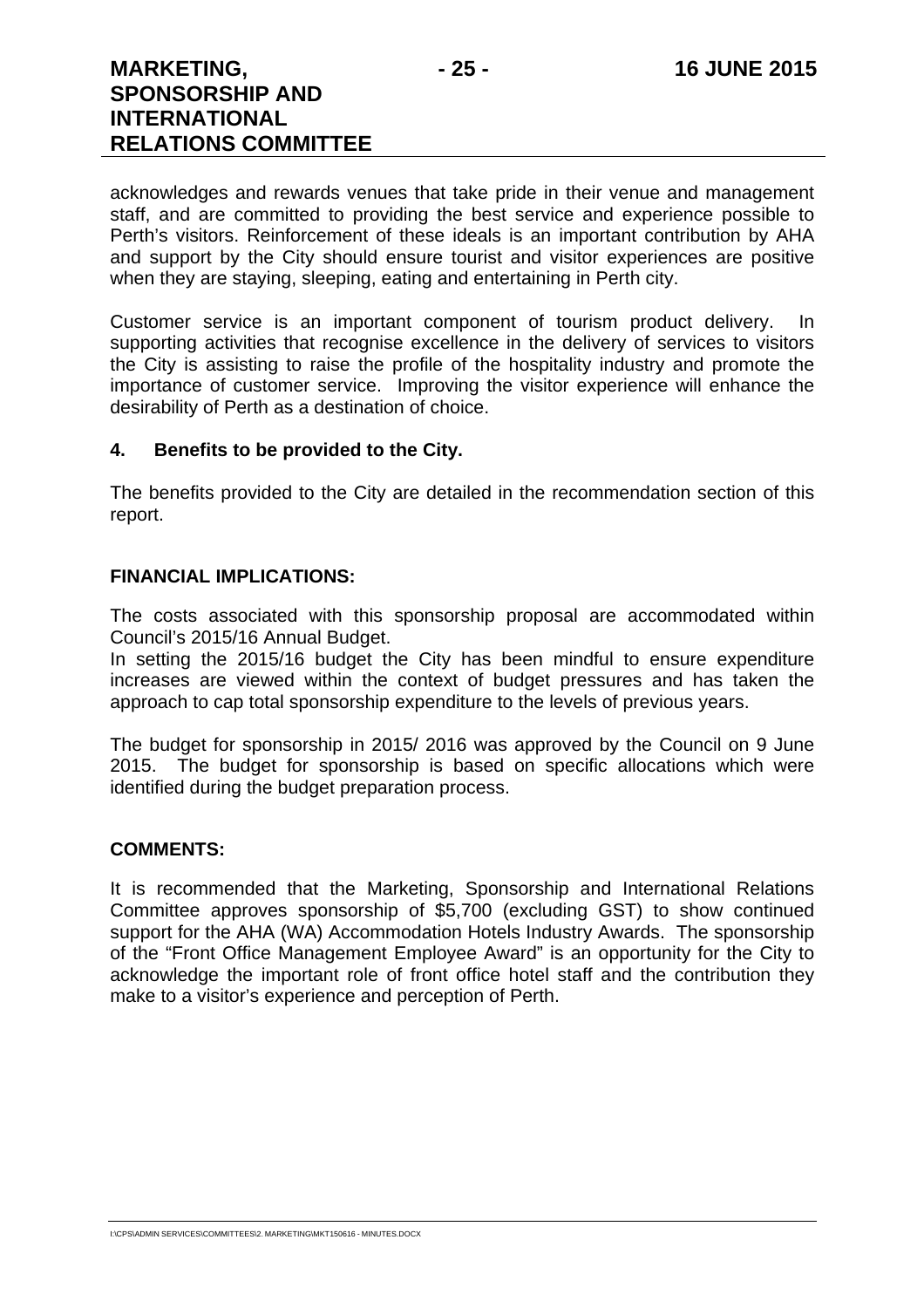acknowledges and rewards venues that take pride in their venue and management staff, and are committed to providing the best service and experience possible to Perth's visitors. Reinforcement of these ideals is an important contribution by AHA and support by the City should ensure tourist and visitor experiences are positive when they are staying, sleeping, eating and entertaining in Perth city.

Customer service is an important component of tourism product delivery. In supporting activities that recognise excellence in the delivery of services to visitors the City is assisting to raise the profile of the hospitality industry and promote the importance of customer service. Improving the visitor experience will enhance the desirability of Perth as a destination of choice.

**4. Benefits to be provided to the City.**

The benefits provided to the City are detailed in the recommendation section of this report.

**FINANCIAL IMPLICATIONS:**

The costs associated with this sponsorship proposal are accommodated within Council's 2015/16 Annual Budget.
In setting the 2015/16 budget the City has been mindful to ensure expenditure increases are viewed within the context of budget pressures and has taken the approach to cap total sponsorship expenditure to the levels of previous years.

The budget for sponsorship in 2015/ 2016 was approved by the Council on 9 June 2015. The budget for sponsorship is based on specific allocations which were identified during the budget preparation process.

**COMMENTS:**

It is recommended that the Marketing, Sponsorship and International Relations Committee approves sponsorship of $5,700 (excluding GST) to show continued support for the AHA (WA) Accommodation Hotels Industry Awards. The sponsorship of the "Front Office Management Employee Award" is an opportunity for the City to acknowledge the important role of front office hotel staff and the contribution they make to a visitor's experience and perception of Perth.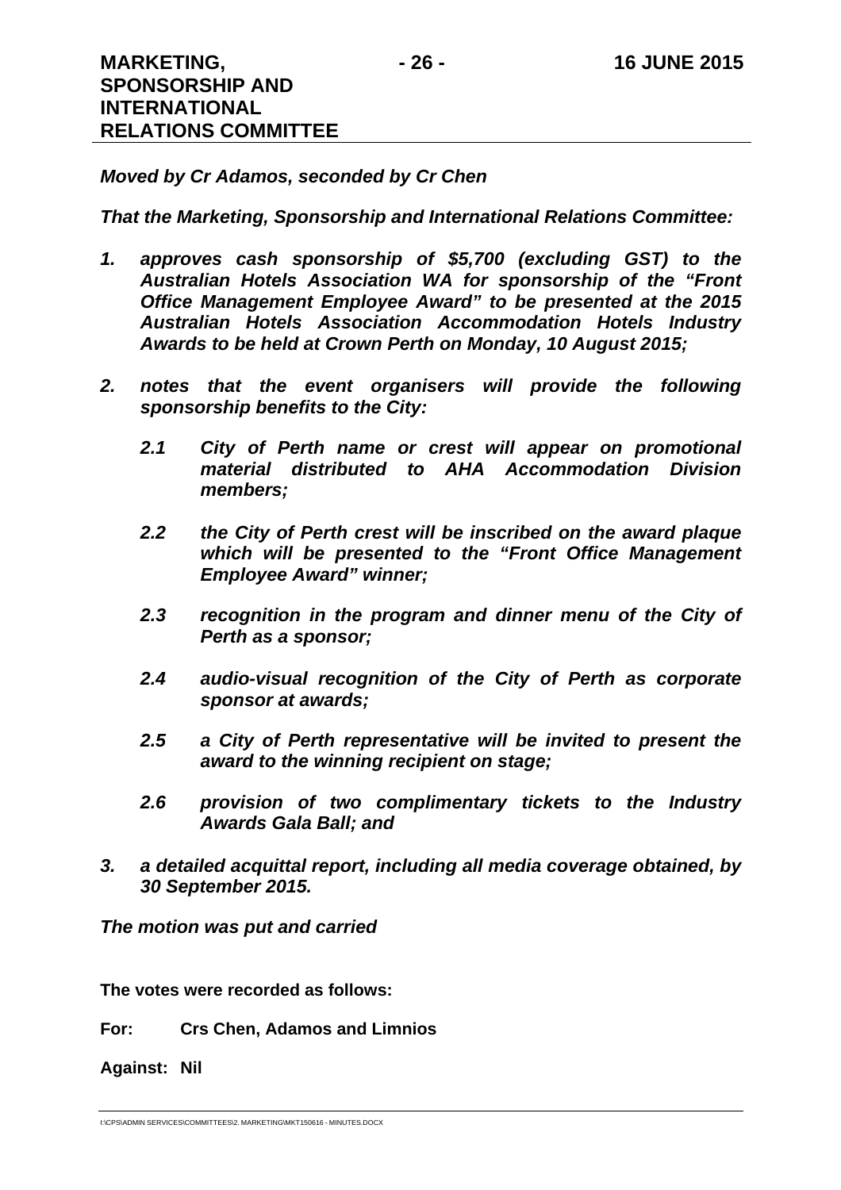***Moved by Cr Adamos, seconded by Cr Chen***

***That the Marketing, Sponsorship and International Relations Committee:***

1. ***approves cash sponsorship of $5,700 (excluding GST) to the Australian Hotels Association WA for sponsorship of the "Front Office Management Employee Award" to be presented at the 2015 Australian Hotels Association Accommodation Hotels Industry Awards to be held at Crown Perth on Monday, 10 August 2015;***

2. ***notes that the event organisers will provide the following sponsorship benefits to the City:***

   ***2.1 City of Perth name or crest will appear on promotional material distributed to AHA Accommodation Division members;***

   ***2.2 the City of Perth crest will be inscribed on the award plaque which will be presented to the "Front Office Management Employee Award" winner;***

   ***2.3 recognition in the program and dinner menu of the City of Perth as a sponsor;***

   ***2.4 audio-visual recognition of the City of Perth as corporate sponsor at awards;***

   ***2.5 a City of Perth representative will be invited to present the award to the winning recipient on stage;***

   ***2.6 provision of two complimentary tickets to the Industry Awards Gala Ball; and***

3. ***a detailed acquittal report, including all media coverage obtained, by 30 September 2015.***

***The motion was put and carried***

**The votes were recorded as follows:**

**For: Crs Chen, Adamos and Limnios**

**Against: Nil**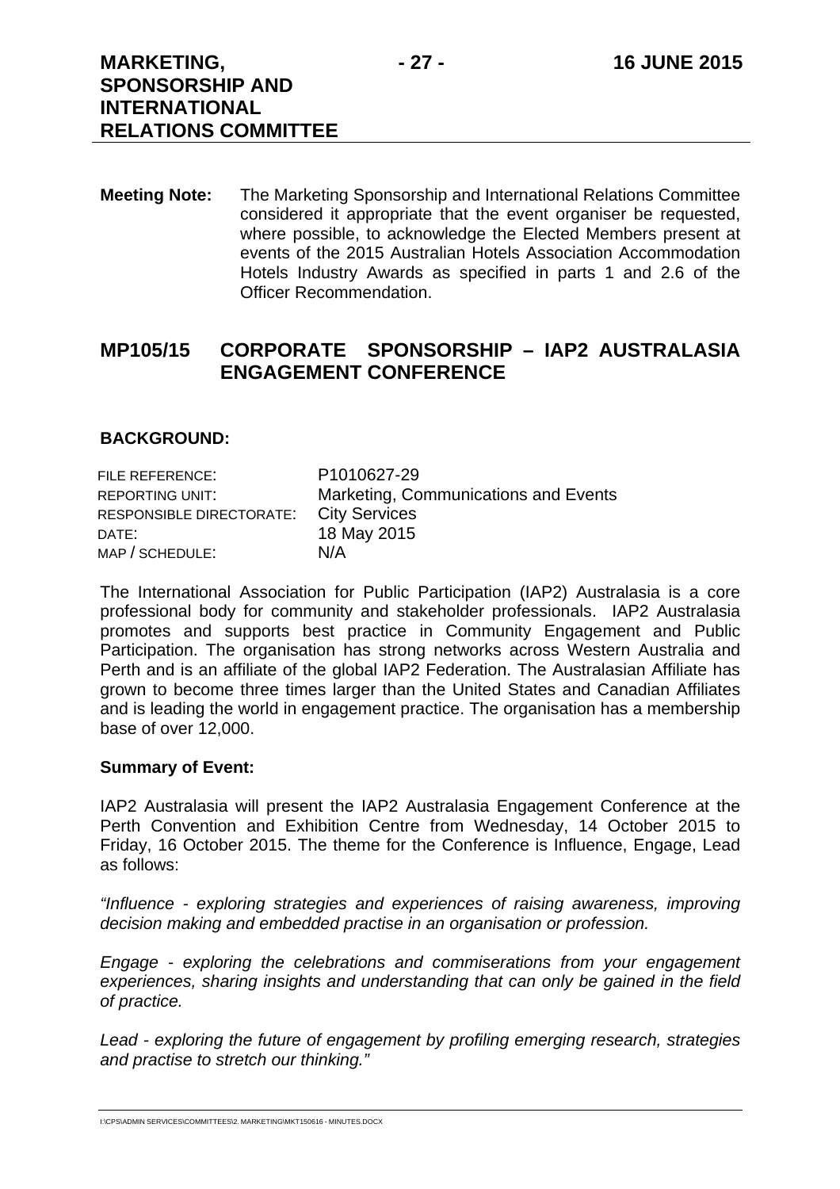**Meeting Note:** The Marketing Sponsorship and International Relations Committee considered it appropriate that the event organiser be requested, where possible, to acknowledge the Elected Members present at events of the 2015 Australian Hotels Association Accommodation Hotels Industry Awards as specified in parts 1 and 2.6 of the Officer Recommendation.

## MP105/15 CORPORATE SPONSORSHIP – IAP2 AUSTRALASIA ENGAGEMENT CONFERENCE

### BACKGROUND:

| | |
|---|---|
| FILE REFERENCE: | P1010627-29 |
| REPORTING UNIT: | Marketing, Communications and Events |
| RESPONSIBLE DIRECTORATE: | City Services |
| DATE: | 18 May 2015 |
| MAP / SCHEDULE: | N/A |

The International Association for Public Participation (IAP2) Australasia is a core professional body for community and stakeholder professionals. IAP2 Australasia promotes and supports best practice in Community Engagement and Public Participation. The organisation has strong networks across Western Australia and Perth and is an affiliate of the global IAP2 Federation. The Australasian Affiliate has grown to become three times larger than the United States and Canadian Affiliates and is leading the world in engagement practice. The organisation has a membership base of over 12,000.

**Summary of Event:**

IAP2 Australasia will present the IAP2 Australasia Engagement Conference at the Perth Convention and Exhibition Centre from Wednesday, 14 October 2015 to Friday, 16 October 2015. The theme for the Conference is Influence, Engage, Lead as follows:

*"Influence - exploring strategies and experiences of raising awareness, improving decision making and embedded practise in an organisation or profession.*

*Engage - exploring the celebrations and commiserations from your engagement experiences, sharing insights and understanding that can only be gained in the field of practice.*

*Lead - exploring the future of engagement by profiling emerging research, strategies and practise to stretch our thinking."*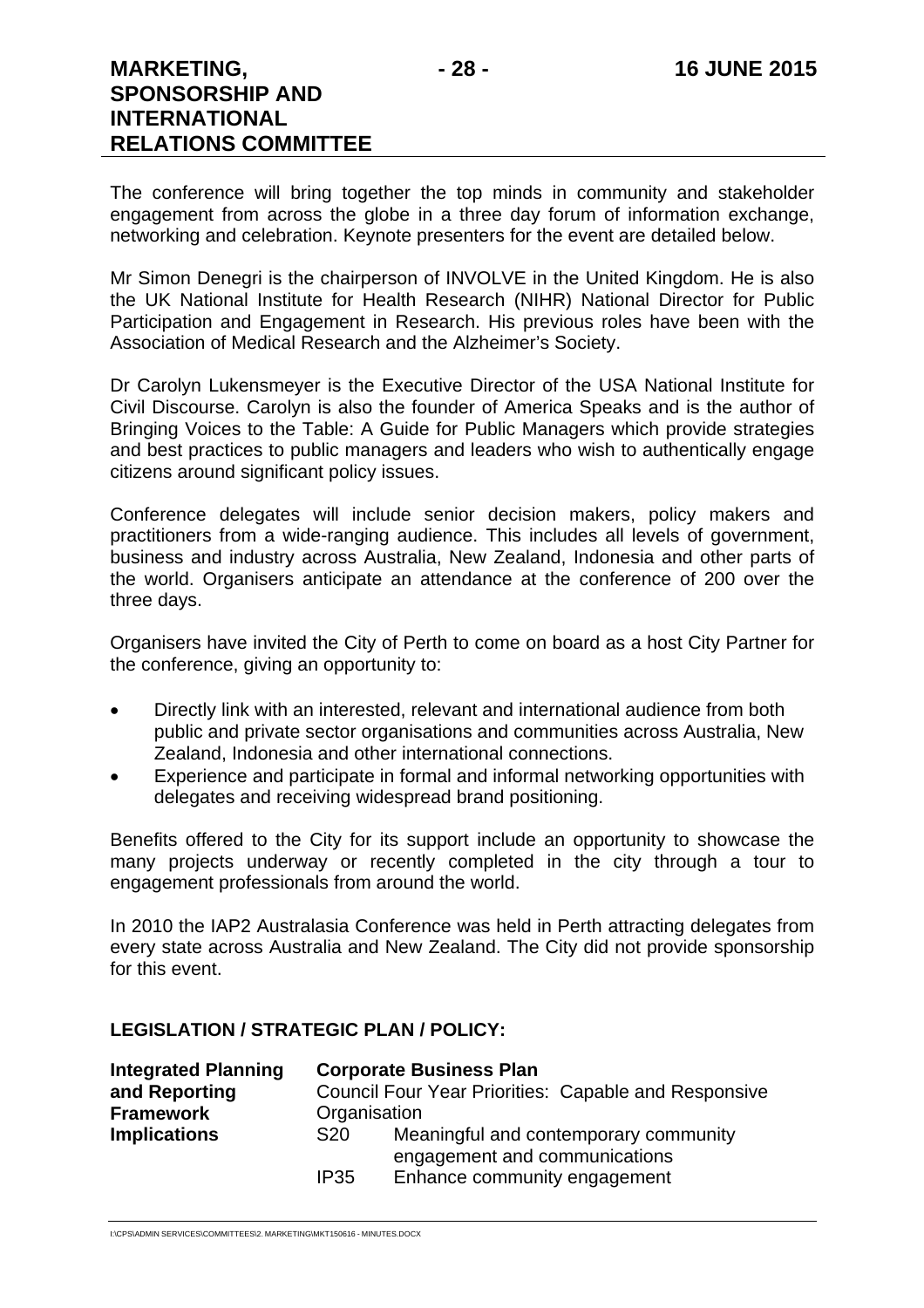The conference will bring together the top minds in community and stakeholder engagement from across the globe in a three day forum of information exchange, networking and celebration. Keynote presenters for the event are detailed below.

Mr Simon Denegri is the chairperson of INVOLVE in the United Kingdom. He is also the UK National Institute for Health Research (NIHR) National Director for Public Participation and Engagement in Research. His previous roles have been with the Association of Medical Research and the Alzheimer's Society.

Dr Carolyn Lukensmeyer is the Executive Director of the USA National Institute for Civil Discourse. Carolyn is also the founder of America Speaks and is the author of Bringing Voices to the Table: A Guide for Public Managers which provide strategies and best practices to public managers and leaders who wish to authentically engage citizens around significant policy issues.

Conference delegates will include senior decision makers, policy makers and practitioners from a wide-ranging audience. This includes all levels of government, business and industry across Australia, New Zealand, Indonesia and other parts of the world. Organisers anticipate an attendance at the conference of 200 over the three days.

Organisers have invited the City of Perth to come on board as a host City Partner for the conference, giving an opportunity to:

- Directly link with an interested, relevant and international audience from both public and private sector organisations and communities across Australia, New Zealand, Indonesia and other international connections.
- Experience and participate in formal and informal networking opportunities with delegates and receiving widespread brand positioning.

Benefits offered to the City for its support include an opportunity to showcase the many projects underway or recently completed in the city through a tour to engagement professionals from around the world.

In 2010 the IAP2 Australasia Conference was held in Perth attracting delegates from every state across Australia and New Zealand. The City did not provide sponsorship for this event.

## LEGISLATION / STRATEGIC PLAN / POLICY:

| **Integrated Planning and Reporting Framework Implications** | **Corporate Business Plan** | |
|---|---|---|
| | Council Four Year Priorities: Capable and Responsive Organisation | |
| | S20 | Meaningful and contemporary community engagement and communications |
| | IP35 | Enhance community engagement |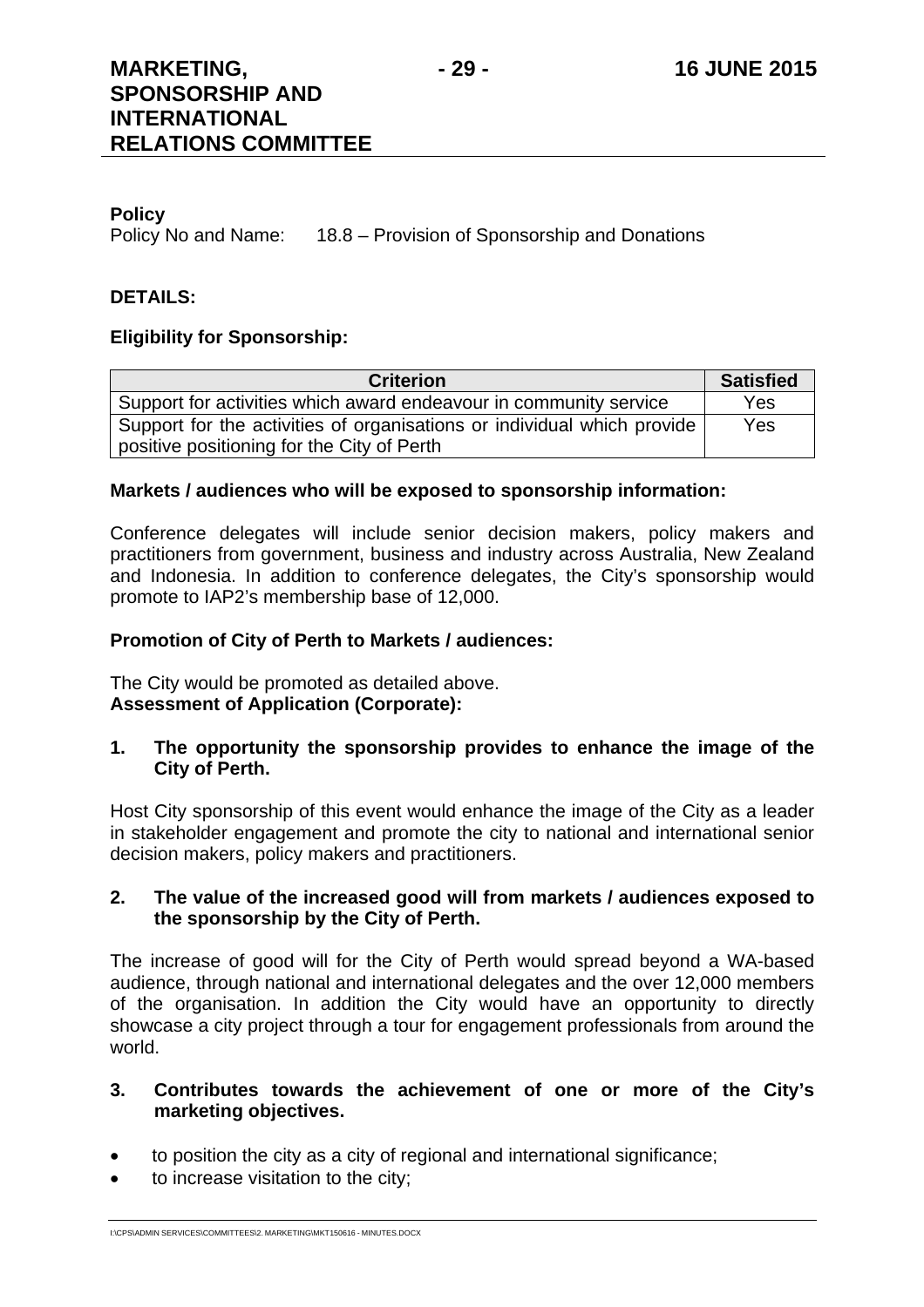**Policy**
Policy No and Name: 18.8 – Provision of Sponsorship and Donations

**DETAILS:**

**Eligibility for Sponsorship:**

| Criterion | Satisfied |
| --- | --- |
| Support for activities which award endeavour in community service | Yes |
| Support for the activities of organisations or individual which provide positive positioning for the City of Perth | Yes |

**Markets / audiences who will be exposed to sponsorship information:**

Conference delegates will include senior decision makers, policy makers and practitioners from government, business and industry across Australia, New Zealand and Indonesia. In addition to conference delegates, the City's sponsorship would promote to IAP2's membership base of 12,000.

**Promotion of City of Perth to Markets / audiences:**

The City would be promoted as detailed above.

**Assessment of Application (Corporate):**

**1. The opportunity the sponsorship provides to enhance the image of the City of Perth.**

Host City sponsorship of this event would enhance the image of the City as a leader in stakeholder engagement and promote the city to national and international senior decision makers, policy makers and practitioners.

**2. The value of the increased good will from markets / audiences exposed to the sponsorship by the City of Perth.**

The increase of good will for the City of Perth would spread beyond a WA-based audience, through national and international delegates and the over 12,000 members of the organisation. In addition the City would have an opportunity to directly showcase a city project through a tour for engagement professionals from around the world.

**3. Contributes towards the achievement of one or more of the City's marketing objectives.**

- to position the city as a city of regional and international significance;
- to increase visitation to the city;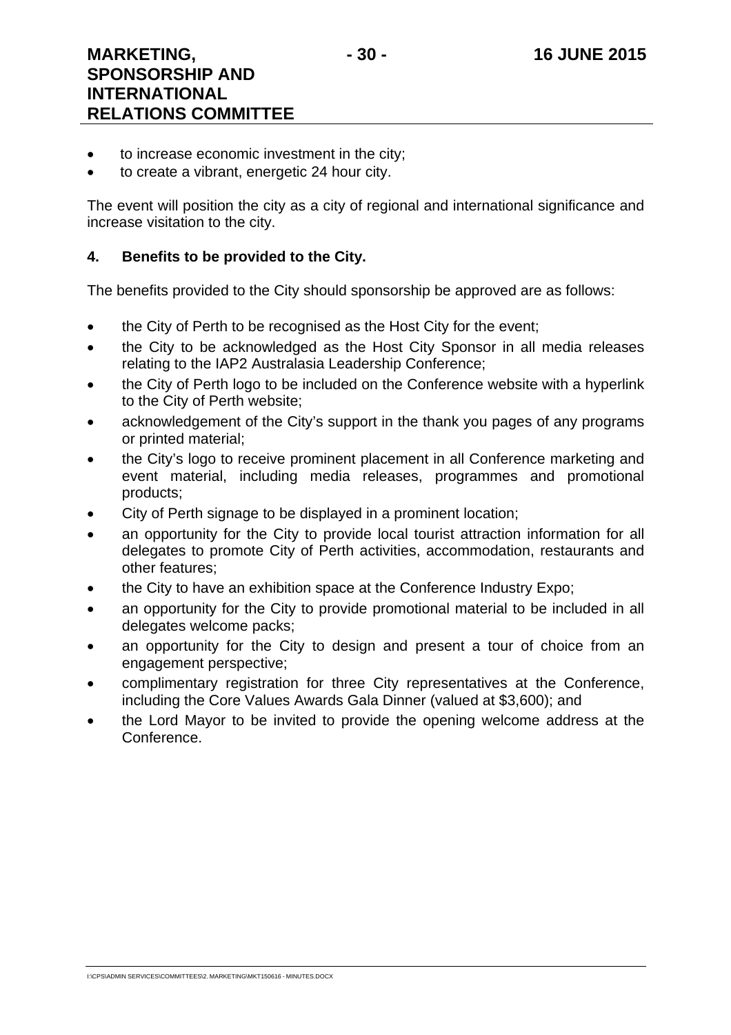- to increase economic investment in the city;
- to create a vibrant, energetic 24 hour city.

The event will position the city as a city of regional and international significance and increase visitation to the city.

**4. Benefits to be provided to the City.**

The benefits provided to the City should sponsorship be approved are as follows:

- the City of Perth to be recognised as the Host City for the event;
- the City to be acknowledged as the Host City Sponsor in all media releases relating to the IAP2 Australasia Leadership Conference;
- the City of Perth logo to be included on the Conference website with a hyperlink to the City of Perth website;
- acknowledgement of the City's support in the thank you pages of any programs or printed material;
- the City's logo to receive prominent placement in all Conference marketing and event material, including media releases, programmes and promotional products;
- City of Perth signage to be displayed in a prominent location;
- an opportunity for the City to provide local tourist attraction information for all delegates to promote City of Perth activities, accommodation, restaurants and other features;
- the City to have an exhibition space at the Conference Industry Expo;
- an opportunity for the City to provide promotional material to be included in all delegates welcome packs;
- an opportunity for the City to design and present a tour of choice from an engagement perspective;
- complimentary registration for three City representatives at the Conference, including the Core Values Awards Gala Dinner (valued at $3,600); and
- the Lord Mayor to be invited to provide the opening welcome address at the Conference.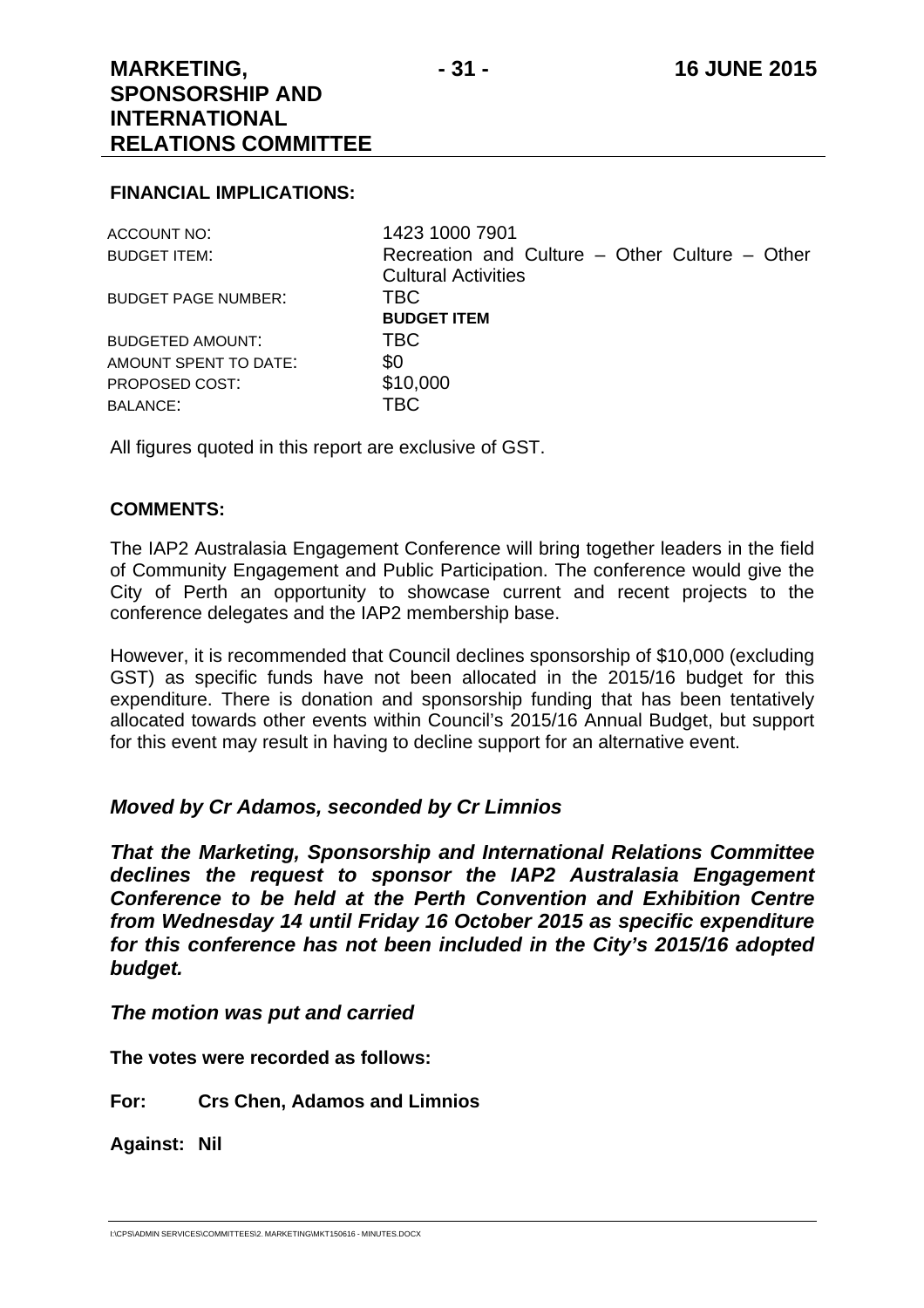**FINANCIAL IMPLICATIONS:**

| | |
|---|---|
| ACCOUNT NO: | 1423 1000 7901 |
| BUDGET ITEM: | Recreation and Culture – Other Culture – Other Cultural Activities |
| BUDGET PAGE NUMBER: | TBC |
| | **BUDGET ITEM** |
| BUDGETED AMOUNT: | TBC |
| AMOUNT SPENT TO DATE: | $0 |
| PROPOSED COST: | $10,000 |
| BALANCE: | TBC |

All figures quoted in this report are exclusive of GST.

**COMMENTS:**

The IAP2 Australasia Engagement Conference will bring together leaders in the field of Community Engagement and Public Participation. The conference would give the City of Perth an opportunity to showcase current and recent projects to the conference delegates and the IAP2 membership base.

However, it is recommended that Council declines sponsorship of $10,000 (excluding GST) as specific funds have not been allocated in the 2015/16 budget for this expenditure. There is donation and sponsorship funding that has been tentatively allocated towards other events within Council's 2015/16 Annual Budget, but support for this event may result in having to decline support for an alternative event.

***Moved by Cr Adamos, seconded by Cr Limnios***

***That the Marketing, Sponsorship and International Relations Committee declines the request to sponsor the IAP2 Australasia Engagement Conference to be held at the Perth Convention and Exhibition Centre from Wednesday 14 until Friday 16 October 2015 as specific expenditure for this conference has not been included in the City's 2015/16 adopted budget.***

***The motion was put and carried***

**The votes were recorded as follows:**

**For: Crs Chen, Adamos and Limnios**

**Against: Nil**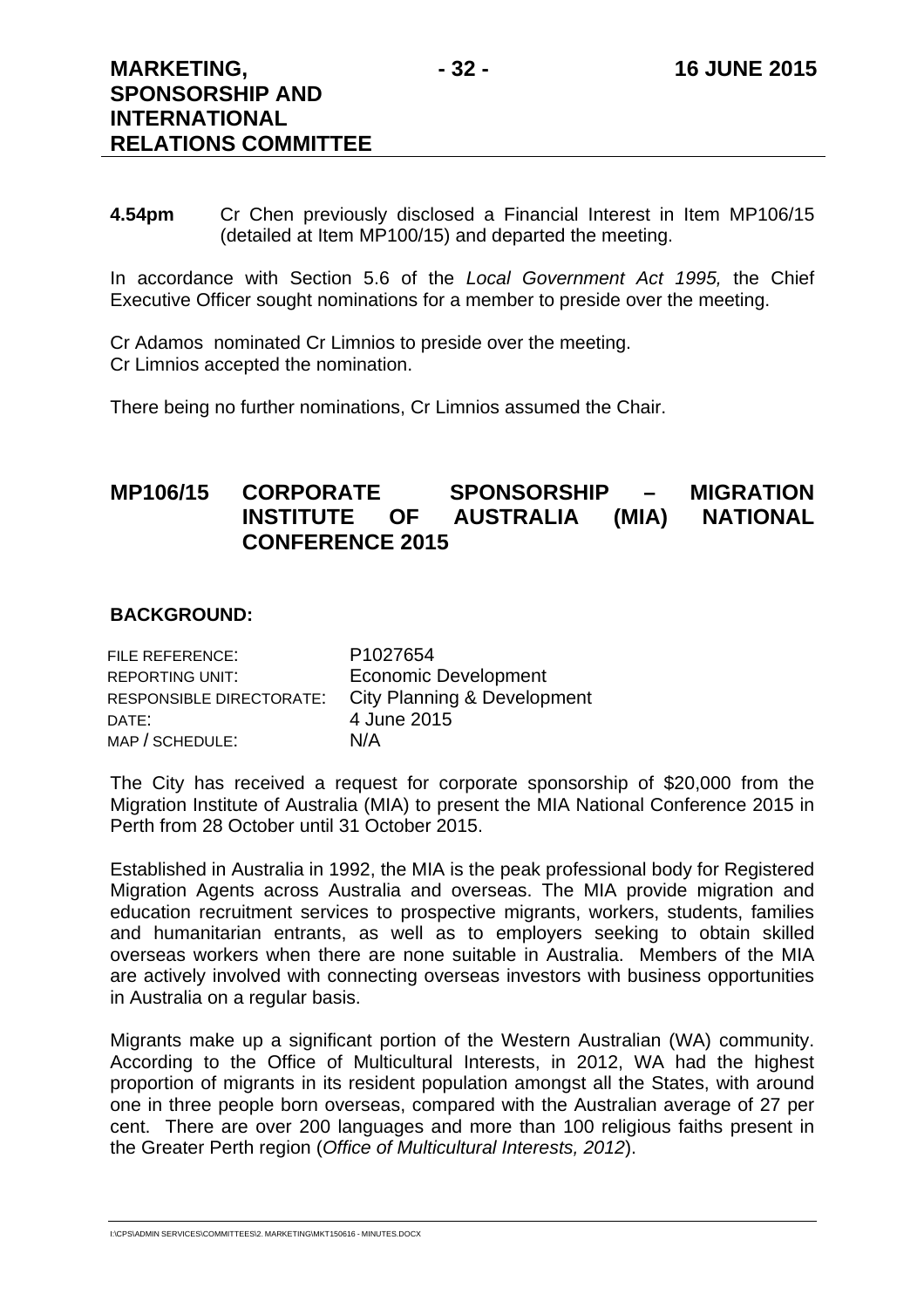**4.54pm** Cr Chen previously disclosed a Financial Interest in Item MP106/15 (detailed at Item MP100/15) and departed the meeting.

In accordance with Section 5.6 of the *Local Government Act 1995,* the Chief Executive Officer sought nominations for a member to preside over the meeting.

Cr Adamos nominated Cr Limnios to preside over the meeting.
Cr Limnios accepted the nomination.

There being no further nominations, Cr Limnios assumed the Chair.

## MP106/15 CORPORATE SPONSORSHIP – MIGRATION INSTITUTE OF AUSTRALIA (MIA) NATIONAL CONFERENCE 2015

### BACKGROUND:

| | |
|---|---|
| FILE REFERENCE: | P1027654 |
| REPORTING UNIT: | Economic Development |
| RESPONSIBLE DIRECTORATE: | City Planning & Development |
| DATE: | 4 June 2015 |
| MAP / SCHEDULE: | N/A |

The City has received a request for corporate sponsorship of $20,000 from the Migration Institute of Australia (MIA) to present the MIA National Conference 2015 in Perth from 28 October until 31 October 2015.

Established in Australia in 1992, the MIA is the peak professional body for Registered Migration Agents across Australia and overseas. The MIA provide migration and education recruitment services to prospective migrants, workers, students, families and humanitarian entrants, as well as to employers seeking to obtain skilled overseas workers when there are none suitable in Australia. Members of the MIA are actively involved with connecting overseas investors with business opportunities in Australia on a regular basis.

Migrants make up a significant portion of the Western Australian (WA) community. According to the Office of Multicultural Interests, in 2012, WA had the highest proportion of migrants in its resident population amongst all the States, with around one in three people born overseas, compared with the Australian average of 27 per cent. There are over 200 languages and more than 100 religious faiths present in the Greater Perth region (*Office of Multicultural Interests, 2012*).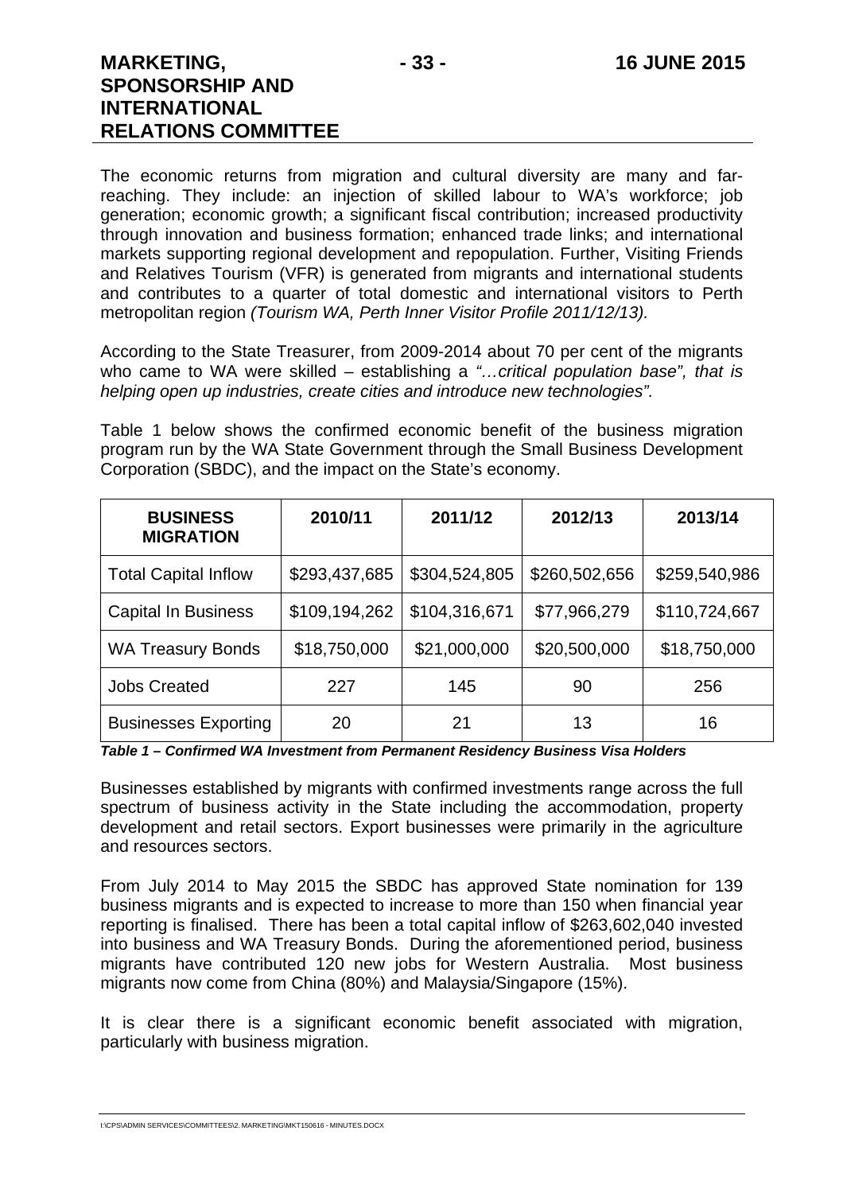The economic returns from migration and cultural diversity are many and far-reaching. They include: an injection of skilled labour to WA's workforce; job generation; economic growth; a significant fiscal contribution; increased productivity through innovation and business formation; enhanced trade links; and international markets supporting regional development and repopulation. Further, Visiting Friends and Relatives Tourism (VFR) is generated from migrants and international students and contributes to a quarter of total domestic and international visitors to Perth metropolitan region *(Tourism WA, Perth Inner Visitor Profile 2011/12/13).*

According to the State Treasurer, from 2009-2014 about 70 per cent of the migrants who came to WA were skilled – establishing a *"…critical population base", that is helping open up industries, create cities and introduce new technologies".*

Table 1 below shows the confirmed economic benefit of the business migration program run by the WA State Government through the Small Business Development Corporation (SBDC), and the impact on the State's economy.

| **BUSINESS MIGRATION** | **2010/11** | **2011/12** | **2012/13** | **2013/14** |
|---|---|---|---|---|
| Total Capital Inflow | $293,437,685 | $304,524,805 | $260,502,656 | $259,540,986 |
| Capital In Business | $109,194,262 | $104,316,671 | $77,966,279 | $110,724,667 |
| WA Treasury Bonds | $18,750,000 | $21,000,000 | $20,500,000 | $18,750,000 |
| Jobs Created | 227 | 145 | 90 | 256 |
| Businesses Exporting | 20 | 21 | 13 | 16 |

***Table 1 – Confirmed WA Investment from Permanent Residency Business Visa Holders***

Businesses established by migrants with confirmed investments range across the full spectrum of business activity in the State including the accommodation, property development and retail sectors. Export businesses were primarily in the agriculture and resources sectors.

From July 2014 to May 2015 the SBDC has approved State nomination for 139 business migrants and is expected to increase to more than 150 when financial year reporting is finalised. There has been a total capital inflow of $263,602,040 invested into business and WA Treasury Bonds. During the aforementioned period, business migrants have contributed 120 new jobs for Western Australia. Most business migrants now come from China (80%) and Malaysia/Singapore (15%).

It is clear there is a significant economic benefit associated with migration, particularly with business migration.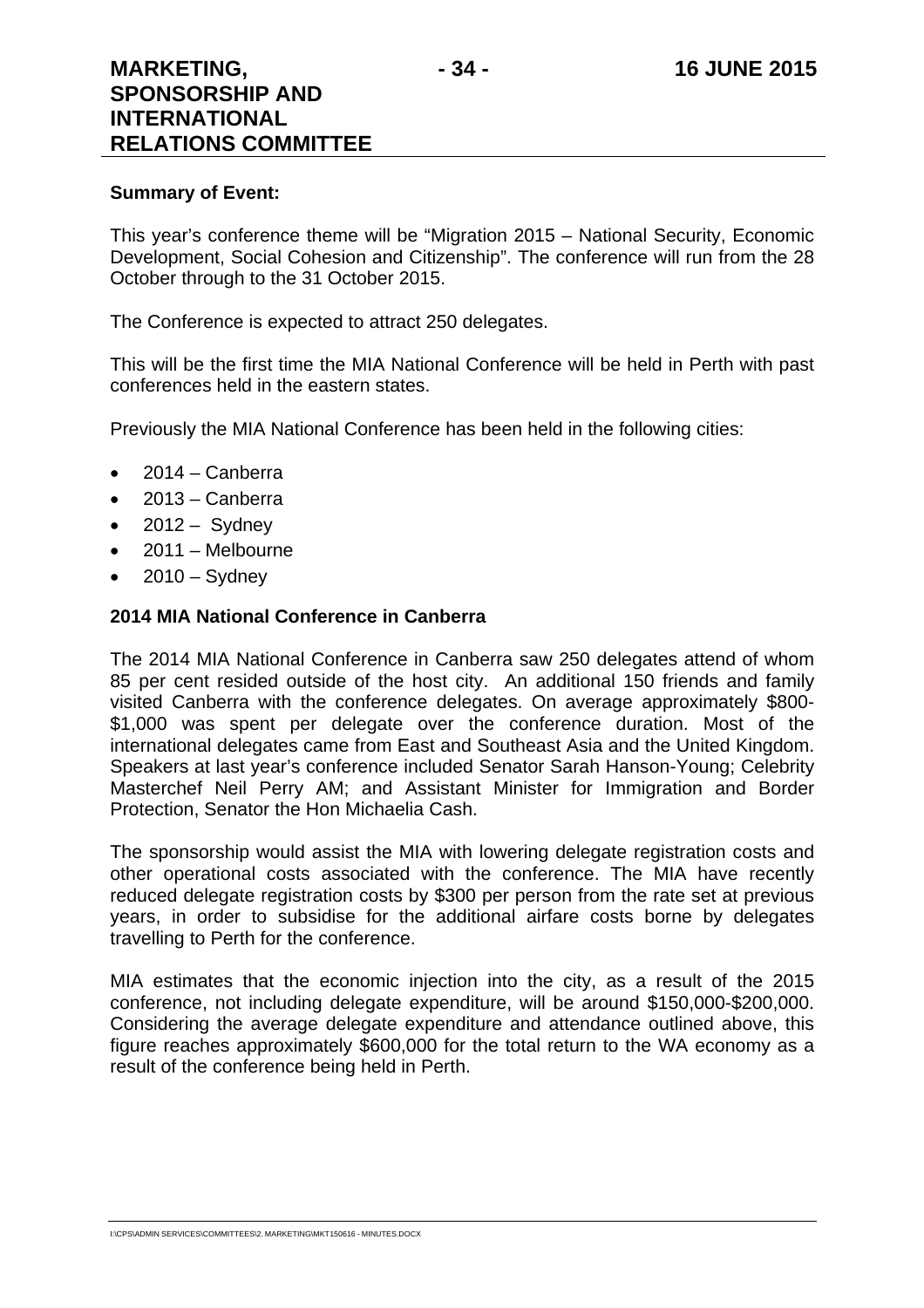**Summary of Event:**

This year's conference theme will be "Migration 2015 – National Security, Economic Development, Social Cohesion and Citizenship". The conference will run from the 28 October through to the 31 October 2015.

The Conference is expected to attract 250 delegates.

This will be the first time the MIA National Conference will be held in Perth with past conferences held in the eastern states.

Previously the MIA National Conference has been held in the following cities:

- 2014 – Canberra
- 2013 – Canberra
- 2012 – Sydney
- 2011 – Melbourne
- 2010 – Sydney

**2014 MIA National Conference in Canberra**

The 2014 MIA National Conference in Canberra saw 250 delegates attend of whom 85 per cent resided outside of the host city. An additional 150 friends and family visited Canberra with the conference delegates. On average approximately $800-$1,000 was spent per delegate over the conference duration. Most of the international delegates came from East and Southeast Asia and the United Kingdom. Speakers at last year's conference included Senator Sarah Hanson-Young; Celebrity Masterchef Neil Perry AM; and Assistant Minister for Immigration and Border Protection, Senator the Hon Michaelia Cash.

The sponsorship would assist the MIA with lowering delegate registration costs and other operational costs associated with the conference. The MIA have recently reduced delegate registration costs by $300 per person from the rate set at previous years, in order to subsidise for the additional airfare costs borne by delegates travelling to Perth for the conference.

MIA estimates that the economic injection into the city, as a result of the 2015 conference, not including delegate expenditure, will be around $150,000-$200,000. Considering the average delegate expenditure and attendance outlined above, this figure reaches approximately $600,000 for the total return to the WA economy as a result of the conference being held in Perth.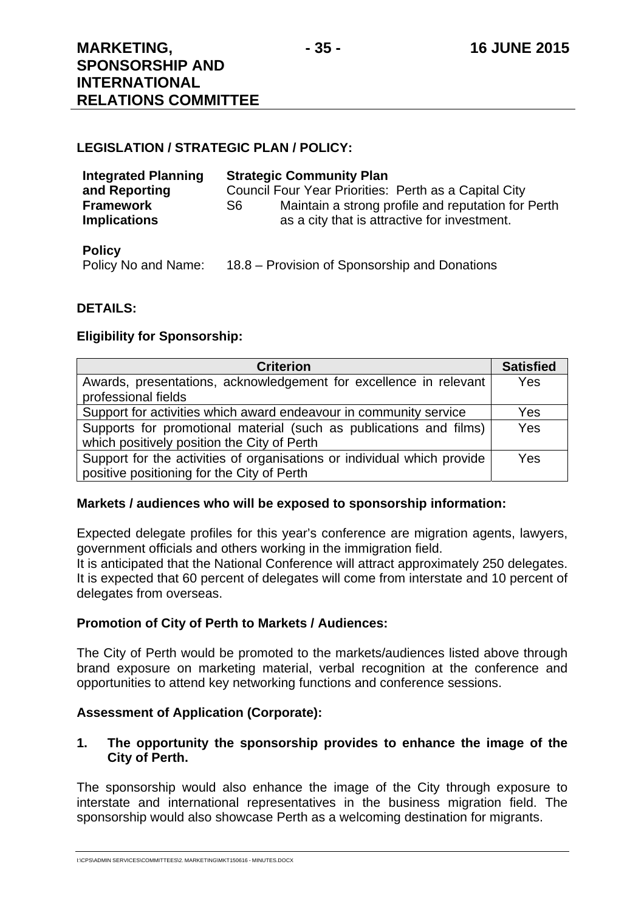## LEGISLATION / STRATEGIC PLAN / POLICY:

| | |
|---|---|
| **Integrated Planning and Reporting Framework Implications** | **Strategic Community Plan**<br>Council Four Year Priorities: Perth as a Capital City<br>S6 Maintain a strong profile and reputation for Perth as a city that is attractive for investment. |

**Policy**

Policy No and Name: 18.8 – Provision of Sponsorship and Donations

## DETAILS:

### Eligibility for Sponsorship:

| Criterion | Satisfied |
|---|---|
| Awards, presentations, acknowledgement for excellence in relevant professional fields | Yes |
| Support for activities which award endeavour in community service | Yes |
| Supports for promotional material (such as publications and films) which positively position the City of Perth | Yes |
| Support for the activities of organisations or individual which provide positive positioning for the City of Perth | Yes |

### Markets / audiences who will be exposed to sponsorship information:

Expected delegate profiles for this year's conference are migration agents, lawyers, government officials and others working in the immigration field.
It is anticipated that the National Conference will attract approximately 250 delegates. It is expected that 60 percent of delegates will come from interstate and 10 percent of delegates from overseas.

### Promotion of City of Perth to Markets / Audiences:

The City of Perth would be promoted to the markets/audiences listed above through brand exposure on marketing material, verbal recognition at the conference and opportunities to attend key networking functions and conference sessions.

### Assessment of Application (Corporate):

**1. The opportunity the sponsorship provides to enhance the image of the City of Perth.**

The sponsorship would also enhance the image of the City through exposure to interstate and international representatives in the business migration field. The sponsorship would also showcase Perth as a welcoming destination for migrants.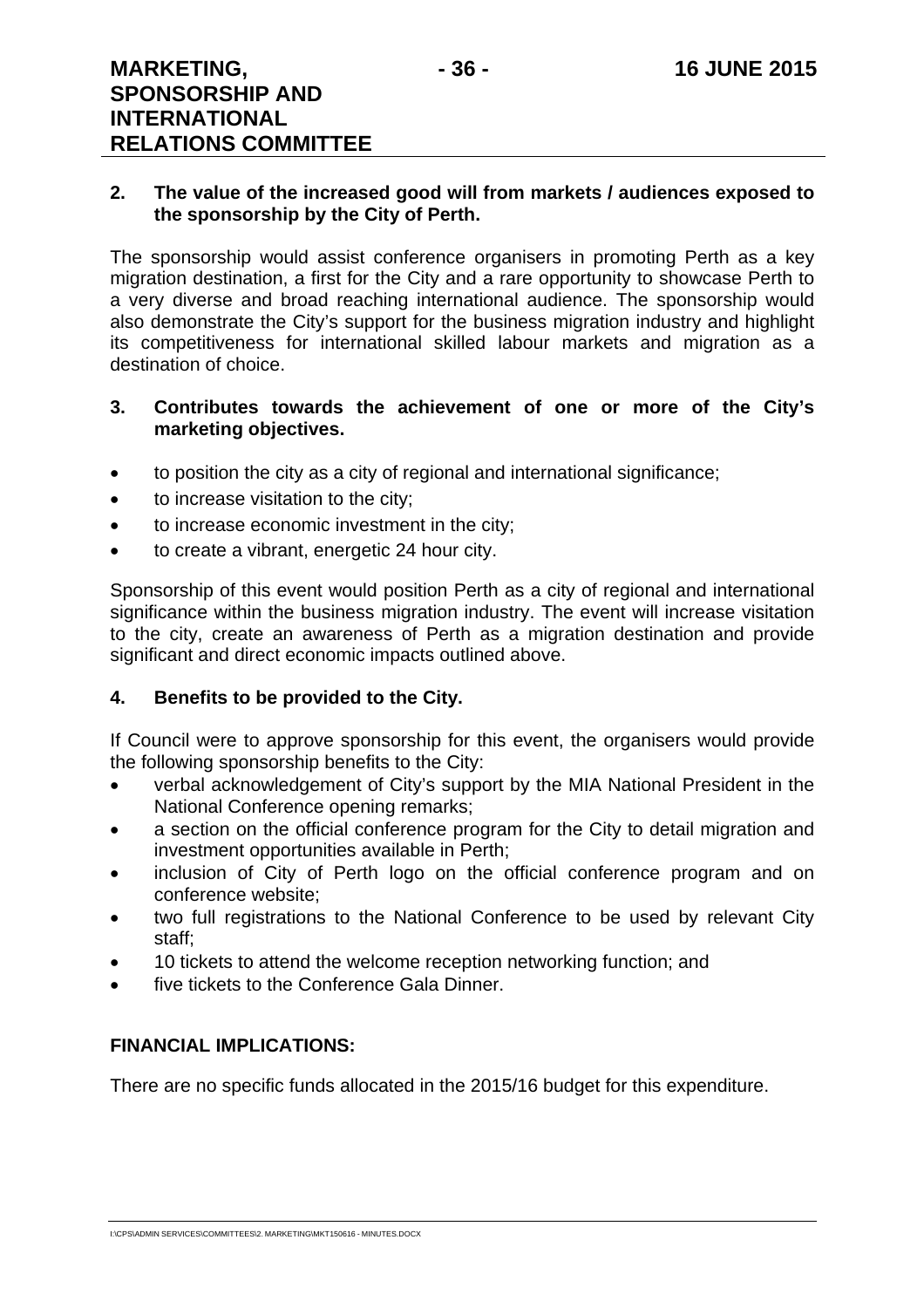**2. The value of the increased good will from markets / audiences exposed to the sponsorship by the City of Perth.**

The sponsorship would assist conference organisers in promoting Perth as a key migration destination, a first for the City and a rare opportunity to showcase Perth to a very diverse and broad reaching international audience. The sponsorship would also demonstrate the City's support for the business migration industry and highlight its competitiveness for international skilled labour markets and migration as a destination of choice.

**3. Contributes towards the achievement of one or more of the City's marketing objectives.**

- to position the city as a city of regional and international significance;
- to increase visitation to the city;
- to increase economic investment in the city;
- to create a vibrant, energetic 24 hour city.

Sponsorship of this event would position Perth as a city of regional and international significance within the business migration industry. The event will increase visitation to the city, create an awareness of Perth as a migration destination and provide significant and direct economic impacts outlined above.

**4. Benefits to be provided to the City.**

If Council were to approve sponsorship for this event, the organisers would provide the following sponsorship benefits to the City:

- verbal acknowledgement of City's support by the MIA National President in the National Conference opening remarks;
- a section on the official conference program for the City to detail migration and investment opportunities available in Perth;
- inclusion of City of Perth logo on the official conference program and on conference website;
- two full registrations to the National Conference to be used by relevant City staff;
- 10 tickets to attend the welcome reception networking function; and
- five tickets to the Conference Gala Dinner.

**FINANCIAL IMPLICATIONS:**

There are no specific funds allocated in the 2015/16 budget for this expenditure.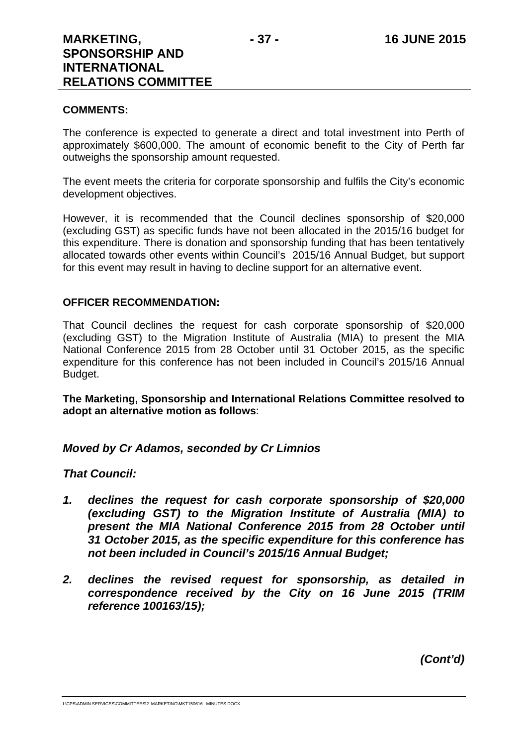**COMMENTS:**

The conference is expected to generate a direct and total investment into Perth of approximately $600,000. The amount of economic benefit to the City of Perth far outweighs the sponsorship amount requested.

The event meets the criteria for corporate sponsorship and fulfils the City's economic development objectives.

However, it is recommended that the Council declines sponsorship of $20,000 (excluding GST) as specific funds have not been allocated in the 2015/16 budget for this expenditure. There is donation and sponsorship funding that has been tentatively allocated towards other events within Council's 2015/16 Annual Budget, but support for this event may result in having to decline support for an alternative event.

**OFFICER RECOMMENDATION:**

That Council declines the request for cash corporate sponsorship of $20,000 (excluding GST) to the Migration Institute of Australia (MIA) to present the MIA National Conference 2015 from 28 October until 31 October 2015, as the specific expenditure for this conference has not been included in Council's 2015/16 Annual Budget.

**The Marketing, Sponsorship and International Relations Committee resolved to adopt an alternative motion as follows**:

***Moved by Cr Adamos, seconded by Cr Limnios***

***That Council:***

1. ***declines the request for cash corporate sponsorship of $20,000 (excluding GST) to the Migration Institute of Australia (MIA) to present the MIA National Conference 2015 from 28 October until 31 October 2015, as the specific expenditure for this conference has not been included in Council's 2015/16 Annual Budget;***

2. ***declines the revised request for sponsorship, as detailed in correspondence received by the City on 16 June 2015 (TRIM reference 100163/15);***

***(Cont'd)***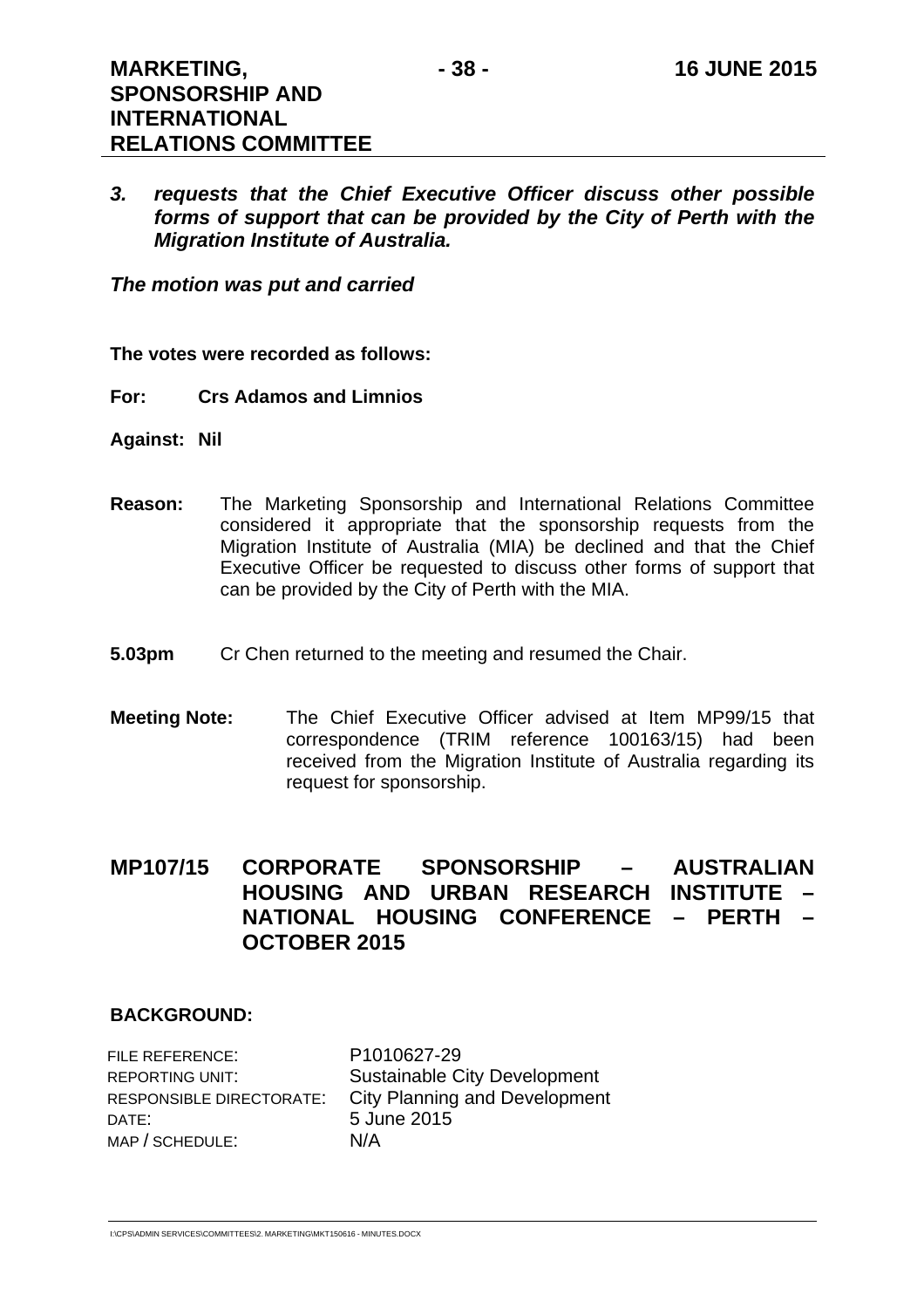***3. requests that the Chief Executive Officer discuss other possible forms of support that can be provided by the City of Perth with the Migration Institute of Australia.***

***The motion was put and carried***

**The votes were recorded as follows:**

**For:** **Crs Adamos and Limnios**

**Against:** **Nil**

**Reason:** The Marketing Sponsorship and International Relations Committee considered it appropriate that the sponsorship requests from the Migration Institute of Australia (MIA) be declined and that the Chief Executive Officer be requested to discuss other forms of support that can be provided by the City of Perth with the MIA.

**5.03pm** Cr Chen returned to the meeting and resumed the Chair.

**Meeting Note:** The Chief Executive Officer advised at Item MP99/15 that correspondence (TRIM reference 100163/15) had been received from the Migration Institute of Australia regarding its request for sponsorship.

## MP107/15 CORPORATE SPONSORSHIP – AUSTRALIAN HOUSING AND URBAN RESEARCH INSTITUTE – NATIONAL HOUSING CONFERENCE – PERTH – OCTOBER 2015

### BACKGROUND:

| | |
|---|---|
| FILE REFERENCE: | P1010627-29 |
| REPORTING UNIT: | Sustainable City Development |
| RESPONSIBLE DIRECTORATE: | City Planning and Development |
| DATE: | 5 June 2015 |
| MAP / SCHEDULE: | N/A |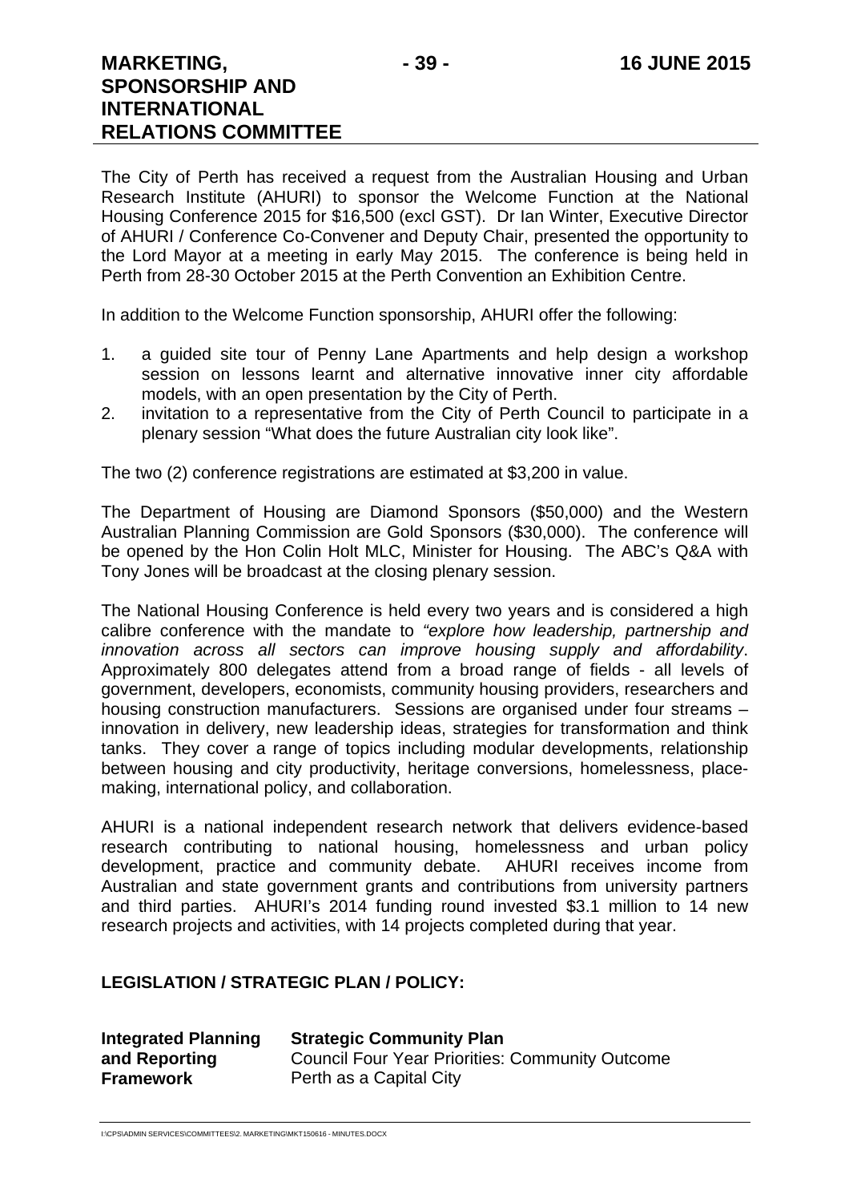The City of Perth has received a request from the Australian Housing and Urban Research Institute (AHURI) to sponsor the Welcome Function at the National Housing Conference 2015 for $16,500 (excl GST). Dr Ian Winter, Executive Director of AHURI / Conference Co-Convener and Deputy Chair, presented the opportunity to the Lord Mayor at a meeting in early May 2015. The conference is being held in Perth from 28-30 October 2015 at the Perth Convention an Exhibition Centre.

In addition to the Welcome Function sponsorship, AHURI offer the following:

1. a guided site tour of Penny Lane Apartments and help design a workshop session on lessons learnt and alternative innovative inner city affordable models, with an open presentation by the City of Perth.
2. invitation to a representative from the City of Perth Council to participate in a plenary session "What does the future Australian city look like".

The two (2) conference registrations are estimated at $3,200 in value.

The Department of Housing are Diamond Sponsors ($50,000) and the Western Australian Planning Commission are Gold Sponsors ($30,000). The conference will be opened by the Hon Colin Holt MLC, Minister for Housing. The ABC's Q&A with Tony Jones will be broadcast at the closing plenary session.

The National Housing Conference is held every two years and is considered a high calibre conference with the mandate to *"explore how leadership, partnership and innovation across all sectors can improve housing supply and affordability*. Approximately 800 delegates attend from a broad range of fields - all levels of government, developers, economists, community housing providers, researchers and housing construction manufacturers. Sessions are organised under four streams – innovation in delivery, new leadership ideas, strategies for transformation and think tanks. They cover a range of topics including modular developments, relationship between housing and city productivity, heritage conversions, homelessness, place-making, international policy, and collaboration.

AHURI is a national independent research network that delivers evidence-based research contributing to national housing, homelessness and urban policy development, practice and community debate. AHURI receives income from Australian and state government grants and contributions from university partners and third parties. AHURI's 2014 funding round invested $3.1 million to 14 new research projects and activities, with 14 projects completed during that year.

## LEGISLATION / STRATEGIC PLAN / POLICY:

| **Integrated Planning and Reporting Framework** | **Strategic Community Plan**<br>Council Four Year Priorities: Community Outcome<br>Perth as a Capital City |
|---|---|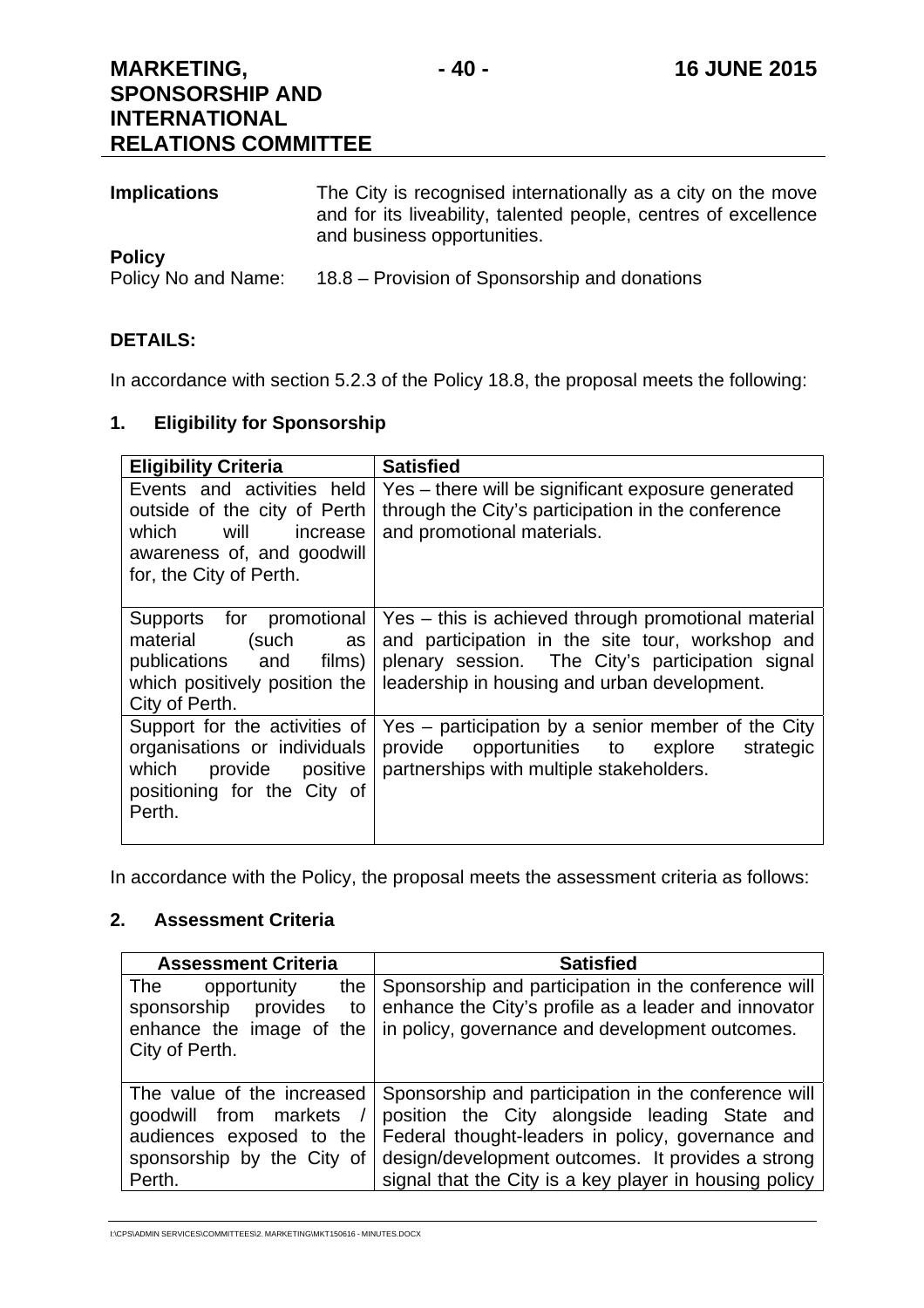**Implications**

The City is recognised internationally as a city on the move and for its liveability, talented people, centres of excellence and business opportunities.

**Policy**

Policy No and Name: 18.8 – Provision of Sponsorship and donations

**DETAILS:**

In accordance with section 5.2.3 of the Policy 18.8, the proposal meets the following:

## 1. Eligibility for Sponsorship

| Eligibility Criteria | Satisfied |
|---|---|
| Events and activities held outside of the city of Perth which will increase awareness of, and goodwill for, the City of Perth. | Yes – there will be significant exposure generated through the City's participation in the conference and promotional materials. |
| Supports for promotional material (such as publications and films) which positively position the City of Perth. | Yes – this is achieved through promotional material and participation in the site tour, workshop and plenary session. The City's participation signal leadership in housing and urban development. |
| Support for the activities of organisations or individuals which provide positive positioning for the City of Perth. | Yes – participation by a senior member of the City provide opportunities to explore strategic partnerships with multiple stakeholders. |

In accordance with the Policy, the proposal meets the assessment criteria as follows:

## 2. Assessment Criteria

| Assessment Criteria | Satisfied |
|---|---|
| The opportunity the sponsorship provides to enhance the image of the City of Perth. | Sponsorship and participation in the conference will enhance the City's profile as a leader and innovator in policy, governance and development outcomes. |
| The value of the increased goodwill from markets / audiences exposed to the sponsorship by the City of Perth. | Sponsorship and participation in the conference will position the City alongside leading State and Federal thought-leaders in policy, governance and design/development outcomes. It provides a strong signal that the City is a key player in housing policy |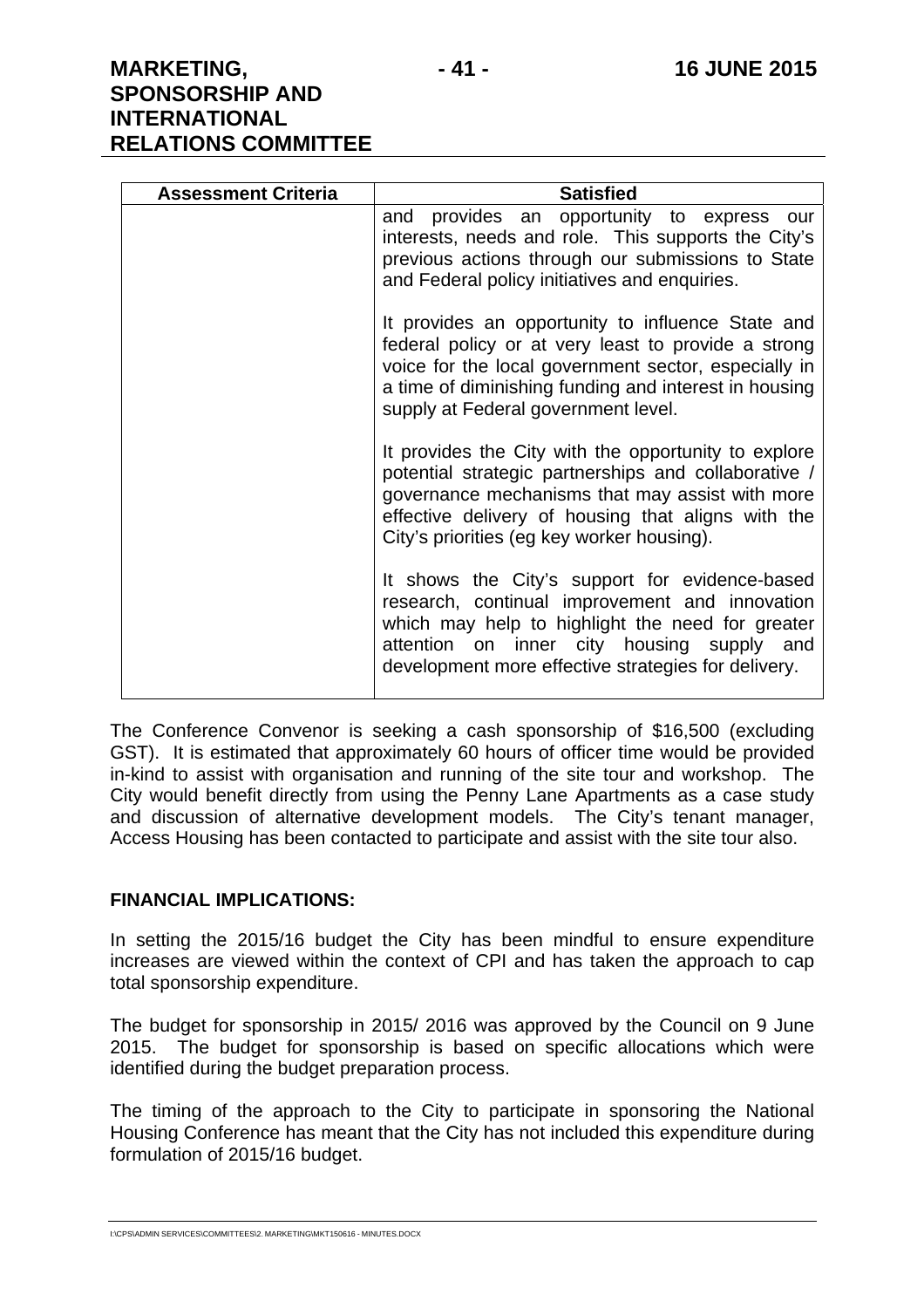| Assessment Criteria | Satisfied |
|---|---|
| | and provides an opportunity to express our interests, needs and role. This supports the City's previous actions through our submissions to State and Federal policy initiatives and enquiries.<br><br>It provides an opportunity to influence State and federal policy or at very least to provide a strong voice for the local government sector, especially in a time of diminishing funding and interest in housing supply at Federal government level.<br><br>It provides the City with the opportunity to explore potential strategic partnerships and collaborative / governance mechanisms that may assist with more effective delivery of housing that aligns with the City's priorities (eg key worker housing).<br><br>It shows the City's support for evidence-based research, continual improvement and innovation which may help to highlight the need for greater attention on inner city housing supply and development more effective strategies for delivery. |

The Conference Convenor is seeking a cash sponsorship of $16,500 (excluding GST). It is estimated that approximately 60 hours of officer time would be provided in-kind to assist with organisation and running of the site tour and workshop. The City would benefit directly from using the Penny Lane Apartments as a case study and discussion of alternative development models. The City's tenant manager, Access Housing has been contacted to participate and assist with the site tour also.

**FINANCIAL IMPLICATIONS:**

In setting the 2015/16 budget the City has been mindful to ensure expenditure increases are viewed within the context of CPI and has taken the approach to cap total sponsorship expenditure.

The budget for sponsorship in 2015/ 2016 was approved by the Council on 9 June 2015. The budget for sponsorship is based on specific allocations which were identified during the budget preparation process.

The timing of the approach to the City to participate in sponsoring the National Housing Conference has meant that the City has not included this expenditure during formulation of 2015/16 budget.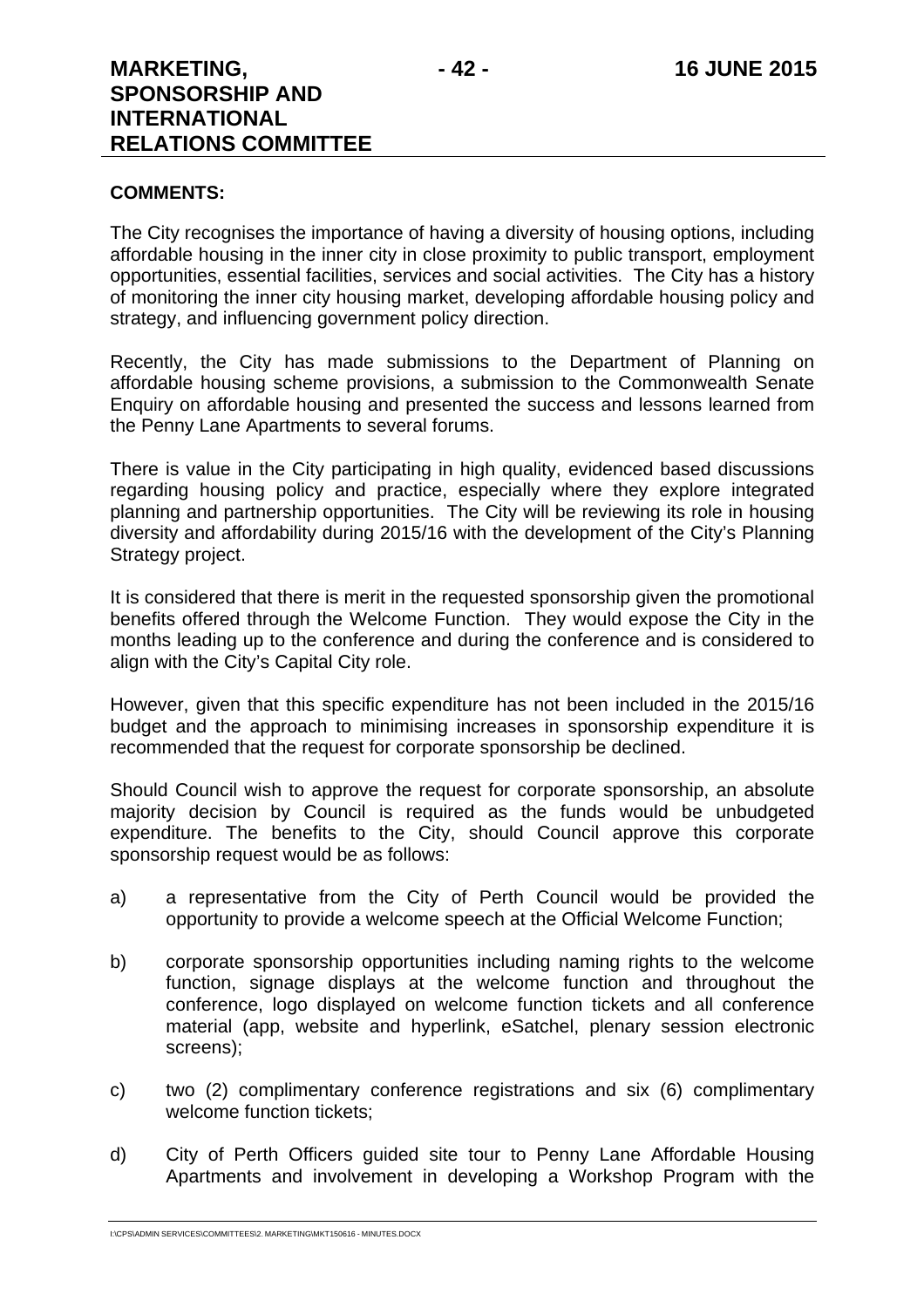**COMMENTS:**

The City recognises the importance of having a diversity of housing options, including affordable housing in the inner city in close proximity to public transport, employment opportunities, essential facilities, services and social activities. The City has a history of monitoring the inner city housing market, developing affordable housing policy and strategy, and influencing government policy direction.

Recently, the City has made submissions to the Department of Planning on affordable housing scheme provisions, a submission to the Commonwealth Senate Enquiry on affordable housing and presented the success and lessons learned from the Penny Lane Apartments to several forums.

There is value in the City participating in high quality, evidenced based discussions regarding housing policy and practice, especially where they explore integrated planning and partnership opportunities. The City will be reviewing its role in housing diversity and affordability during 2015/16 with the development of the City's Planning Strategy project.

It is considered that there is merit in the requested sponsorship given the promotional benefits offered through the Welcome Function. They would expose the City in the months leading up to the conference and during the conference and is considered to align with the City's Capital City role.

However, given that this specific expenditure has not been included in the 2015/16 budget and the approach to minimising increases in sponsorship expenditure it is recommended that the request for corporate sponsorship be declined.

Should Council wish to approve the request for corporate sponsorship, an absolute majority decision by Council is required as the funds would be unbudgeted expenditure. The benefits to the City, should Council approve this corporate sponsorship request would be as follows:

a) a representative from the City of Perth Council would be provided the opportunity to provide a welcome speech at the Official Welcome Function;

b) corporate sponsorship opportunities including naming rights to the welcome function, signage displays at the welcome function and throughout the conference, logo displayed on welcome function tickets and all conference material (app, website and hyperlink, eSatchel, plenary session electronic screens);

c) two (2) complimentary conference registrations and six (6) complimentary welcome function tickets;

d) City of Perth Officers guided site tour to Penny Lane Affordable Housing Apartments and involvement in developing a Workshop Program with the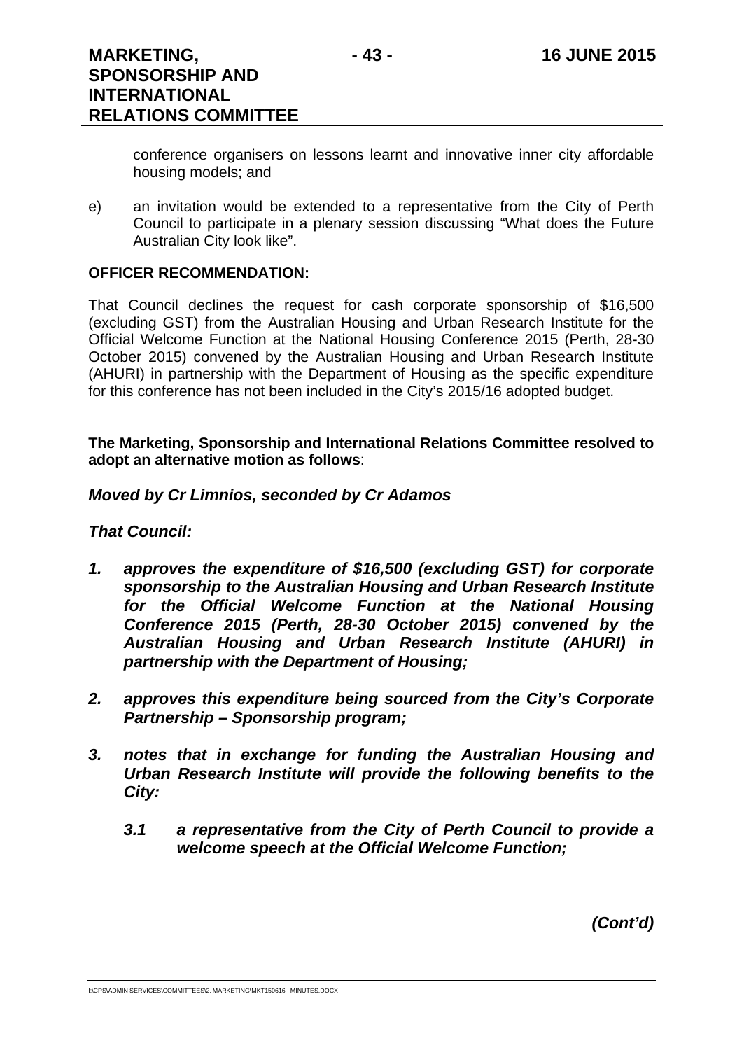conference organisers on lessons learnt and innovative inner city affordable housing models; and

e) an invitation would be extended to a representative from the City of Perth Council to participate in a plenary session discussing "What does the Future Australian City look like".

**OFFICER RECOMMENDATION:**

That Council declines the request for cash corporate sponsorship of $16,500 (excluding GST) from the Australian Housing and Urban Research Institute for the Official Welcome Function at the National Housing Conference 2015 (Perth, 28-30 October 2015) convened by the Australian Housing and Urban Research Institute (AHURI) in partnership with the Department of Housing as the specific expenditure for this conference has not been included in the City's 2015/16 adopted budget.

**The Marketing, Sponsorship and International Relations Committee resolved to adopt an alternative motion as follows**:

***Moved by Cr Limnios, seconded by Cr Adamos***

***That Council:***

1. ***approves the expenditure of $16,500 (excluding GST) for corporate sponsorship to the Australian Housing and Urban Research Institute for the Official Welcome Function at the National Housing Conference 2015 (Perth, 28-30 October 2015) convened by the Australian Housing and Urban Research Institute (AHURI) in partnership with the Department of Housing;***

2. ***approves this expenditure being sourced from the City's Corporate Partnership – Sponsorship program;***

3. ***notes that in exchange for funding the Australian Housing and Urban Research Institute will provide the following benefits to the City:***

   ***3.1 a representative from the City of Perth Council to provide a welcome speech at the Official Welcome Function;***

***(Cont'd)***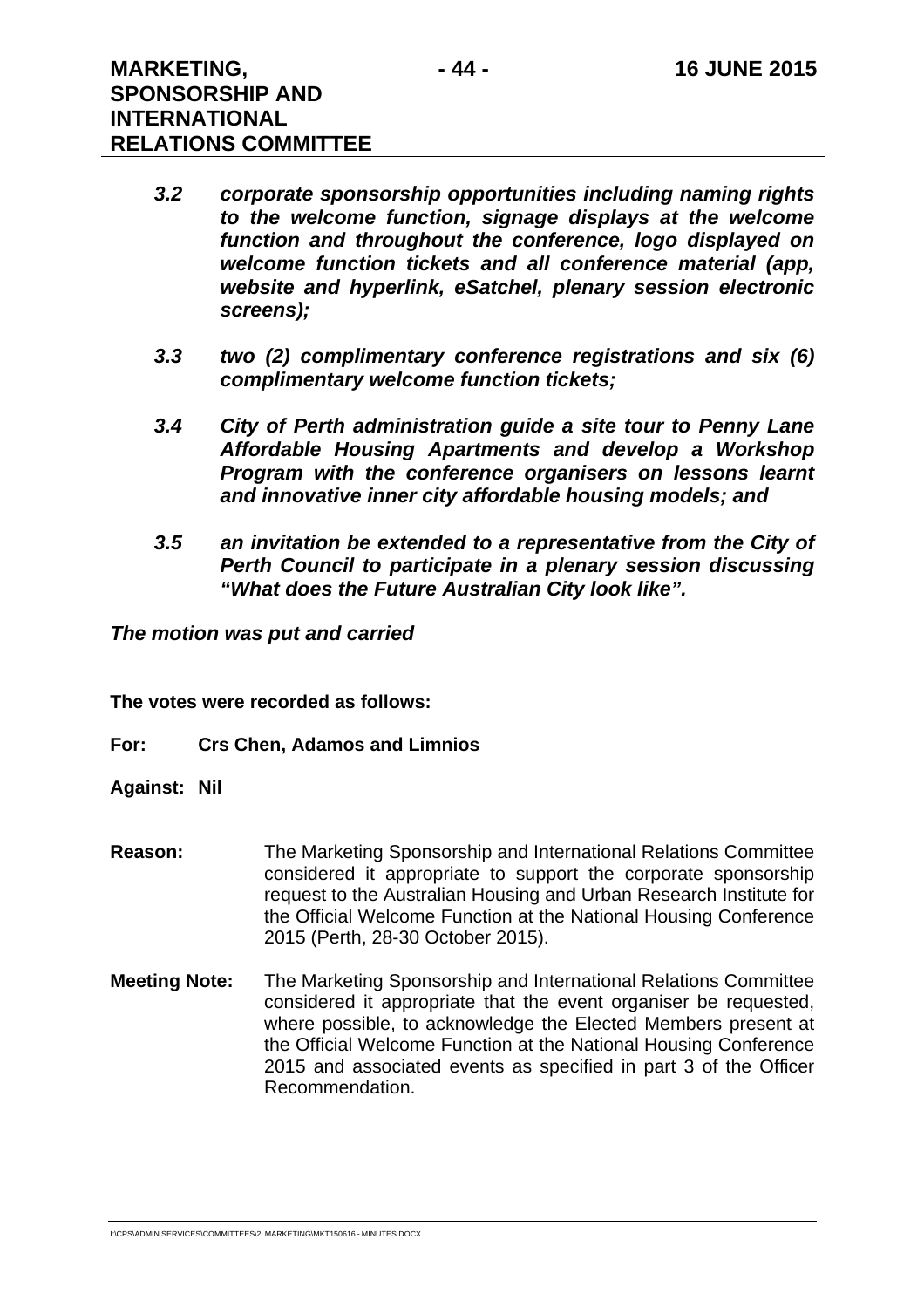***3.2 corporate sponsorship opportunities including naming rights to the welcome function, signage displays at the welcome function and throughout the conference, logo displayed on welcome function tickets and all conference material (app, website and hyperlink, eSatchel, plenary session electronic screens);***

***3.3 two (2) complimentary conference registrations and six (6) complimentary welcome function tickets;***

***3.4 City of Perth administration guide a site tour to Penny Lane Affordable Housing Apartments and develop a Workshop Program with the conference organisers on lessons learnt and innovative inner city affordable housing models; and***

***3.5 an invitation be extended to a representative from the City of Perth Council to participate in a plenary session discussing "What does the Future Australian City look like".***

***The motion was put and carried***

**The votes were recorded as follows:**

**For: Crs Chen, Adamos and Limnios**

**Against: Nil**

**Reason:** The Marketing Sponsorship and International Relations Committee considered it appropriate to support the corporate sponsorship request to the Australian Housing and Urban Research Institute for the Official Welcome Function at the National Housing Conference 2015 (Perth, 28-30 October 2015).

**Meeting Note:** The Marketing Sponsorship and International Relations Committee considered it appropriate that the event organiser be requested, where possible, to acknowledge the Elected Members present at the Official Welcome Function at the National Housing Conference 2015 and associated events as specified in part 3 of the Officer Recommendation.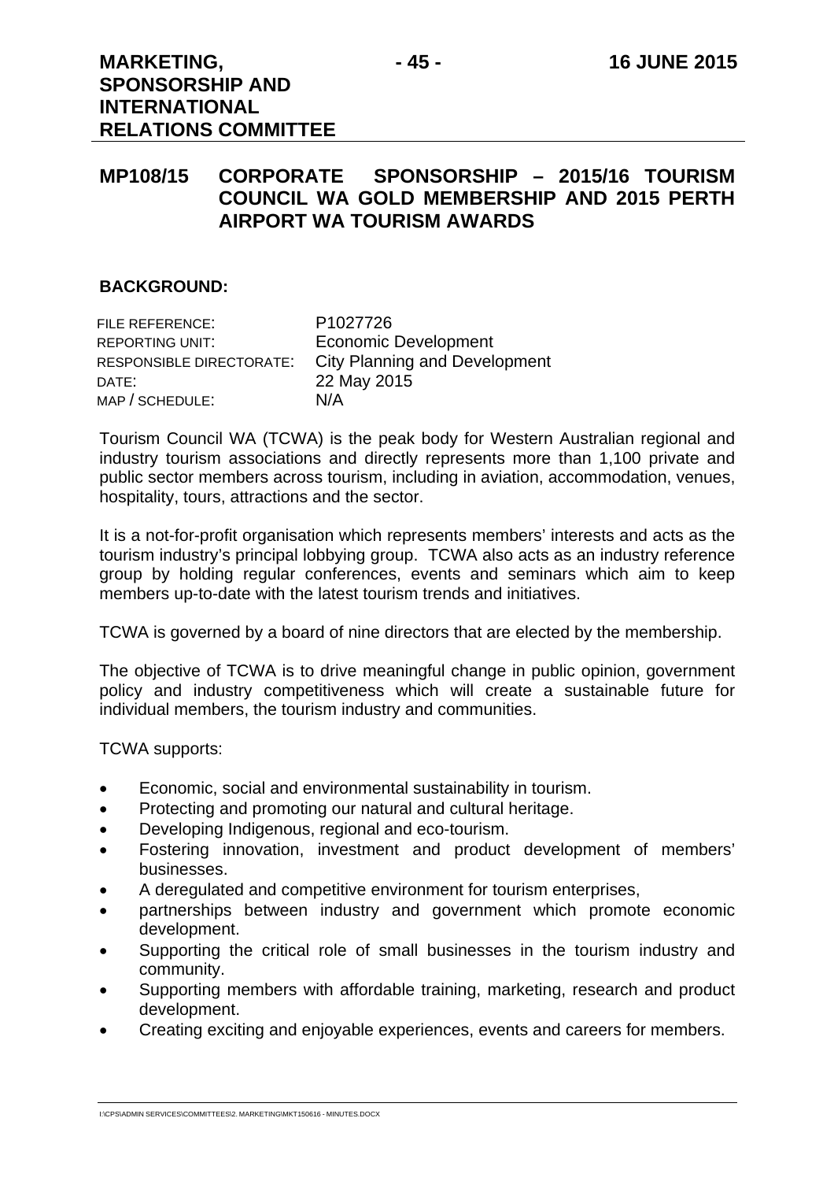## MP108/15 CORPORATE SPONSORSHIP – 2015/16 TOURISM COUNCIL WA GOLD MEMBERSHIP AND 2015 PERTH AIRPORT WA TOURISM AWARDS

### BACKGROUND:

| | |
|---|---|
| FILE REFERENCE: | P1027726 |
| REPORTING UNIT: | Economic Development |
| RESPONSIBLE DIRECTORATE: | City Planning and Development |
| DATE: | 22 May 2015 |
| MAP / SCHEDULE: | N/A |

Tourism Council WA (TCWA) is the peak body for Western Australian regional and industry tourism associations and directly represents more than 1,100 private and public sector members across tourism, including in aviation, accommodation, venues, hospitality, tours, attractions and the sector.

It is a not-for-profit organisation which represents members' interests and acts as the tourism industry's principal lobbying group. TCWA also acts as an industry reference group by holding regular conferences, events and seminars which aim to keep members up-to-date with the latest tourism trends and initiatives.

TCWA is governed by a board of nine directors that are elected by the membership.

The objective of TCWA is to drive meaningful change in public opinion, government policy and industry competitiveness which will create a sustainable future for individual members, the tourism industry and communities.

TCWA supports:

- Economic, social and environmental sustainability in tourism.
- Protecting and promoting our natural and cultural heritage.
- Developing Indigenous, regional and eco-tourism.
- Fostering innovation, investment and product development of members' businesses.
- A deregulated and competitive environment for tourism enterprises,
- partnerships between industry and government which promote economic development.
- Supporting the critical role of small businesses in the tourism industry and community.
- Supporting members with affordable training, marketing, research and product development.
- Creating exciting and enjoyable experiences, events and careers for members.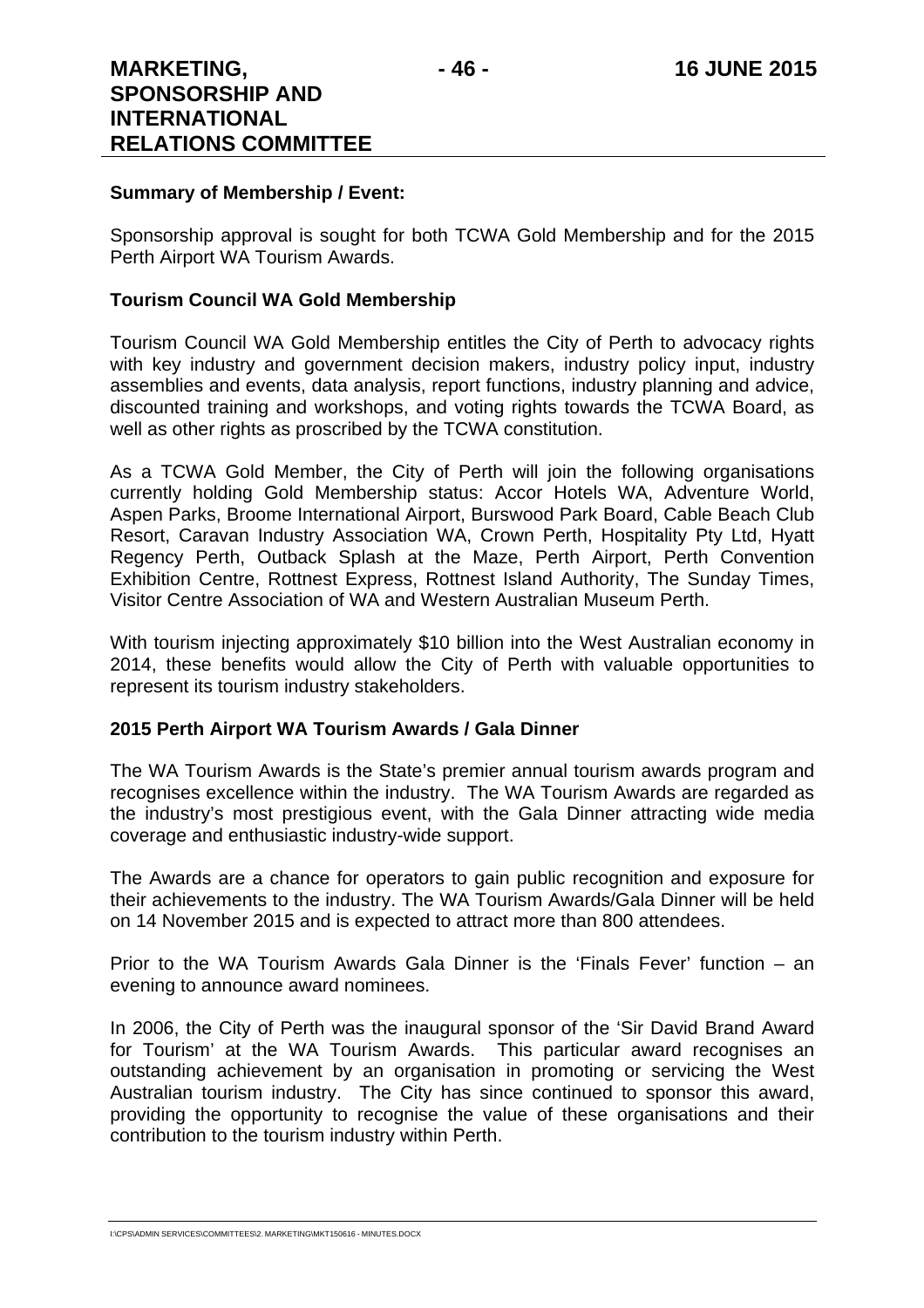**Summary of Membership / Event:**

Sponsorship approval is sought for both TCWA Gold Membership and for the 2015 Perth Airport WA Tourism Awards.

**Tourism Council WA Gold Membership**

Tourism Council WA Gold Membership entitles the City of Perth to advocacy rights with key industry and government decision makers, industry policy input, industry assemblies and events, data analysis, report functions, industry planning and advice, discounted training and workshops, and voting rights towards the TCWA Board, as well as other rights as proscribed by the TCWA constitution.

As a TCWA Gold Member, the City of Perth will join the following organisations currently holding Gold Membership status: Accor Hotels WA, Adventure World, Aspen Parks, Broome International Airport, Burswood Park Board, Cable Beach Club Resort, Caravan Industry Association WA, Crown Perth, Hospitality Pty Ltd, Hyatt Regency Perth, Outback Splash at the Maze, Perth Airport, Perth Convention Exhibition Centre, Rottnest Express, Rottnest Island Authority, The Sunday Times, Visitor Centre Association of WA and Western Australian Museum Perth.

With tourism injecting approximately $10 billion into the West Australian economy in 2014, these benefits would allow the City of Perth with valuable opportunities to represent its tourism industry stakeholders.

**2015 Perth Airport WA Tourism Awards / Gala Dinner**

The WA Tourism Awards is the State's premier annual tourism awards program and recognises excellence within the industry. The WA Tourism Awards are regarded as the industry's most prestigious event, with the Gala Dinner attracting wide media coverage and enthusiastic industry-wide support.

The Awards are a chance for operators to gain public recognition and exposure for their achievements to the industry. The WA Tourism Awards/Gala Dinner will be held on 14 November 2015 and is expected to attract more than 800 attendees.

Prior to the WA Tourism Awards Gala Dinner is the 'Finals Fever' function – an evening to announce award nominees.

In 2006, the City of Perth was the inaugural sponsor of the 'Sir David Brand Award for Tourism' at the WA Tourism Awards. This particular award recognises an outstanding achievement by an organisation in promoting or servicing the West Australian tourism industry. The City has since continued to sponsor this award, providing the opportunity to recognise the value of these organisations and their contribution to the tourism industry within Perth.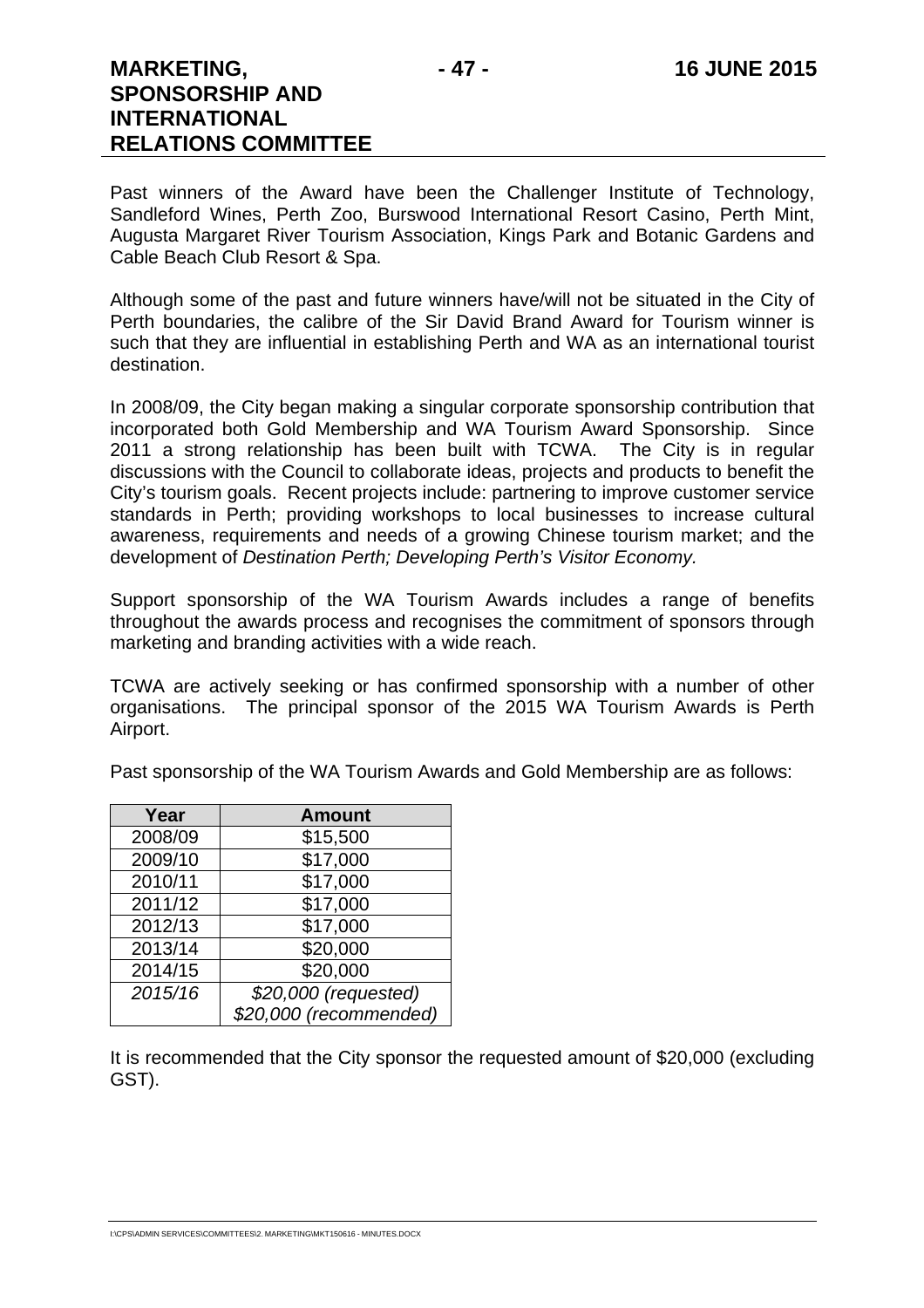Past winners of the Award have been the Challenger Institute of Technology, Sandleford Wines, Perth Zoo, Burswood International Resort Casino, Perth Mint, Augusta Margaret River Tourism Association, Kings Park and Botanic Gardens and Cable Beach Club Resort & Spa.

Although some of the past and future winners have/will not be situated in the City of Perth boundaries, the calibre of the Sir David Brand Award for Tourism winner is such that they are influential in establishing Perth and WA as an international tourist destination.

In 2008/09, the City began making a singular corporate sponsorship contribution that incorporated both Gold Membership and WA Tourism Award Sponsorship. Since 2011 a strong relationship has been built with TCWA. The City is in regular discussions with the Council to collaborate ideas, projects and products to benefit the City's tourism goals. Recent projects include: partnering to improve customer service standards in Perth; providing workshops to local businesses to increase cultural awareness, requirements and needs of a growing Chinese tourism market; and the development of *Destination Perth; Developing Perth's Visitor Economy.*

Support sponsorship of the WA Tourism Awards includes a range of benefits throughout the awards process and recognises the commitment of sponsors through marketing and branding activities with a wide reach.

TCWA are actively seeking or has confirmed sponsorship with a number of other organisations. The principal sponsor of the 2015 WA Tourism Awards is Perth Airport.

Past sponsorship of the WA Tourism Awards and Gold Membership are as follows:

| Year | Amount |
|---|---|
| 2008/09 | $15,500 |
| 2009/10 | $17,000 |
| 2010/11 | $17,000 |
| 2011/12 | $17,000 |
| 2012/13 | $17,000 |
| 2013/14 | $20,000 |
| 2014/15 | $20,000 |
| *2015/16* | *$20,000 (requested)* *$20,000 (recommended)* |

It is recommended that the City sponsor the requested amount of $20,000 (excluding GST).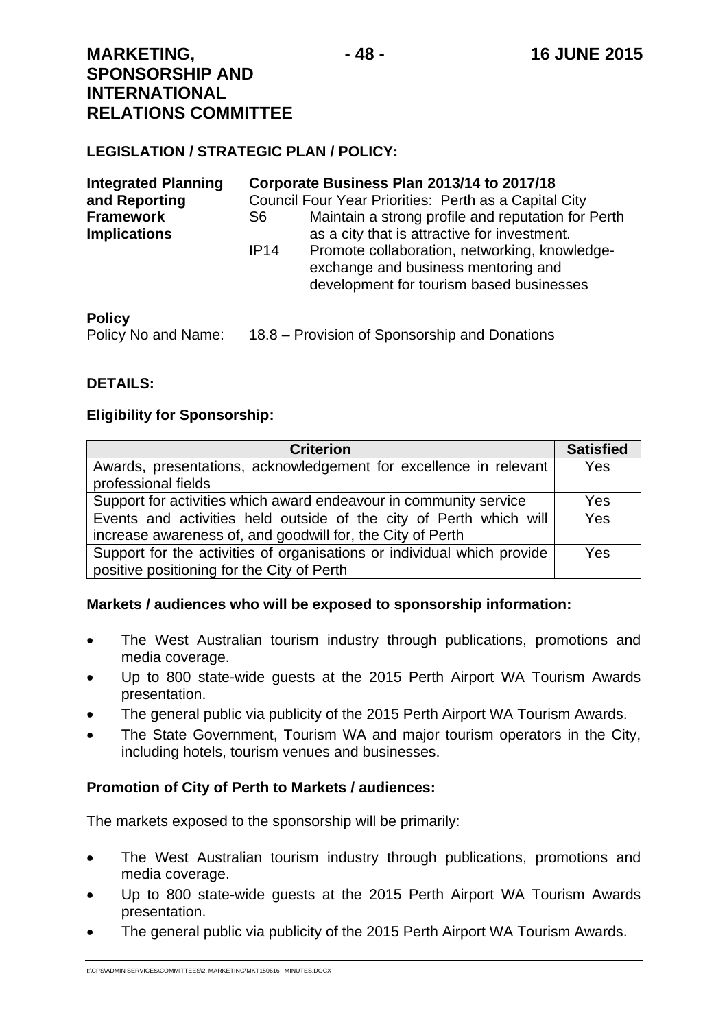**LEGISLATION / STRATEGIC PLAN / POLICY:**

**Integrated Planning and Reporting Framework Implications**

**Corporate Business Plan 2013/14 to 2017/18**
Council Four Year Priorities: Perth as a Capital City

S6 Maintain a strong profile and reputation for Perth as a city that is attractive for investment.

IP14 Promote collaboration, networking, knowledge-exchange and business mentoring and development for tourism based businesses

**Policy**
Policy No and Name: 18.8 – Provision of Sponsorship and Donations

**DETAILS:**

**Eligibility for Sponsorship:**

| Criterion | Satisfied |
|---|---|
| Awards, presentations, acknowledgement for excellence in relevant professional fields | Yes |
| Support for activities which award endeavour in community service | Yes |
| Events and activities held outside of the city of Perth which will increase awareness of, and goodwill for, the City of Perth | Yes |
| Support for the activities of organisations or individual which provide positive positioning for the City of Perth | Yes |

**Markets / audiences who will be exposed to sponsorship information:**

- The West Australian tourism industry through publications, promotions and media coverage.
- Up to 800 state-wide guests at the 2015 Perth Airport WA Tourism Awards presentation.
- The general public via publicity of the 2015 Perth Airport WA Tourism Awards.
- The State Government, Tourism WA and major tourism operators in the City, including hotels, tourism venues and businesses.

**Promotion of City of Perth to Markets / audiences:**

The markets exposed to the sponsorship will be primarily:

- The West Australian tourism industry through publications, promotions and media coverage.
- Up to 800 state-wide guests at the 2015 Perth Airport WA Tourism Awards presentation.
- The general public via publicity of the 2015 Perth Airport WA Tourism Awards.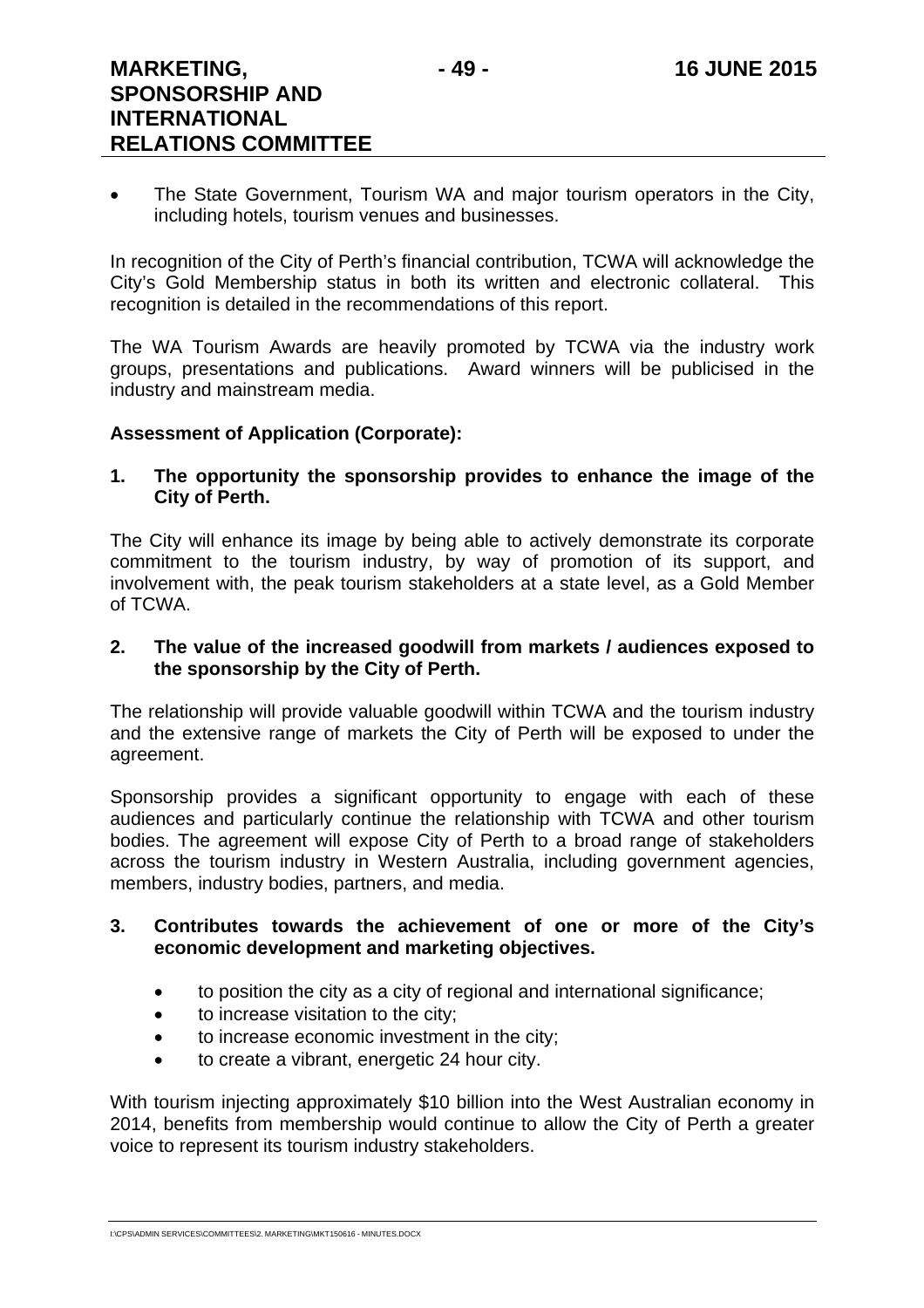- The State Government, Tourism WA and major tourism operators in the City, including hotels, tourism venues and businesses.

In recognition of the City of Perth's financial contribution, TCWA will acknowledge the City's Gold Membership status in both its written and electronic collateral. This recognition is detailed in the recommendations of this report.

The WA Tourism Awards are heavily promoted by TCWA via the industry work groups, presentations and publications. Award winners will be publicised in the industry and mainstream media.

**Assessment of Application (Corporate):**

**1. The opportunity the sponsorship provides to enhance the image of the City of Perth.**

The City will enhance its image by being able to actively demonstrate its corporate commitment to the tourism industry, by way of promotion of its support, and involvement with, the peak tourism stakeholders at a state level, as a Gold Member of TCWA.

**2. The value of the increased goodwill from markets / audiences exposed to the sponsorship by the City of Perth.**

The relationship will provide valuable goodwill within TCWA and the tourism industry and the extensive range of markets the City of Perth will be exposed to under the agreement.

Sponsorship provides a significant opportunity to engage with each of these audiences and particularly continue the relationship with TCWA and other tourism bodies. The agreement will expose City of Perth to a broad range of stakeholders across the tourism industry in Western Australia, including government agencies, members, industry bodies, partners, and media.

**3. Contributes towards the achievement of one or more of the City's economic development and marketing objectives.**

- to position the city as a city of regional and international significance;
- to increase visitation to the city;
- to increase economic investment in the city;
- to create a vibrant, energetic 24 hour city.

With tourism injecting approximately $10 billion into the West Australian economy in 2014, benefits from membership would continue to allow the City of Perth a greater voice to represent its tourism industry stakeholders.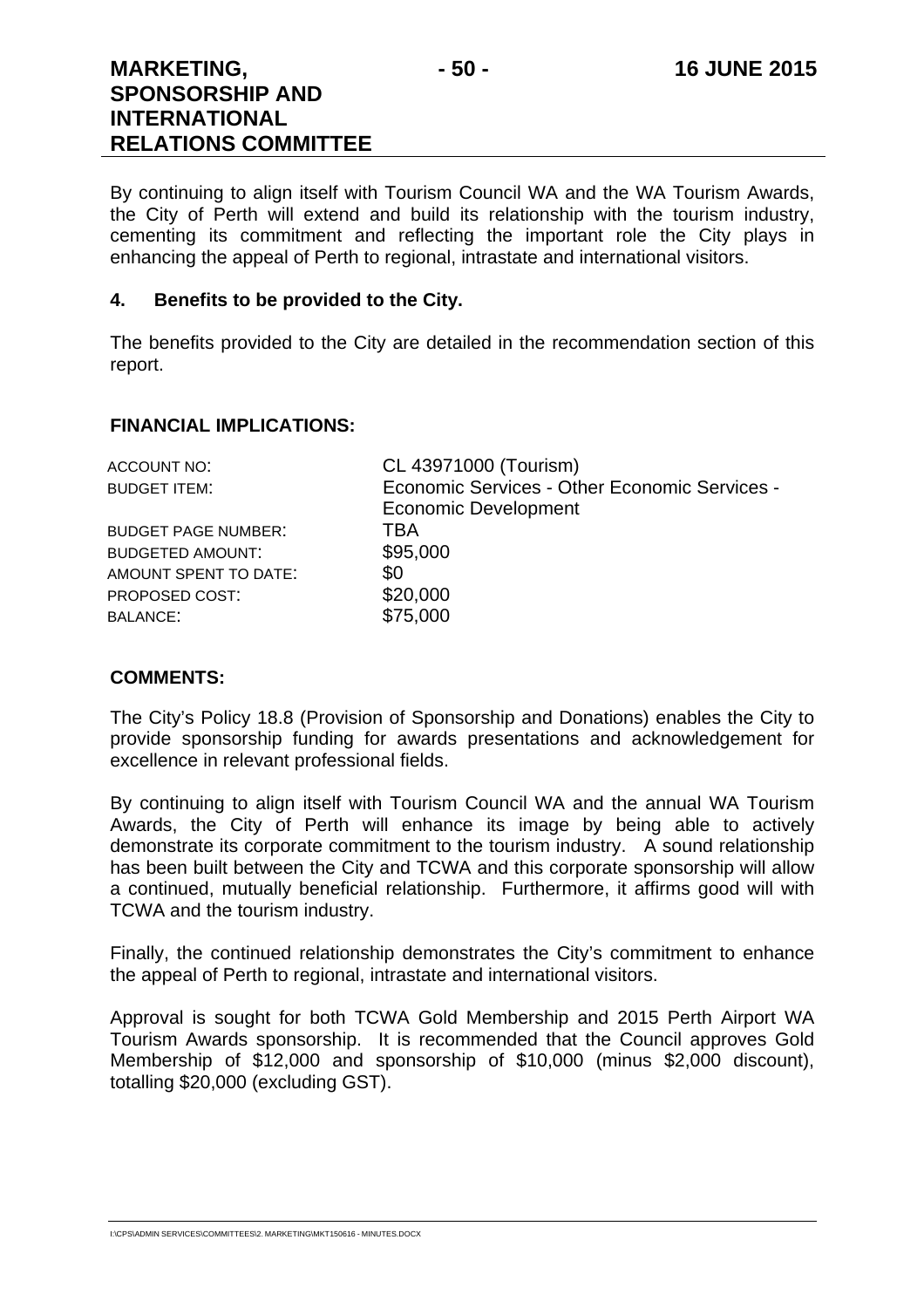By continuing to align itself with Tourism Council WA and the WA Tourism Awards, the City of Perth will extend and build its relationship with the tourism industry, cementing its commitment and reflecting the important role the City plays in enhancing the appeal of Perth to regional, intrastate and international visitors.

**4. Benefits to be provided to the City.**

The benefits provided to the City are detailed in the recommendation section of this report.

**FINANCIAL IMPLICATIONS:**

| | |
|---|---|
| ACCOUNT NO: | CL 43971000 (Tourism) |
| BUDGET ITEM: | Economic Services - Other Economic Services - Economic Development |
| BUDGET PAGE NUMBER: | TBA |
| BUDGETED AMOUNT: | $95,000 |
| AMOUNT SPENT TO DATE: | $0 |
| PROPOSED COST: | $20,000 |
| BALANCE: | $75,000 |

**COMMENTS:**

The City's Policy 18.8 (Provision of Sponsorship and Donations) enables the City to provide sponsorship funding for awards presentations and acknowledgement for excellence in relevant professional fields.

By continuing to align itself with Tourism Council WA and the annual WA Tourism Awards, the City of Perth will enhance its image by being able to actively demonstrate its corporate commitment to the tourism industry. A sound relationship has been built between the City and TCWA and this corporate sponsorship will allow a continued, mutually beneficial relationship. Furthermore, it affirms good will with TCWA and the tourism industry.

Finally, the continued relationship demonstrates the City's commitment to enhance the appeal of Perth to regional, intrastate and international visitors.

Approval is sought for both TCWA Gold Membership and 2015 Perth Airport WA Tourism Awards sponsorship. It is recommended that the Council approves Gold Membership of $12,000 and sponsorship of $10,000 (minus $2,000 discount), totalling $20,000 (excluding GST).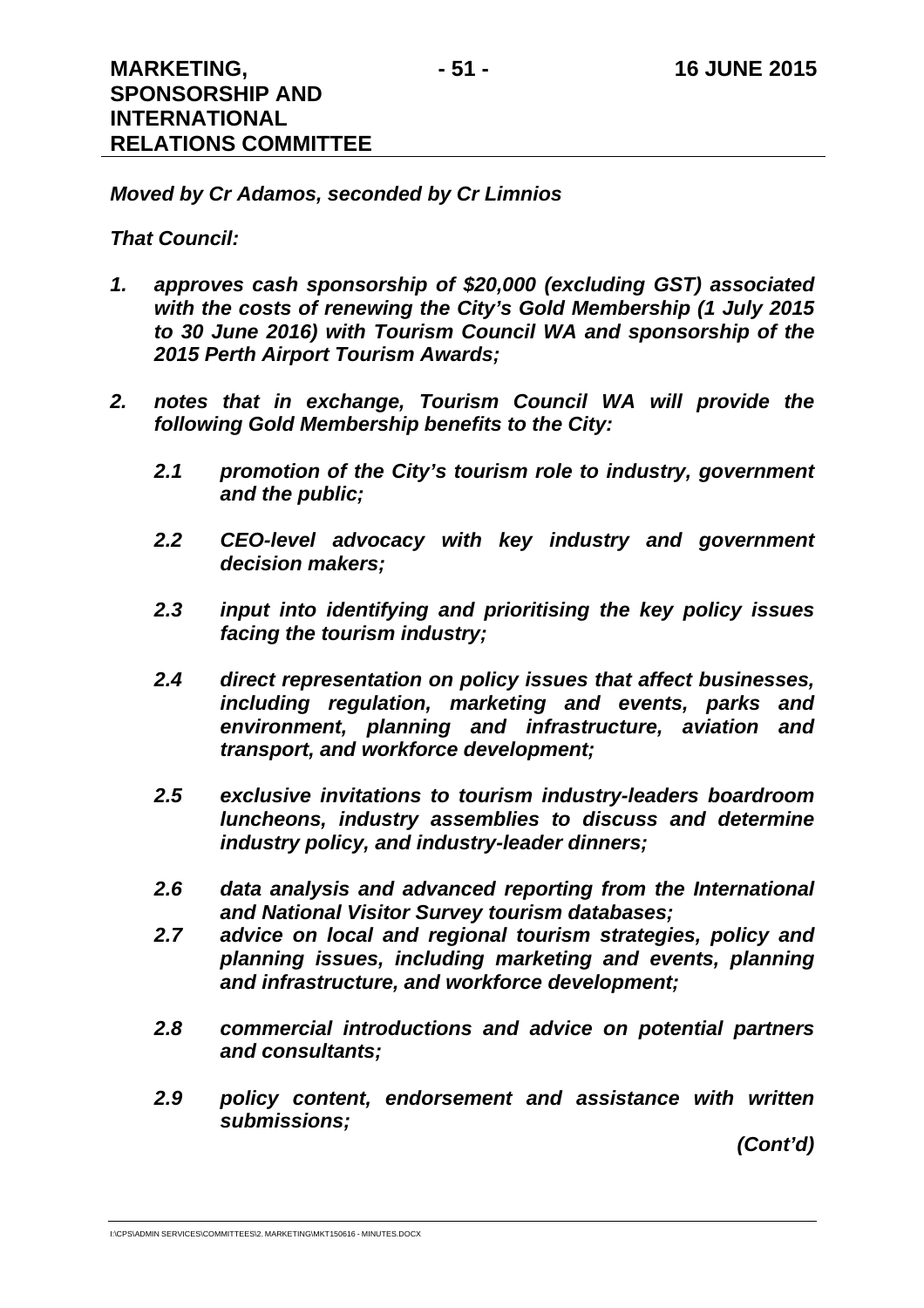***Moved by Cr Adamos, seconded by Cr Limnios***

***That Council:***

1. ***approves cash sponsorship of $20,000 (excluding GST) associated with the costs of renewing the City's Gold Membership (1 July 2015 to 30 June 2016) with Tourism Council WA and sponsorship of the 2015 Perth Airport Tourism Awards;***

2. ***notes that in exchange, Tourism Council WA will provide the following Gold Membership benefits to the City:***

    ***2.1 promotion of the City's tourism role to industry, government and the public;***

    ***2.2 CEO-level advocacy with key industry and government decision makers;***

    ***2.3 input into identifying and prioritising the key policy issues facing the tourism industry;***

    ***2.4 direct representation on policy issues that affect businesses, including regulation, marketing and events, parks and environment, planning and infrastructure, aviation and transport, and workforce development;***

    ***2.5 exclusive invitations to tourism industry-leaders boardroom luncheons, industry assemblies to discuss and determine industry policy, and industry-leader dinners;***

    ***2.6 data analysis and advanced reporting from the International and National Visitor Survey tourism databases;***

    ***2.7 advice on local and regional tourism strategies, policy and planning issues, including marketing and events, planning and infrastructure, and workforce development;***

    ***2.8 commercial introductions and advice on potential partners and consultants;***

    ***2.9 policy content, endorsement and assistance with written submissions;***

***(Cont'd)***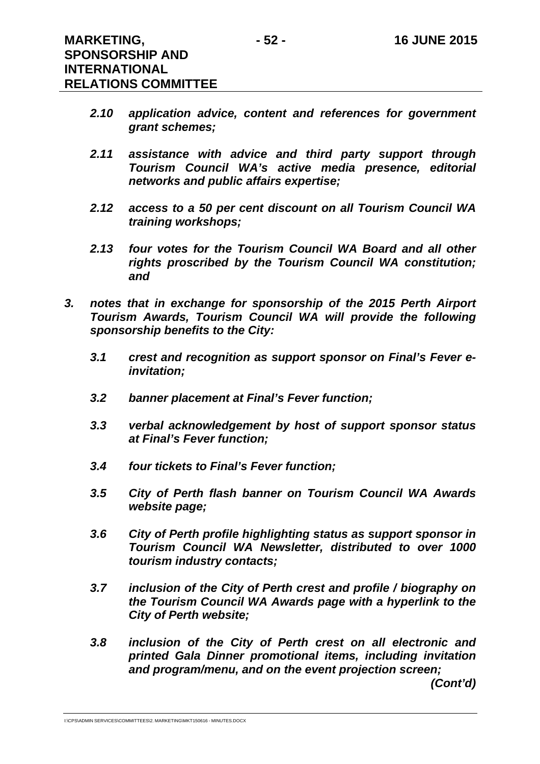*2.10 application advice, content and references for government grant schemes;*

*2.11 assistance with advice and third party support through Tourism Council WA's active media presence, editorial networks and public affairs expertise;*

*2.12 access to a 50 per cent discount on all Tourism Council WA training workshops;*

*2.13 four votes for the Tourism Council WA Board and all other rights proscribed by the Tourism Council WA constitution; and*

*3. notes that in exchange for sponsorship of the 2015 Perth Airport Tourism Awards, Tourism Council WA will provide the following sponsorship benefits to the City:*

*3.1 crest and recognition as support sponsor on Final's Fever e-invitation;*

*3.2 banner placement at Final's Fever function;*

*3.3 verbal acknowledgement by host of support sponsor status at Final's Fever function;*

*3.4 four tickets to Final's Fever function;*

*3.5 City of Perth flash banner on Tourism Council WA Awards website page;*

*3.6 City of Perth profile highlighting status as support sponsor in Tourism Council WA Newsletter, distributed to over 1000 tourism industry contacts;*

*3.7 inclusion of the City of Perth crest and profile / biography on the Tourism Council WA Awards page with a hyperlink to the City of Perth website;*

*3.8 inclusion of the City of Perth crest on all electronic and printed Gala Dinner promotional items, including invitation and program/menu, and on the event projection screen;*

***(Cont'd)***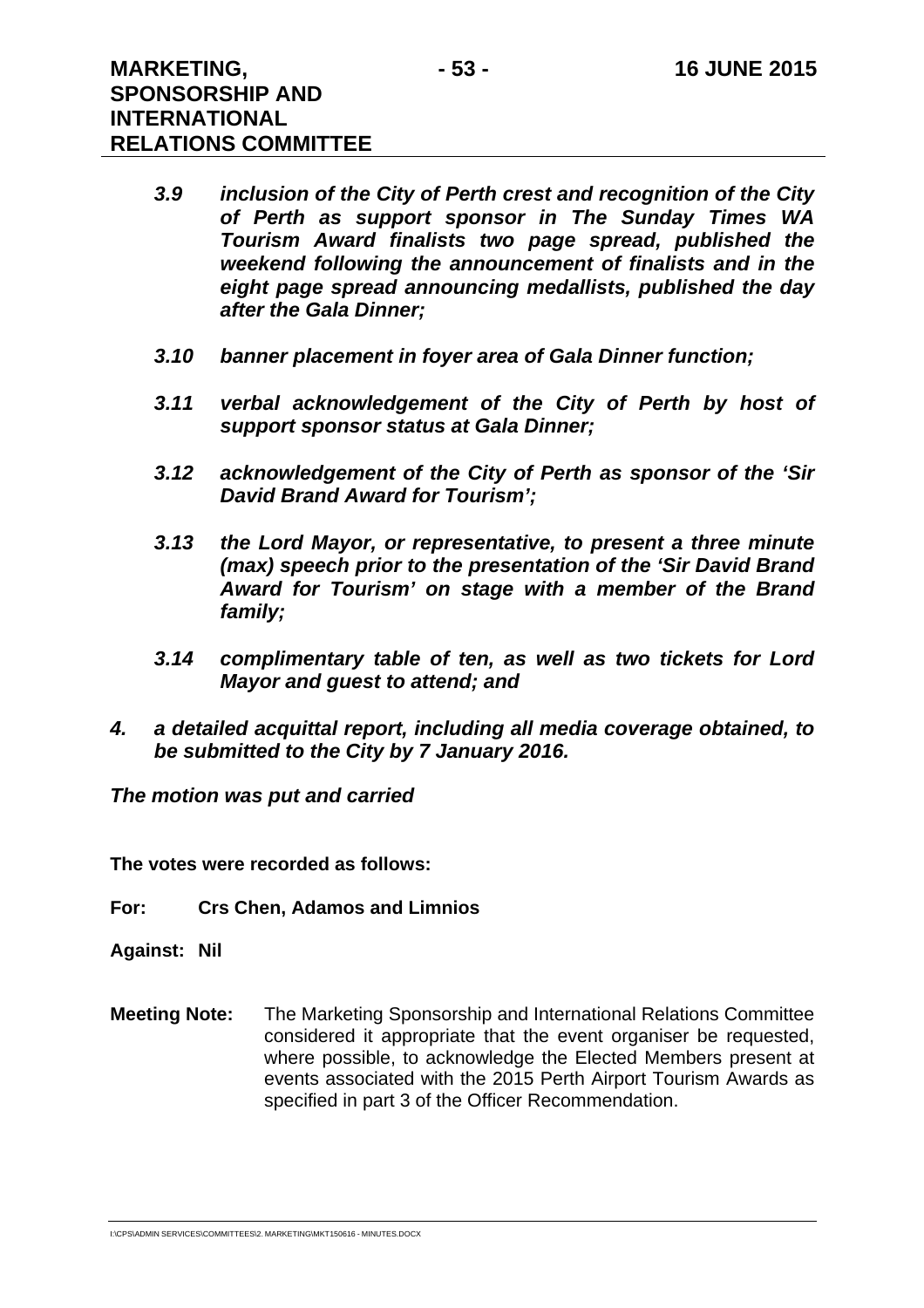*3.9 inclusion of the City of Perth crest and recognition of the City of Perth as support sponsor in The Sunday Times WA Tourism Award finalists two page spread, published the weekend following the announcement of finalists and in the eight page spread announcing medallists, published the day after the Gala Dinner;*

*3.10 banner placement in foyer area of Gala Dinner function;*

*3.11 verbal acknowledgement of the City of Perth by host of support sponsor status at Gala Dinner;*

*3.12 acknowledgement of the City of Perth as sponsor of the 'Sir David Brand Award for Tourism';*

*3.13 the Lord Mayor, or representative, to present a three minute (max) speech prior to the presentation of the 'Sir David Brand Award for Tourism' on stage with a member of the Brand family;*

*3.14 complimentary table of ten, as well as two tickets for Lord Mayor and guest to attend; and*

*4. a detailed acquittal report, including all media coverage obtained, to be submitted to the City by 7 January 2016.*

*The motion was put and carried*

**The votes were recorded as follows:**

**For:** **Crs Chen, Adamos and Limnios**

**Against:** **Nil**

**Meeting Note:** The Marketing Sponsorship and International Relations Committee considered it appropriate that the event organiser be requested, where possible, to acknowledge the Elected Members present at events associated with the 2015 Perth Airport Tourism Awards as specified in part 3 of the Officer Recommendation.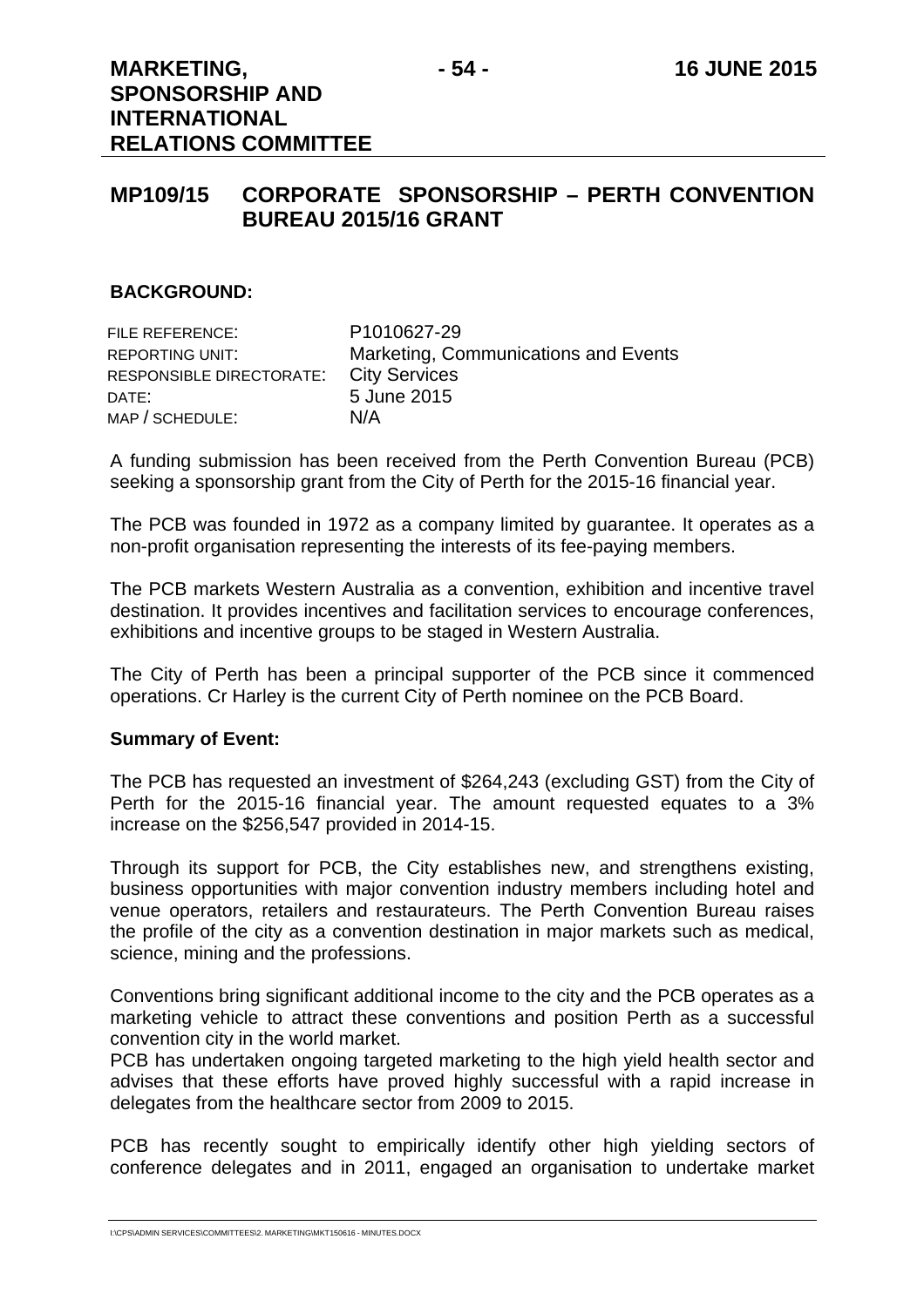## MP109/15 CORPORATE SPONSORSHIP – PERTH CONVENTION BUREAU 2015/16 GRANT

### BACKGROUND:

| | |
|---|---|
| FILE REFERENCE: | P1010627-29 |
| REPORTING UNIT: | Marketing, Communications and Events |
| RESPONSIBLE DIRECTORATE: | City Services |
| DATE: | 5 June 2015 |
| MAP / SCHEDULE: | N/A |

A funding submission has been received from the Perth Convention Bureau (PCB) seeking a sponsorship grant from the City of Perth for the 2015-16 financial year.

The PCB was founded in 1972 as a company limited by guarantee. It operates as a non-profit organisation representing the interests of its fee-paying members.

The PCB markets Western Australia as a convention, exhibition and incentive travel destination. It provides incentives and facilitation services to encourage conferences, exhibitions and incentive groups to be staged in Western Australia.

The City of Perth has been a principal supporter of the PCB since it commenced operations. Cr Harley is the current City of Perth nominee on the PCB Board.

**Summary of Event:**

The PCB has requested an investment of $264,243 (excluding GST) from the City of Perth for the 2015-16 financial year. The amount requested equates to a 3% increase on the $256,547 provided in 2014-15.

Through its support for PCB, the City establishes new, and strengthens existing, business opportunities with major convention industry members including hotel and venue operators, retailers and restaurateurs. The Perth Convention Bureau raises the profile of the city as a convention destination in major markets such as medical, science, mining and the professions.

Conventions bring significant additional income to the city and the PCB operates as a marketing vehicle to attract these conventions and position Perth as a successful convention city in the world market.

PCB has undertaken ongoing targeted marketing to the high yield health sector and advises that these efforts have proved highly successful with a rapid increase in delegates from the healthcare sector from 2009 to 2015.

PCB has recently sought to empirically identify other high yielding sectors of conference delegates and in 2011, engaged an organisation to undertake market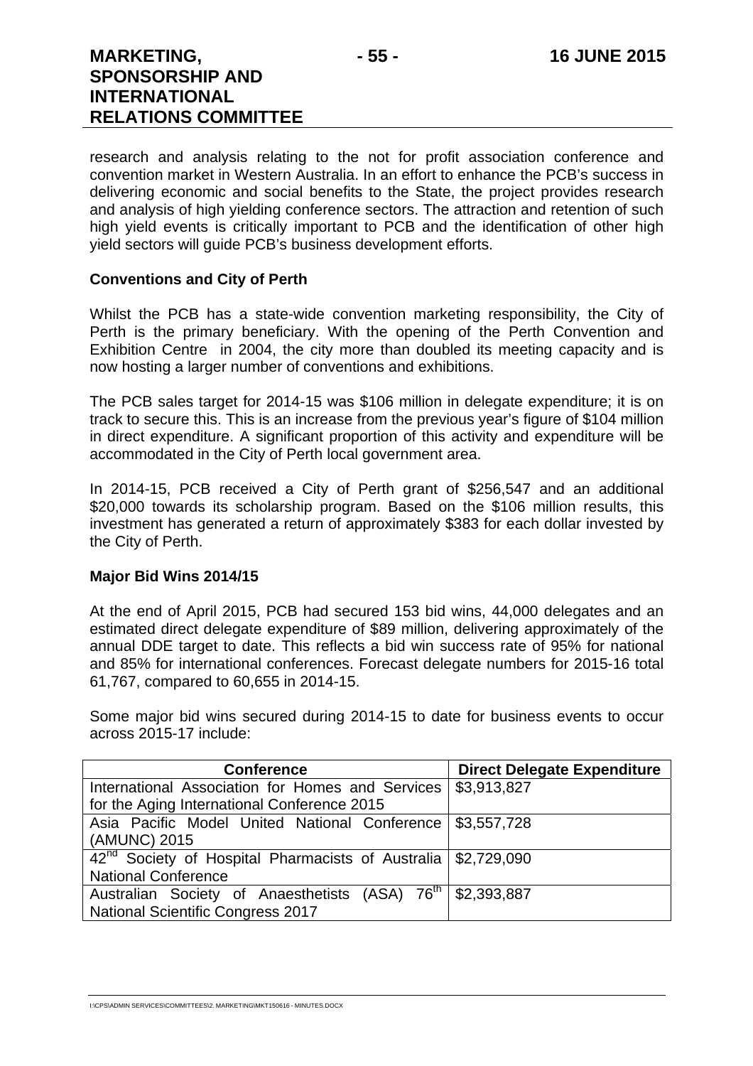research and analysis relating to the not for profit association conference and convention market in Western Australia. In an effort to enhance the PCB's success in delivering economic and social benefits to the State, the project provides research and analysis of high yielding conference sectors. The attraction and retention of such high yield events is critically important to PCB and the identification of other high yield sectors will guide PCB's business development efforts.

**Conventions and City of Perth**

Whilst the PCB has a state-wide convention marketing responsibility, the City of Perth is the primary beneficiary. With the opening of the Perth Convention and Exhibition Centre in 2004, the city more than doubled its meeting capacity and is now hosting a larger number of conventions and exhibitions.

The PCB sales target for 2014-15 was $106 million in delegate expenditure; it is on track to secure this. This is an increase from the previous year's figure of $104 million in direct expenditure. A significant proportion of this activity and expenditure will be accommodated in the City of Perth local government area.

In 2014-15, PCB received a City of Perth grant of $256,547 and an additional $20,000 towards its scholarship program. Based on the $106 million results, this investment has generated a return of approximately $383 for each dollar invested by the City of Perth.

**Major Bid Wins 2014/15**

At the end of April 2015, PCB had secured 153 bid wins, 44,000 delegates and an estimated direct delegate expenditure of $89 million, delivering approximately of the annual DDE target to date. This reflects a bid win success rate of 95% for national and 85% for international conferences. Forecast delegate numbers for 2015-16 total 61,767, compared to 60,655 in 2014-15.

Some major bid wins secured during 2014-15 to date for business events to occur across 2015-17 include:

| Conference | Direct Delegate Expenditure |
|---|---|
| International Association for Homes and Services for the Aging International Conference 2015 | $3,913,827 |
| Asia Pacific Model United National Conference (AMUNC) 2015 | $3,557,728 |
| 42nd Society of Hospital Pharmacists of Australia National Conference | $2,729,090 |
| Australian Society of Anaesthetists (ASA) 76th National Scientific Congress 2017 | $2,393,887 |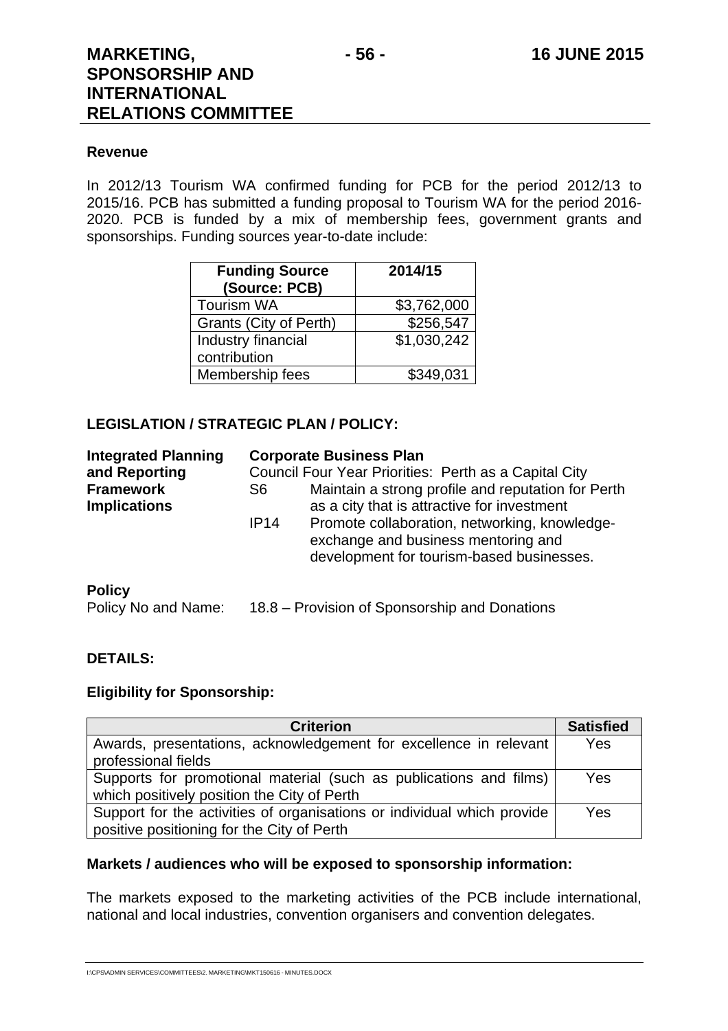**Revenue**

In 2012/13 Tourism WA confirmed funding for PCB for the period 2012/13 to 2015/16. PCB has submitted a funding proposal to Tourism WA for the period 2016-2020. PCB is funded by a mix of membership fees, government grants and sponsorships. Funding sources year-to-date include:

| Funding Source (Source: PCB) | 2014/15 |
| --- | --- |
| Tourism WA | $3,762,000 |
| Grants (City of Perth) | $256,547 |
| Industry financial contribution | $1,030,242 |
| Membership fees | $349,031 |

**LEGISLATION / STRATEGIC PLAN / POLICY:**

**Integrated Planning and Reporting Framework Implications**

**Corporate Business Plan**
Council Four Year Priorities: Perth as a Capital City

- S6 Maintain a strong profile and reputation for Perth as a city that is attractive for investment
- IP14 Promote collaboration, networking, knowledge-exchange and business mentoring and development for tourism-based businesses.

**Policy**

Policy No and Name: 18.8 – Provision of Sponsorship and Donations

**DETAILS:**

**Eligibility for Sponsorship:**

| Criterion | Satisfied |
| --- | --- |
| Awards, presentations, acknowledgement for excellence in relevant professional fields | Yes |
| Supports for promotional material (such as publications and films) which positively position the City of Perth | Yes |
| Support for the activities of organisations or individual which provide positive positioning for the City of Perth | Yes |

**Markets / audiences who will be exposed to sponsorship information:**

The markets exposed to the marketing activities of the PCB include international, national and local industries, convention organisers and convention delegates.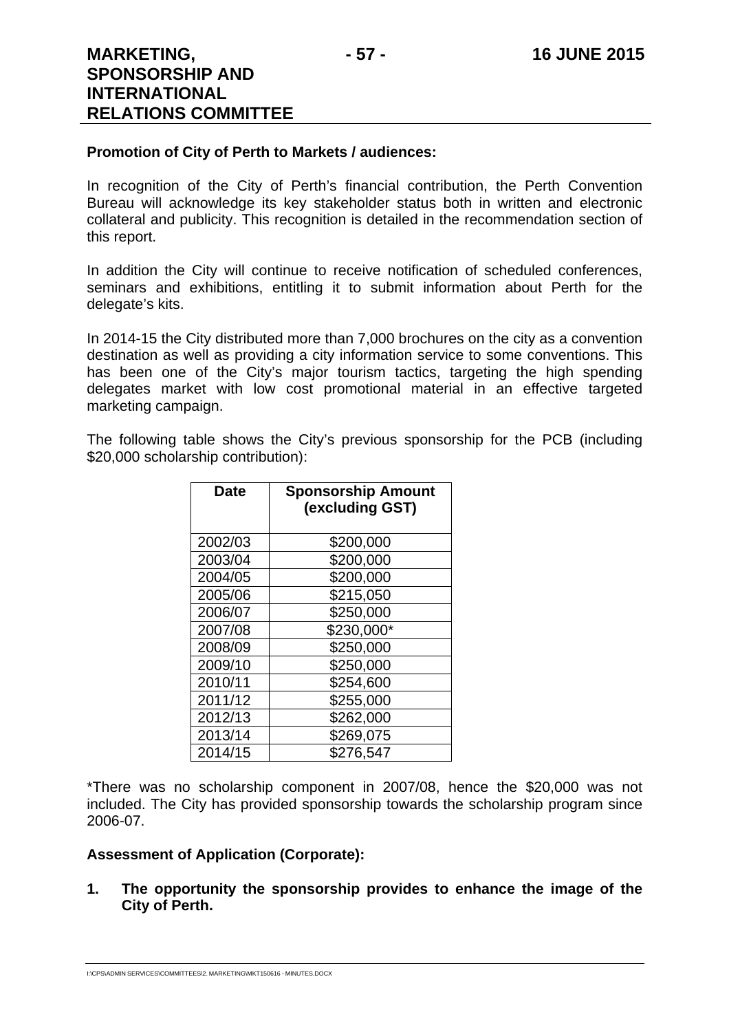**Promotion of City of Perth to Markets / audiences:**

In recognition of the City of Perth's financial contribution, the Perth Convention Bureau will acknowledge its key stakeholder status both in written and electronic collateral and publicity. This recognition is detailed in the recommendation section of this report.

In addition the City will continue to receive notification of scheduled conferences, seminars and exhibitions, entitling it to submit information about Perth for the delegate's kits.

In 2014-15 the City distributed more than 7,000 brochures on the city as a convention destination as well as providing a city information service to some conventions. This has been one of the City's major tourism tactics, targeting the high spending delegates market with low cost promotional material in an effective targeted marketing campaign.

The following table shows the City's previous sponsorship for the PCB (including $20,000 scholarship contribution):

| Date | Sponsorship Amount (excluding GST) |
|---|---|
| 2002/03 | $200,000 |
| 2003/04 | $200,000 |
| 2004/05 | $200,000 |
| 2005/06 | $215,050 |
| 2006/07 | $250,000 |
| 2007/08 | $230,000* |
| 2008/09 | $250,000 |
| 2009/10 | $250,000 |
| 2010/11 | $254,600 |
| 2011/12 | $255,000 |
| 2012/13 | $262,000 |
| 2013/14 | $269,075 |
| 2014/15 | $276,547 |

*There was no scholarship component in 2007/08, hence the $20,000 was not included. The City has provided sponsorship towards the scholarship program since 2006-07.

**Assessment of Application (Corporate):**

1. **The opportunity the sponsorship provides to enhance the image of the City of Perth.**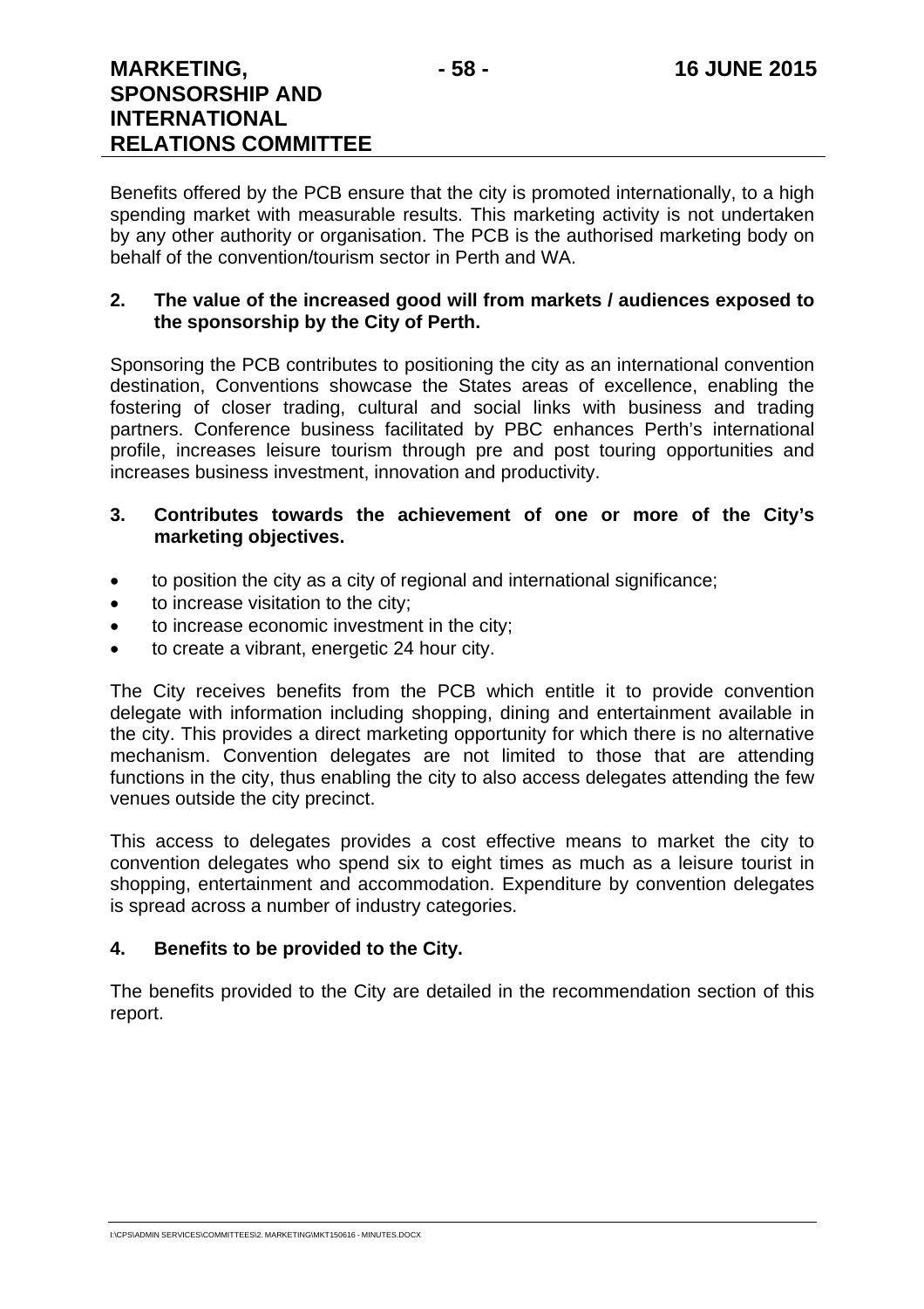Benefits offered by the PCB ensure that the city is promoted internationally, to a high spending market with measurable results. This marketing activity is not undertaken by any other authority or organisation. The PCB is the authorised marketing body on behalf of the convention/tourism sector in Perth and WA.

**2. The value of the increased good will from markets / audiences exposed to the sponsorship by the City of Perth.**

Sponsoring the PCB contributes to positioning the city as an international convention destination, Conventions showcase the States areas of excellence, enabling the fostering of closer trading, cultural and social links with business and trading partners. Conference business facilitated by PBC enhances Perth's international profile, increases leisure tourism through pre and post touring opportunities and increases business investment, innovation and productivity.

**3. Contributes towards the achievement of one or more of the City's marketing objectives.**

- to position the city as a city of regional and international significance;
- to increase visitation to the city;
- to increase economic investment in the city;
- to create a vibrant, energetic 24 hour city.

The City receives benefits from the PCB which entitle it to provide convention delegate with information including shopping, dining and entertainment available in the city. This provides a direct marketing opportunity for which there is no alternative mechanism. Convention delegates are not limited to those that are attending functions in the city, thus enabling the city to also access delegates attending the few venues outside the city precinct.

This access to delegates provides a cost effective means to market the city to convention delegates who spend six to eight times as much as a leisure tourist in shopping, entertainment and accommodation. Expenditure by convention delegates is spread across a number of industry categories.

**4. Benefits to be provided to the City.**

The benefits provided to the City are detailed in the recommendation section of this report.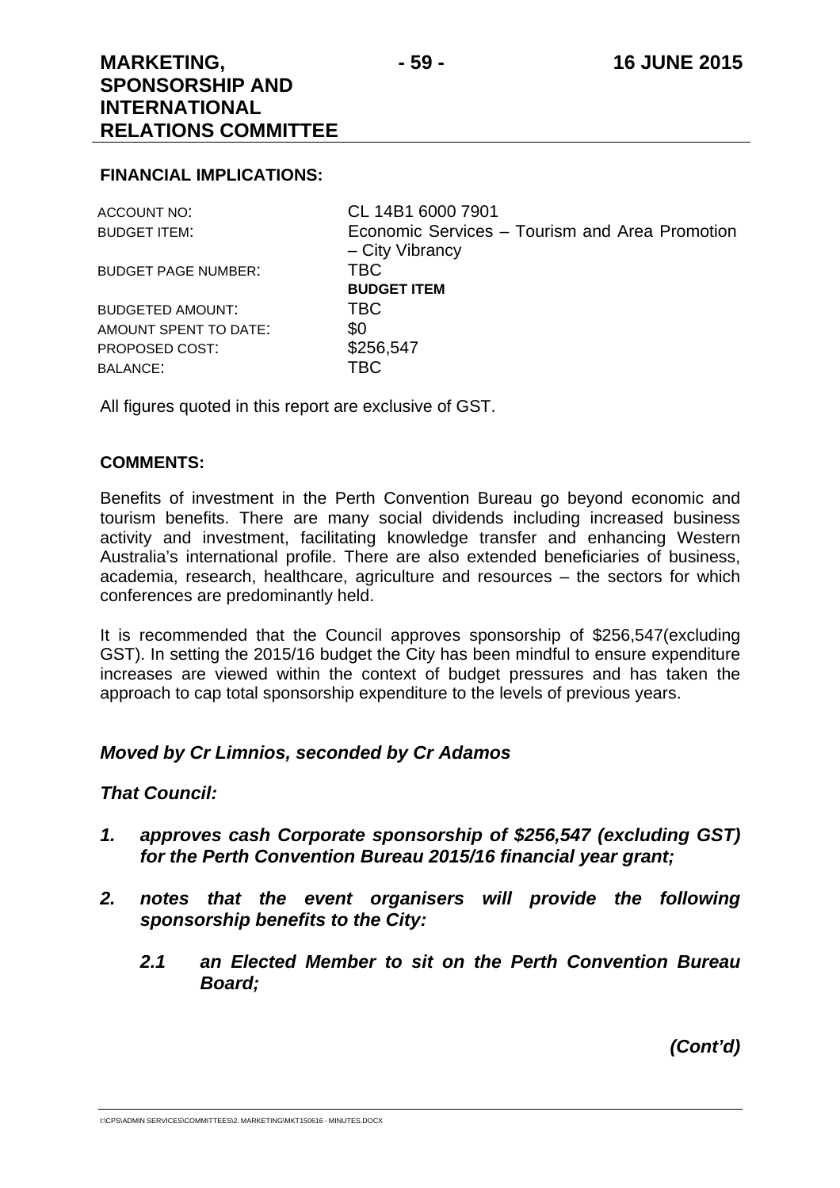**FINANCIAL IMPLICATIONS:**

| | |
|---|---|
| ACCOUNT NO: | CL 14B1 6000 7901 |
| BUDGET ITEM: | Economic Services – Tourism and Area Promotion – City Vibrancy |
| BUDGET PAGE NUMBER: | TBC |
| | **BUDGET ITEM** |
| BUDGETED AMOUNT: | TBC |
| AMOUNT SPENT TO DATE: | $0 |
| PROPOSED COST: | $256,547 |
| BALANCE: | TBC |

All figures quoted in this report are exclusive of GST.

**COMMENTS:**

Benefits of investment in the Perth Convention Bureau go beyond economic and tourism benefits. There are many social dividends including increased business activity and investment, facilitating knowledge transfer and enhancing Western Australia's international profile. There are also extended beneficiaries of business, academia, research, healthcare, agriculture and resources – the sectors for which conferences are predominantly held.

It is recommended that the Council approves sponsorship of $256,547(excluding GST). In setting the 2015/16 budget the City has been mindful to ensure expenditure increases are viewed within the context of budget pressures and has taken the approach to cap total sponsorship expenditure to the levels of previous years.

***Moved by Cr Limnios, seconded by Cr Adamos***

***That Council:***

1. ***approves cash Corporate sponsorship of $256,547 (excluding GST) for the Perth Convention Bureau 2015/16 financial year grant;***

2. ***notes that the event organisers will provide the following sponsorship benefits to the City:***

   ***2.1 an Elected Member to sit on the Perth Convention Bureau Board;***

***(Cont'd)***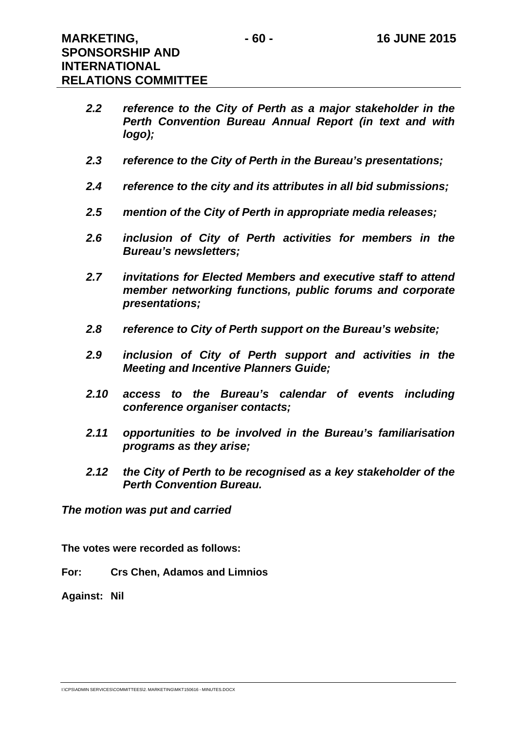*2.2 reference to the City of Perth as a major stakeholder in the Perth Convention Bureau Annual Report (in text and with logo);*

*2.3 reference to the City of Perth in the Bureau's presentations;*

*2.4 reference to the city and its attributes in all bid submissions;*

*2.5 mention of the City of Perth in appropriate media releases;*

*2.6 inclusion of City of Perth activities for members in the Bureau's newsletters;*

*2.7 invitations for Elected Members and executive staff to attend member networking functions, public forums and corporate presentations;*

*2.8 reference to City of Perth support on the Bureau's website;*

*2.9 inclusion of City of Perth support and activities in the Meeting and Incentive Planners Guide;*

*2.10 access to the Bureau's calendar of events including conference organiser contacts;*

*2.11 opportunities to be involved in the Bureau's familiarisation programs as they arise;*

*2.12 the City of Perth to be recognised as a key stakeholder of the Perth Convention Bureau.*

***The motion was put and carried***

**The votes were recorded as follows:**

**For: Crs Chen, Adamos and Limnios**

**Against: Nil**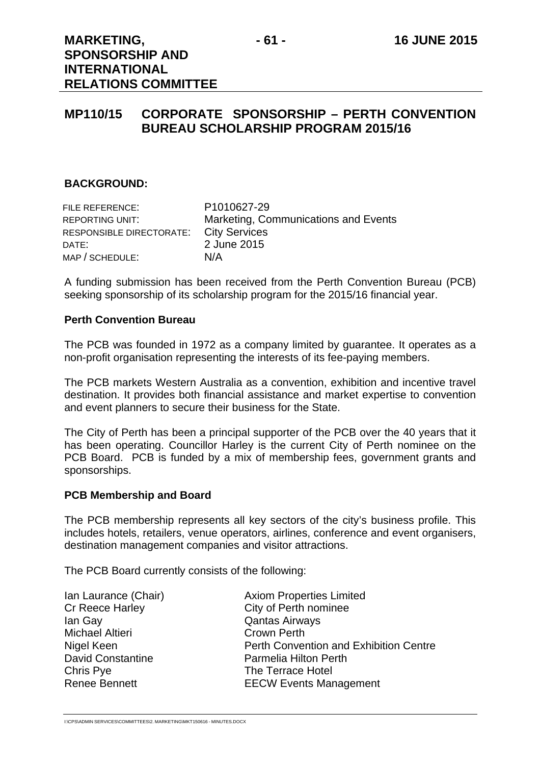## MP110/15 CORPORATE SPONSORSHIP – PERTH CONVENTION BUREAU SCHOLARSHIP PROGRAM 2015/16

### BACKGROUND:

| | |
|---|---|
| FILE REFERENCE: | P1010627-29 |
| REPORTING UNIT: | Marketing, Communications and Events |
| RESPONSIBLE DIRECTORATE: | City Services |
| DATE: | 2 June 2015 |
| MAP / SCHEDULE: | N/A |

A funding submission has been received from the Perth Convention Bureau (PCB) seeking sponsorship of its scholarship program for the 2015/16 financial year.

**Perth Convention Bureau**

The PCB was founded in 1972 as a company limited by guarantee. It operates as a non-profit organisation representing the interests of its fee-paying members.

The PCB markets Western Australia as a convention, exhibition and incentive travel destination. It provides both financial assistance and market expertise to convention and event planners to secure their business for the State.

The City of Perth has been a principal supporter of the PCB over the 40 years that it has been operating. Councillor Harley is the current City of Perth nominee on the PCB Board. PCB is funded by a mix of membership fees, government grants and sponsorships.

**PCB Membership and Board**

The PCB membership represents all key sectors of the city's business profile. This includes hotels, retailers, venue operators, airlines, conference and event organisers, destination management companies and visitor attractions.

The PCB Board currently consists of the following:

| | |
|---|---|
| Ian Laurance (Chair) | Axiom Properties Limited |
| Cr Reece Harley | City of Perth nominee |
| Ian Gay | Qantas Airways |
| Michael Altieri | Crown Perth |
| Nigel Keen | Perth Convention and Exhibition Centre |
| David Constantine | Parmelia Hilton Perth |
| Chris Pye | The Terrace Hotel |
| Renee Bennett | EECW Events Management |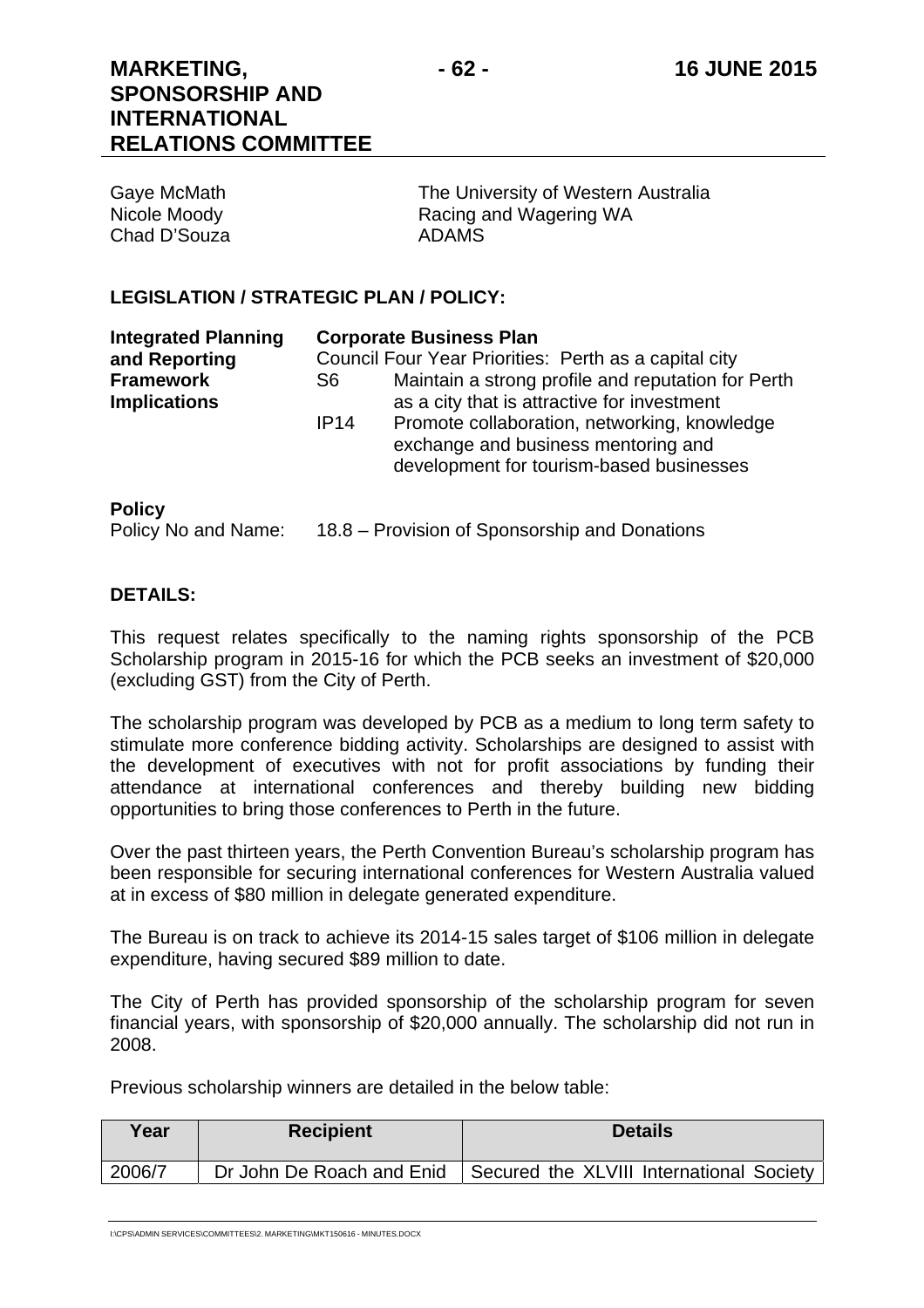| | |
|---|---|
| Gaye McMath | The University of Western Australia |
| Nicole Moody | Racing and Wagering WA |
| Chad D'Souza | ADAMS |

**LEGISLATION / STRATEGIC PLAN / POLICY:**

**Integrated Planning and Reporting Framework Implications**

**Corporate Business Plan**
Council Four Year Priorities: Perth as a capital city

| | |
|---|---|
| S6 | Maintain a strong profile and reputation for Perth as a city that is attractive for investment |
| IP14 | Promote collaboration, networking, knowledge exchange and business mentoring and development for tourism-based businesses |

**Policy**
Policy No and Name: 18.8 – Provision of Sponsorship and Donations

**DETAILS:**

This request relates specifically to the naming rights sponsorship of the PCB Scholarship program in 2015-16 for which the PCB seeks an investment of $20,000 (excluding GST) from the City of Perth.

The scholarship program was developed by PCB as a medium to long term safety to stimulate more conference bidding activity. Scholarships are designed to assist with the development of executives with not for profit associations by funding their attendance at international conferences and thereby building new bidding opportunities to bring those conferences to Perth in the future.

Over the past thirteen years, the Perth Convention Bureau's scholarship program has been responsible for securing international conferences for Western Australia valued at in excess of $80 million in delegate generated expenditure.

The Bureau is on track to achieve its 2014-15 sales target of $106 million in delegate expenditure, having secured $89 million to date.

The City of Perth has provided sponsorship of the scholarship program for seven financial years, with sponsorship of $20,000 annually. The scholarship did not run in 2008.

Previous scholarship winners are detailed in the below table:

| Year | Recipient | Details |
|---|---|---|
| 2006/7 | Dr John De Roach and Enid | Secured the XLVIII International Society |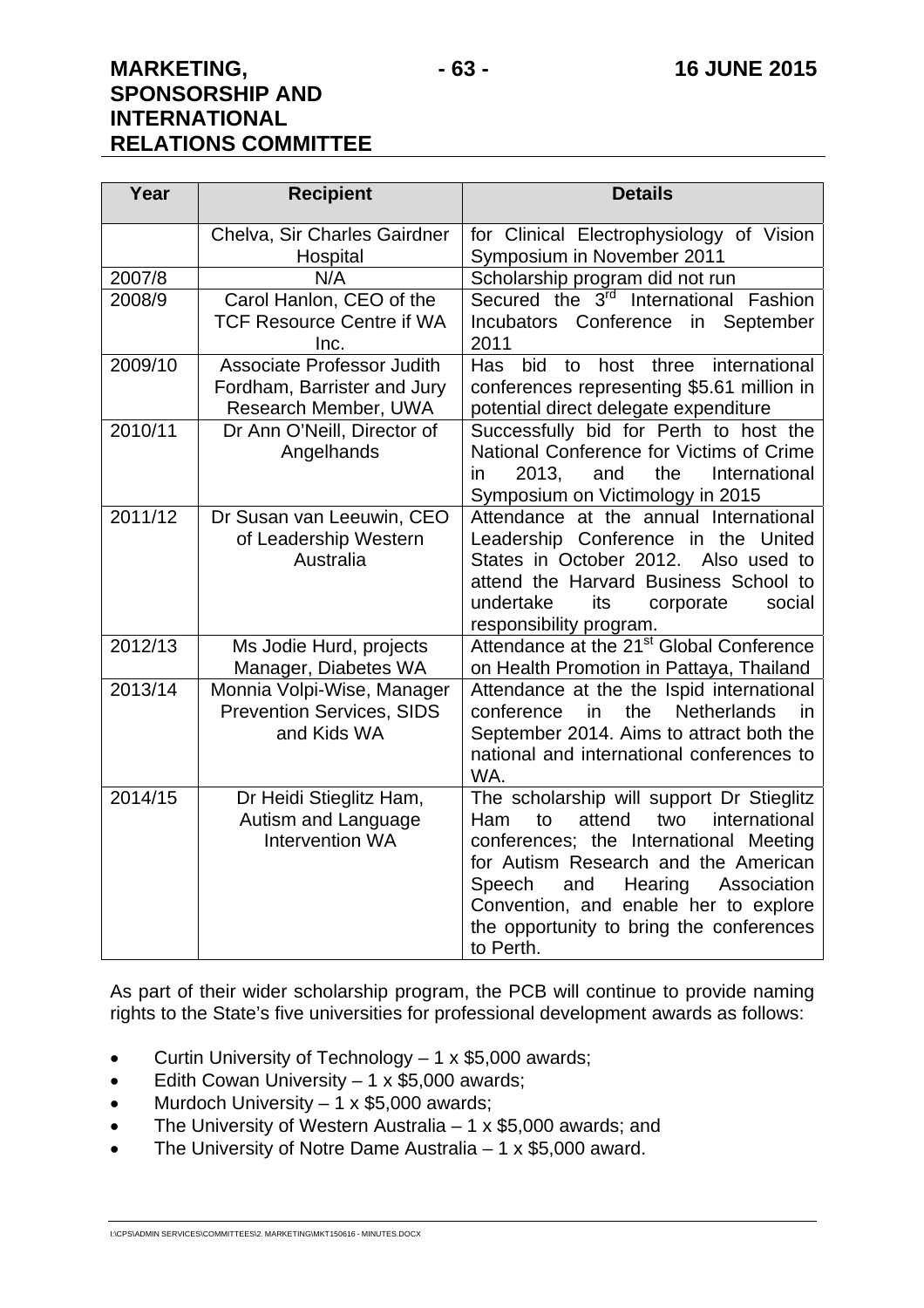| Year | Recipient | Details |
|---|---|---|
| | Chelva, Sir Charles Gairdner Hospital | for Clinical Electrophysiology of Vision Symposium in November 2011 |
| 2007/8 | N/A | Scholarship program did not run |
| 2008/9 | Carol Hanlon, CEO of the TCF Resource Centre if WA Inc. | Secured the 3rd International Fashion Incubators Conference in September 2011 |
| 2009/10 | Associate Professor Judith Fordham, Barrister and Jury Research Member, UWA | Has bid to host three international conferences representing $5.61 million in potential direct delegate expenditure |
| 2010/11 | Dr Ann O'Neill, Director of Angelhands | Successfully bid for Perth to host the National Conference for Victims of Crime in 2013, and the International Symposium on Victimology in 2015 |
| 2011/12 | Dr Susan van Leeuwin, CEO of Leadership Western Australia | Attendance at the annual International Leadership Conference in the United States in October 2012. Also used to attend the Harvard Business School to undertake its corporate social responsibility program. |
| 2012/13 | Ms Jodie Hurd, projects Manager, Diabetes WA | Attendance at the 21st Global Conference on Health Promotion in Pattaya, Thailand |
| 2013/14 | Monnia Volpi-Wise, Manager Prevention Services, SIDS and Kids WA | Attendance at the Ispid international conference in the Netherlands in September 2014. Aims to attract both the national and international conferences to WA. |
| 2014/15 | Dr Heidi Stieglitz Ham, Autism and Language Intervention WA | The scholarship will support Dr Stieglitz Ham to attend two international conferences; the International Meeting for Autism Research and the American Speech and Hearing Association Convention, and enable her to explore the opportunity to bring the conferences to Perth. |

As part of their wider scholarship program, the PCB will continue to provide naming rights to the State's five universities for professional development awards as follows:

- Curtin University of Technology – 1 x $5,000 awards;
- Edith Cowan University – 1 x $5,000 awards;
- Murdoch University – 1 x $5,000 awards;
- The University of Western Australia – 1 x $5,000 awards; and
- The University of Notre Dame Australia – 1 x $5,000 award.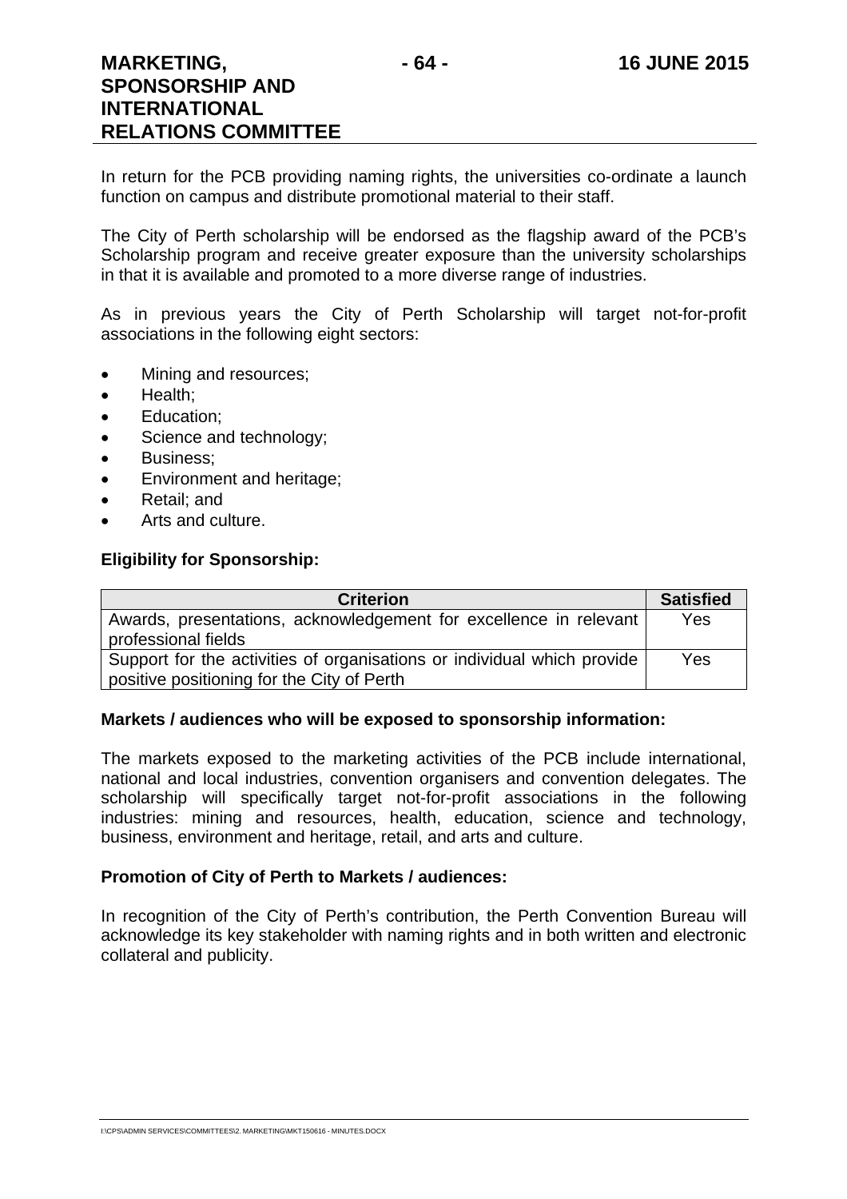In return for the PCB providing naming rights, the universities co-ordinate a launch function on campus and distribute promotional material to their staff.

The City of Perth scholarship will be endorsed as the flagship award of the PCB's Scholarship program and receive greater exposure than the university scholarships in that it is available and promoted to a more diverse range of industries.

As in previous years the City of Perth Scholarship will target not-for-profit associations in the following eight sectors:

- Mining and resources;
- Health;
- Education;
- Science and technology;
- Business;
- Environment and heritage;
- Retail; and
- Arts and culture.

**Eligibility for Sponsorship:**

| Criterion | Satisfied |
|---|---|
| Awards, presentations, acknowledgement for excellence in relevant professional fields | Yes |
| Support for the activities of organisations or individual which provide positive positioning for the City of Perth | Yes |

**Markets / audiences who will be exposed to sponsorship information:**

The markets exposed to the marketing activities of the PCB include international, national and local industries, convention organisers and convention delegates. The scholarship will specifically target not-for-profit associations in the following industries: mining and resources, health, education, science and technology, business, environment and heritage, retail, and arts and culture.

**Promotion of City of Perth to Markets / audiences:**

In recognition of the City of Perth's contribution, the Perth Convention Bureau will acknowledge its key stakeholder with naming rights and in both written and electronic collateral and publicity.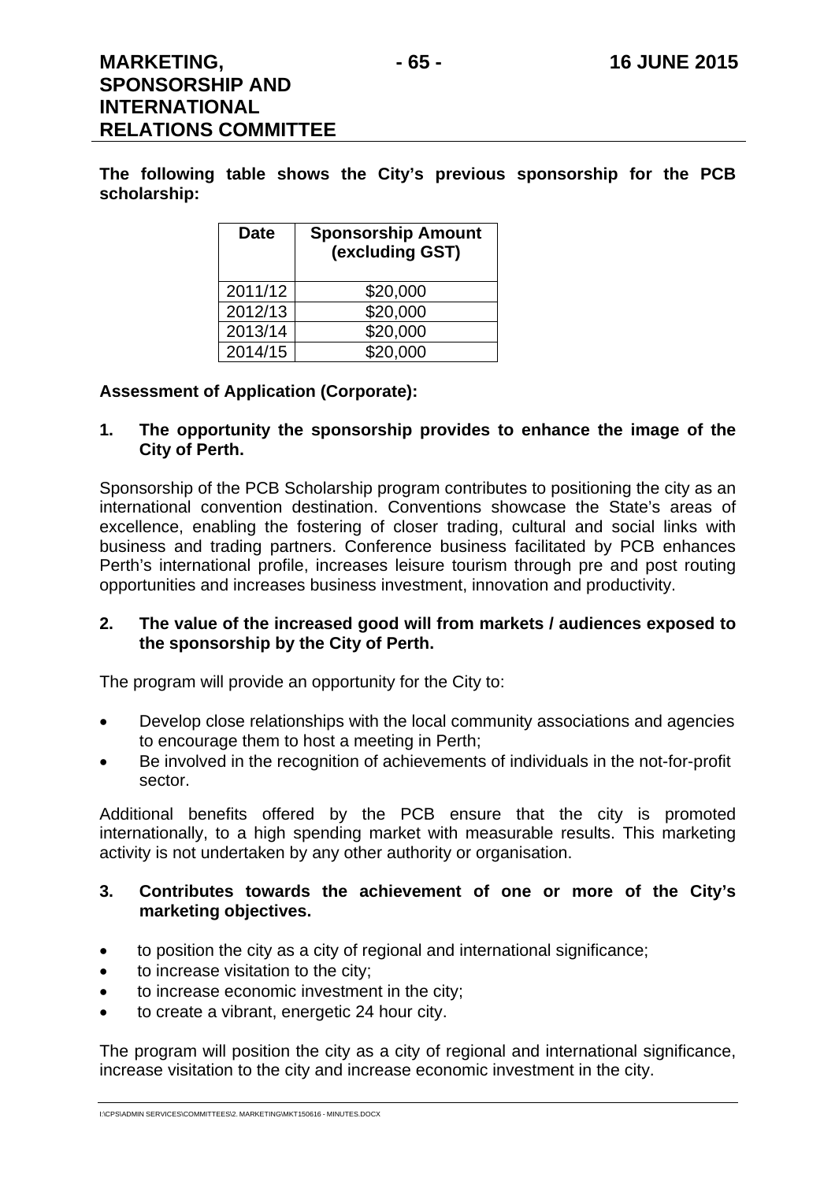**The following table shows the City's previous sponsorship for the PCB scholarship:**

| Date | Sponsorship Amount (excluding GST) |
|---|---|
| 2011/12 | $20,000 |
| 2012/13 | $20,000 |
| 2013/14 | $20,000 |
| 2014/15 | $20,000 |

**Assessment of Application (Corporate):**

**1. The opportunity the sponsorship provides to enhance the image of the City of Perth.**

Sponsorship of the PCB Scholarship program contributes to positioning the city as an international convention destination. Conventions showcase the State's areas of excellence, enabling the fostering of closer trading, cultural and social links with business and trading partners. Conference business facilitated by PCB enhances Perth's international profile, increases leisure tourism through pre and post routing opportunities and increases business investment, innovation and productivity.

**2. The value of the increased good will from markets / audiences exposed to the sponsorship by the City of Perth.**

The program will provide an opportunity for the City to:

- Develop close relationships with the local community associations and agencies to encourage them to host a meeting in Perth;
- Be involved in the recognition of achievements of individuals in the not-for-profit sector.

Additional benefits offered by the PCB ensure that the city is promoted internationally, to a high spending market with measurable results. This marketing activity is not undertaken by any other authority or organisation.

**3. Contributes towards the achievement of one or more of the City's marketing objectives.**

- to position the city as a city of regional and international significance;
- to increase visitation to the city;
- to increase economic investment in the city;
- to create a vibrant, energetic 24 hour city.

The program will position the city as a city of regional and international significance, increase visitation to the city and increase economic investment in the city.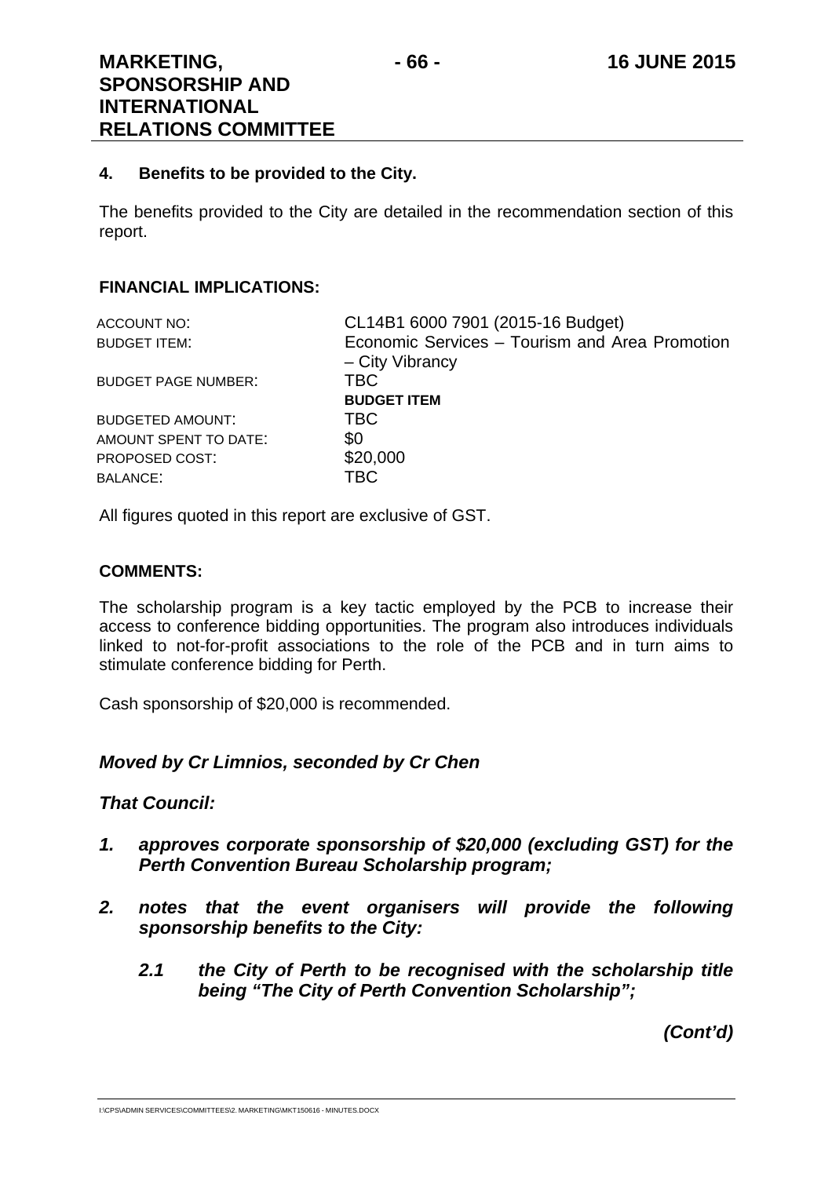#### 4. Benefits to be provided to the City.

The benefits provided to the City are detailed in the recommendation section of this report.

**FINANCIAL IMPLICATIONS:**

| | |
|---|---|
| ACCOUNT NO: | CL14B1 6000 7901 (2015-16 Budget) |
| BUDGET ITEM: | Economic Services – Tourism and Area Promotion – City Vibrancy |
| BUDGET PAGE NUMBER: | TBC |
| | **BUDGET ITEM** |
| BUDGETED AMOUNT: | TBC |
| AMOUNT SPENT TO DATE: | $0 |
| PROPOSED COST: | $20,000 |
| BALANCE: | TBC |

All figures quoted in this report are exclusive of GST.

**COMMENTS:**

The scholarship program is a key tactic employed by the PCB to increase their access to conference bidding opportunities. The program also introduces individuals linked to not-for-profit associations to the role of the PCB and in turn aims to stimulate conference bidding for Perth.

Cash sponsorship of $20,000 is recommended.

***Moved by Cr Limnios, seconded by Cr Chen***

***That Council:***

***1. approves corporate sponsorship of $20,000 (excluding GST) for the Perth Convention Bureau Scholarship program;***

***2. notes that the event organisers will provide the following sponsorship benefits to the City:***

***2.1 the City of Perth to be recognised with the scholarship title being "The City of Perth Convention Scholarship";***

***(Cont'd)***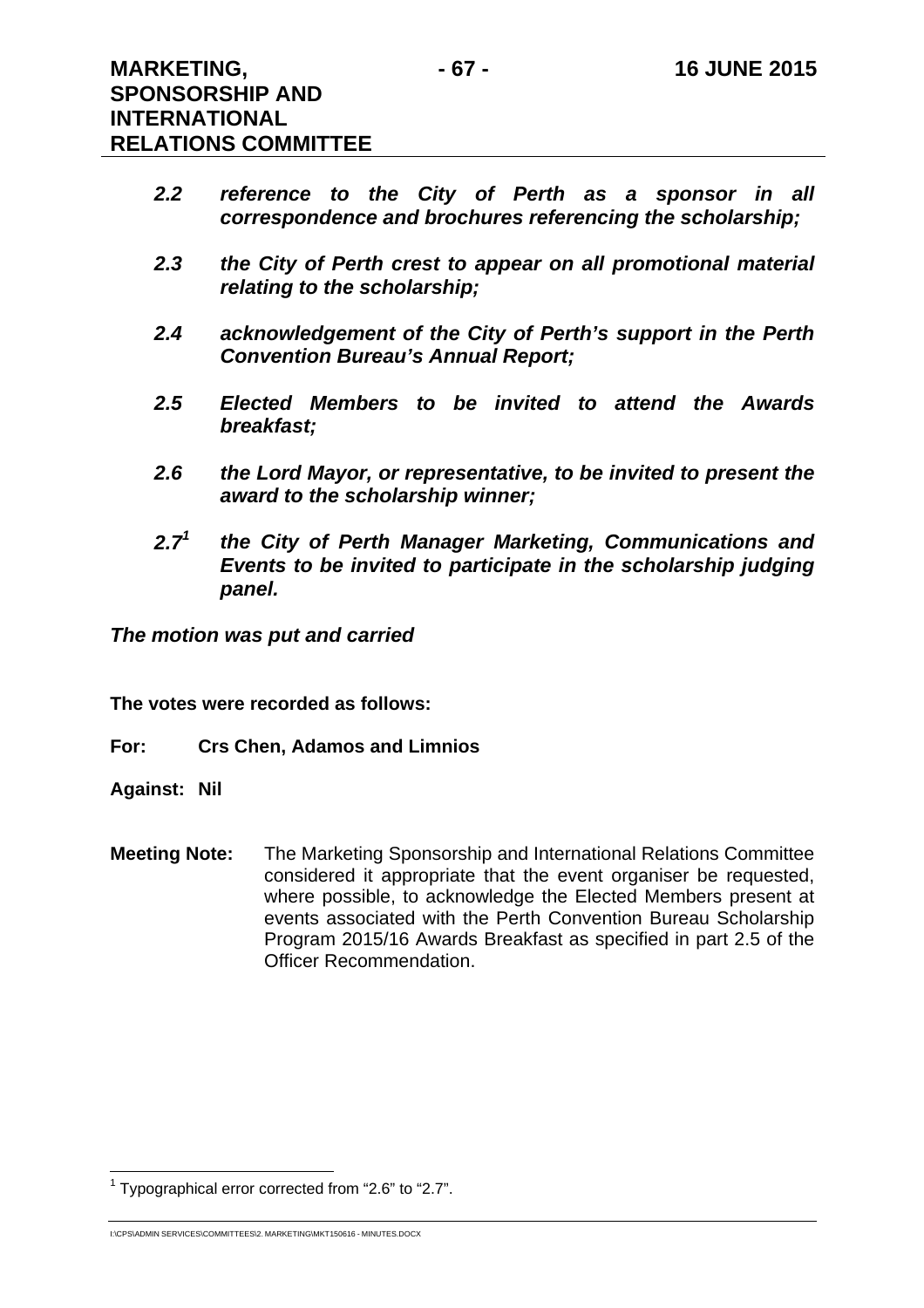***2.2 reference to the City of Perth as a sponsor in all correspondence and brochures referencing the scholarship;***

***2.3 the City of Perth crest to appear on all promotional material relating to the scholarship;***

***2.4 acknowledgement of the City of Perth's support in the Perth Convention Bureau's Annual Report;***

***2.5 Elected Members to be invited to attend the Awards breakfast;***

***2.6 the Lord Mayor, or representative, to be invited to present the award to the scholarship winner;***

***2.7[1] the City of Perth Manager Marketing, Communications and Events to be invited to participate in the scholarship judging panel.***

***The motion was put and carried***

**The votes were recorded as follows:**

**For: Crs Chen, Adamos and Limnios**

**Against: Nil**

**Meeting Note:** The Marketing Sponsorship and International Relations Committee considered it appropriate that the event organiser be requested, where possible, to acknowledge the Elected Members present at events associated with the Perth Convention Bureau Scholarship Program 2015/16 Awards Breakfast as specified in part 2.5 of the Officer Recommendation.

[1] Typographical error corrected from "2.6" to "2.7".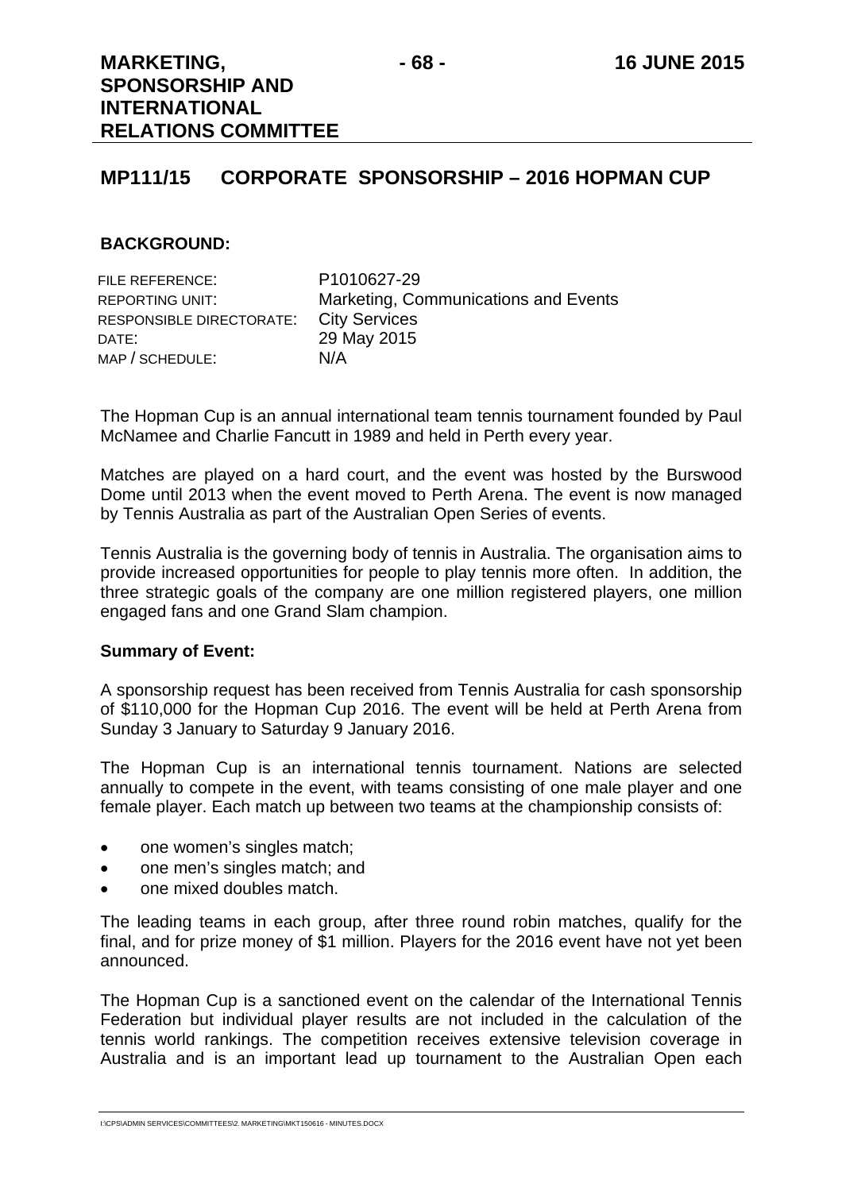## MP111/15 CORPORATE SPONSORSHIP – 2016 HOPMAN CUP

### BACKGROUND:

| | |
|---|---|
| FILE REFERENCE: | P1010627-29 |
| REPORTING UNIT: | Marketing, Communications and Events |
| RESPONSIBLE DIRECTORATE: | City Services |
| DATE: | 29 May 2015 |
| MAP / SCHEDULE: | N/A |

The Hopman Cup is an annual international team tennis tournament founded by Paul McNamee and Charlie Fancutt in 1989 and held in Perth every year.

Matches are played on a hard court, and the event was hosted by the Burswood Dome until 2013 when the event moved to Perth Arena. The event is now managed by Tennis Australia as part of the Australian Open Series of events.

Tennis Australia is the governing body of tennis in Australia. The organisation aims to provide increased opportunities for people to play tennis more often. In addition, the three strategic goals of the company are one million registered players, one million engaged fans and one Grand Slam champion.

**Summary of Event:**

A sponsorship request has been received from Tennis Australia for cash sponsorship of $110,000 for the Hopman Cup 2016. The event will be held at Perth Arena from Sunday 3 January to Saturday 9 January 2016.

The Hopman Cup is an international tennis tournament. Nations are selected annually to compete in the event, with teams consisting of one male player and one female player. Each match up between two teams at the championship consists of:

- one women's singles match;
- one men's singles match; and
- one mixed doubles match.

The leading teams in each group, after three round robin matches, qualify for the final, and for prize money of $1 million. Players for the 2016 event have not yet been announced.

The Hopman Cup is a sanctioned event on the calendar of the International Tennis Federation but individual player results are not included in the calculation of the tennis world rankings. The competition receives extensive television coverage in Australia and is an important lead up tournament to the Australian Open each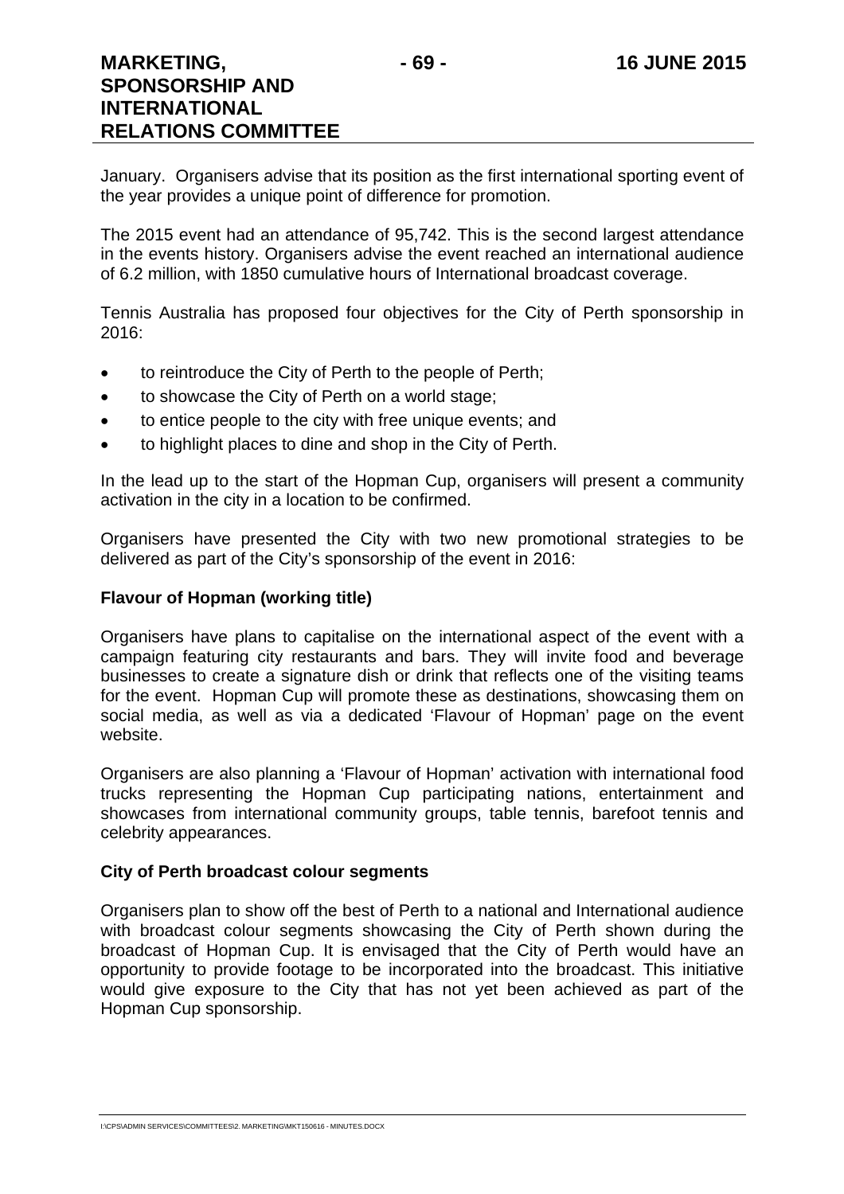January. Organisers advise that its position as the first international sporting event of the year provides a unique point of difference for promotion.

The 2015 event had an attendance of 95,742. This is the second largest attendance in the events history. Organisers advise the event reached an international audience of 6.2 million, with 1850 cumulative hours of International broadcast coverage.

Tennis Australia has proposed four objectives for the City of Perth sponsorship in 2016:

- to reintroduce the City of Perth to the people of Perth;
- to showcase the City of Perth on a world stage;
- to entice people to the city with free unique events; and
- to highlight places to dine and shop in the City of Perth.

In the lead up to the start of the Hopman Cup, organisers will present a community activation in the city in a location to be confirmed.

Organisers have presented the City with two new promotional strategies to be delivered as part of the City's sponsorship of the event in 2016:

**Flavour of Hopman (working title)**

Organisers have plans to capitalise on the international aspect of the event with a campaign featuring city restaurants and bars. They will invite food and beverage businesses to create a signature dish or drink that reflects one of the visiting teams for the event. Hopman Cup will promote these as destinations, showcasing them on social media, as well as via a dedicated 'Flavour of Hopman' page on the event website.

Organisers are also planning a 'Flavour of Hopman' activation with international food trucks representing the Hopman Cup participating nations, entertainment and showcases from international community groups, table tennis, barefoot tennis and celebrity appearances.

**City of Perth broadcast colour segments**

Organisers plan to show off the best of Perth to a national and International audience with broadcast colour segments showcasing the City of Perth shown during the broadcast of Hopman Cup. It is envisaged that the City of Perth would have an opportunity to provide footage to be incorporated into the broadcast. This initiative would give exposure to the City that has not yet been achieved as part of the Hopman Cup sponsorship.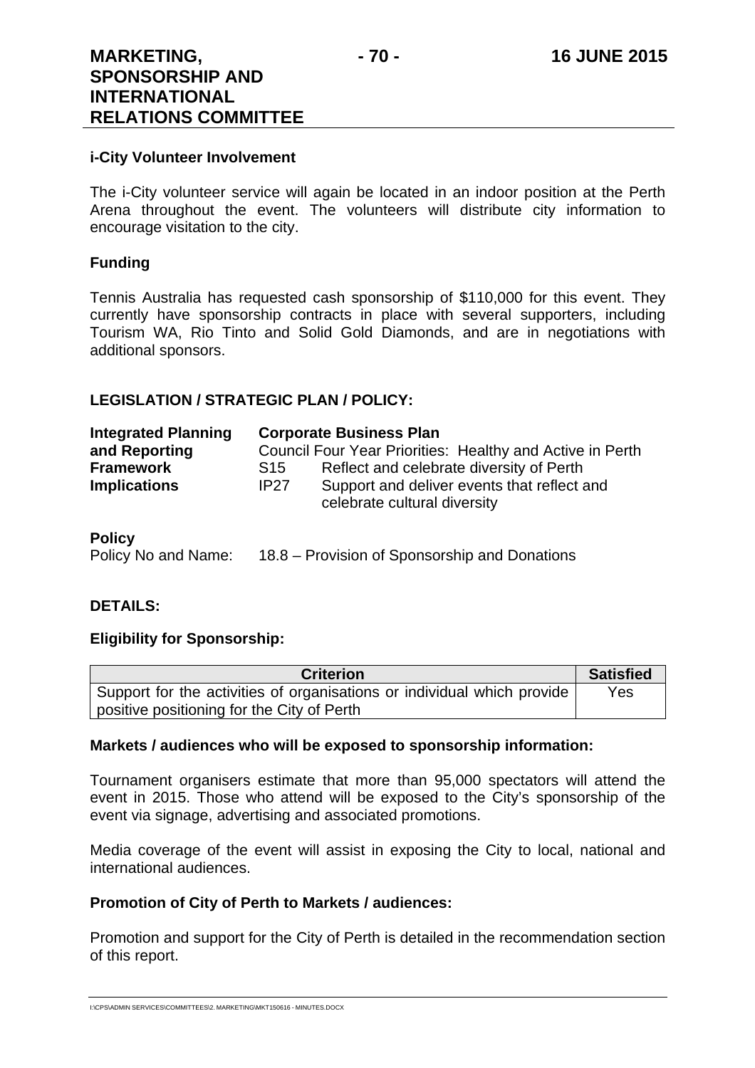**i-City Volunteer Involvement**

The i-City volunteer service will again be located in an indoor position at the Perth Arena throughout the event. The volunteers will distribute city information to encourage visitation to the city.

**Funding**

Tennis Australia has requested cash sponsorship of $110,000 for this event. They currently have sponsorship contracts in place with several supporters, including Tourism WA, Rio Tinto and Solid Gold Diamonds, and are in negotiations with additional sponsors.

## LEGISLATION / STRATEGIC PLAN / POLICY:

| **Integrated Planning and Reporting Framework Implications** | **Corporate Business Plan** | |
|---|---|---|
| | Council Four Year Priorities: Healthy and Active in Perth | |
| | S15 | Reflect and celebrate diversity of Perth |
| | IP27 | Support and deliver events that reflect and celebrate cultural diversity |

**Policy**
Policy No and Name: 18.8 – Provision of Sponsorship and Donations

## DETAILS:

**Eligibility for Sponsorship:**

| Criterion | Satisfied |
|---|---|
| Support for the activities of organisations or individual which provide positive positioning for the City of Perth | Yes |

**Markets / audiences who will be exposed to sponsorship information:**

Tournament organisers estimate that more than 95,000 spectators will attend the event in 2015. Those who attend will be exposed to the City's sponsorship of the event via signage, advertising and associated promotions.

Media coverage of the event will assist in exposing the City to local, national and international audiences.

**Promotion of City of Perth to Markets / audiences:**

Promotion and support for the City of Perth is detailed in the recommendation section of this report.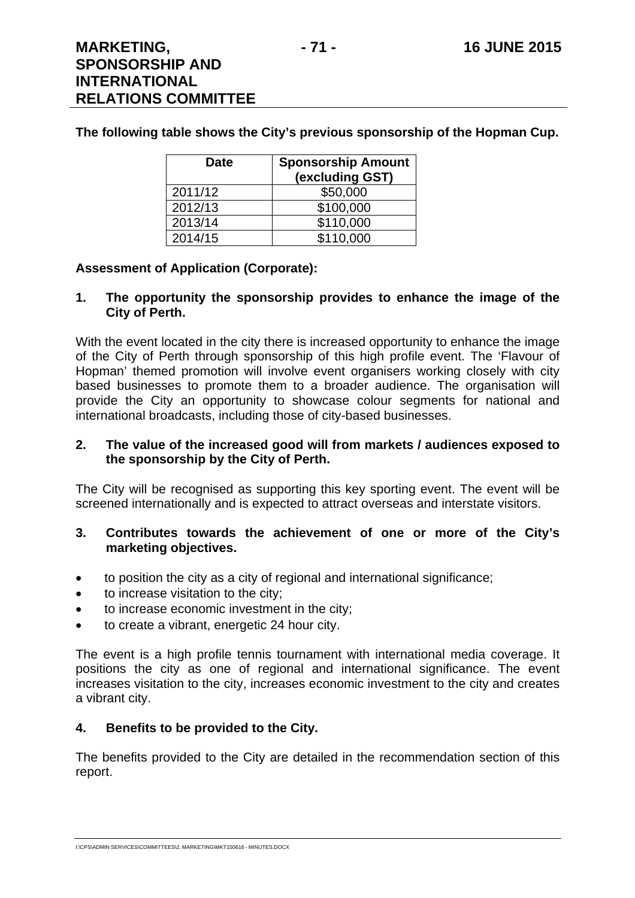**The following table shows the City's previous sponsorship of the Hopman Cup.**

| Date | Sponsorship Amount (excluding GST) |
|---|---|
| 2011/12 | $50,000 |
| 2012/13 | $100,000 |
| 2013/14 | $110,000 |
| 2014/15 | $110,000 |

**Assessment of Application (Corporate):**

**1. The opportunity the sponsorship provides to enhance the image of the City of Perth.**

With the event located in the city there is increased opportunity to enhance the image of the City of Perth through sponsorship of this high profile event. The 'Flavour of Hopman' themed promotion will involve event organisers working closely with city based businesses to promote them to a broader audience. The organisation will provide the City an opportunity to showcase colour segments for national and international broadcasts, including those of city-based businesses.

**2. The value of the increased good will from markets / audiences exposed to the sponsorship by the City of Perth.**

The City will be recognised as supporting this key sporting event. The event will be screened internationally and is expected to attract overseas and interstate visitors.

**3. Contributes towards the achievement of one or more of the City's marketing objectives.**

- to position the city as a city of regional and international significance;
- to increase visitation to the city;
- to increase economic investment in the city;
- to create a vibrant, energetic 24 hour city.

The event is a high profile tennis tournament with international media coverage. It positions the city as one of regional and international significance. The event increases visitation to the city, increases economic investment to the city and creates a vibrant city.

**4. Benefits to be provided to the City.**

The benefits provided to the City are detailed in the recommendation section of this report.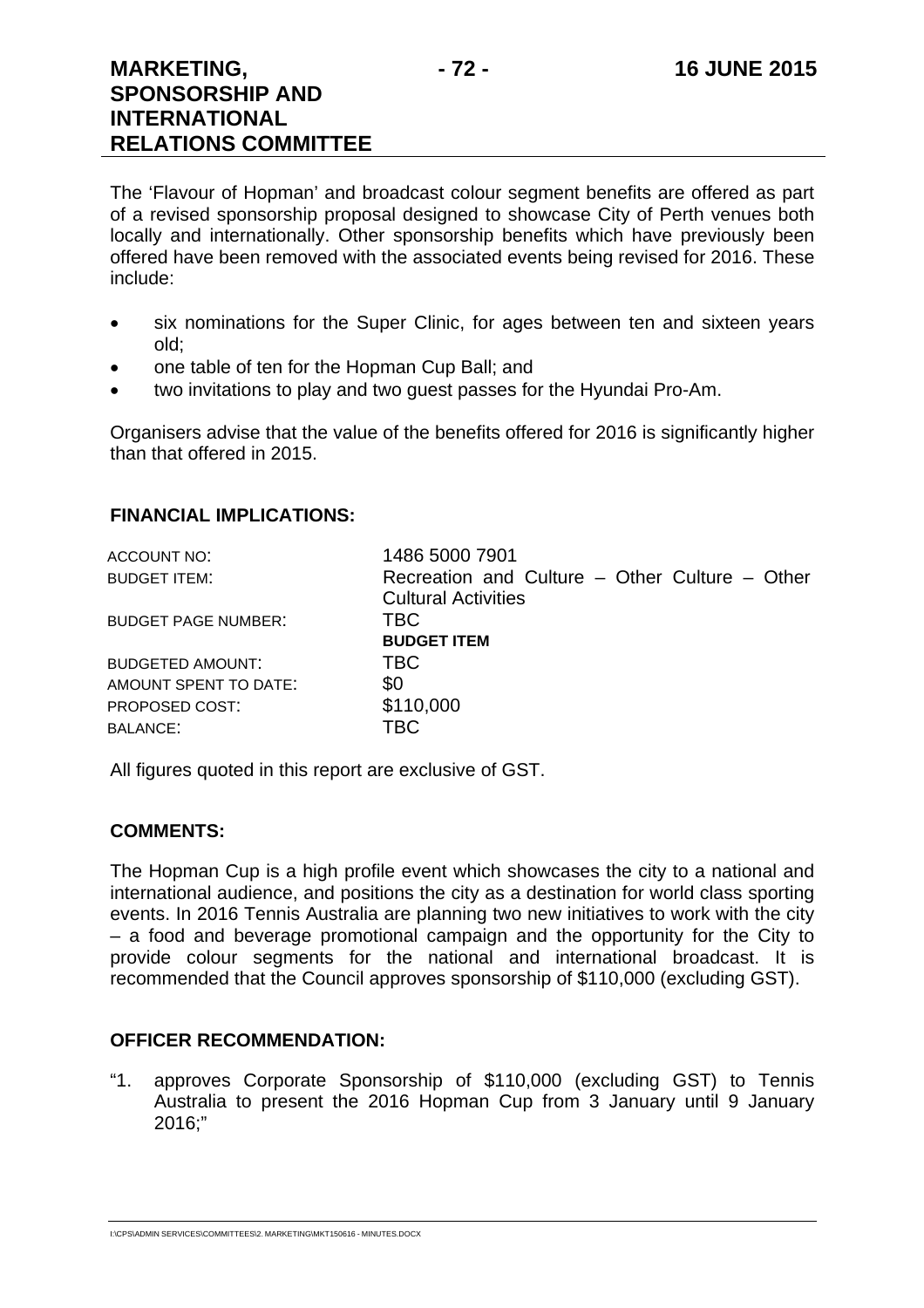The 'Flavour of Hopman' and broadcast colour segment benefits are offered as part of a revised sponsorship proposal designed to showcase City of Perth venues both locally and internationally. Other sponsorship benefits which have previously been offered have been removed with the associated events being revised for 2016. These include:

- six nominations for the Super Clinic, for ages between ten and sixteen years old;
- one table of ten for the Hopman Cup Ball; and
- two invitations to play and two guest passes for the Hyundai Pro-Am.

Organisers advise that the value of the benefits offered for 2016 is significantly higher than that offered in 2015.

## FINANCIAL IMPLICATIONS:

| | |
|---|---|
| ACCOUNT NO: | 1486 5000 7901 |
| BUDGET ITEM: | Recreation and Culture – Other Culture – Other Cultural Activities |
| BUDGET PAGE NUMBER: | TBC |
| | **BUDGET ITEM** |
| BUDGETED AMOUNT: | TBC |
| AMOUNT SPENT TO DATE: | $0 |
| PROPOSED COST: | $110,000 |
| BALANCE: | TBC |

All figures quoted in this report are exclusive of GST.

## COMMENTS:

The Hopman Cup is a high profile event which showcases the city to a national and international audience, and positions the city as a destination for world class sporting events. In 2016 Tennis Australia are planning two new initiatives to work with the city – a food and beverage promotional campaign and the opportunity for the City to provide colour segments for the national and international broadcast. It is recommended that the Council approves sponsorship of $110,000 (excluding GST).

## OFFICER RECOMMENDATION:

"1. approves Corporate Sponsorship of $110,000 (excluding GST) to Tennis Australia to present the 2016 Hopman Cup from 3 January until 9 January 2016;"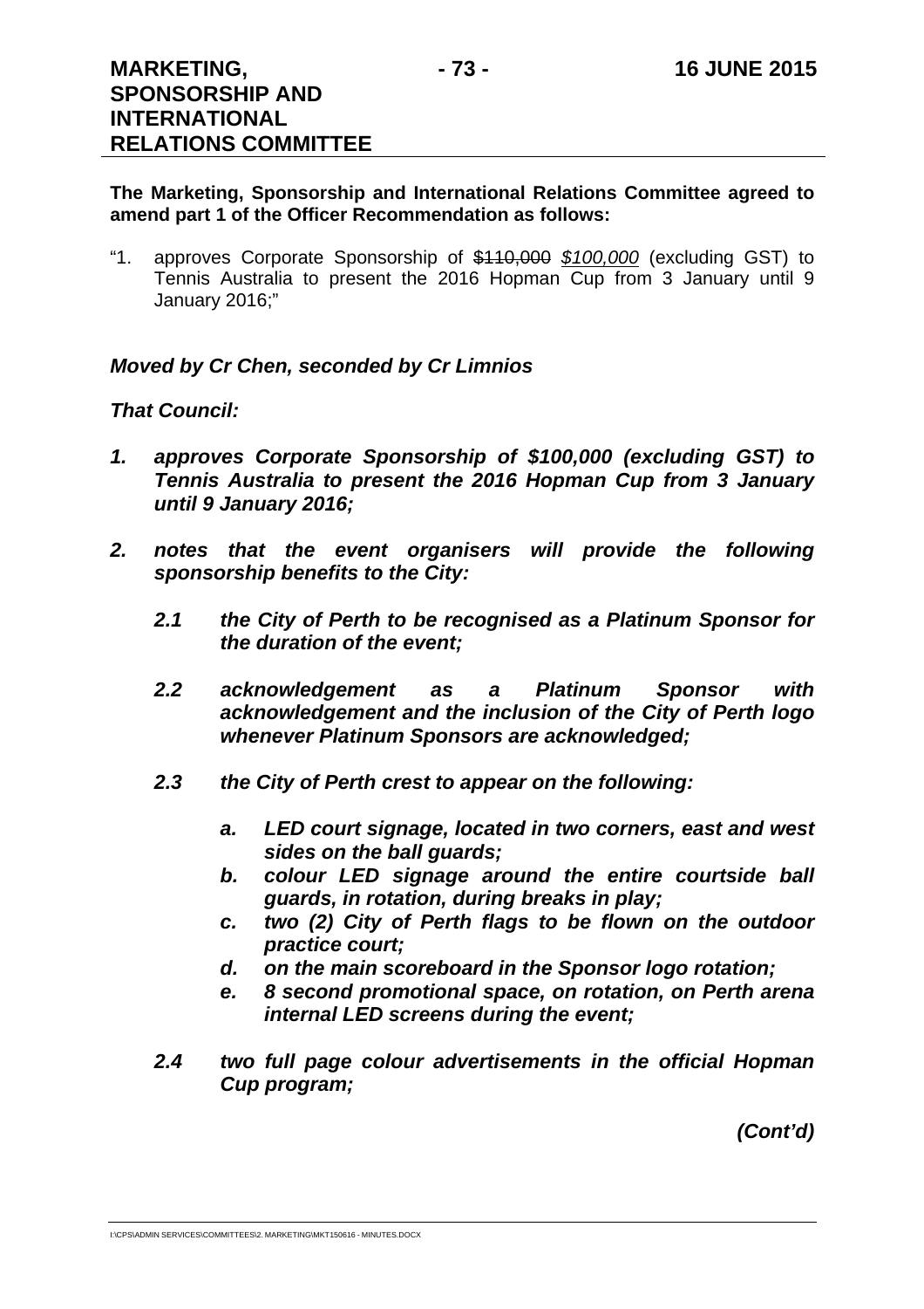**The Marketing, Sponsorship and International Relations Committee agreed to amend part 1 of the Officer Recommendation as follows:**

"1. approves Corporate Sponsorship of ~~$110,000~~ <u>*$100,000*</u> (excluding GST) to Tennis Australia to present the 2016 Hopman Cup from 3 January until 9 January 2016;"

***Moved by Cr Chen, seconded by Cr Limnios***

***That Council:***

***1. approves Corporate Sponsorship of $100,000 (excluding GST) to Tennis Australia to present the 2016 Hopman Cup from 3 January until 9 January 2016;***

***2. notes that the event organisers will provide the following sponsorship benefits to the City:***

***2.1 the City of Perth to be recognised as a Platinum Sponsor for the duration of the event;***

***2.2 acknowledgement as a Platinum Sponsor with acknowledgement and the inclusion of the City of Perth logo whenever Platinum Sponsors are acknowledged;***

***2.3 the City of Perth crest to appear on the following:***

***a. LED court signage, located in two corners, east and west sides on the ball guards;***
***b. colour LED signage around the entire courtside ball guards, in rotation, during breaks in play;***
***c. two (2) City of Perth flags to be flown on the outdoor practice court;***
***d. on the main scoreboard in the Sponsor logo rotation;***
***e. 8 second promotional space, on rotation, on Perth arena internal LED screens during the event;***

***2.4 two full page colour advertisements in the official Hopman Cup program;***

***(Cont'd)***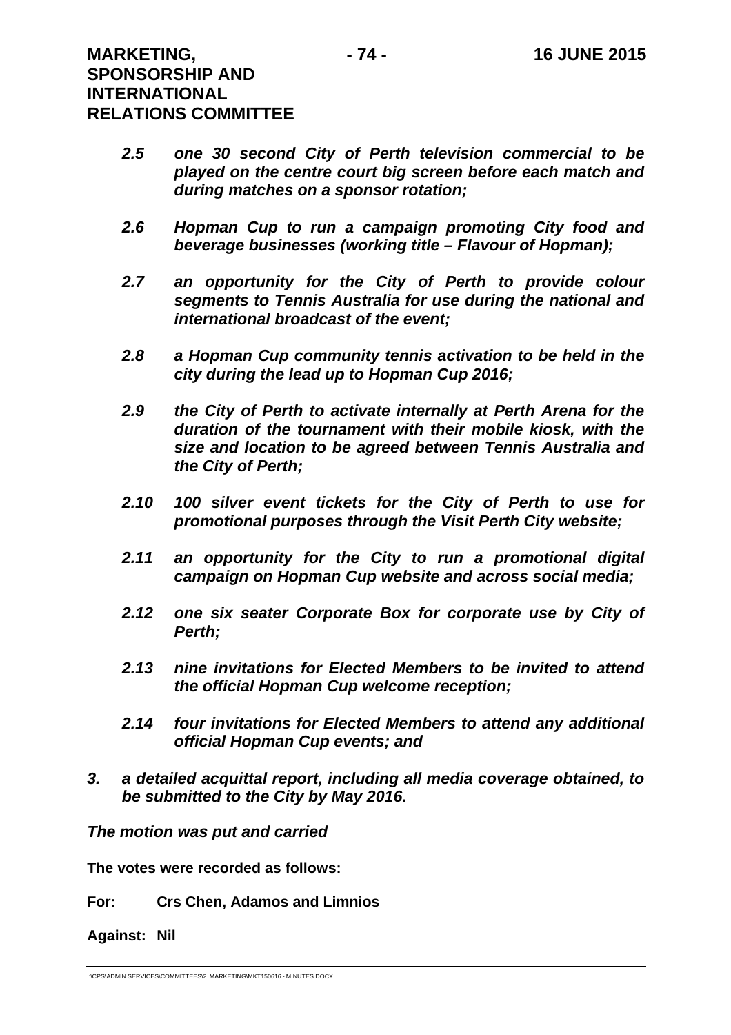*2.5 one 30 second City of Perth television commercial to be played on the centre court big screen before each match and during matches on a sponsor rotation;*

*2.6 Hopman Cup to run a campaign promoting City food and beverage businesses (working title – Flavour of Hopman);*

*2.7 an opportunity for the City of Perth to provide colour segments to Tennis Australia for use during the national and international broadcast of the event;*

*2.8 a Hopman Cup community tennis activation to be held in the city during the lead up to Hopman Cup 2016;*

*2.9 the City of Perth to activate internally at Perth Arena for the duration of the tournament with their mobile kiosk, with the size and location to be agreed between Tennis Australia and the City of Perth;*

*2.10 100 silver event tickets for the City of Perth to use for promotional purposes through the Visit Perth City website;*

*2.11 an opportunity for the City to run a promotional digital campaign on Hopman Cup website and across social media;*

*2.12 one six seater Corporate Box for corporate use by City of Perth;*

*2.13 nine invitations for Elected Members to be invited to attend the official Hopman Cup welcome reception;*

*2.14 four invitations for Elected Members to attend any additional official Hopman Cup events; and*

*3. a detailed acquittal report, including all media coverage obtained, to be submitted to the City by May 2016.*

***The motion was put and carried***

**The votes were recorded as follows:**

**For: Crs Chen, Adamos and Limnios**

**Against: Nil**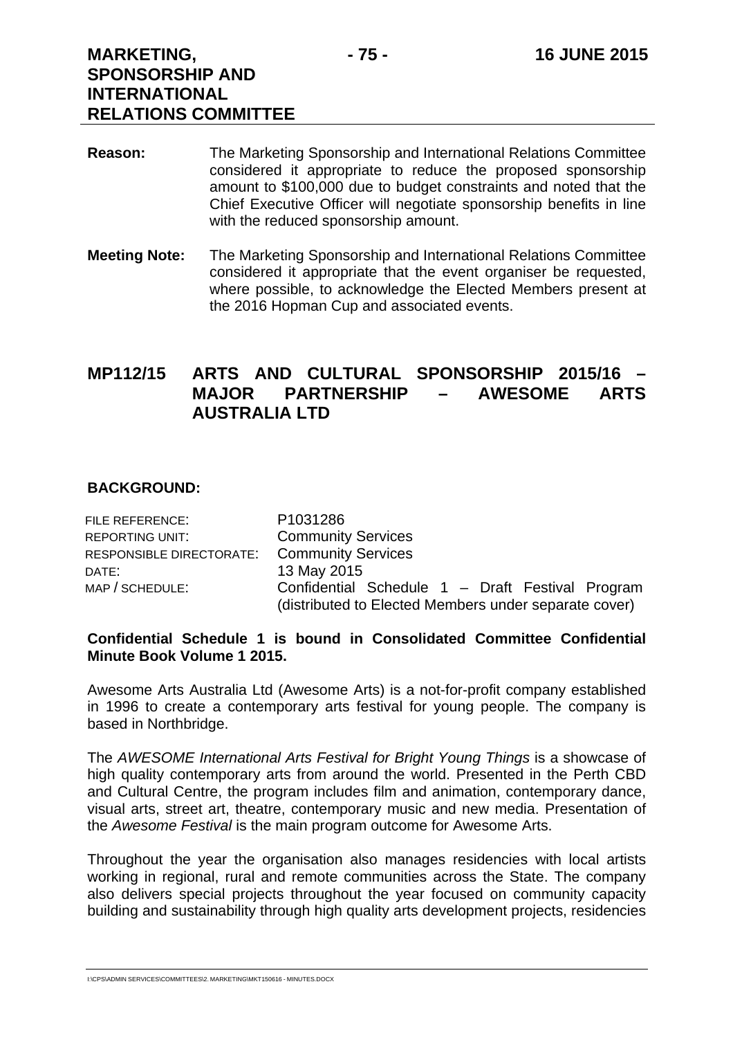**Reason:** The Marketing Sponsorship and International Relations Committee considered it appropriate to reduce the proposed sponsorship amount to $100,000 due to budget constraints and noted that the Chief Executive Officer will negotiate sponsorship benefits in line with the reduced sponsorship amount.

**Meeting Note:** The Marketing Sponsorship and International Relations Committee considered it appropriate that the event organiser be requested, where possible, to acknowledge the Elected Members present at the 2016 Hopman Cup and associated events.

## MP112/15 ARTS AND CULTURAL SPONSORSHIP 2015/16 – MAJOR PARTNERSHIP – AWESOME ARTS AUSTRALIA LTD

### BACKGROUND:

| | |
|---|---|
| FILE REFERENCE: | P1031286 |
| REPORTING UNIT: | Community Services |
| RESPONSIBLE DIRECTORATE: | Community Services |
| DATE: | 13 May 2015 |
| MAP / SCHEDULE: | Confidential Schedule 1 – Draft Festival Program (distributed to Elected Members under separate cover) |

**Confidential Schedule 1 is bound in Consolidated Committee Confidential Minute Book Volume 1 2015.**

Awesome Arts Australia Ltd (Awesome Arts) is a not-for-profit company established in 1996 to create a contemporary arts festival for young people. The company is based in Northbridge.

The *AWESOME International Arts Festival for Bright Young Things* is a showcase of high quality contemporary arts from around the world. Presented in the Perth CBD and Cultural Centre, the program includes film and animation, contemporary dance, visual arts, street art, theatre, contemporary music and new media. Presentation of the *Awesome Festival* is the main program outcome for Awesome Arts.

Throughout the year the organisation also manages residencies with local artists working in regional, rural and remote communities across the State. The company also delivers special projects throughout the year focused on community capacity building and sustainability through high quality arts development projects, residencies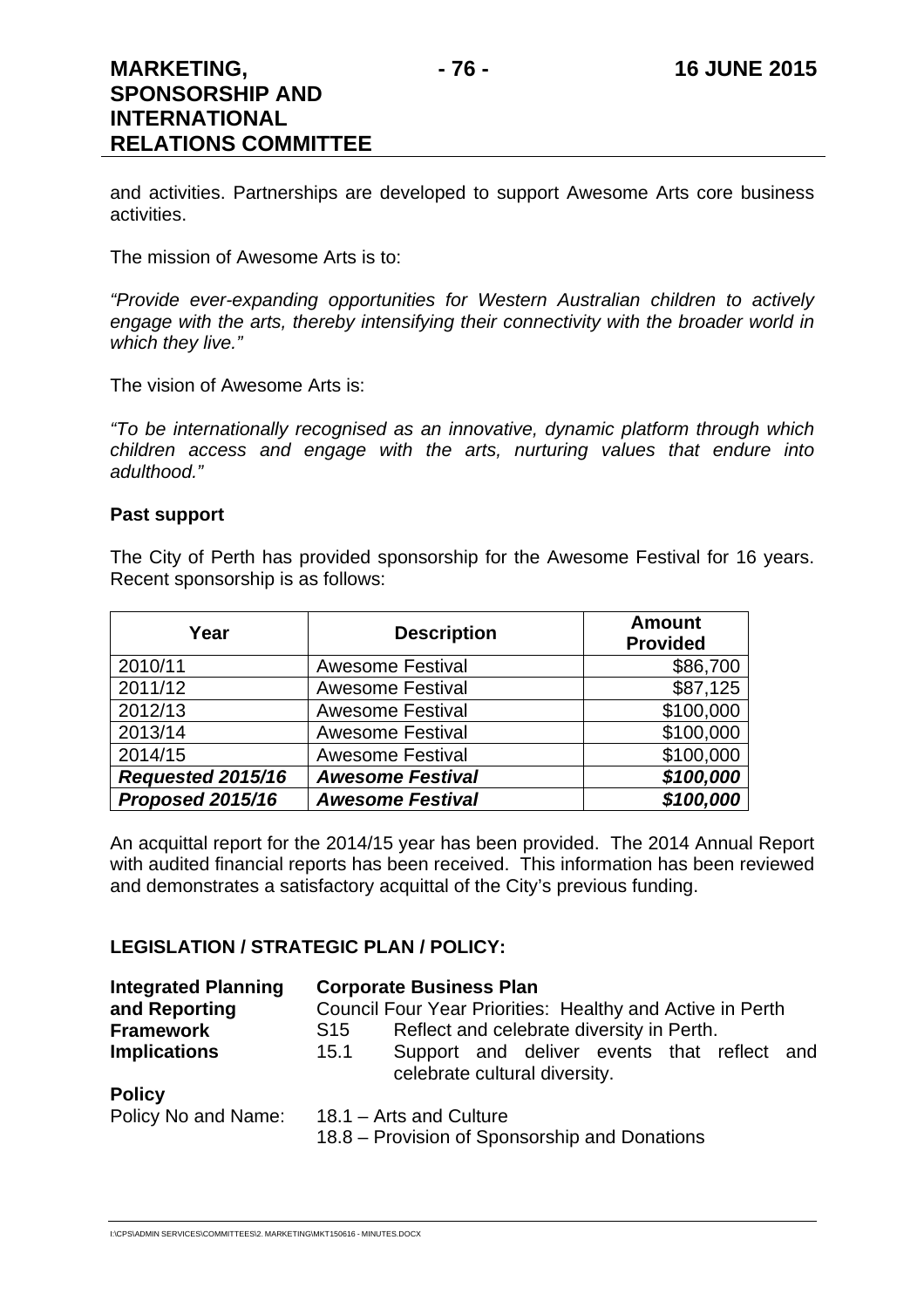and activities. Partnerships are developed to support Awesome Arts core business activities.

The mission of Awesome Arts is to:

*"Provide ever-expanding opportunities for Western Australian children to actively engage with the arts, thereby intensifying their connectivity with the broader world in which they live."*

The vision of Awesome Arts is:

*"To be internationally recognised as an innovative, dynamic platform through which children access and engage with the arts, nurturing values that endure into adulthood."*

**Past support**

The City of Perth has provided sponsorship for the Awesome Festival for 16 years. Recent sponsorship is as follows:

| Year | Description | Amount Provided |
|---|---|---|
| 2010/11 | Awesome Festival | $86,700 |
| 2011/12 | Awesome Festival | $87,125 |
| 2012/13 | Awesome Festival | $100,000 |
| 2013/14 | Awesome Festival | $100,000 |
| 2014/15 | Awesome Festival | $100,000 |
| ***Requested 2015/16*** | ***Awesome Festival*** | ***$100,000*** |
| ***Proposed 2015/16*** | ***Awesome Festival*** | ***$100,000*** |

An acquittal report for the 2014/15 year has been provided. The 2014 Annual Report with audited financial reports has been received. This information has been reviewed and demonstrates a satisfactory acquittal of the City's previous funding.

**LEGISLATION / STRATEGIC PLAN / POLICY:**

**Integrated Planning and Reporting Framework Implications**

**Corporate Business Plan**
Council Four Year Priorities: Healthy and Active in Perth
S15 Reflect and celebrate diversity in Perth.
15.1 Support and deliver events that reflect and celebrate cultural diversity.

**Policy**

Policy No and Name: 18.1 – Arts and Culture
18.8 – Provision of Sponsorship and Donations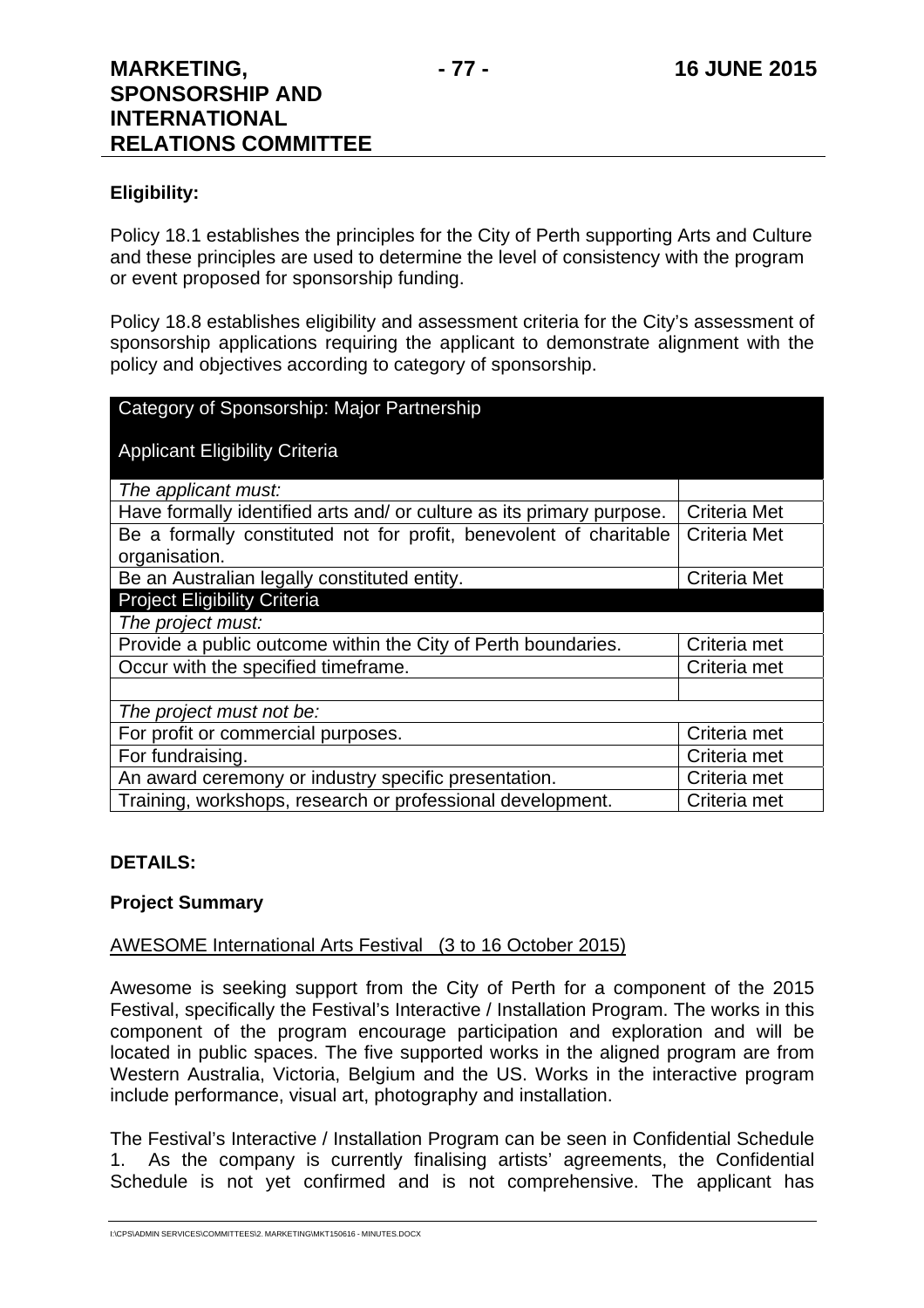**Eligibility:**

Policy 18.1 establishes the principles for the City of Perth supporting Arts and Culture and these principles are used to determine the level of consistency with the program or event proposed for sponsorship funding.

Policy 18.8 establishes eligibility and assessment criteria for the City's assessment of sponsorship applications requiring the applicant to demonstrate alignment with the policy and objectives according to category of sponsorship.

| Category of Sponsorship: Major Partnership<br><br>Applicant Eligibility Criteria | |
|---|---|
| *The applicant must:* | |
| Have formally identified arts and/ or culture as its primary purpose. | Criteria Met |
| Be a formally constituted not for profit, benevolent of charitable organisation. | Criteria Met |
| Be an Australian legally constituted entity. | Criteria Met |
| Project Eligibility Criteria | |
| *The project must:* | |
| Provide a public outcome within the City of Perth boundaries. | Criteria met |
| Occur with the specified timeframe. | Criteria met |
| | |
| *The project must not be:* | |
| For profit or commercial purposes. | Criteria met |
| For fundraising. | Criteria met |
| An award ceremony or industry specific presentation. | Criteria met |
| Training, workshops, research or professional development. | Criteria met |

**DETAILS:**

**Project Summary**

AWESOME International Arts Festival (3 to 16 October 2015)

Awesome is seeking support from the City of Perth for a component of the 2015 Festival, specifically the Festival's Interactive / Installation Program. The works in this component of the program encourage participation and exploration and will be located in public spaces. The five supported works in the aligned program are from Western Australia, Victoria, Belgium and the US. Works in the interactive program include performance, visual art, photography and installation.

The Festival's Interactive / Installation Program can be seen in Confidential Schedule 1. As the company is currently finalising artists' agreements, the Confidential Schedule is not yet confirmed and is not comprehensive. The applicant has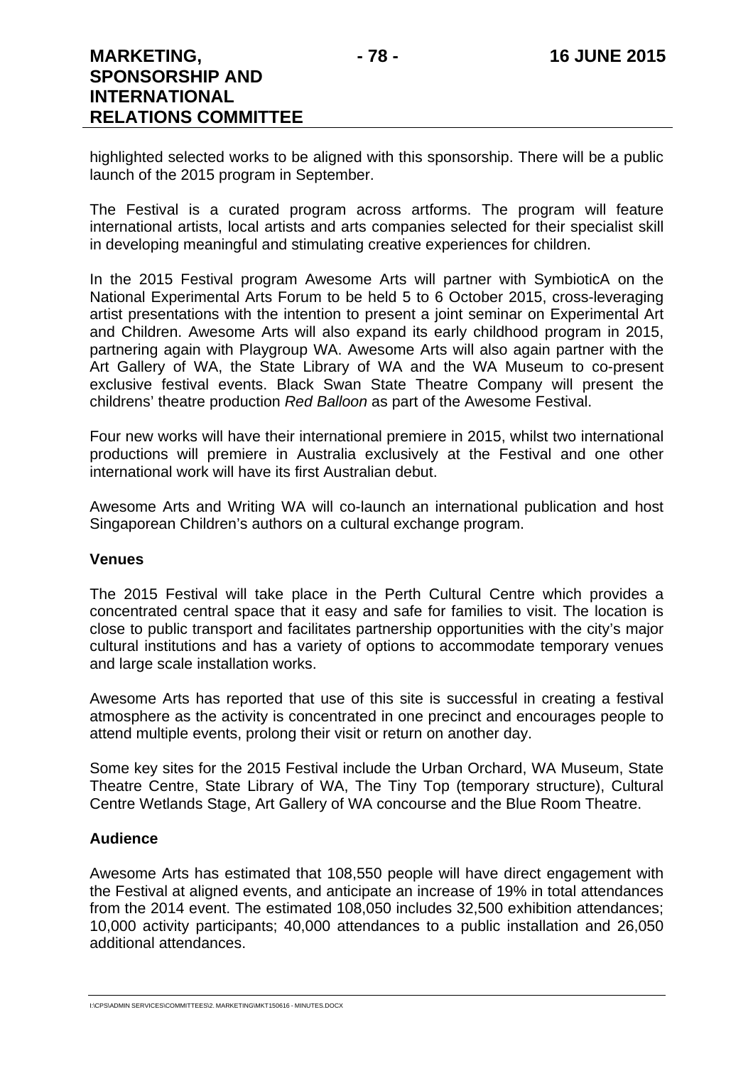highlighted selected works to be aligned with this sponsorship. There will be a public launch of the 2015 program in September.

The Festival is a curated program across artforms. The program will feature international artists, local artists and arts companies selected for their specialist skill in developing meaningful and stimulating creative experiences for children.

In the 2015 Festival program Awesome Arts will partner with SymbioticA on the National Experimental Arts Forum to be held 5 to 6 October 2015, cross-leveraging artist presentations with the intention to present a joint seminar on Experimental Art and Children. Awesome Arts will also expand its early childhood program in 2015, partnering again with Playgroup WA. Awesome Arts will also again partner with the Art Gallery of WA, the State Library of WA and the WA Museum to co-present exclusive festival events. Black Swan State Theatre Company will present the childrens' theatre production *Red Balloon* as part of the Awesome Festival.

Four new works will have their international premiere in 2015, whilst two international productions will premiere in Australia exclusively at the Festival and one other international work will have its first Australian debut.

Awesome Arts and Writing WA will co-launch an international publication and host Singaporean Children's authors on a cultural exchange program.

**Venues**

The 2015 Festival will take place in the Perth Cultural Centre which provides a concentrated central space that it easy and safe for families to visit. The location is close to public transport and facilitates partnership opportunities with the city's major cultural institutions and has a variety of options to accommodate temporary venues and large scale installation works.

Awesome Arts has reported that use of this site is successful in creating a festival atmosphere as the activity is concentrated in one precinct and encourages people to attend multiple events, prolong their visit or return on another day.

Some key sites for the 2015 Festival include the Urban Orchard, WA Museum, State Theatre Centre, State Library of WA, The Tiny Top (temporary structure), Cultural Centre Wetlands Stage, Art Gallery of WA concourse and the Blue Room Theatre.

**Audience**

Awesome Arts has estimated that 108,550 people will have direct engagement with the Festival at aligned events, and anticipate an increase of 19% in total attendances from the 2014 event. The estimated 108,050 includes 32,500 exhibition attendances; 10,000 activity participants; 40,000 attendances to a public installation and 26,050 additional attendances.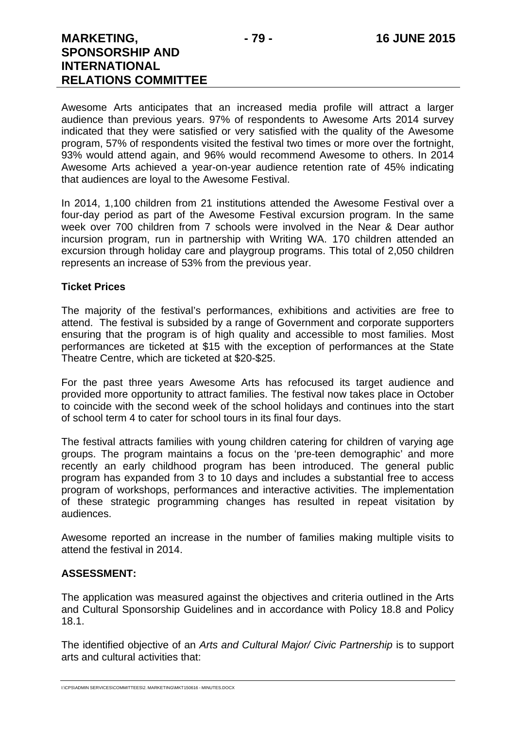Awesome Arts anticipates that an increased media profile will attract a larger audience than previous years. 97% of respondents to Awesome Arts 2014 survey indicated that they were satisfied or very satisfied with the quality of the Awesome program, 57% of respondents visited the festival two times or more over the fortnight, 93% would attend again, and 96% would recommend Awesome to others. In 2014 Awesome Arts achieved a year-on-year audience retention rate of 45% indicating that audiences are loyal to the Awesome Festival.

In 2014, 1,100 children from 21 institutions attended the Awesome Festival over a four-day period as part of the Awesome Festival excursion program. In the same week over 700 children from 7 schools were involved in the Near & Dear author incursion program, run in partnership with Writing WA. 170 children attended an excursion through holiday care and playgroup programs. This total of 2,050 children represents an increase of 53% from the previous year.

**Ticket Prices**

The majority of the festival's performances, exhibitions and activities are free to attend. The festival is subsided by a range of Government and corporate supporters ensuring that the program is of high quality and accessible to most families. Most performances are ticketed at $15 with the exception of performances at the State Theatre Centre, which are ticketed at $20-$25.

For the past three years Awesome Arts has refocused its target audience and provided more opportunity to attract families. The festival now takes place in October to coincide with the second week of the school holidays and continues into the start of school term 4 to cater for school tours in its final four days.

The festival attracts families with young children catering for children of varying age groups. The program maintains a focus on the 'pre-teen demographic' and more recently an early childhood program has been introduced. The general public program has expanded from 3 to 10 days and includes a substantial free to access program of workshops, performances and interactive activities. The implementation of these strategic programming changes has resulted in repeat visitation by audiences.

Awesome reported an increase in the number of families making multiple visits to attend the festival in 2014.

**ASSESSMENT:**

The application was measured against the objectives and criteria outlined in the Arts and Cultural Sponsorship Guidelines and in accordance with Policy 18.8 and Policy 18.1.

The identified objective of an *Arts and Cultural Major/ Civic Partnership* is to support arts and cultural activities that: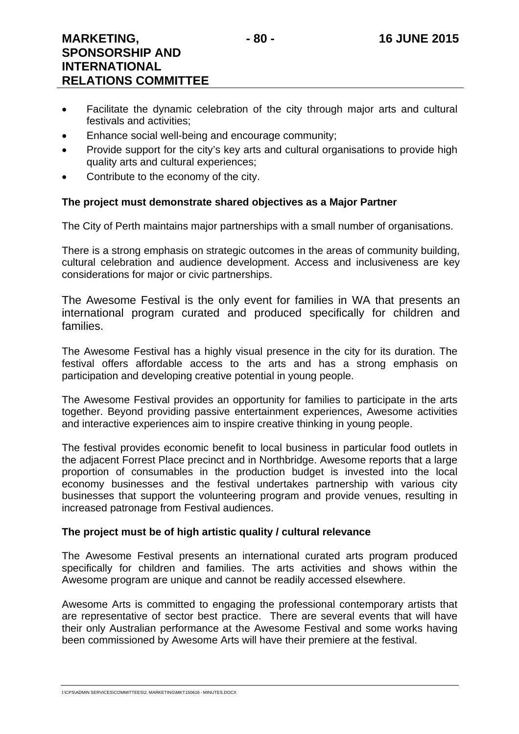- Facilitate the dynamic celebration of the city through major arts and cultural festivals and activities;
- Enhance social well-being and encourage community;
- Provide support for the city's key arts and cultural organisations to provide high quality arts and cultural experiences;
- Contribute to the economy of the city.

**The project must demonstrate shared objectives as a Major Partner**

The City of Perth maintains major partnerships with a small number of organisations.

There is a strong emphasis on strategic outcomes in the areas of community building, cultural celebration and audience development. Access and inclusiveness are key considerations for major or civic partnerships.

The Awesome Festival is the only event for families in WA that presents an international program curated and produced specifically for children and families.

The Awesome Festival has a highly visual presence in the city for its duration. The festival offers affordable access to the arts and has a strong emphasis on participation and developing creative potential in young people.

The Awesome Festival provides an opportunity for families to participate in the arts together. Beyond providing passive entertainment experiences, Awesome activities and interactive experiences aim to inspire creative thinking in young people.

The festival provides economic benefit to local business in particular food outlets in the adjacent Forrest Place precinct and in Northbridge. Awesome reports that a large proportion of consumables in the production budget is invested into the local economy businesses and the festival undertakes partnership with various city businesses that support the volunteering program and provide venues, resulting in increased patronage from Festival audiences.

**The project must be of high artistic quality / cultural relevance**

The Awesome Festival presents an international curated arts program produced specifically for children and families. The arts activities and shows within the Awesome program are unique and cannot be readily accessed elsewhere.

Awesome Arts is committed to engaging the professional contemporary artists that are representative of sector best practice. There are several events that will have their only Australian performance at the Awesome Festival and some works having been commissioned by Awesome Arts will have their premiere at the festival.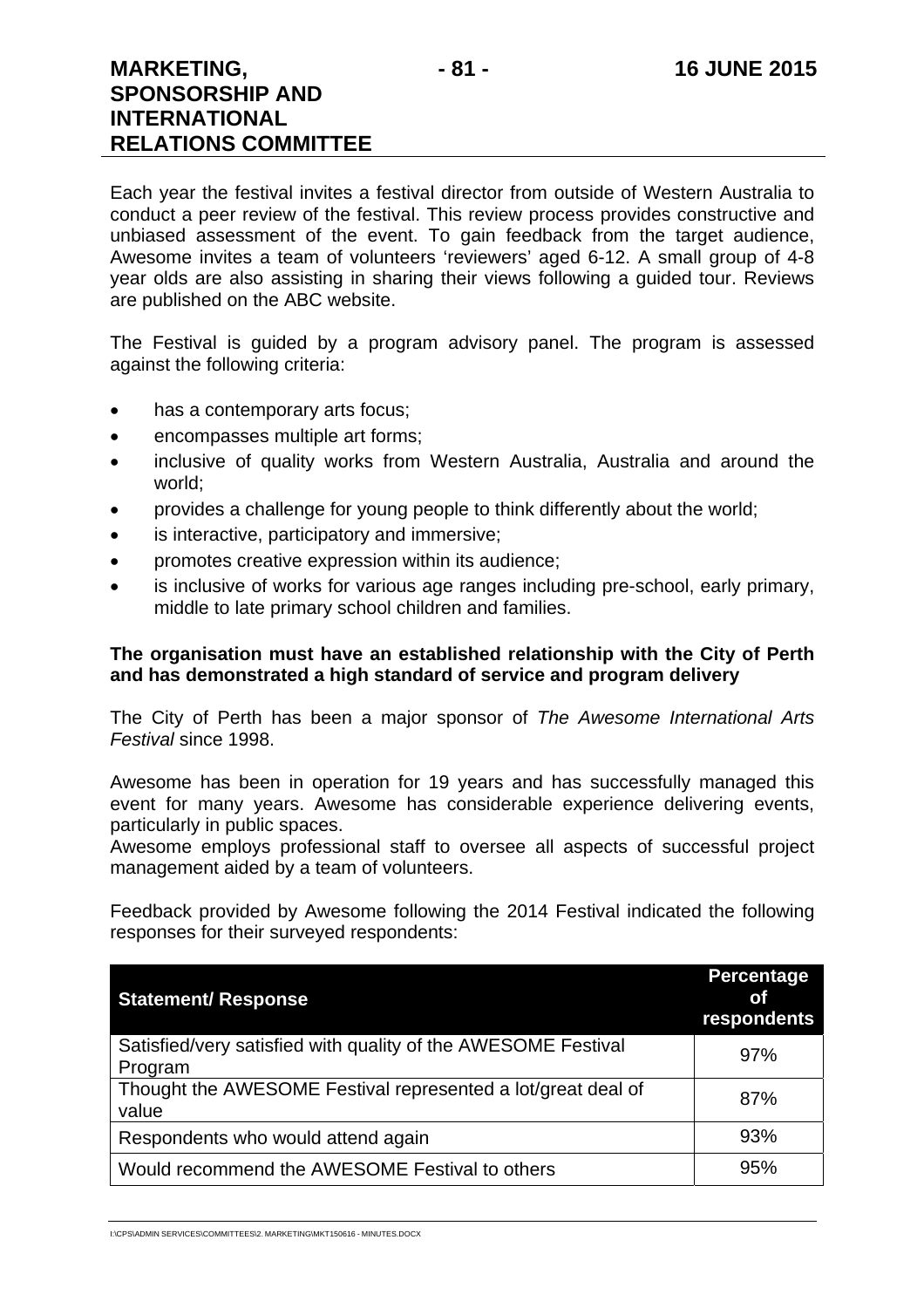Each year the festival invites a festival director from outside of Western Australia to conduct a peer review of the festival. This review process provides constructive and unbiased assessment of the event. To gain feedback from the target audience, Awesome invites a team of volunteers 'reviewers' aged 6-12. A small group of 4-8 year olds are also assisting in sharing their views following a guided tour. Reviews are published on the ABC website.

The Festival is guided by a program advisory panel. The program is assessed against the following criteria:

- has a contemporary arts focus;
- encompasses multiple art forms;
- inclusive of quality works from Western Australia, Australia and around the world;
- provides a challenge for young people to think differently about the world;
- is interactive, participatory and immersive;
- promotes creative expression within its audience;
- is inclusive of works for various age ranges including pre-school, early primary, middle to late primary school children and families.

**The organisation must have an established relationship with the City of Perth and has demonstrated a high standard of service and program delivery**

The City of Perth has been a major sponsor of *The Awesome International Arts Festival* since 1998.

Awesome has been in operation for 19 years and has successfully managed this event for many years. Awesome has considerable experience delivering events, particularly in public spaces.
Awesome employs professional staff to oversee all aspects of successful project management aided by a team of volunteers.

Feedback provided by Awesome following the 2014 Festival indicated the following responses for their surveyed respondents:

| Statement/ Response | Percentage of respondents |
|---|---|
| Satisfied/very satisfied with quality of the AWESOME Festival Program | 97% |
| Thought the AWESOME Festival represented a lot/great deal of value | 87% |
| Respondents who would attend again | 93% |
| Would recommend the AWESOME Festival to others | 95% |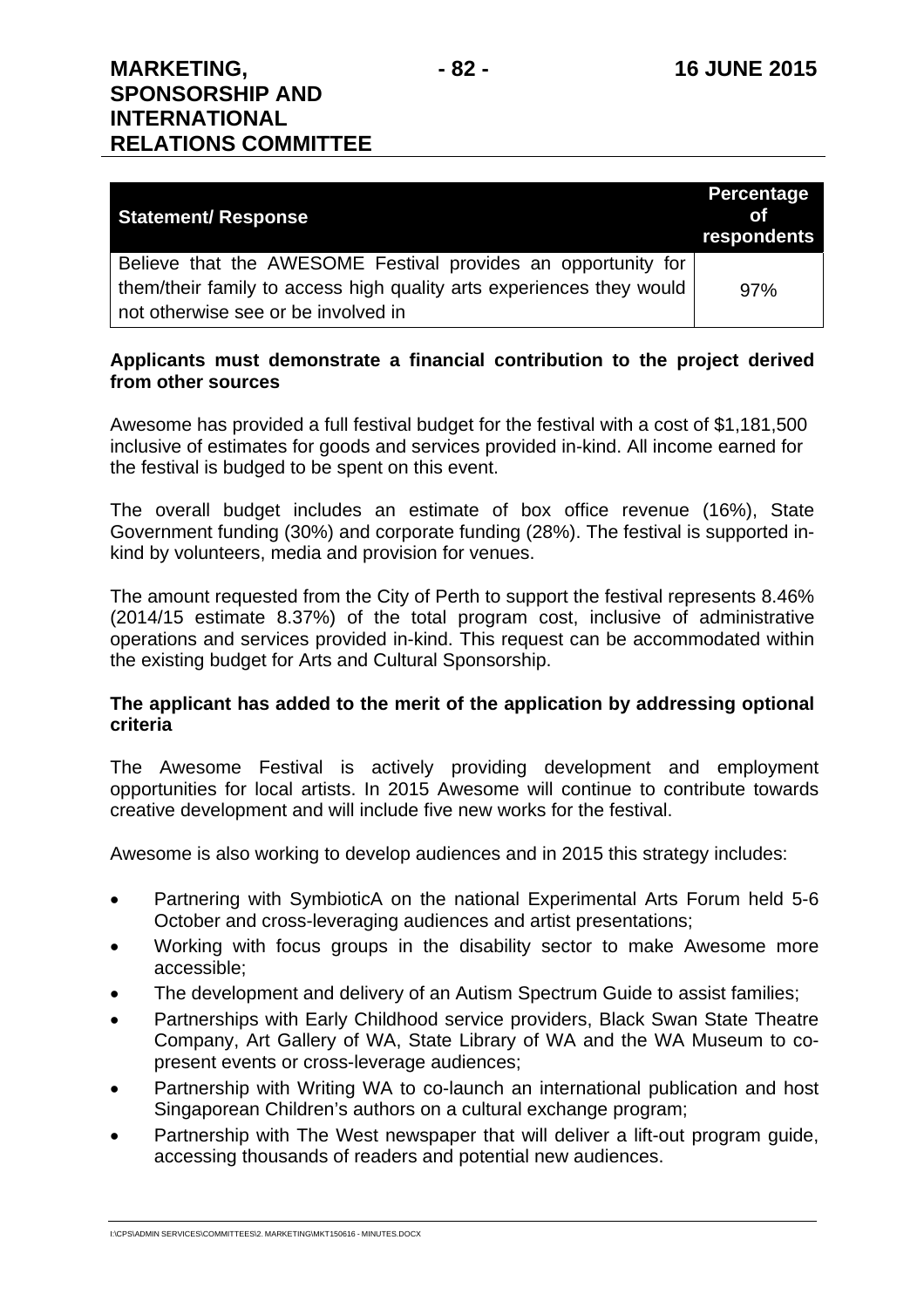| Statement/ Response | Percentage of respondents |
|---|---|
| Believe that the AWESOME Festival provides an opportunity for them/their family to access high quality arts experiences they would not otherwise see or be involved in | 97% |

**Applicants must demonstrate a financial contribution to the project derived from other sources**

Awesome has provided a full festival budget for the festival with a cost of $1,181,500 inclusive of estimates for goods and services provided in-kind. All income earned for the festival is budged to be spent on this event.

The overall budget includes an estimate of box office revenue (16%), State Government funding (30%) and corporate funding (28%). The festival is supported in-kind by volunteers, media and provision for venues.

The amount requested from the City of Perth to support the festival represents 8.46% (2014/15 estimate 8.37%) of the total program cost, inclusive of administrative operations and services provided in-kind. This request can be accommodated within the existing budget for Arts and Cultural Sponsorship.

**The applicant has added to the merit of the application by addressing optional criteria**

The Awesome Festival is actively providing development and employment opportunities for local artists. In 2015 Awesome will continue to contribute towards creative development and will include five new works for the festival.

Awesome is also working to develop audiences and in 2015 this strategy includes:

- Partnering with SymbioticA on the national Experimental Arts Forum held 5-6 October and cross-leveraging audiences and artist presentations;
- Working with focus groups in the disability sector to make Awesome more accessible;
- The development and delivery of an Autism Spectrum Guide to assist families;
- Partnerships with Early Childhood service providers, Black Swan State Theatre Company, Art Gallery of WA, State Library of WA and the WA Museum to co-present events or cross-leverage audiences;
- Partnership with Writing WA to co-launch an international publication and host Singaporean Children's authors on a cultural exchange program;
- Partnership with The West newspaper that will deliver a lift-out program guide, accessing thousands of readers and potential new audiences.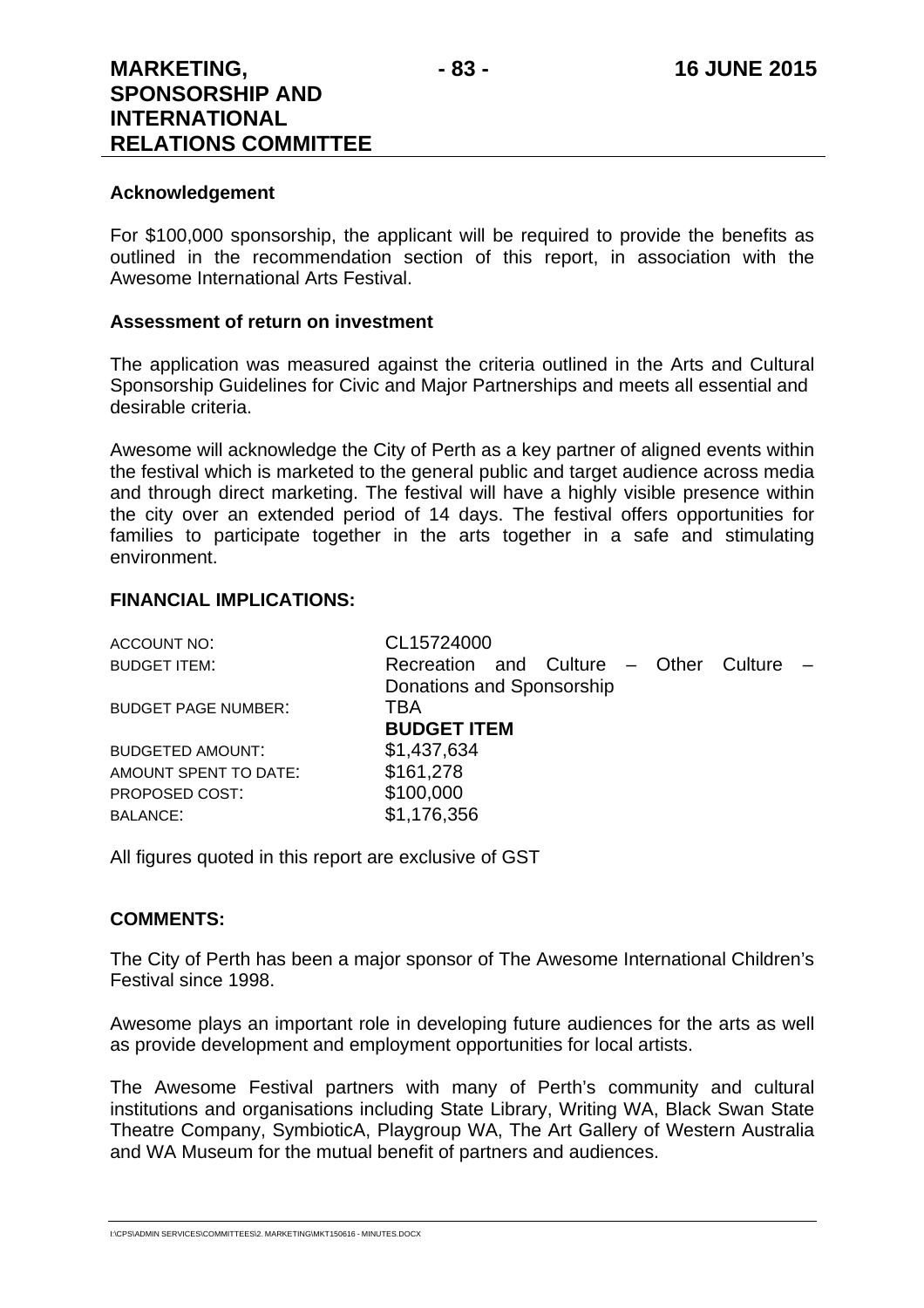**Acknowledgement**

For $100,000 sponsorship, the applicant will be required to provide the benefits as outlined in the recommendation section of this report, in association with the Awesome International Arts Festival.

**Assessment of return on investment**

The application was measured against the criteria outlined in the Arts and Cultural Sponsorship Guidelines for Civic and Major Partnerships and meets all essential and desirable criteria.

Awesome will acknowledge the City of Perth as a key partner of aligned events within the festival which is marketed to the general public and target audience across media and through direct marketing. The festival will have a highly visible presence within the city over an extended period of 14 days. The festival offers opportunities for families to participate together in the arts together in a safe and stimulating environment.

## FINANCIAL IMPLICATIONS:

| | |
|---|---|
| ACCOUNT NO: | CL15724000 |
| BUDGET ITEM: | Recreation and Culture – Other Culture – Donations and Sponsorship |
| BUDGET PAGE NUMBER: | TBA |
| | **BUDGET ITEM** |
| BUDGETED AMOUNT: | $1,437,634 |
| AMOUNT SPENT TO DATE: | $161,278 |
| PROPOSED COST: | $100,000 |
| BALANCE: | $1,176,356 |

All figures quoted in this report are exclusive of GST

## COMMENTS:

The City of Perth has been a major sponsor of The Awesome International Children's Festival since 1998.

Awesome plays an important role in developing future audiences for the arts as well as provide development and employment opportunities for local artists.

The Awesome Festival partners with many of Perth's community and cultural institutions and organisations including State Library, Writing WA, Black Swan State Theatre Company, SymbioticA, Playgroup WA, The Art Gallery of Western Australia and WA Museum for the mutual benefit of partners and audiences.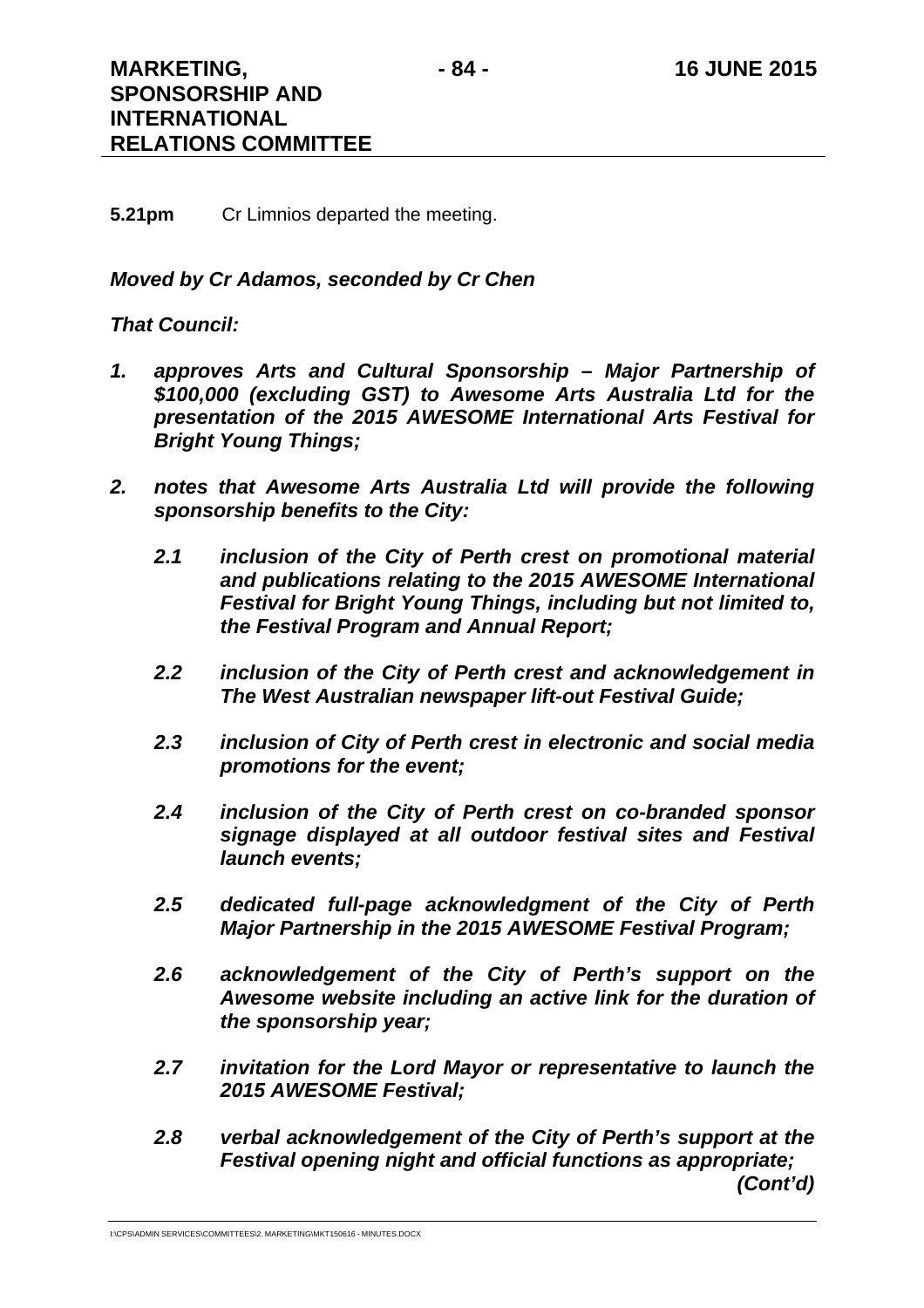**5.21pm** Cr Limnios departed the meeting.

***Moved by Cr Adamos, seconded by Cr Chen***

***That Council:***

1. ***approves Arts and Cultural Sponsorship – Major Partnership of $100,000 (excluding GST) to Awesome Arts Australia Ltd for the presentation of the 2015 AWESOME International Arts Festival for Bright Young Things;***

2. ***notes that Awesome Arts Australia Ltd will provide the following sponsorship benefits to the City:***

   ***2.1 inclusion of the City of Perth crest on promotional material and publications relating to the 2015 AWESOME International Festival for Bright Young Things, including but not limited to, the Festival Program and Annual Report;***

   ***2.2 inclusion of the City of Perth crest and acknowledgement in The West Australian newspaper lift-out Festival Guide;***

   ***2.3 inclusion of City of Perth crest in electronic and social media promotions for the event;***

   ***2.4 inclusion of the City of Perth crest on co-branded sponsor signage displayed at all outdoor festival sites and Festival launch events;***

   ***2.5 dedicated full-page acknowledgment of the City of Perth Major Partnership in the 2015 AWESOME Festival Program;***

   ***2.6 acknowledgement of the City of Perth's support on the Awesome website including an active link for the duration of the sponsorship year;***

   ***2.7 invitation for the Lord Mayor or representative to launch the 2015 AWESOME Festival;***

   ***2.8 verbal acknowledgement of the City of Perth's support at the Festival opening night and official functions as appropriate;***

***(Cont'd)***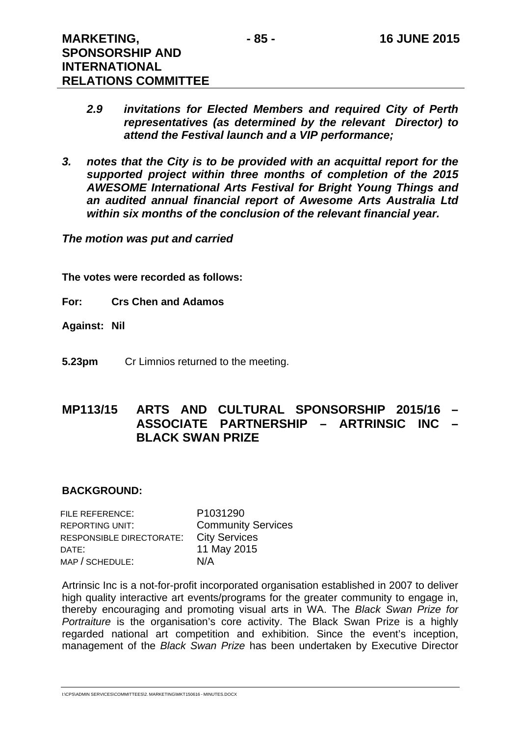***2.9 invitations for Elected Members and required City of Perth representatives (as determined by the relevant Director) to attend the Festival launch and a VIP performance;***

***3. notes that the City is to be provided with an acquittal report for the supported project within three months of completion of the 2015 AWESOME International Arts Festival for Bright Young Things and an audited annual financial report of Awesome Arts Australia Ltd within six months of the conclusion of the relevant financial year.***

***The motion was put and carried***

**The votes were recorded as follows:**

**For: Crs Chen and Adamos**

**Against: Nil**

**5.23pm** Cr Limnios returned to the meeting.

## MP113/15 ARTS AND CULTURAL SPONSORSHIP 2015/16 – ASSOCIATE PARTNERSHIP – ARTRINSIC INC – BLACK SWAN PRIZE

### BACKGROUND:

| | |
|---|---|
| FILE REFERENCE: | P1031290 |
| REPORTING UNIT: | Community Services |
| RESPONSIBLE DIRECTORATE: | City Services |
| DATE: | 11 May 2015 |
| MAP / SCHEDULE: | N/A |

Artrinsic Inc is a not-for-profit incorporated organisation established in 2007 to deliver high quality interactive art events/programs for the greater community to engage in, thereby encouraging and promoting visual arts in WA. The *Black Swan Prize for Portraiture* is the organisation's core activity. The Black Swan Prize is a highly regarded national art competition and exhibition. Since the event's inception, management of the *Black Swan Prize* has been undertaken by Executive Director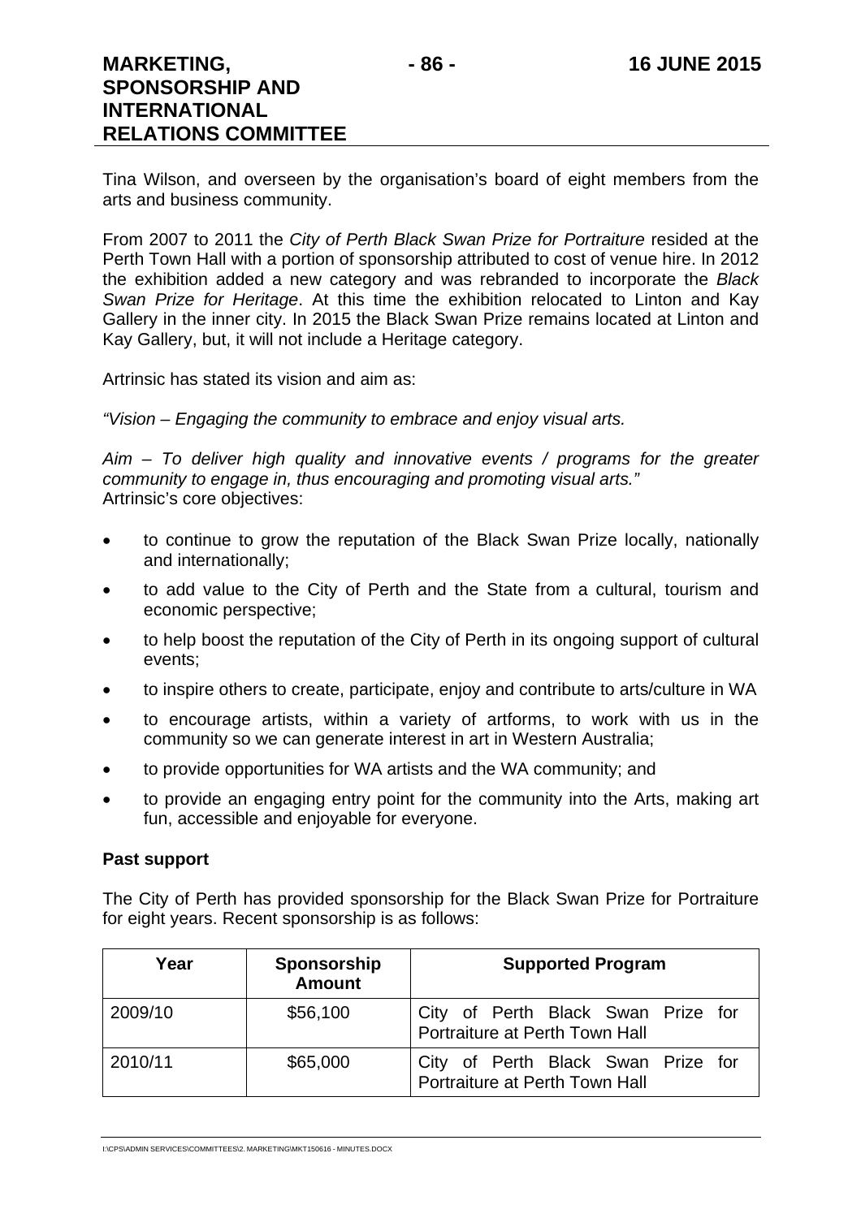Tina Wilson, and overseen by the organisation's board of eight members from the arts and business community.

From 2007 to 2011 the *City of Perth Black Swan Prize for Portraiture* resided at the Perth Town Hall with a portion of sponsorship attributed to cost of venue hire. In 2012 the exhibition added a new category and was rebranded to incorporate the *Black Swan Prize for Heritage*. At this time the exhibition relocated to Linton and Kay Gallery in the inner city. In 2015 the Black Swan Prize remains located at Linton and Kay Gallery, but, it will not include a Heritage category.

Artrinsic has stated its vision and aim as:

*"Vision – Engaging the community to embrace and enjoy visual arts.*

*Aim – To deliver high quality and innovative events / programs for the greater community to engage in, thus encouraging and promoting visual arts."*
Artrinsic's core objectives:

- to continue to grow the reputation of the Black Swan Prize locally, nationally and internationally;
- to add value to the City of Perth and the State from a cultural, tourism and economic perspective;
- to help boost the reputation of the City of Perth in its ongoing support of cultural events;
- to inspire others to create, participate, enjoy and contribute to arts/culture in WA
- to encourage artists, within a variety of artforms, to work with us in the community so we can generate interest in art in Western Australia;
- to provide opportunities for WA artists and the WA community; and
- to provide an engaging entry point for the community into the Arts, making art fun, accessible and enjoyable for everyone.

**Past support**

The City of Perth has provided sponsorship for the Black Swan Prize for Portraiture for eight years. Recent sponsorship is as follows:

| Year | Sponsorship Amount | Supported Program |
|---|---|---|
| 2009/10 | $56,100 | City of Perth Black Swan Prize for Portraiture at Perth Town Hall |
| 2010/11 | $65,000 | City of Perth Black Swan Prize for Portraiture at Perth Town Hall |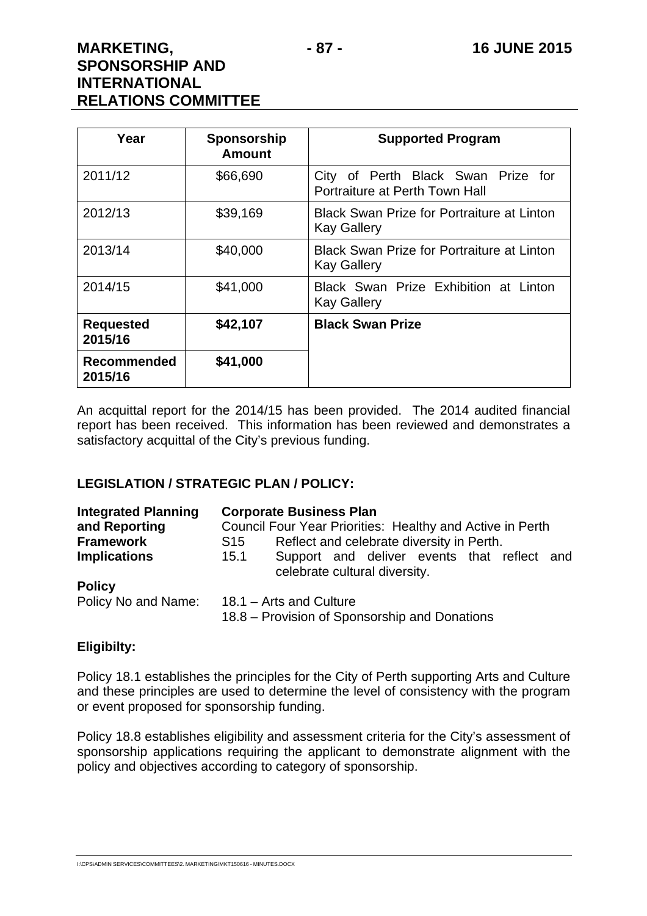| Year | Sponsorship Amount | Supported Program |
|---|---|---|
| 2011/12 | $66,690 | City of Perth Black Swan Prize for Portraiture at Perth Town Hall |
| 2012/13 | $39,169 | Black Swan Prize for Portraiture at Linton Kay Gallery |
| 2013/14 | $40,000 | Black Swan Prize for Portraiture at Linton Kay Gallery |
| 2014/15 | $41,000 | Black Swan Prize Exhibition at Linton Kay Gallery |
| **Requested 2015/16** | **$42,107** | **Black Swan Prize** |
| **Recommended 2015/16** | **$41,000** | |

An acquittal report for the 2014/15 has been provided. The 2014 audited financial report has been received. This information has been reviewed and demonstrates a satisfactory acquittal of the City's previous funding.

**LEGISLATION / STRATEGIC PLAN / POLICY:**

**Integrated Planning and Reporting Framework Implications**

**Corporate Business Plan**
Council Four Year Priorities: Healthy and Active in Perth
S15 Reflect and celebrate diversity in Perth.
15.1 Support and deliver events that reflect and celebrate cultural diversity.

**Policy**
Policy No and Name: 18.1 – Arts and Culture
18.8 – Provision of Sponsorship and Donations

**Eligibilty:**

Policy 18.1 establishes the principles for the City of Perth supporting Arts and Culture and these principles are used to determine the level of consistency with the program or event proposed for sponsorship funding.

Policy 18.8 establishes eligibility and assessment criteria for the City's assessment of sponsorship applications requiring the applicant to demonstrate alignment with the policy and objectives according to category of sponsorship.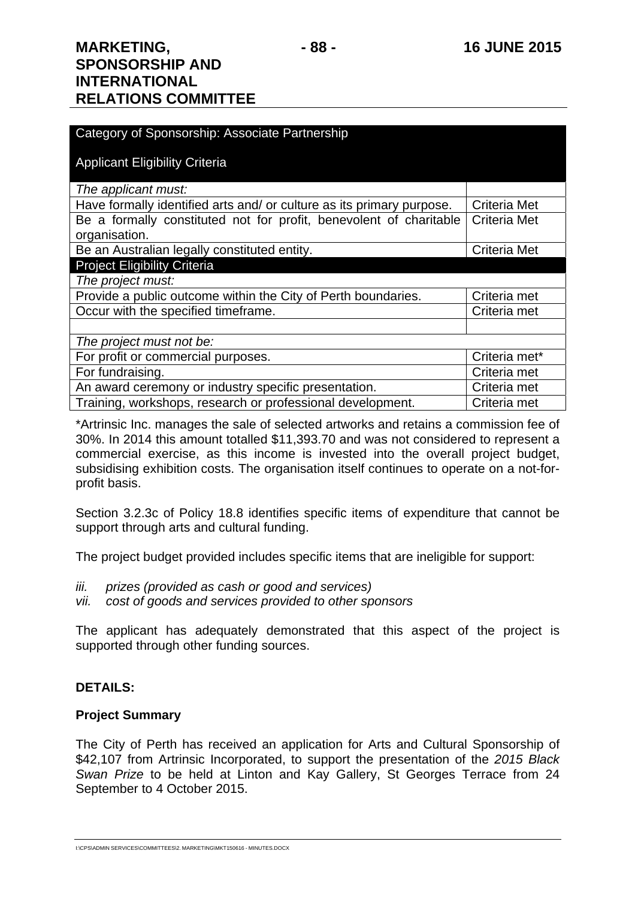| Category of Sponsorship: Associate Partnership<br><br>Applicant Eligibility Criteria | |
|---|---|
| *The applicant must:* | |
| Have formally identified arts and/ or culture as its primary purpose. | Criteria Met |
| Be a formally constituted not for profit, benevolent of charitable organisation. | Criteria Met |
| Be an Australian legally constituted entity. | Criteria Met |
| **Project Eligibility Criteria** | |
| *The project must:* | |
| Provide a public outcome within the City of Perth boundaries. | Criteria met |
| Occur with the specified timeframe. | Criteria met |
| | |
| *The project must not be:* | |
| For profit or commercial purposes. | Criteria met* |
| For fundraising. | Criteria met |
| An award ceremony or industry specific presentation. | Criteria met |
| Training, workshops, research or professional development. | Criteria met |

*Artrinsic Inc. manages the sale of selected artworks and retains a commission fee of 30%. In 2014 this amount totalled $11,393.70 and was not considered to represent a commercial exercise, as this income is invested into the overall project budget, subsidising exhibition costs. The organisation itself continues to operate on a not-for-profit basis.

Section 3.2.3c of Policy 18.8 identifies specific items of expenditure that cannot be support through arts and cultural funding.

The project budget provided includes specific items that are ineligible for support:

*iii. prizes (provided as cash or good and services)*
*vii. cost of goods and services provided to other sponsors*

The applicant has adequately demonstrated that this aspect of the project is supported through other funding sources.

**DETAILS:**

**Project Summary**

The City of Perth has received an application for Arts and Cultural Sponsorship of $42,107 from Artrinsic Incorporated, to support the presentation of the *2015 Black Swan Prize* to be held at Linton and Kay Gallery, St Georges Terrace from 24 September to 4 October 2015.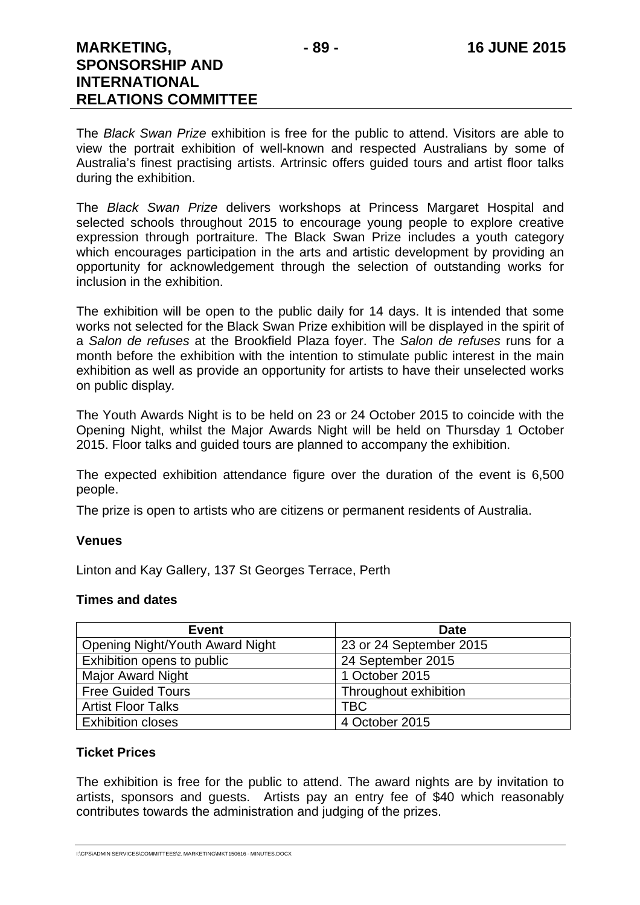The *Black Swan Prize* exhibition is free for the public to attend. Visitors are able to view the portrait exhibition of well-known and respected Australians by some of Australia's finest practising artists. Artrinsic offers guided tours and artist floor talks during the exhibition.

The *Black Swan Prize* delivers workshops at Princess Margaret Hospital and selected schools throughout 2015 to encourage young people to explore creative expression through portraiture. The Black Swan Prize includes a youth category which encourages participation in the arts and artistic development by providing an opportunity for acknowledgement through the selection of outstanding works for inclusion in the exhibition.

The exhibition will be open to the public daily for 14 days. It is intended that some works not selected for the Black Swan Prize exhibition will be displayed in the spirit of a *Salon de refuses* at the Brookfield Plaza foyer. The *Salon de refuses* runs for a month before the exhibition with the intention to stimulate public interest in the main exhibition as well as provide an opportunity for artists to have their unselected works on public display.

The Youth Awards Night is to be held on 23 or 24 October 2015 to coincide with the Opening Night, whilst the Major Awards Night will be held on Thursday 1 October 2015. Floor talks and guided tours are planned to accompany the exhibition.

The expected exhibition attendance figure over the duration of the event is 6,500 people.

The prize is open to artists who are citizens or permanent residents of Australia.

**Venues**

Linton and Kay Gallery, 137 St Georges Terrace, Perth

**Times and dates**

| Event | Date |
|---|---|
| Opening Night/Youth Award Night | 23 or 24 September 2015 |
| Exhibition opens to public | 24 September 2015 |
| Major Award Night | 1 October 2015 |
| Free Guided Tours | Throughout exhibition |
| Artist Floor Talks | TBC |
| Exhibition closes | 4 October 2015 |

**Ticket Prices**

The exhibition is free for the public to attend. The award nights are by invitation to artists, sponsors and guests. Artists pay an entry fee of $40 which reasonably contributes towards the administration and judging of the prizes.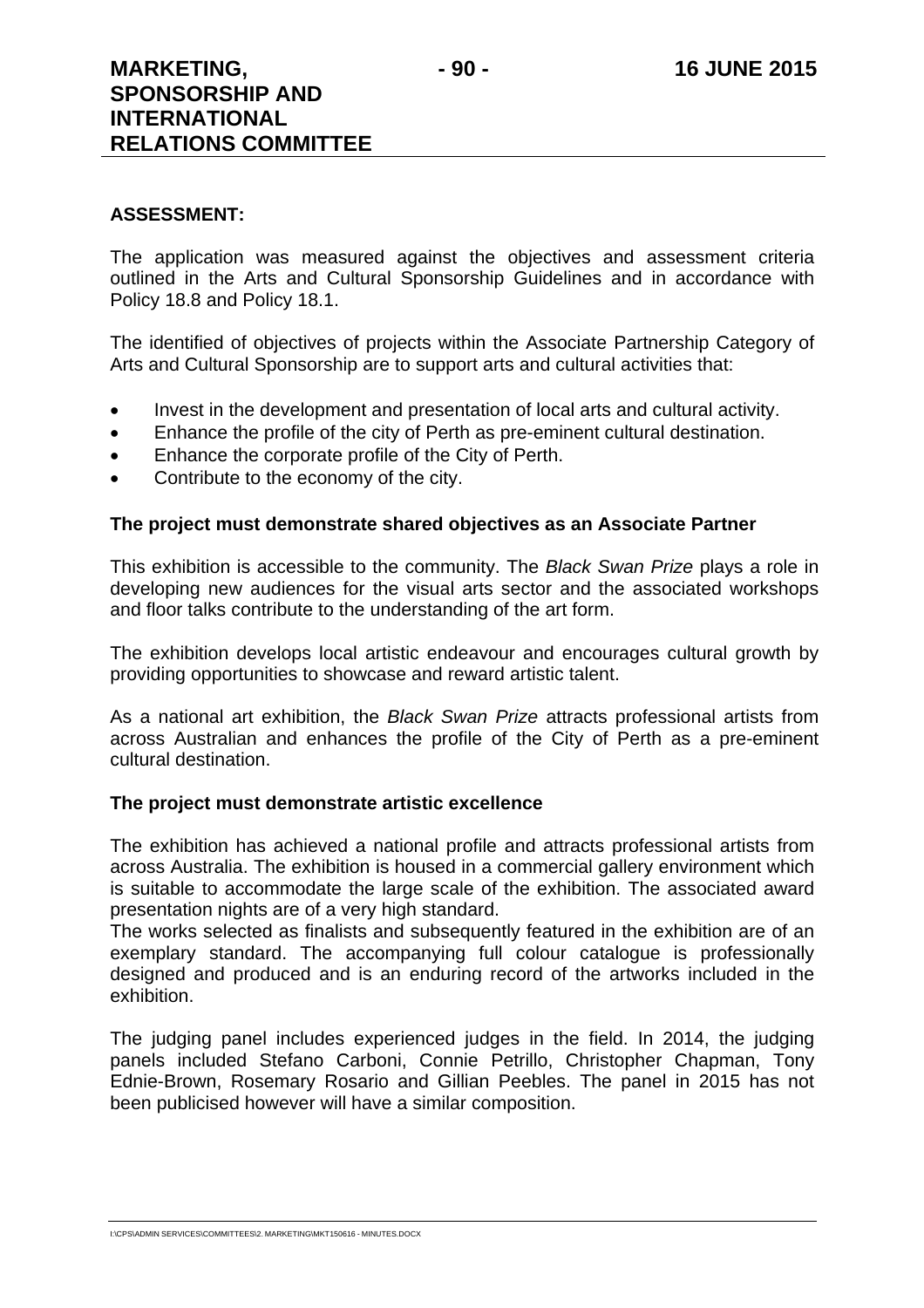**ASSESSMENT:**

The application was measured against the objectives and assessment criteria outlined in the Arts and Cultural Sponsorship Guidelines and in accordance with Policy 18.8 and Policy 18.1.

The identified of objectives of projects within the Associate Partnership Category of Arts and Cultural Sponsorship are to support arts and cultural activities that:

- Invest in the development and presentation of local arts and cultural activity.
- Enhance the profile of the city of Perth as pre-eminent cultural destination.
- Enhance the corporate profile of the City of Perth.
- Contribute to the economy of the city.

**The project must demonstrate shared objectives as an Associate Partner**

This exhibition is accessible to the community. The *Black Swan Prize* plays a role in developing new audiences for the visual arts sector and the associated workshops and floor talks contribute to the understanding of the art form.

The exhibition develops local artistic endeavour and encourages cultural growth by providing opportunities to showcase and reward artistic talent.

As a national art exhibition, the *Black Swan Prize* attracts professional artists from across Australian and enhances the profile of the City of Perth as a pre-eminent cultural destination.

**The project must demonstrate artistic excellence**

The exhibition has achieved a national profile and attracts professional artists from across Australia. The exhibition is housed in a commercial gallery environment which is suitable to accommodate the large scale of the exhibition. The associated award presentation nights are of a very high standard.
The works selected as finalists and subsequently featured in the exhibition are of an exemplary standard. The accompanying full colour catalogue is professionally designed and produced and is an enduring record of the artworks included in the exhibition.

The judging panel includes experienced judges in the field. In 2014, the judging panels included Stefano Carboni, Connie Petrillo, Christopher Chapman, Tony Ednie-Brown, Rosemary Rosario and Gillian Peebles. The panel in 2015 has not been publicised however will have a similar composition.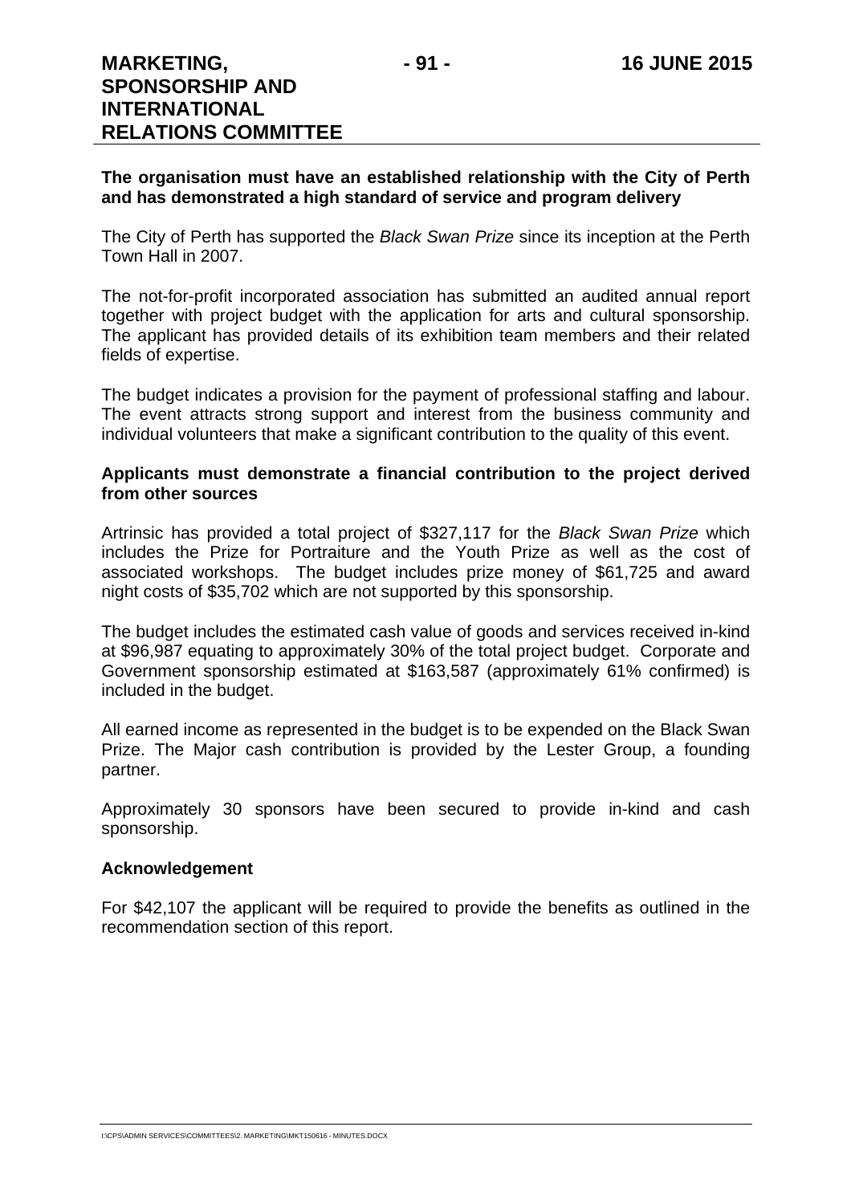**The organisation must have an established relationship with the City of Perth and has demonstrated a high standard of service and program delivery**

The City of Perth has supported the *Black Swan Prize* since its inception at the Perth Town Hall in 2007.

The not-for-profit incorporated association has submitted an audited annual report together with project budget with the application for arts and cultural sponsorship. The applicant has provided details of its exhibition team members and their related fields of expertise.

The budget indicates a provision for the payment of professional staffing and labour. The event attracts strong support and interest from the business community and individual volunteers that make a significant contribution to the quality of this event.

**Applicants must demonstrate a financial contribution to the project derived from other sources**

Artrinsic has provided a total project of $327,117 for the *Black Swan Prize* which includes the Prize for Portraiture and the Youth Prize as well as the cost of associated workshops. The budget includes prize money of $61,725 and award night costs of $35,702 which are not supported by this sponsorship.

The budget includes the estimated cash value of goods and services received in-kind at $96,987 equating to approximately 30% of the total project budget. Corporate and Government sponsorship estimated at $163,587 (approximately 61% confirmed) is included in the budget.

All earned income as represented in the budget is to be expended on the Black Swan Prize. The Major cash contribution is provided by the Lester Group, a founding partner.

Approximately 30 sponsors have been secured to provide in-kind and cash sponsorship.

**Acknowledgement**

For $42,107 the applicant will be required to provide the benefits as outlined in the recommendation section of this report.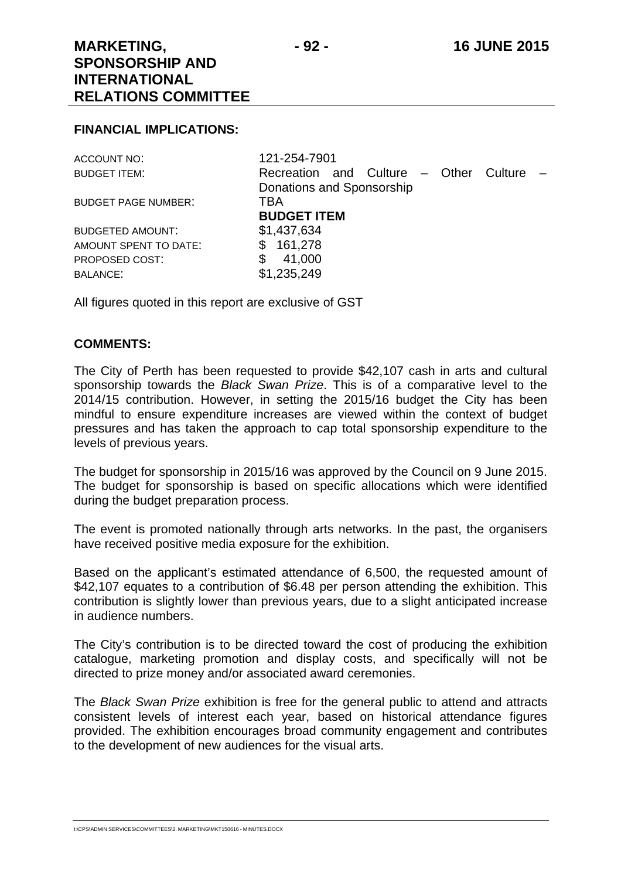**FINANCIAL IMPLICATIONS:**

| | |
|---|---|
| ACCOUNT NO: | 121-254-7901 |
| BUDGET ITEM: | Recreation and Culture – Other Culture – Donations and Sponsorship |
| BUDGET PAGE NUMBER: | TBA |
| | **BUDGET ITEM** |
| BUDGETED AMOUNT: | $1,437,634 |
| AMOUNT SPENT TO DATE: | $ 161,278 |
| PROPOSED COST: | $ 41,000 |
| BALANCE: | $1,235,249 |

All figures quoted in this report are exclusive of GST

**COMMENTS:**

The City of Perth has been requested to provide $42,107 cash in arts and cultural sponsorship towards the *Black Swan Prize*. This is of a comparative level to the 2014/15 contribution. However, in setting the 2015/16 budget the City has been mindful to ensure expenditure increases are viewed within the context of budget pressures and has taken the approach to cap total sponsorship expenditure to the levels of previous years.

The budget for sponsorship in 2015/16 was approved by the Council on 9 June 2015. The budget for sponsorship is based on specific allocations which were identified during the budget preparation process.

The event is promoted nationally through arts networks. In the past, the organisers have received positive media exposure for the exhibition.

Based on the applicant's estimated attendance of 6,500, the requested amount of $42,107 equates to a contribution of $6.48 per person attending the exhibition. This contribution is slightly lower than previous years, due to a slight anticipated increase in audience numbers.

The City's contribution is to be directed toward the cost of producing the exhibition catalogue, marketing promotion and display costs, and specifically will not be directed to prize money and/or associated award ceremonies.

The *Black Swan Prize* exhibition is free for the general public to attend and attracts consistent levels of interest each year, based on historical attendance figures provided. The exhibition encourages broad community engagement and contributes to the development of new audiences for the visual arts.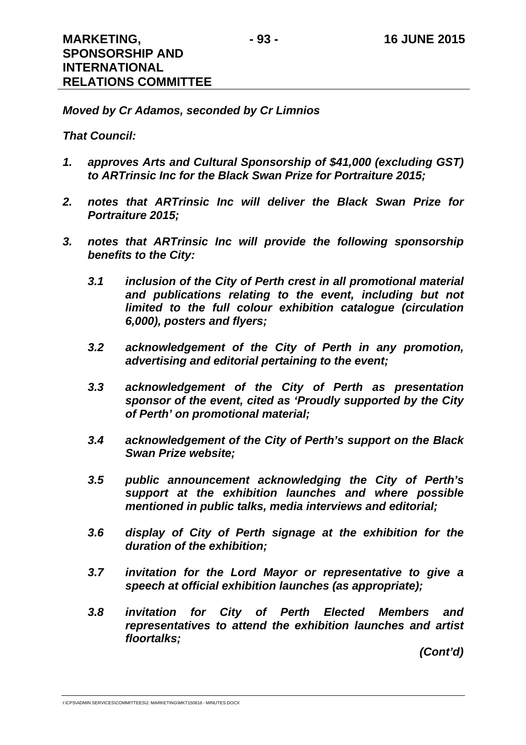***Moved by Cr Adamos, seconded by Cr Limnios***

***That Council:***

1. ***approves Arts and Cultural Sponsorship of $41,000 (excluding GST) to ARTrinsic Inc for the Black Swan Prize for Portraiture 2015;***

2. ***notes that ARTrinsic Inc will deliver the Black Swan Prize for Portraiture 2015;***

3. ***notes that ARTrinsic Inc will provide the following sponsorship benefits to the City:***

   ***3.1 inclusion of the City of Perth crest in all promotional material and publications relating to the event, including but not limited to the full colour exhibition catalogue (circulation 6,000), posters and flyers;***

   ***3.2 acknowledgement of the City of Perth in any promotion, advertising and editorial pertaining to the event;***

   ***3.3 acknowledgement of the City of Perth as presentation sponsor of the event, cited as 'Proudly supported by the City of Perth' on promotional material;***

   ***3.4 acknowledgement of the City of Perth's support on the Black Swan Prize website;***

   ***3.5 public announcement acknowledging the City of Perth's support at the exhibition launches and where possible mentioned in public talks, media interviews and editorial;***

   ***3.6 display of City of Perth signage at the exhibition for the duration of the exhibition;***

   ***3.7 invitation for the Lord Mayor or representative to give a speech at official exhibition launches (as appropriate);***

   ***3.8 invitation for City of Perth Elected Members and representatives to attend the exhibition launches and artist floortalks;***

***(Cont'd)***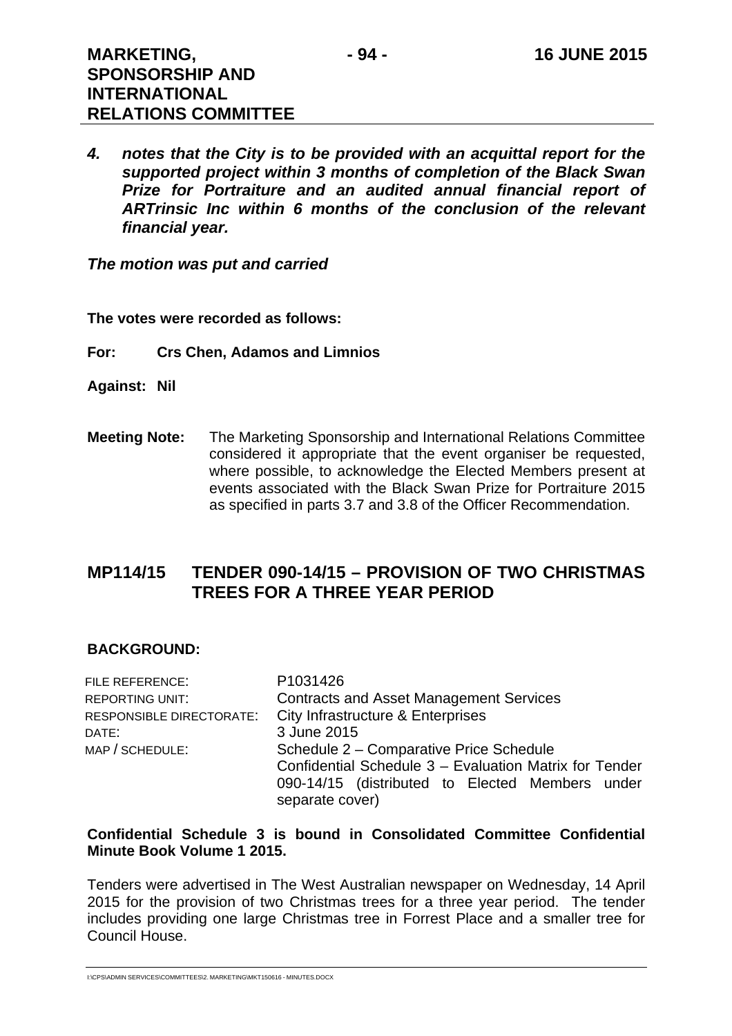***4. notes that the City is to be provided with an acquittal report for the supported project within 3 months of completion of the Black Swan Prize for Portraiture and an audited annual financial report of ARTrinsic Inc within 6 months of the conclusion of the relevant financial year.***

***The motion was put and carried***

**The votes were recorded as follows:**

**For: Crs Chen, Adamos and Limnios**

**Against: Nil**

**Meeting Note:** The Marketing Sponsorship and International Relations Committee considered it appropriate that the event organiser be requested, where possible, to acknowledge the Elected Members present at events associated with the Black Swan Prize for Portraiture 2015 as specified in parts 3.7 and 3.8 of the Officer Recommendation.

## MP114/15 TENDER 090-14/15 – PROVISION OF TWO CHRISTMAS TREES FOR A THREE YEAR PERIOD

### BACKGROUND:

| | |
|---|---|
| FILE REFERENCE: | P1031426 |
| REPORTING UNIT: | Contracts and Asset Management Services |
| RESPONSIBLE DIRECTORATE: | City Infrastructure & Enterprises |
| DATE: | 3 June 2015 |
| MAP / SCHEDULE: | Schedule 2 – Comparative Price Schedule<br>Confidential Schedule 3 – Evaluation Matrix for Tender 090-14/15 (distributed to Elected Members under separate cover) |

**Confidential Schedule 3 is bound in Consolidated Committee Confidential Minute Book Volume 1 2015.**

Tenders were advertised in The West Australian newspaper on Wednesday, 14 April 2015 for the provision of two Christmas trees for a three year period. The tender includes providing one large Christmas tree in Forrest Place and a smaller tree for Council House.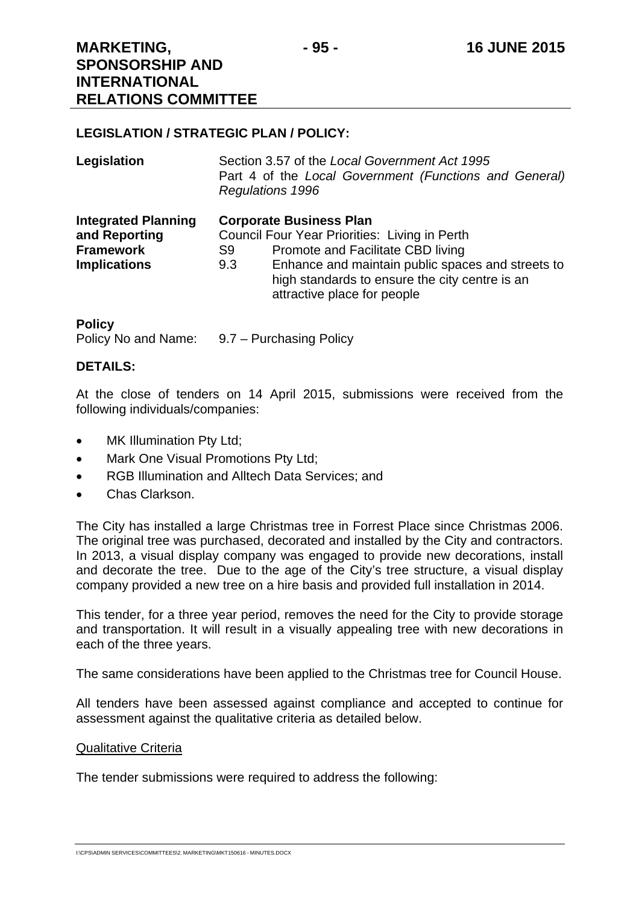**LEGISLATION / STRATEGIC PLAN / POLICY:**

| | |
|---|---|
| **Legislation** | Section 3.57 of the *Local Government Act 1995*<br>Part 4 of the *Local Government (Functions and General) Regulations 1996* |
| **Integrated Planning and Reporting Framework Implications** | **Corporate Business Plan**<br>Council Four Year Priorities: Living in Perth<br>S9 Promote and Facilitate CBD living<br>9.3 Enhance and maintain public spaces and streets to high standards to ensure the city centre is an attractive place for people |

**Policy**

Policy No and Name: 9.7 – Purchasing Policy

**DETAILS:**

At the close of tenders on 14 April 2015, submissions were received from the following individuals/companies:

- MK Illumination Pty Ltd;
- Mark One Visual Promotions Pty Ltd;
- RGB Illumination and Alltech Data Services; and
- Chas Clarkson.

The City has installed a large Christmas tree in Forrest Place since Christmas 2006. The original tree was purchased, decorated and installed by the City and contractors. In 2013, a visual display company was engaged to provide new decorations, install and decorate the tree. Due to the age of the City's tree structure, a visual display company provided a new tree on a hire basis and provided full installation in 2014.

This tender, for a three year period, removes the need for the City to provide storage and transportation. It will result in a visually appealing tree with new decorations in each of the three years.

The same considerations have been applied to the Christmas tree for Council House.

All tenders have been assessed against compliance and accepted to continue for assessment against the qualitative criteria as detailed below.

<u>Qualitative Criteria</u>

The tender submissions were required to address the following: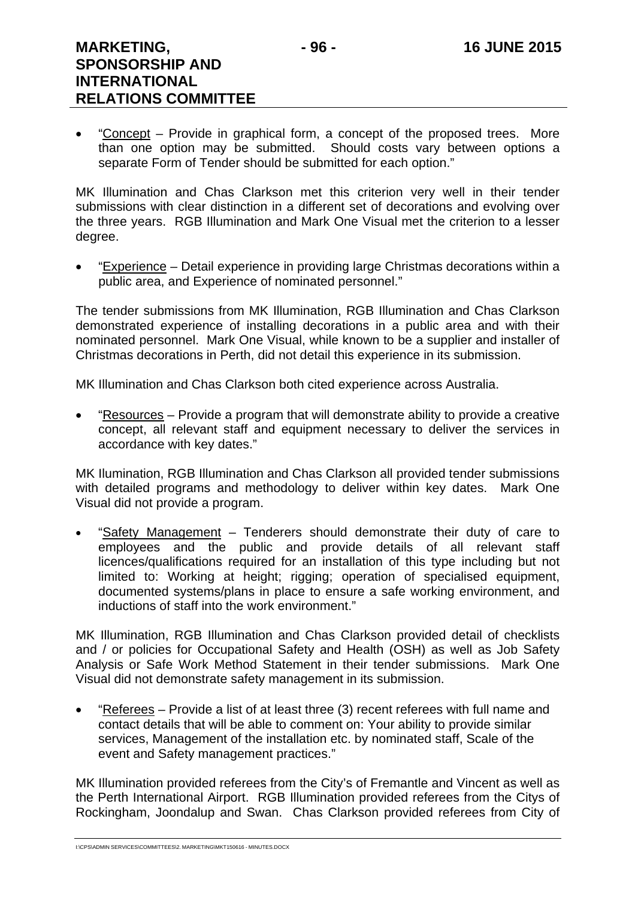- "Concept – Provide in graphical form, a concept of the proposed trees. More than one option may be submitted. Should costs vary between options a separate Form of Tender should be submitted for each option."

MK Illumination and Chas Clarkson met this criterion very well in their tender submissions with clear distinction in a different set of decorations and evolving over the three years. RGB Illumination and Mark One Visual met the criterion to a lesser degree.

- "Experience – Detail experience in providing large Christmas decorations within a public area, and Experience of nominated personnel."

The tender submissions from MK Illumination, RGB Illumination and Chas Clarkson demonstrated experience of installing decorations in a public area and with their nominated personnel. Mark One Visual, while known to be a supplier and installer of Christmas decorations in Perth, did not detail this experience in its submission.

MK Illumination and Chas Clarkson both cited experience across Australia.

- "Resources – Provide a program that will demonstrate ability to provide a creative concept, all relevant staff and equipment necessary to deliver the services in accordance with key dates."

MK Ilumination, RGB Illumination and Chas Clarkson all provided tender submissions with detailed programs and methodology to deliver within key dates. Mark One Visual did not provide a program.

- "Safety Management – Tenderers should demonstrate their duty of care to employees and the public and provide details of all relevant staff licences/qualifications required for an installation of this type including but not limited to: Working at height; rigging; operation of specialised equipment, documented systems/plans in place to ensure a safe working environment, and inductions of staff into the work environment."

MK Illumination, RGB Illumination and Chas Clarkson provided detail of checklists and / or policies for Occupational Safety and Health (OSH) as well as Job Safety Analysis or Safe Work Method Statement in their tender submissions. Mark One Visual did not demonstrate safety management in its submission.

- "Referees – Provide a list of at least three (3) recent referees with full name and contact details that will be able to comment on: Your ability to provide similar services, Management of the installation etc. by nominated staff, Scale of the event and Safety management practices."

MK Illumination provided referees from the City's of Fremantle and Vincent as well as the Perth International Airport. RGB Illumination provided referees from the Citys of Rockingham, Joondalup and Swan. Chas Clarkson provided referees from City of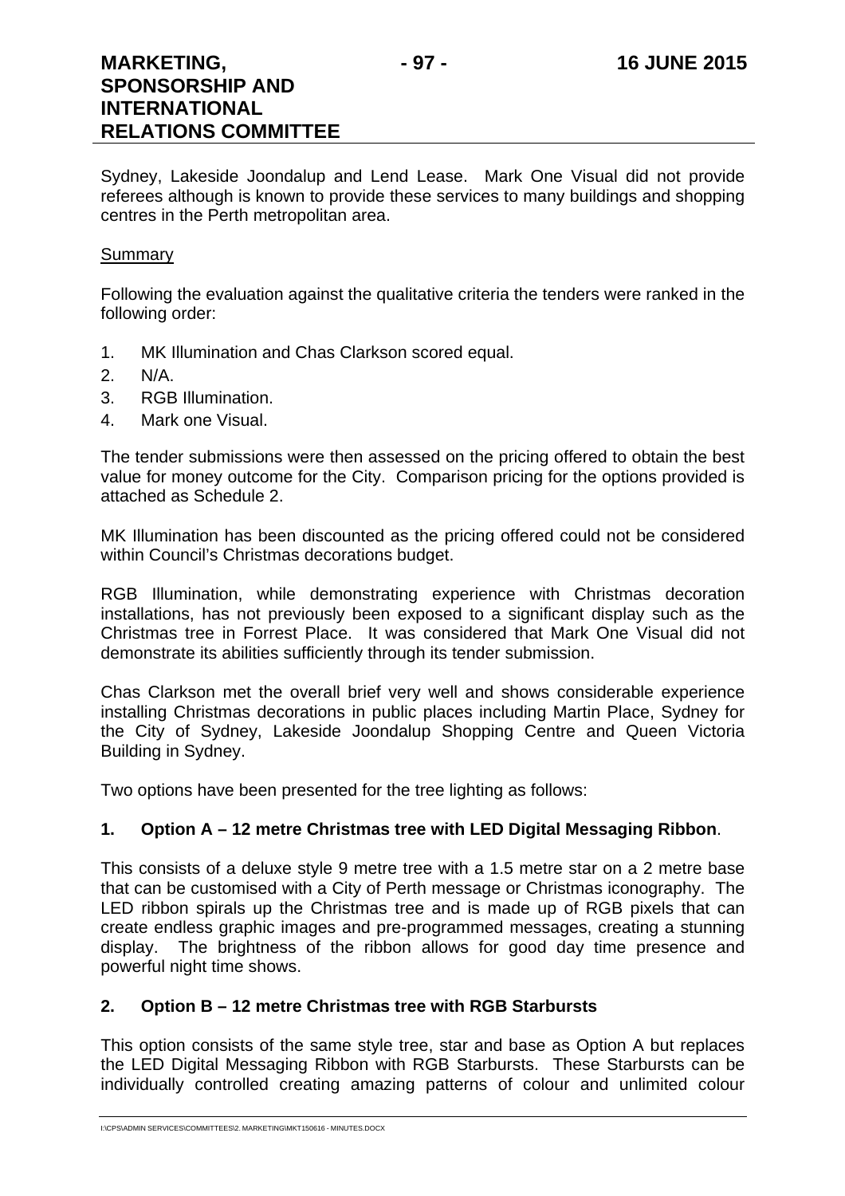Sydney, Lakeside Joondalup and Lend Lease. Mark One Visual did not provide referees although is known to provide these services to many buildings and shopping centres in the Perth metropolitan area.

Summary

Following the evaluation against the qualitative criteria the tenders were ranked in the following order:

1. MK Illumination and Chas Clarkson scored equal.
2. N/A.
3. RGB Illumination.
4. Mark one Visual.

The tender submissions were then assessed on the pricing offered to obtain the best value for money outcome for the City. Comparison pricing for the options provided is attached as Schedule 2.

MK Illumination has been discounted as the pricing offered could not be considered within Council's Christmas decorations budget.

RGB Illumination, while demonstrating experience with Christmas decoration installations, has not previously been exposed to a significant display such as the Christmas tree in Forrest Place. It was considered that Mark One Visual did not demonstrate its abilities sufficiently through its tender submission.

Chas Clarkson met the overall brief very well and shows considerable experience installing Christmas decorations in public places including Martin Place, Sydney for the City of Sydney, Lakeside Joondalup Shopping Centre and Queen Victoria Building in Sydney.

Two options have been presented for the tree lighting as follows:

**1. Option A – 12 metre Christmas tree with LED Digital Messaging Ribbon**.

This consists of a deluxe style 9 metre tree with a 1.5 metre star on a 2 metre base that can be customised with a City of Perth message or Christmas iconography. The LED ribbon spirals up the Christmas tree and is made up of RGB pixels that can create endless graphic images and pre-programmed messages, creating a stunning display. The brightness of the ribbon allows for good day time presence and powerful night time shows.

**2. Option B – 12 metre Christmas tree with RGB Starbursts**

This option consists of the same style tree, star and base as Option A but replaces the LED Digital Messaging Ribbon with RGB Starbursts. These Starbursts can be individually controlled creating amazing patterns of colour and unlimited colour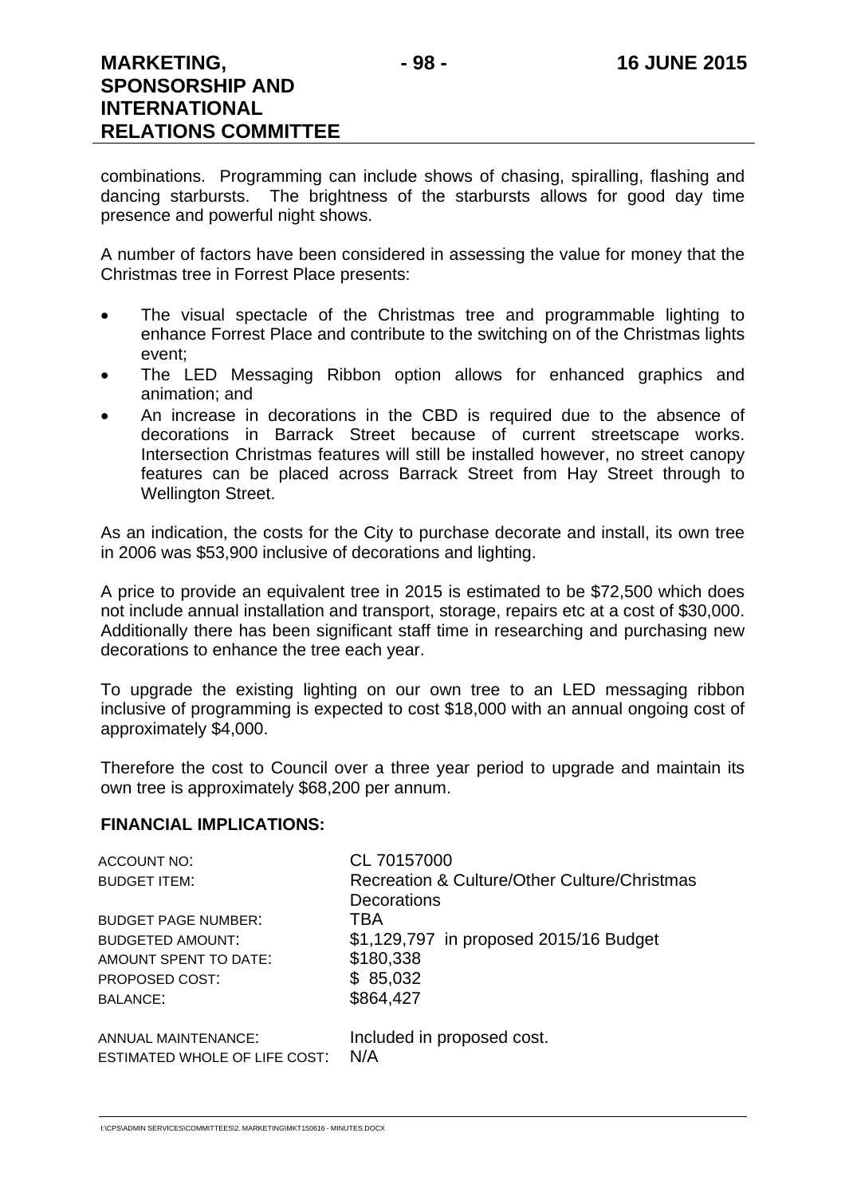combinations. Programming can include shows of chasing, spiralling, flashing and dancing starbursts. The brightness of the starbursts allows for good day time presence and powerful night shows.

A number of factors have been considered in assessing the value for money that the Christmas tree in Forrest Place presents:

- The visual spectacle of the Christmas tree and programmable lighting to enhance Forrest Place and contribute to the switching on of the Christmas lights event;
- The LED Messaging Ribbon option allows for enhanced graphics and animation; and
- An increase in decorations in the CBD is required due to the absence of decorations in Barrack Street because of current streetscape works. Intersection Christmas features will still be installed however, no street canopy features can be placed across Barrack Street from Hay Street through to Wellington Street.

As an indication, the costs for the City to purchase decorate and install, its own tree in 2006 was $53,900 inclusive of decorations and lighting.

A price to provide an equivalent tree in 2015 is estimated to be $72,500 which does not include annual installation and transport, storage, repairs etc at a cost of $30,000. Additionally there has been significant staff time in researching and purchasing new decorations to enhance the tree each year.

To upgrade the existing lighting on our own tree to an LED messaging ribbon inclusive of programming is expected to cost $18,000 with an annual ongoing cost of approximately $4,000.

Therefore the cost to Council over a three year period to upgrade and maintain its own tree is approximately $68,200 per annum.

## FINANCIAL IMPLICATIONS:

| | |
|---|---|
| ACCOUNT NO: | CL 70157000 |
| BUDGET ITEM: | Recreation & Culture/Other Culture/Christmas Decorations |
| BUDGET PAGE NUMBER: | TBA |
| BUDGETED AMOUNT: | $1,129,797 in proposed 2015/16 Budget |
| AMOUNT SPENT TO DATE: | $180,338 |
| PROPOSED COST: | $ 85,032 |
| BALANCE: | $864,427 |
| | |
| ANNUAL MAINTENANCE: | Included in proposed cost. |
| ESTIMATED WHOLE OF LIFE COST: | N/A |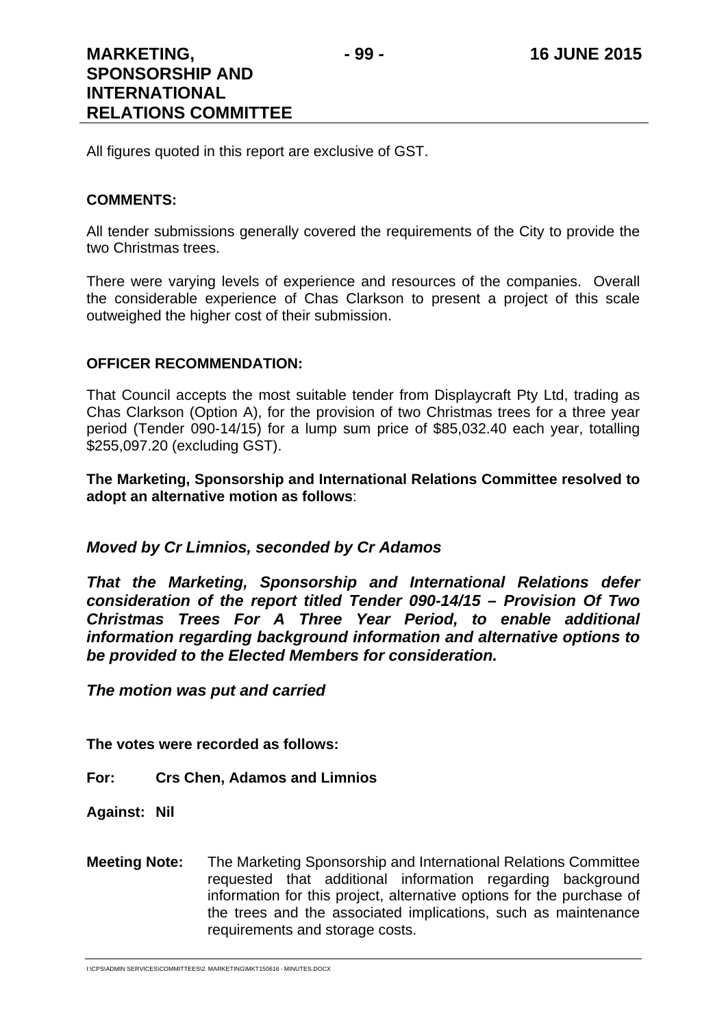All figures quoted in this report are exclusive of GST.

**COMMENTS:**

All tender submissions generally covered the requirements of the City to provide the two Christmas trees.

There were varying levels of experience and resources of the companies. Overall the considerable experience of Chas Clarkson to present a project of this scale outweighed the higher cost of their submission.

**OFFICER RECOMMENDATION:**

That Council accepts the most suitable tender from Displaycraft Pty Ltd, trading as Chas Clarkson (Option A), for the provision of two Christmas trees for a three year period (Tender 090-14/15) for a lump sum price of $85,032.40 each year, totalling $255,097.20 (excluding GST).

**The Marketing, Sponsorship and International Relations Committee resolved to adopt an alternative motion as follows**:

***Moved by Cr Limnios, seconded by Cr Adamos***

***That the Marketing, Sponsorship and International Relations defer consideration of the report titled Tender 090-14/15 – Provision Of Two Christmas Trees For A Three Year Period, to enable additional information regarding background information and alternative options to be provided to the Elected Members for consideration.***

***The motion was put and carried***

**The votes were recorded as follows:**

**For: Crs Chen, Adamos and Limnios**

**Against: Nil**

**Meeting Note:** The Marketing Sponsorship and International Relations Committee requested that additional information regarding background information for this project, alternative options for the purchase of the trees and the associated implications, such as maintenance requirements and storage costs.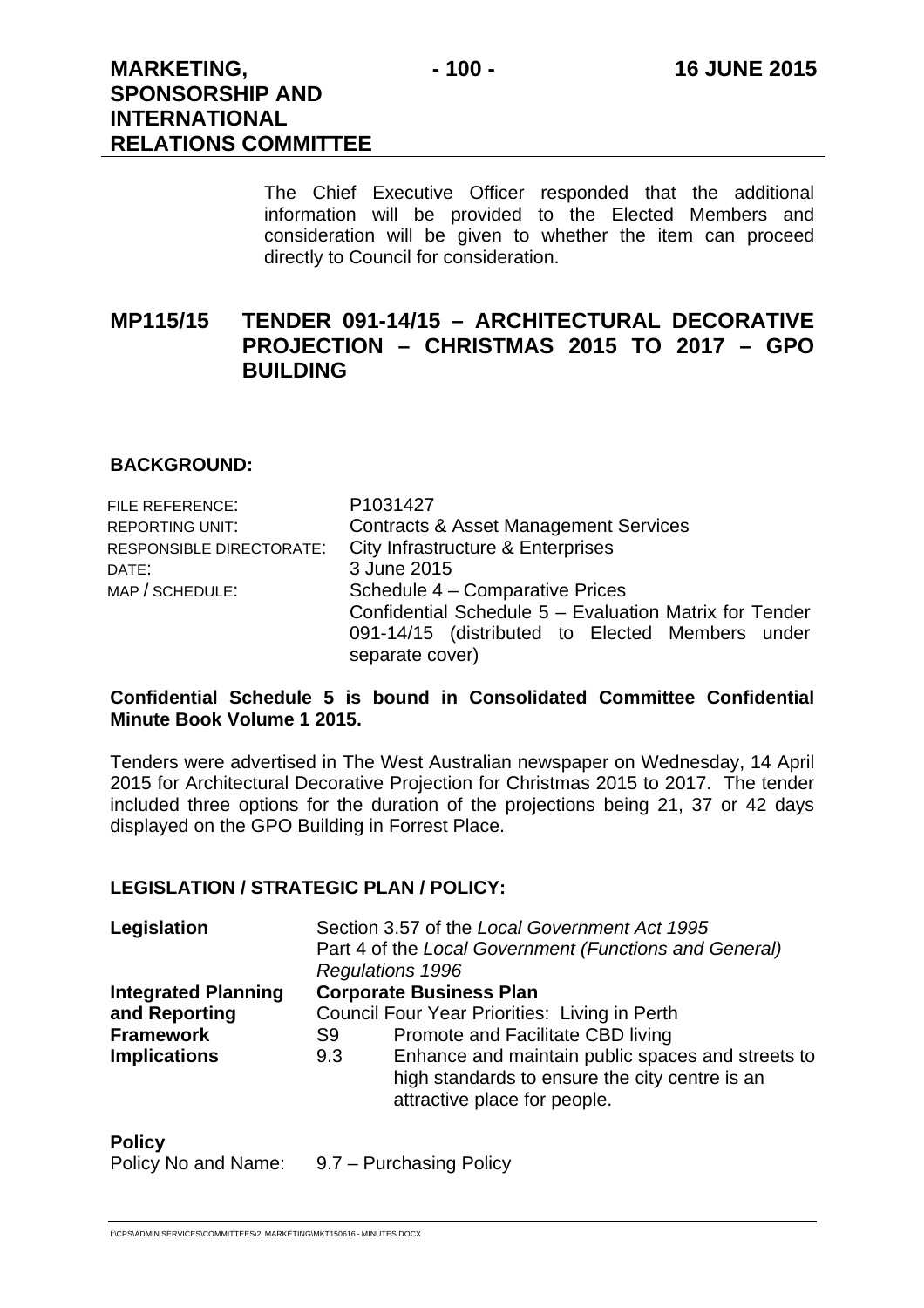The Chief Executive Officer responded that the additional information will be provided to the Elected Members and consideration will be given to whether the item can proceed directly to Council for consideration.

## MP115/15 TENDER 091-14/15 – ARCHITECTURAL DECORATIVE PROJECTION – CHRISTMAS 2015 TO 2017 – GPO BUILDING

**BACKGROUND:**

| | |
|---|---|
| FILE REFERENCE: | P1031427 |
| REPORTING UNIT: | Contracts & Asset Management Services |
| RESPONSIBLE DIRECTORATE: | City Infrastructure & Enterprises |
| DATE: | 3 June 2015 |
| MAP / SCHEDULE: | Schedule 4 – Comparative Prices<br>Confidential Schedule 5 – Evaluation Matrix for Tender 091-14/15 (distributed to Elected Members under separate cover) |

**Confidential Schedule 5 is bound in Consolidated Committee Confidential Minute Book Volume 1 2015.**

Tenders were advertised in The West Australian newspaper on Wednesday, 14 April 2015 for Architectural Decorative Projection for Christmas 2015 to 2017. The tender included three options for the duration of the projections being 21, 37 or 42 days displayed on the GPO Building in Forrest Place.

**LEGISLATION / STRATEGIC PLAN / POLICY:**

| | |
|---|---|
| **Legislation** | Section 3.57 of the *Local Government Act 1995*<br>Part 4 of the *Local Government (Functions and General) Regulations 1996* |
| **Integrated Planning and Reporting Framework Implications** | **Corporate Business Plan**<br>Council Four Year Priorities: Living in Perth<br>S9 Promote and Facilitate CBD living<br>9.3 Enhance and maintain public spaces and streets to high standards to ensure the city centre is an attractive place for people. |

**Policy**

Policy No and Name: 9.7 – Purchasing Policy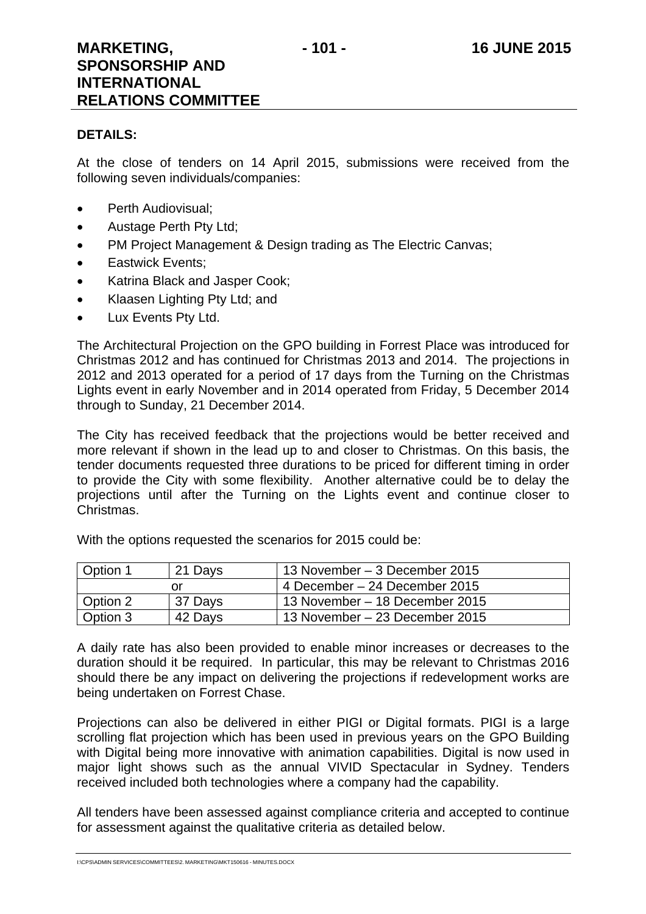**DETAILS:**

At the close of tenders on 14 April 2015, submissions were received from the following seven individuals/companies:

- Perth Audiovisual;
- Austage Perth Pty Ltd;
- PM Project Management & Design trading as The Electric Canvas;
- Eastwick Events;
- Katrina Black and Jasper Cook;
- Klaasen Lighting Pty Ltd; and
- Lux Events Pty Ltd.

The Architectural Projection on the GPO building in Forrest Place was introduced for Christmas 2012 and has continued for Christmas 2013 and 2014. The projections in 2012 and 2013 operated for a period of 17 days from the Turning on the Christmas Lights event in early November and in 2014 operated from Friday, 5 December 2014 through to Sunday, 21 December 2014.

The City has received feedback that the projections would be better received and more relevant if shown in the lead up to and closer to Christmas. On this basis, the tender documents requested three durations to be priced for different timing in order to provide the City with some flexibility. Another alternative could be to delay the projections until after the Turning on the Lights event and continue closer to Christmas.

With the options requested the scenarios for 2015 could be:

| Option 1 | 21 Days | 13 November – 3 December 2015 |
|---|---|---|
| | or | 4 December – 24 December 2015 |
| Option 2 | 37 Days | 13 November – 18 December 2015 |
| Option 3 | 42 Days | 13 November – 23 December 2015 |

A daily rate has also been provided to enable minor increases or decreases to the duration should it be required. In particular, this may be relevant to Christmas 2016 should there be any impact on delivering the projections if redevelopment works are being undertaken on Forrest Chase.

Projections can also be delivered in either PIGI or Digital formats. PIGI is a large scrolling flat projection which has been used in previous years on the GPO Building with Digital being more innovative with animation capabilities. Digital is now used in major light shows such as the annual VIVID Spectacular in Sydney. Tenders received included both technologies where a company had the capability.

All tenders have been assessed against compliance criteria and accepted to continue for assessment against the qualitative criteria as detailed below.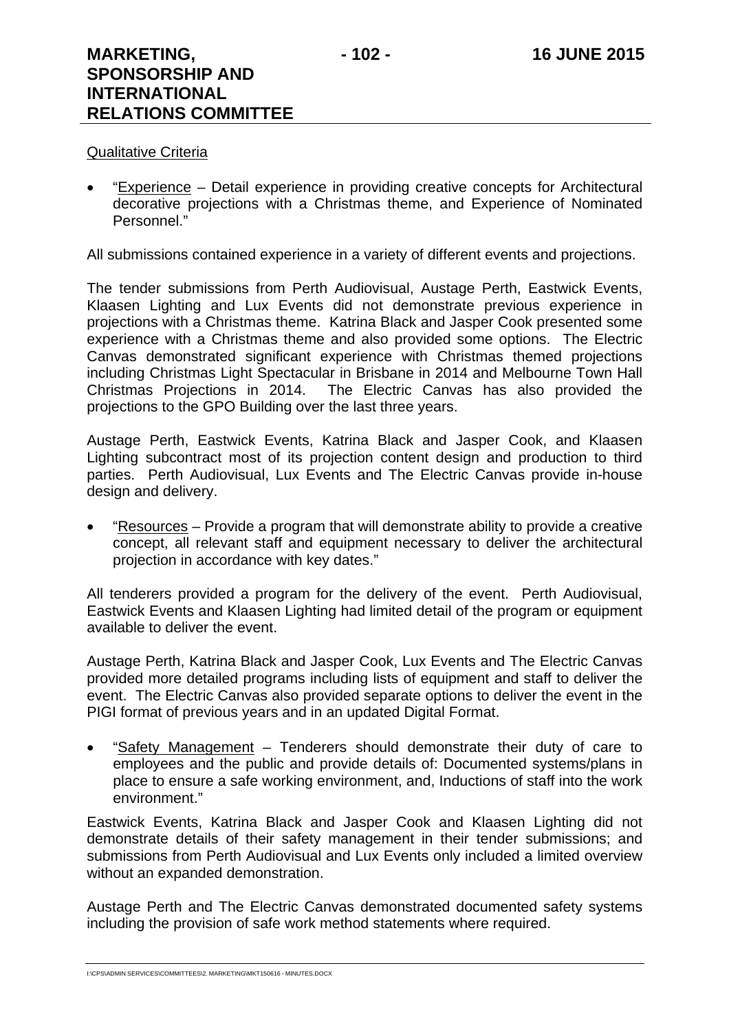Qualitative Criteria

- "Experience – Detail experience in providing creative concepts for Architectural decorative projections with a Christmas theme, and Experience of Nominated Personnel."

All submissions contained experience in a variety of different events and projections.

The tender submissions from Perth Audiovisual, Austage Perth, Eastwick Events, Klaasen Lighting and Lux Events did not demonstrate previous experience in projections with a Christmas theme. Katrina Black and Jasper Cook presented some experience with a Christmas theme and also provided some options. The Electric Canvas demonstrated significant experience with Christmas themed projections including Christmas Light Spectacular in Brisbane in 2014 and Melbourne Town Hall Christmas Projections in 2014. The Electric Canvas has also provided the projections to the GPO Building over the last three years.

Austage Perth, Eastwick Events, Katrina Black and Jasper Cook, and Klaasen Lighting subcontract most of its projection content design and production to third parties. Perth Audiovisual, Lux Events and The Electric Canvas provide in-house design and delivery.

- "Resources – Provide a program that will demonstrate ability to provide a creative concept, all relevant staff and equipment necessary to deliver the architectural projection in accordance with key dates."

All tenderers provided a program for the delivery of the event. Perth Audiovisual, Eastwick Events and Klaasen Lighting had limited detail of the program or equipment available to deliver the event.

Austage Perth, Katrina Black and Jasper Cook, Lux Events and The Electric Canvas provided more detailed programs including lists of equipment and staff to deliver the event. The Electric Canvas also provided separate options to deliver the event in the PIGI format of previous years and in an updated Digital Format.

- "Safety Management – Tenderers should demonstrate their duty of care to employees and the public and provide details of: Documented systems/plans in place to ensure a safe working environment, and, Inductions of staff into the work environment."

Eastwick Events, Katrina Black and Jasper Cook and Klaasen Lighting did not demonstrate details of their safety management in their tender submissions; and submissions from Perth Audiovisual and Lux Events only included a limited overview without an expanded demonstration.

Austage Perth and The Electric Canvas demonstrated documented safety systems including the provision of safe work method statements where required.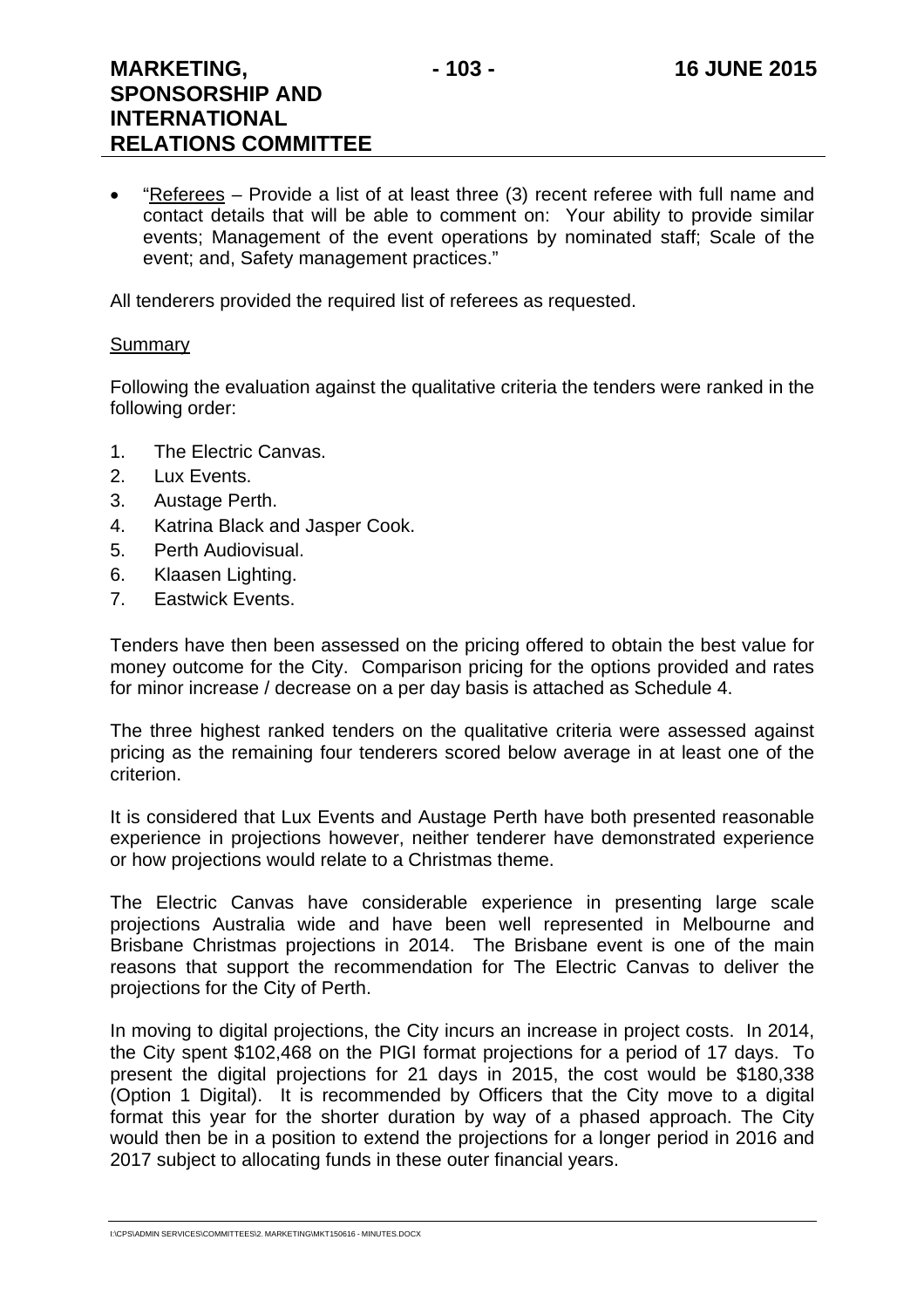- "Referees – Provide a list of at least three (3) recent referee with full name and contact details that will be able to comment on: Your ability to provide similar events; Management of the event operations by nominated staff; Scale of the event; and, Safety management practices."

All tenderers provided the required list of referees as requested.

Summary

Following the evaluation against the qualitative criteria the tenders were ranked in the following order:

1. The Electric Canvas.
2. Lux Events.
3. Austage Perth.
4. Katrina Black and Jasper Cook.
5. Perth Audiovisual.
6. Klaasen Lighting.
7. Eastwick Events.

Tenders have then been assessed on the pricing offered to obtain the best value for money outcome for the City. Comparison pricing for the options provided and rates for minor increase / decrease on a per day basis is attached as Schedule 4.

The three highest ranked tenders on the qualitative criteria were assessed against pricing as the remaining four tenderers scored below average in at least one of the criterion.

It is considered that Lux Events and Austage Perth have both presented reasonable experience in projections however, neither tenderer have demonstrated experience or how projections would relate to a Christmas theme.

The Electric Canvas have considerable experience in presenting large scale projections Australia wide and have been well represented in Melbourne and Brisbane Christmas projections in 2014. The Brisbane event is one of the main reasons that support the recommendation for The Electric Canvas to deliver the projections for the City of Perth.

In moving to digital projections, the City incurs an increase in project costs. In 2014, the City spent $102,468 on the PIGI format projections for a period of 17 days. To present the digital projections for 21 days in 2015, the cost would be $180,338 (Option 1 Digital). It is recommended by Officers that the City move to a digital format this year for the shorter duration by way of a phased approach. The City would then be in a position to extend the projections for a longer period in 2016 and 2017 subject to allocating funds in these outer financial years.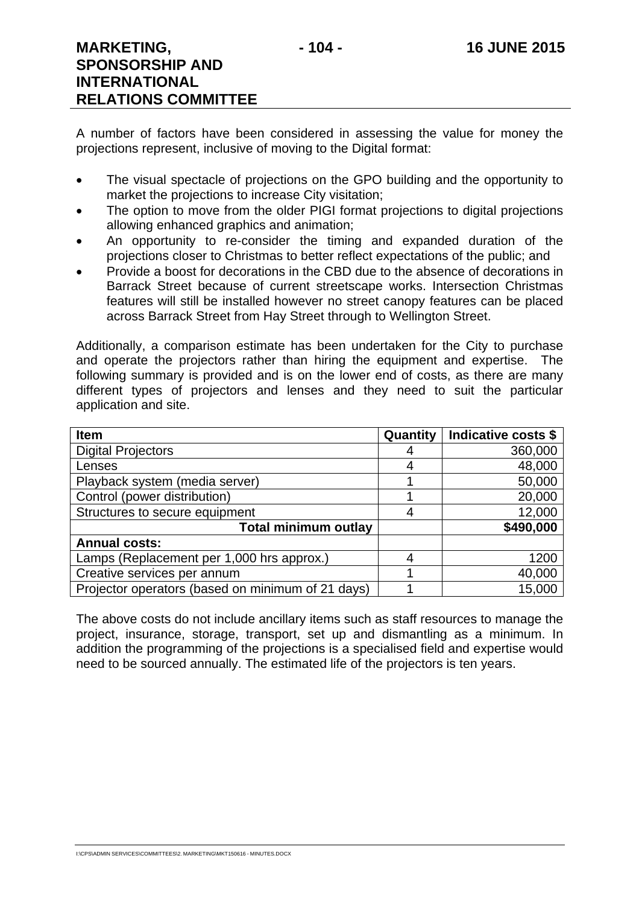A number of factors have been considered in assessing the value for money the projections represent, inclusive of moving to the Digital format:

- The visual spectacle of projections on the GPO building and the opportunity to market the projections to increase City visitation;
- The option to move from the older PIGI format projections to digital projections allowing enhanced graphics and animation;
- An opportunity to re-consider the timing and expanded duration of the projections closer to Christmas to better reflect expectations of the public; and
- Provide a boost for decorations in the CBD due to the absence of decorations in Barrack Street because of current streetscape works. Intersection Christmas features will still be installed however no street canopy features can be placed across Barrack Street from Hay Street through to Wellington Street.

Additionally, a comparison estimate has been undertaken for the City to purchase and operate the projectors rather than hiring the equipment and expertise. The following summary is provided and is on the lower end of costs, as there are many different types of projectors and lenses and they need to suit the particular application and site.

| Item | Quantity | Indicative costs $ |
|---|---|---|
| Digital Projectors | 4 | 360,000 |
| Lenses | 4 | 48,000 |
| Playback system (media server) | 1 | 50,000 |
| Control (power distribution) | 1 | 20,000 |
| Structures to secure equipment | 4 | 12,000 |
| **Total minimum outlay** | | **$490,000** |
| **Annual costs:** | | |
| Lamps (Replacement per 1,000 hrs approx.) | 4 | 1200 |
| Creative services per annum | 1 | 40,000 |
| Projector operators (based on minimum of 21 days) | 1 | 15,000 |

The above costs do not include ancillary items such as staff resources to manage the project, insurance, storage, transport, set up and dismantling as a minimum. In addition the programming of the projections is a specialised field and expertise would need to be sourced annually. The estimated life of the projectors is ten years.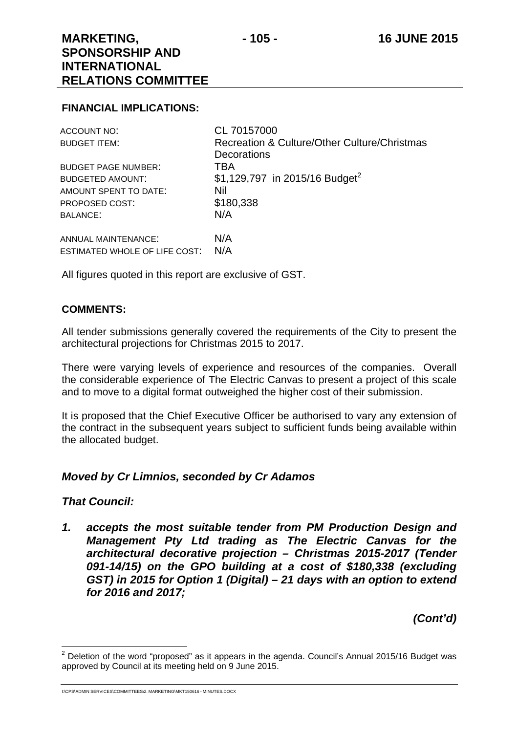**FINANCIAL IMPLICATIONS:**

| | |
|---|---|
| ACCOUNT NO: | CL 70157000 |
| BUDGET ITEM: | Recreation & Culture/Other Culture/Christmas Decorations |
| BUDGET PAGE NUMBER: | TBA |
| BUDGETED AMOUNT: | $1,129,797 in 2015/16 Budget[2] |
| AMOUNT SPENT TO DATE: | Nil |
| PROPOSED COST: | $180,338 |
| BALANCE: | N/A |
| ANNUAL MAINTENANCE: | N/A |
| ESTIMATED WHOLE OF LIFE COST: | N/A |

All figures quoted in this report are exclusive of GST.

**COMMENTS:**

All tender submissions generally covered the requirements of the City to present the architectural projections for Christmas 2015 to 2017.

There were varying levels of experience and resources of the companies. Overall the considerable experience of The Electric Canvas to present a project of this scale and to move to a digital format outweighed the higher cost of their submission.

It is proposed that the Chief Executive Officer be authorised to vary any extension of the contract in the subsequent years subject to sufficient funds being available within the allocated budget.

***Moved by Cr Limnios, seconded by Cr Adamos***

***That Council:***

1. ***accepts the most suitable tender from PM Production Design and Management Pty Ltd trading as The Electric Canvas for the architectural decorative projection – Christmas 2015-2017 (Tender 091-14/15) on the GPO building at a cost of $180,338 (excluding GST) in 2015 for Option 1 (Digital) – 21 days with an option to extend for 2016 and 2017;***

***(Cont'd)***

[2] Deletion of the word "proposed" as it appears in the agenda. Council's Annual 2015/16 Budget was approved by Council at its meeting held on 9 June 2015.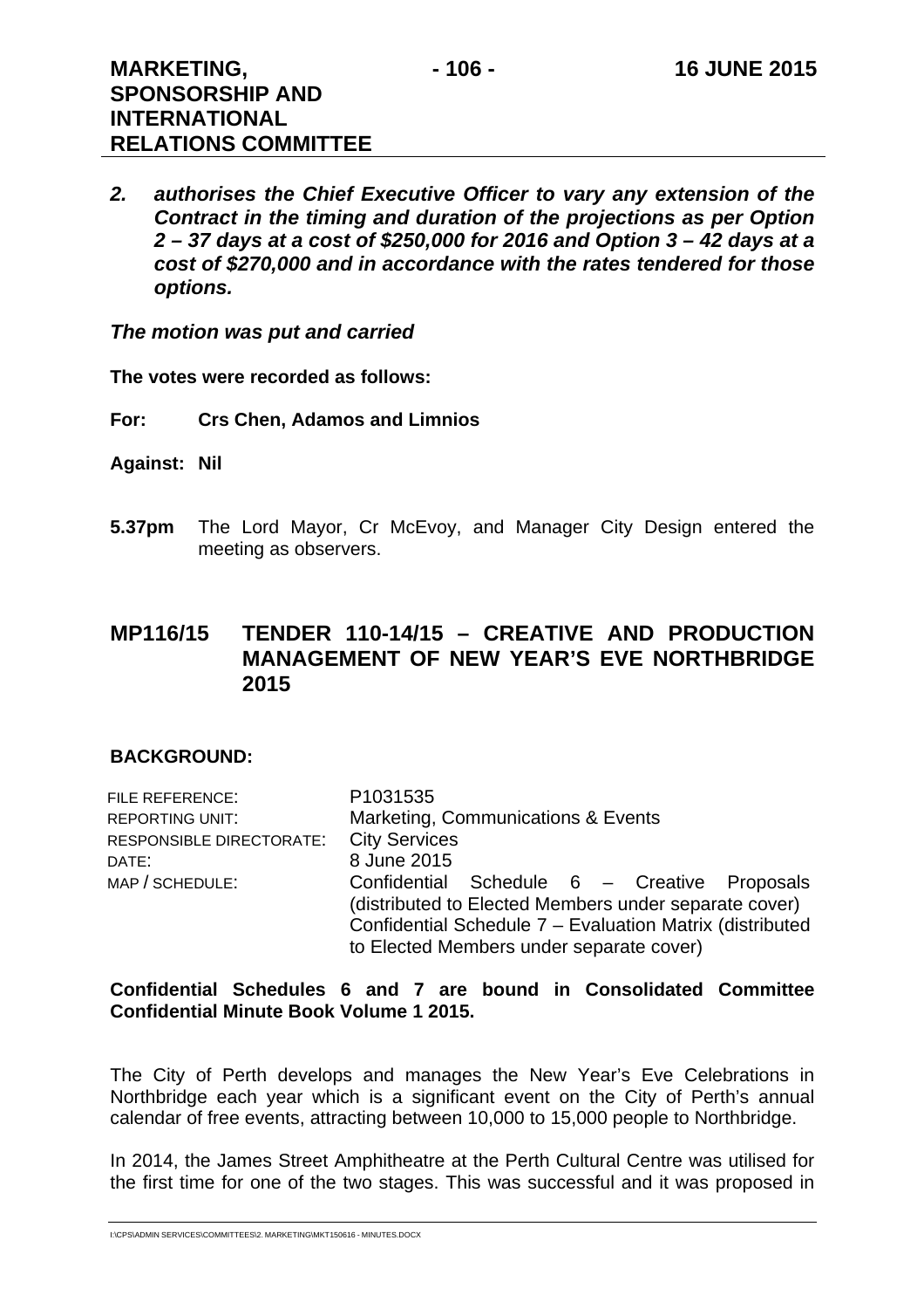***2. authorises the Chief Executive Officer to vary any extension of the Contract in the timing and duration of the projections as per Option 2 – 37 days at a cost of $250,000 for 2016 and Option 3 – 42 days at a cost of $270,000 and in accordance with the rates tendered for those options.***

***The motion was put and carried***

**The votes were recorded as follows:**

**For: Crs Chen, Adamos and Limnios**

**Against: Nil**

**5.37pm** The Lord Mayor, Cr McEvoy, and Manager City Design entered the meeting as observers.

## MP116/15 TENDER 110-14/15 – CREATIVE AND PRODUCTION MANAGEMENT OF NEW YEAR'S EVE NORTHBRIDGE 2015

### BACKGROUND:

| | |
|---|---|
| FILE REFERENCE: | P1031535 |
| REPORTING UNIT: | Marketing, Communications & Events |
| RESPONSIBLE DIRECTORATE: | City Services |
| DATE: | 8 June 2015 |
| MAP / SCHEDULE: | Confidential Schedule 6 – Creative Proposals (distributed to Elected Members under separate cover)<br>Confidential Schedule 7 – Evaluation Matrix (distributed to Elected Members under separate cover) |

**Confidential Schedules 6 and 7 are bound in Consolidated Committee Confidential Minute Book Volume 1 2015.**

The City of Perth develops and manages the New Year's Eve Celebrations in Northbridge each year which is a significant event on the City of Perth's annual calendar of free events, attracting between 10,000 to 15,000 people to Northbridge.

In 2014, the James Street Amphitheatre at the Perth Cultural Centre was utilised for the first time for one of the two stages. This was successful and it was proposed in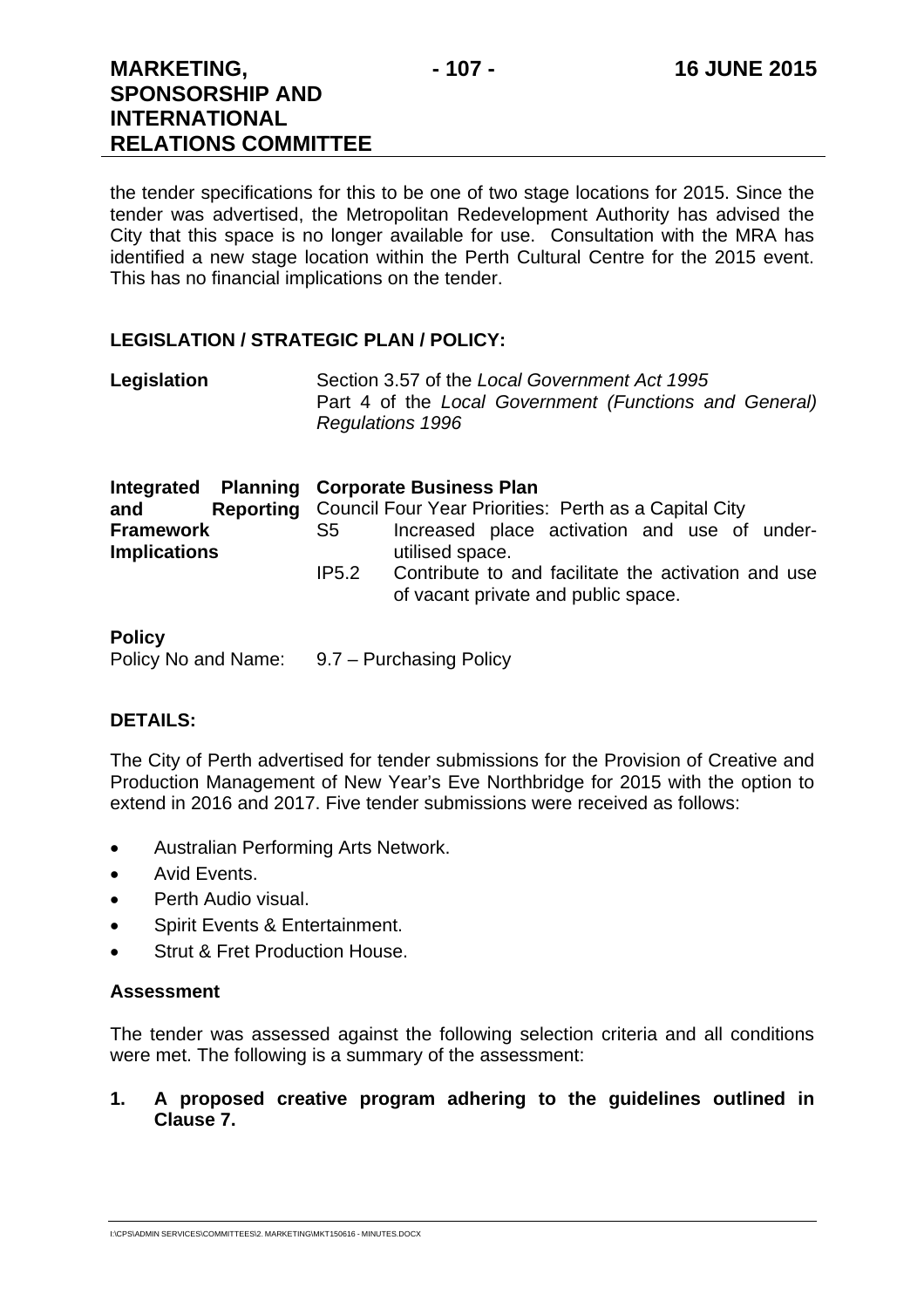the tender specifications for this to be one of two stage locations for 2015. Since the tender was advertised, the Metropolitan Redevelopment Authority has advised the City that this space is no longer available for use. Consultation with the MRA has identified a new stage location within the Perth Cultural Centre for the 2015 event. This has no financial implications on the tender.

## LEGISLATION / STRATEGIC PLAN / POLICY:

| | |
|---|---|
| **Legislation** | Section 3.57 of the *Local Government Act 1995*<br>Part 4 of the *Local Government (Functions and General) Regulations 1996* |

| | | |
|---|---|---|
| **Integrated Planning and Reporting Framework Implications** | **Corporate Business Plan**<br>Council Four Year Priorities: Perth as a Capital City | |
| | S5 | Increased place activation and use of under-utilised space. |
| | IP5.2 | Contribute to and facilitate the activation and use of vacant private and public space. |

**Policy**

Policy No and Name: 9.7 – Purchasing Policy

## DETAILS:

The City of Perth advertised for tender submissions for the Provision of Creative and Production Management of New Year's Eve Northbridge for 2015 with the option to extend in 2016 and 2017. Five tender submissions were received as follows:

- Australian Performing Arts Network.
- Avid Events.
- Perth Audio visual.
- Spirit Events & Entertainment.
- Strut & Fret Production House.

### Assessment

The tender was assessed against the following selection criteria and all conditions were met. The following is a summary of the assessment:

**1. A proposed creative program adhering to the guidelines outlined in Clause 7.**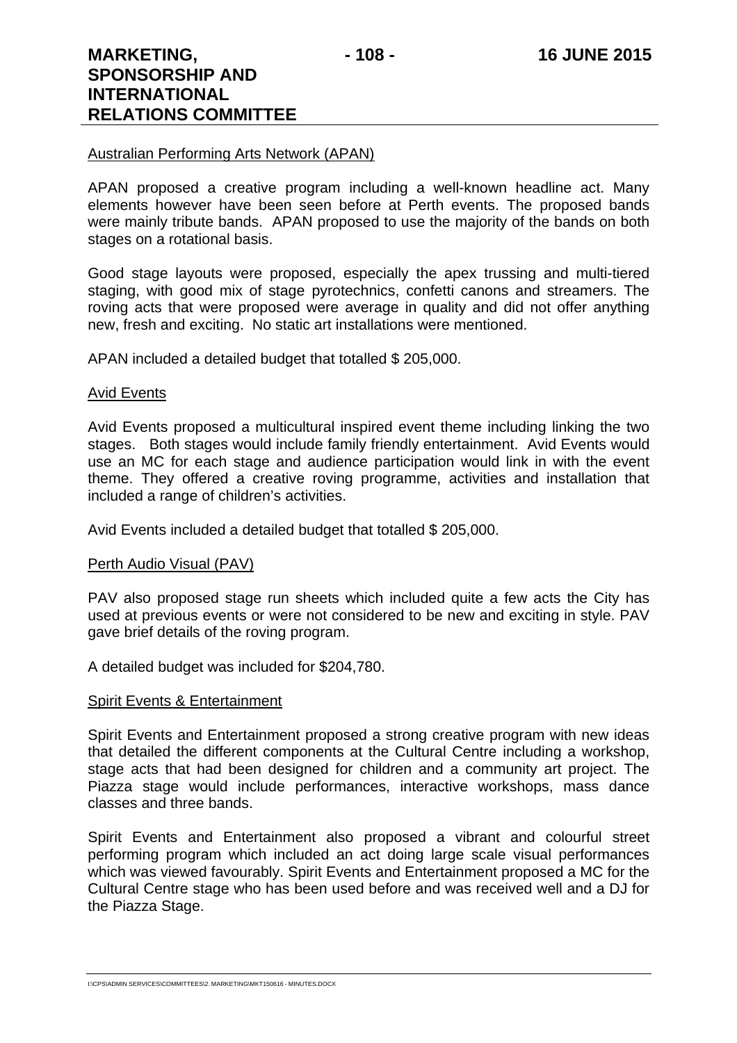Australian Performing Arts Network (APAN)

APAN proposed a creative program including a well-known headline act. Many elements however have been seen before at Perth events. The proposed bands were mainly tribute bands. APAN proposed to use the majority of the bands on both stages on a rotational basis.

Good stage layouts were proposed, especially the apex trussing and multi-tiered staging, with good mix of stage pyrotechnics, confetti canons and streamers. The roving acts that were proposed were average in quality and did not offer anything new, fresh and exciting. No static art installations were mentioned.

APAN included a detailed budget that totalled $ 205,000.

Avid Events

Avid Events proposed a multicultural inspired event theme including linking the two stages. Both stages would include family friendly entertainment. Avid Events would use an MC for each stage and audience participation would link in with the event theme. They offered a creative roving programme, activities and installation that included a range of children's activities.

Avid Events included a detailed budget that totalled $ 205,000.

Perth Audio Visual (PAV)

PAV also proposed stage run sheets which included quite a few acts the City has used at previous events or were not considered to be new and exciting in style. PAV gave brief details of the roving program.

A detailed budget was included for $204,780.

Spirit Events & Entertainment

Spirit Events and Entertainment proposed a strong creative program with new ideas that detailed the different components at the Cultural Centre including a workshop, stage acts that had been designed for children and a community art project. The Piazza stage would include performances, interactive workshops, mass dance classes and three bands.

Spirit Events and Entertainment also proposed a vibrant and colourful street performing program which included an act doing large scale visual performances which was viewed favourably. Spirit Events and Entertainment proposed a MC for the Cultural Centre stage who has been used before and was received well and a DJ for the Piazza Stage.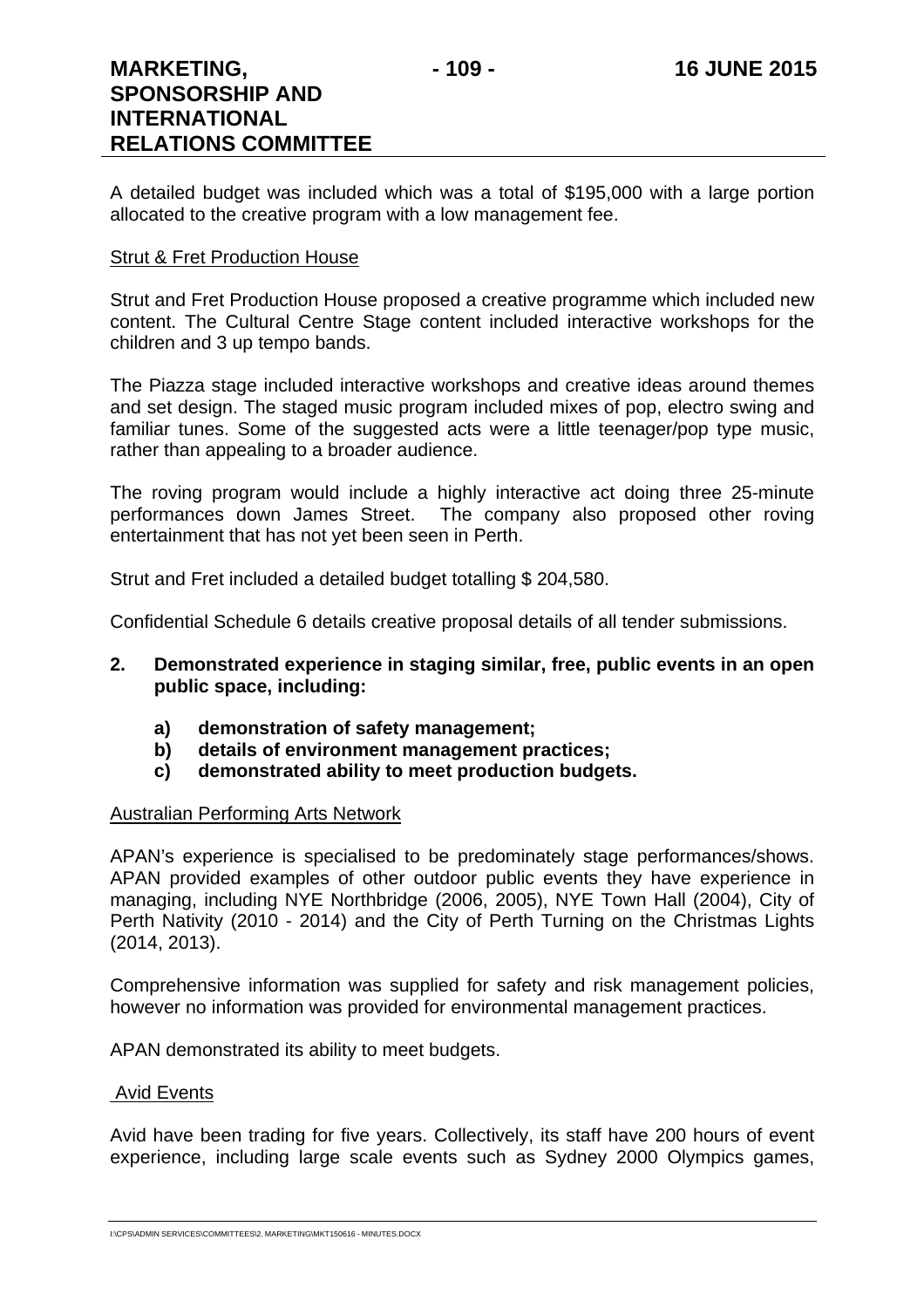A detailed budget was included which was a total of $195,000 with a large portion allocated to the creative program with a low management fee.

Strut & Fret Production House

Strut and Fret Production House proposed a creative programme which included new content. The Cultural Centre Stage content included interactive workshops for the children and 3 up tempo bands.

The Piazza stage included interactive workshops and creative ideas around themes and set design. The staged music program included mixes of pop, electro swing and familiar tunes. Some of the suggested acts were a little teenager/pop type music, rather than appealing to a broader audience.

The roving program would include a highly interactive act doing three 25-minute performances down James Street. The company also proposed other roving entertainment that has not yet been seen in Perth.

Strut and Fret included a detailed budget totalling $ 204,580.

Confidential Schedule 6 details creative proposal details of all tender submissions.

2. **Demonstrated experience in staging similar, free, public events in an open public space, including:**

   a) **demonstration of safety management;**
   b) **details of environment management practices;**
   c) **demonstrated ability to meet production budgets.**

Australian Performing Arts Network

APAN's experience is specialised to be predominately stage performances/shows. APAN provided examples of other outdoor public events they have experience in managing, including NYE Northbridge (2006, 2005), NYE Town Hall (2004), City of Perth Nativity (2010 - 2014) and the City of Perth Turning on the Christmas Lights (2014, 2013).

Comprehensive information was supplied for safety and risk management policies, however no information was provided for environmental management practices.

APAN demonstrated its ability to meet budgets.

Avid Events

Avid have been trading for five years. Collectively, its staff have 200 hours of event experience, including large scale events such as Sydney 2000 Olympics games,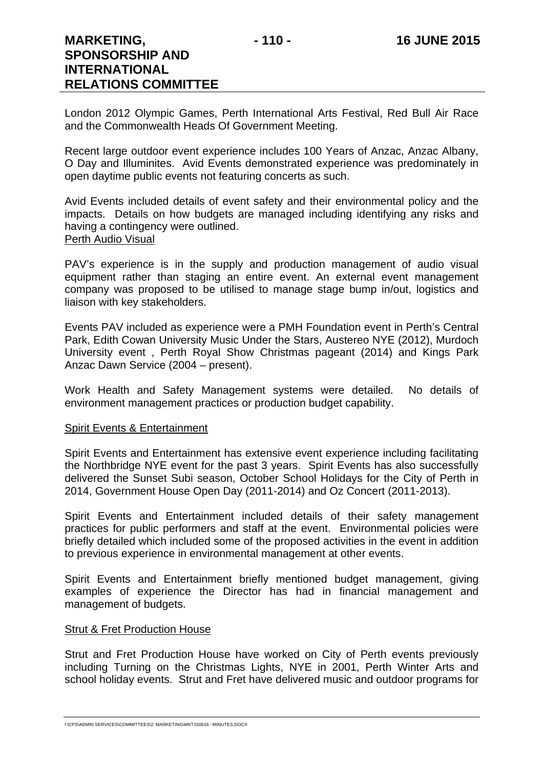London 2012 Olympic Games, Perth International Arts Festival, Red Bull Air Race and the Commonwealth Heads Of Government Meeting.

Recent large outdoor event experience includes 100 Years of Anzac, Anzac Albany, O Day and Illuminites. Avid Events demonstrated experience was predominately in open daytime public events not featuring concerts as such.

Avid Events included details of event safety and their environmental policy and the impacts. Details on how budgets are managed including identifying any risks and having a contingency were outlined.

<u>Perth Audio Visual</u>

PAV's experience is in the supply and production management of audio visual equipment rather than staging an entire event. An external event management company was proposed to be utilised to manage stage bump in/out, logistics and liaison with key stakeholders.

Events PAV included as experience were a PMH Foundation event in Perth's Central Park, Edith Cowan University Music Under the Stars, Austereo NYE (2012), Murdoch University event , Perth Royal Show Christmas pageant (2014) and Kings Park Anzac Dawn Service (2004 – present).

Work Health and Safety Management systems were detailed. No details of environment management practices or production budget capability.

<u>Spirit Events & Entertainment</u>

Spirit Events and Entertainment has extensive event experience including facilitating the Northbridge NYE event for the past 3 years. Spirit Events has also successfully delivered the Sunset Subi season, October School Holidays for the City of Perth in 2014, Government House Open Day (2011-2014) and Oz Concert (2011-2013).

Spirit Events and Entertainment included details of their safety management practices for public performers and staff at the event. Environmental policies were briefly detailed which included some of the proposed activities in the event in addition to previous experience in environmental management at other events.

Spirit Events and Entertainment briefly mentioned budget management, giving examples of experience the Director has had in financial management and management of budgets.

<u>Strut & Fret Production House</u>

Strut and Fret Production House have worked on City of Perth events previously including Turning on the Christmas Lights, NYE in 2001, Perth Winter Arts and school holiday events. Strut and Fret have delivered music and outdoor programs for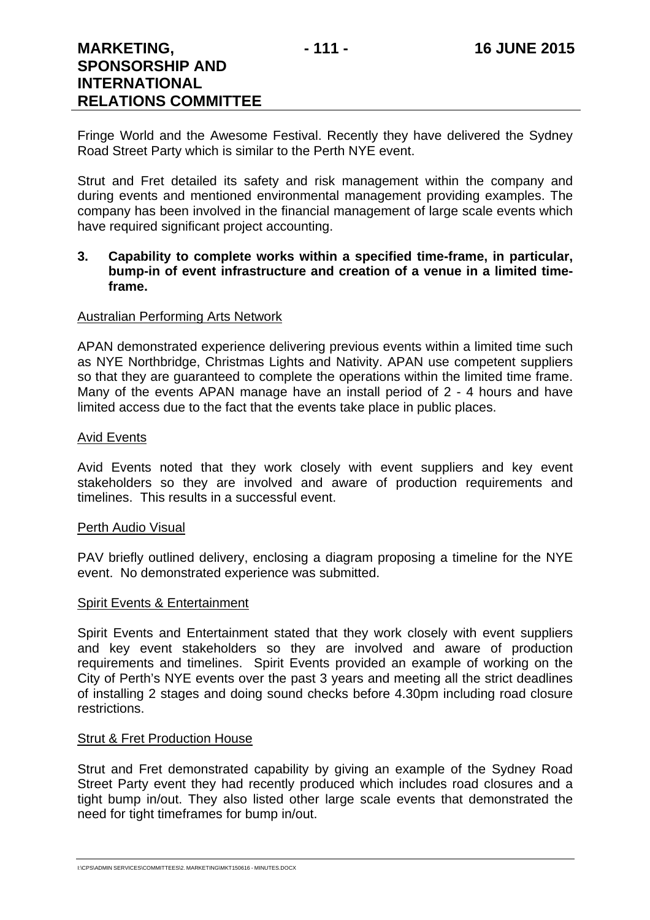Fringe World and the Awesome Festival. Recently they have delivered the Sydney Road Street Party which is similar to the Perth NYE event.

Strut and Fret detailed its safety and risk management within the company and during events and mentioned environmental management providing examples. The company has been involved in the financial management of large scale events which have required significant project accounting.

**3. Capability to complete works within a specified time-frame, in particular, bump-in of event infrastructure and creation of a venue in a limited time-frame.**

Australian Performing Arts Network

APAN demonstrated experience delivering previous events within a limited time such as NYE Northbridge, Christmas Lights and Nativity. APAN use competent suppliers so that they are guaranteed to complete the operations within the limited time frame. Many of the events APAN manage have an install period of 2 - 4 hours and have limited access due to the fact that the events take place in public places.

Avid Events

Avid Events noted that they work closely with event suppliers and key event stakeholders so they are involved and aware of production requirements and timelines. This results in a successful event.

Perth Audio Visual

PAV briefly outlined delivery, enclosing a diagram proposing a timeline for the NYE event. No demonstrated experience was submitted.

Spirit Events & Entertainment

Spirit Events and Entertainment stated that they work closely with event suppliers and key event stakeholders so they are involved and aware of production requirements and timelines. Spirit Events provided an example of working on the City of Perth's NYE events over the past 3 years and meeting all the strict deadlines of installing 2 stages and doing sound checks before 4.30pm including road closure restrictions.

Strut & Fret Production House

Strut and Fret demonstrated capability by giving an example of the Sydney Road Street Party event they had recently produced which includes road closures and a tight bump in/out. They also listed other large scale events that demonstrated the need for tight timeframes for bump in/out.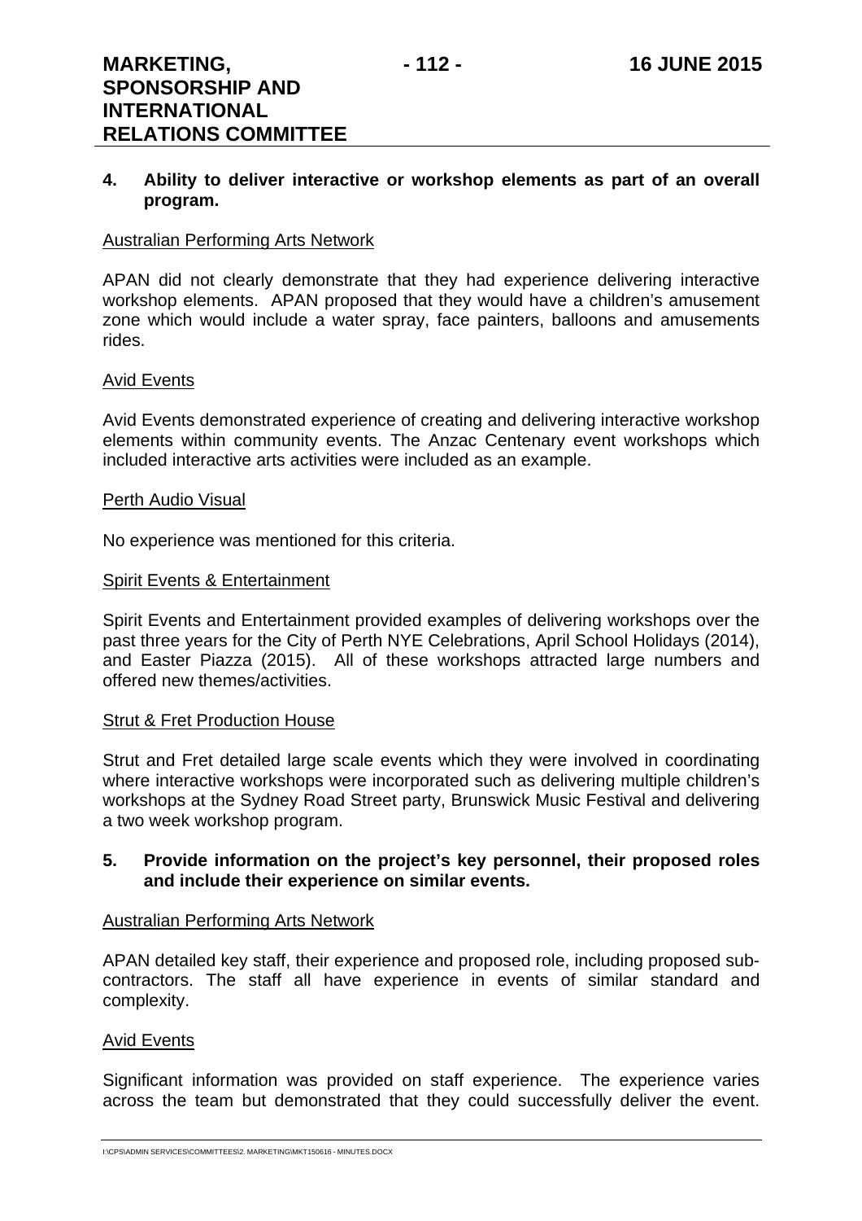**4. Ability to deliver interactive or workshop elements as part of an overall program.**

Australian Performing Arts Network

APAN did not clearly demonstrate that they had experience delivering interactive workshop elements. APAN proposed that they would have a children's amusement zone which would include a water spray, face painters, balloons and amusements rides.

Avid Events

Avid Events demonstrated experience of creating and delivering interactive workshop elements within community events. The Anzac Centenary event workshops which included interactive arts activities were included as an example.

Perth Audio Visual

No experience was mentioned for this criteria.

Spirit Events & Entertainment

Spirit Events and Entertainment provided examples of delivering workshops over the past three years for the City of Perth NYE Celebrations, April School Holidays (2014), and Easter Piazza (2015). All of these workshops attracted large numbers and offered new themes/activities.

Strut & Fret Production House

Strut and Fret detailed large scale events which they were involved in coordinating where interactive workshops were incorporated such as delivering multiple children's workshops at the Sydney Road Street party, Brunswick Music Festival and delivering a two week workshop program.

**5. Provide information on the project's key personnel, their proposed roles and include their experience on similar events.**

Australian Performing Arts Network

APAN detailed key staff, their experience and proposed role, including proposed sub-contractors. The staff all have experience in events of similar standard and complexity.

Avid Events

Significant information was provided on staff experience. The experience varies across the team but demonstrated that they could successfully deliver the event.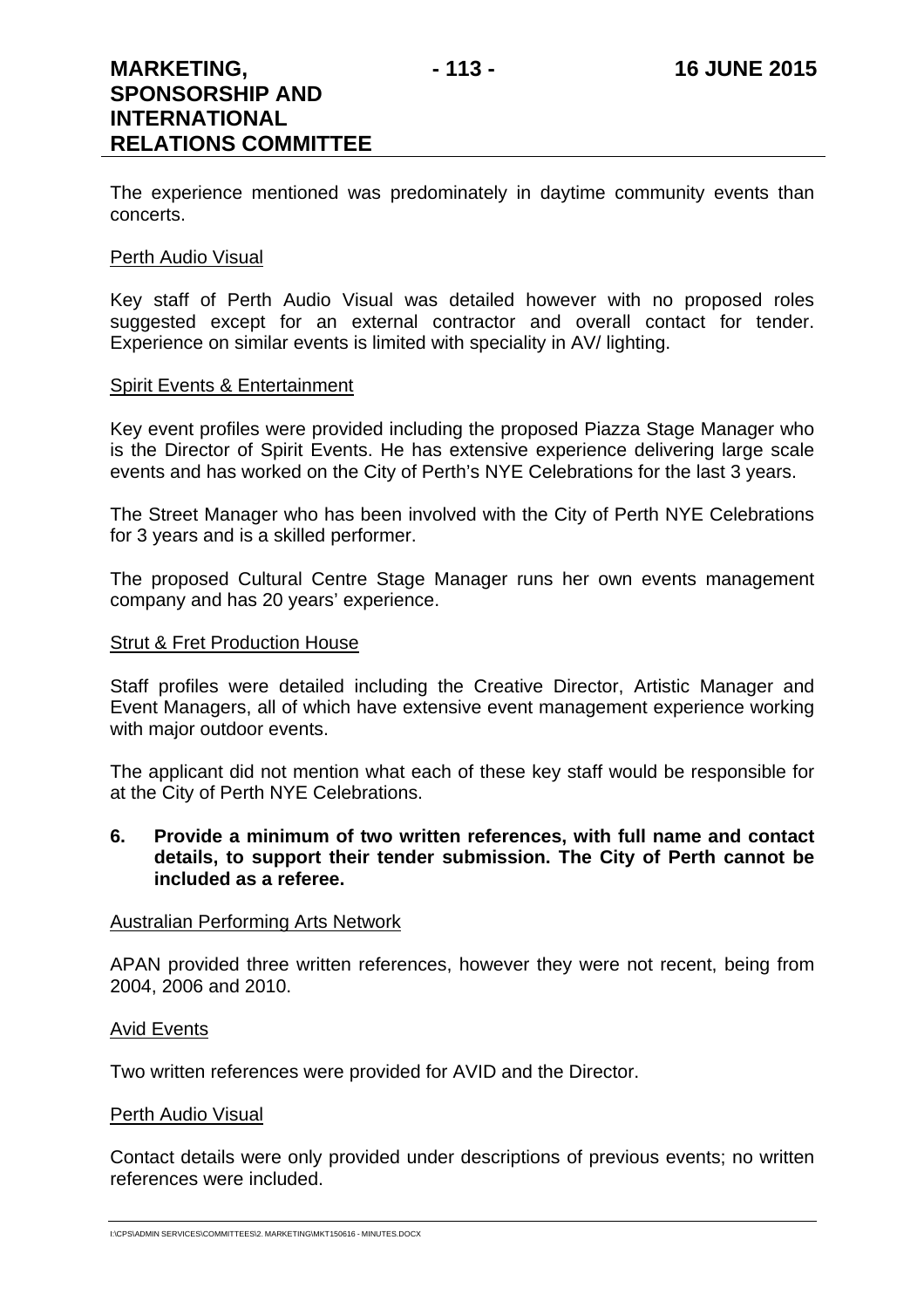The experience mentioned was predominately in daytime community events than concerts.

Perth Audio Visual

Key staff of Perth Audio Visual was detailed however with no proposed roles suggested except for an external contractor and overall contact for tender. Experience on similar events is limited with speciality in AV/ lighting.

Spirit Events & Entertainment

Key event profiles were provided including the proposed Piazza Stage Manager who is the Director of Spirit Events. He has extensive experience delivering large scale events and has worked on the City of Perth's NYE Celebrations for the last 3 years.

The Street Manager who has been involved with the City of Perth NYE Celebrations for 3 years and is a skilled performer.

The proposed Cultural Centre Stage Manager runs her own events management company and has 20 years' experience.

Strut & Fret Production House

Staff profiles were detailed including the Creative Director, Artistic Manager and Event Managers, all of which have extensive event management experience working with major outdoor events.

The applicant did not mention what each of these key staff would be responsible for at the City of Perth NYE Celebrations.

**6. Provide a minimum of two written references, with full name and contact details, to support their tender submission. The City of Perth cannot be included as a referee.**

Australian Performing Arts Network

APAN provided three written references, however they were not recent, being from 2004, 2006 and 2010.

Avid Events

Two written references were provided for AVID and the Director.

Perth Audio Visual

Contact details were only provided under descriptions of previous events; no written references were included.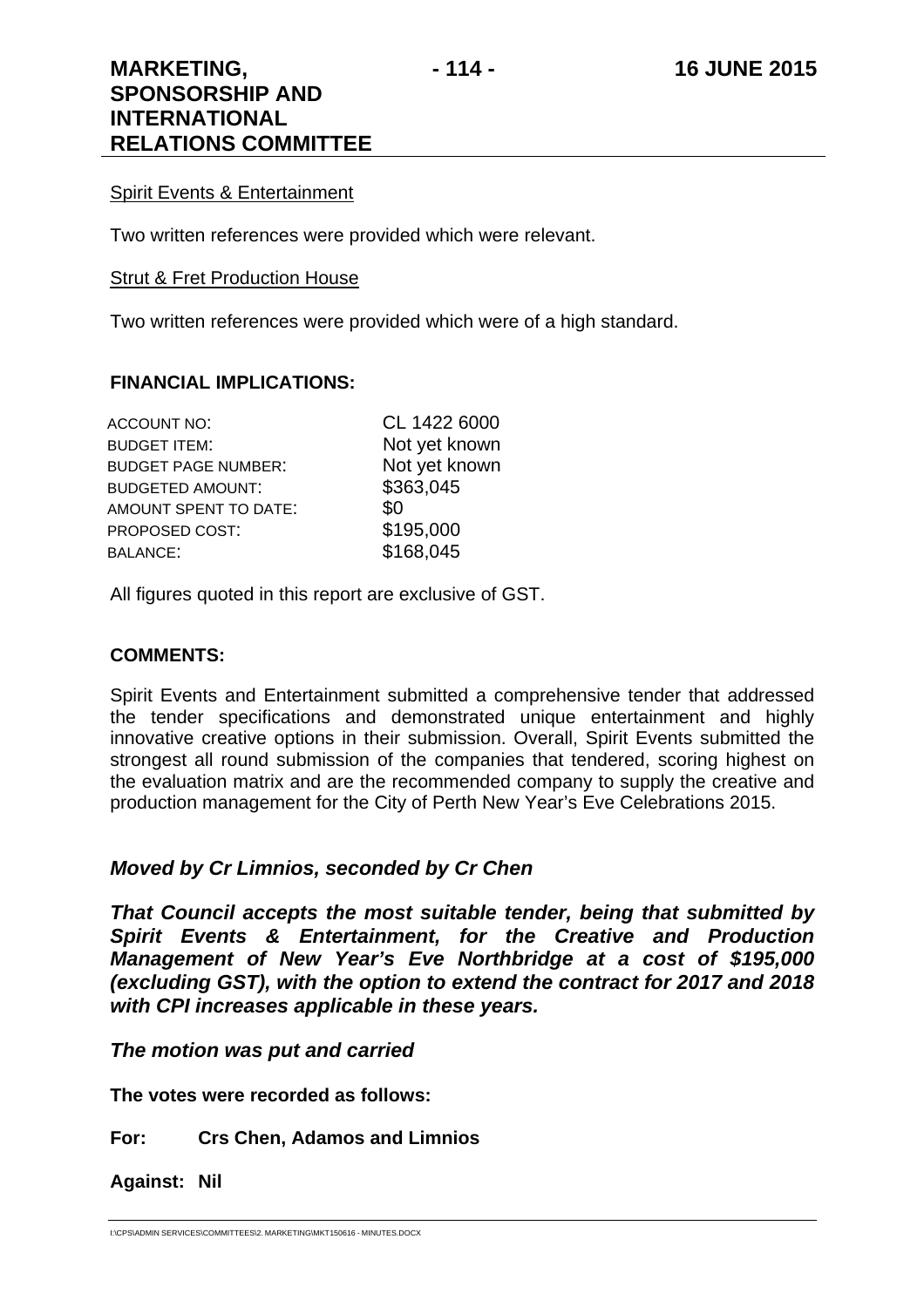Spirit Events & Entertainment

Two written references were provided which were relevant.

Strut & Fret Production House

Two written references were provided which were of a high standard.

**FINANCIAL IMPLICATIONS:**

| | |
|---|---|
| ACCOUNT NO: | CL 1422 6000 |
| BUDGET ITEM: | Not yet known |
| BUDGET PAGE NUMBER: | Not yet known |
| BUDGETED AMOUNT: | $363,045 |
| AMOUNT SPENT TO DATE: | $0 |
| PROPOSED COST: | $195,000 |
| BALANCE: | $168,045 |

All figures quoted in this report are exclusive of GST.

**COMMENTS:**

Spirit Events and Entertainment submitted a comprehensive tender that addressed the tender specifications and demonstrated unique entertainment and highly innovative creative options in their submission. Overall, Spirit Events submitted the strongest all round submission of the companies that tendered, scoring highest on the evaluation matrix and are the recommended company to supply the creative and production management for the City of Perth New Year's Eve Celebrations 2015.

***Moved by Cr Limnios, seconded by Cr Chen***

***That Council accepts the most suitable tender, being that submitted by Spirit Events & Entertainment, for the Creative and Production Management of New Year's Eve Northbridge at a cost of $195,000 (excluding GST), with the option to extend the contract for 2017 and 2018 with CPI increases applicable in these years.***

***The motion was put and carried***

**The votes were recorded as follows:**

**For: Crs Chen, Adamos and Limnios**

**Against: Nil**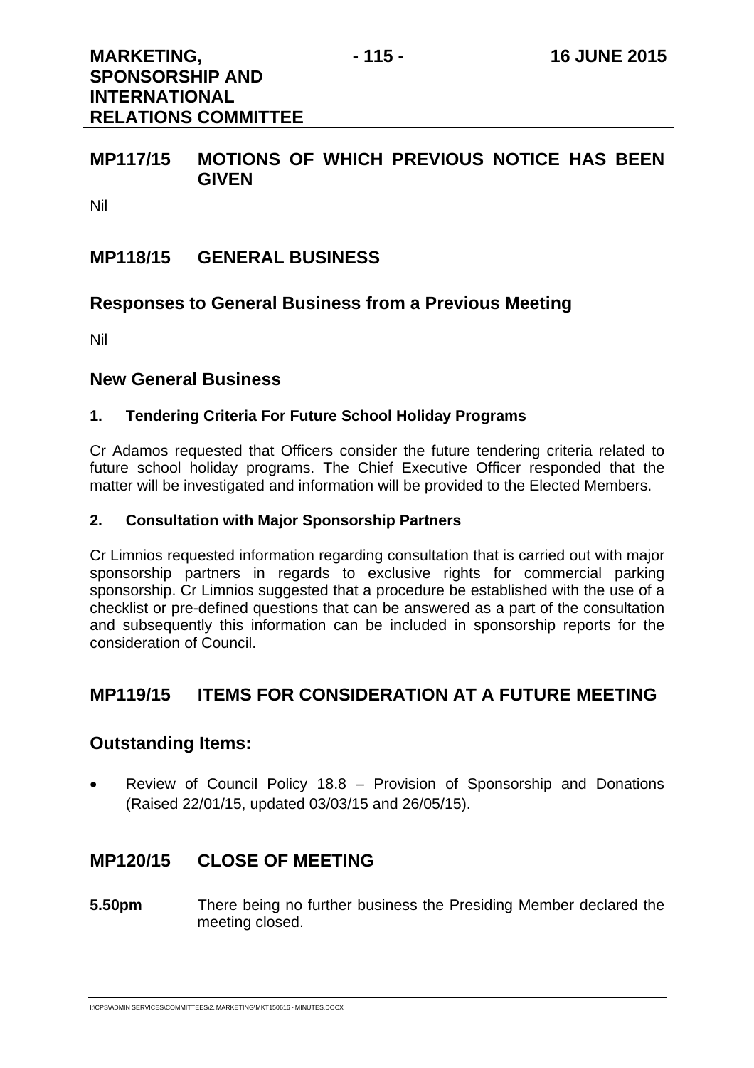## MP117/15 MOTIONS OF WHICH PREVIOUS NOTICE HAS BEEN GIVEN

Nil

## MP118/15 GENERAL BUSINESS

### Responses to General Business from a Previous Meeting

Nil

### New General Business

#### 1. Tendering Criteria For Future School Holiday Programs

Cr Adamos requested that Officers consider the future tendering criteria related to future school holiday programs. The Chief Executive Officer responded that the matter will be investigated and information will be provided to the Elected Members.

#### 2. Consultation with Major Sponsorship Partners

Cr Limnios requested information regarding consultation that is carried out with major sponsorship partners in regards to exclusive rights for commercial parking sponsorship. Cr Limnios suggested that a procedure be established with the use of a checklist or pre-defined questions that can be answered as a part of the consultation and subsequently this information can be included in sponsorship reports for the consideration of Council.

## MP119/15 ITEMS FOR CONSIDERATION AT A FUTURE MEETING

### Outstanding Items:

- Review of Council Policy 18.8 – Provision of Sponsorship and Donations (Raised 22/01/15, updated 03/03/15 and 26/05/15).

## MP120/15 CLOSE OF MEETING

**5.50pm** There being no further business the Presiding Member declared the meeting closed.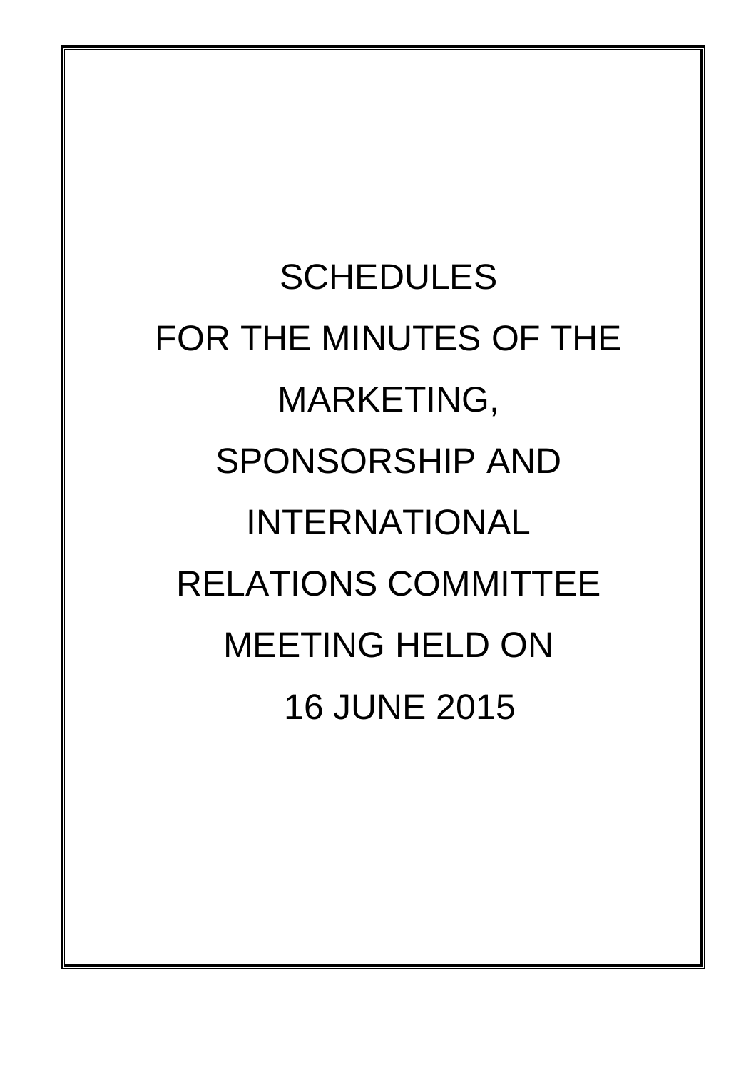# SCHEDULES FOR THE MINUTES OF THE MARKETING, SPONSORSHIP AND INTERNATIONAL RELATIONS COMMITTEE MEETING HELD ON 16 JUNE 2015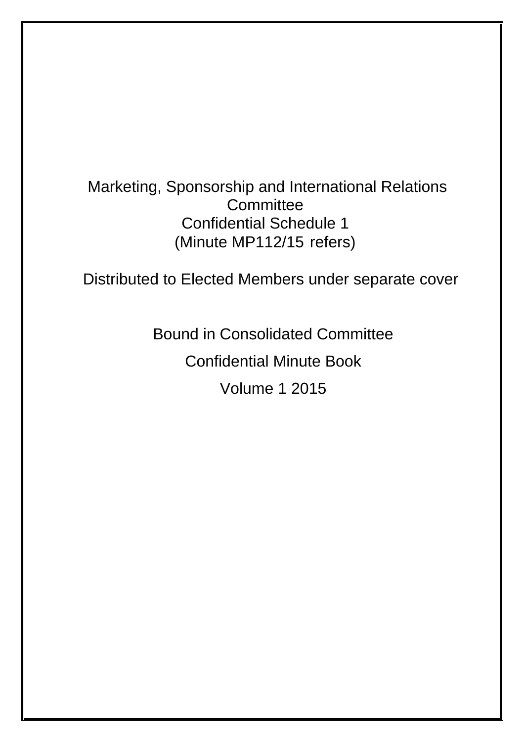Marketing, Sponsorship and International Relations Committee

Confidential Schedule 1

(Minute MP112/15 refers)

Distributed to Elected Members under separate cover

Bound in Consolidated Committee

Confidential Minute Book

Volume 1 2015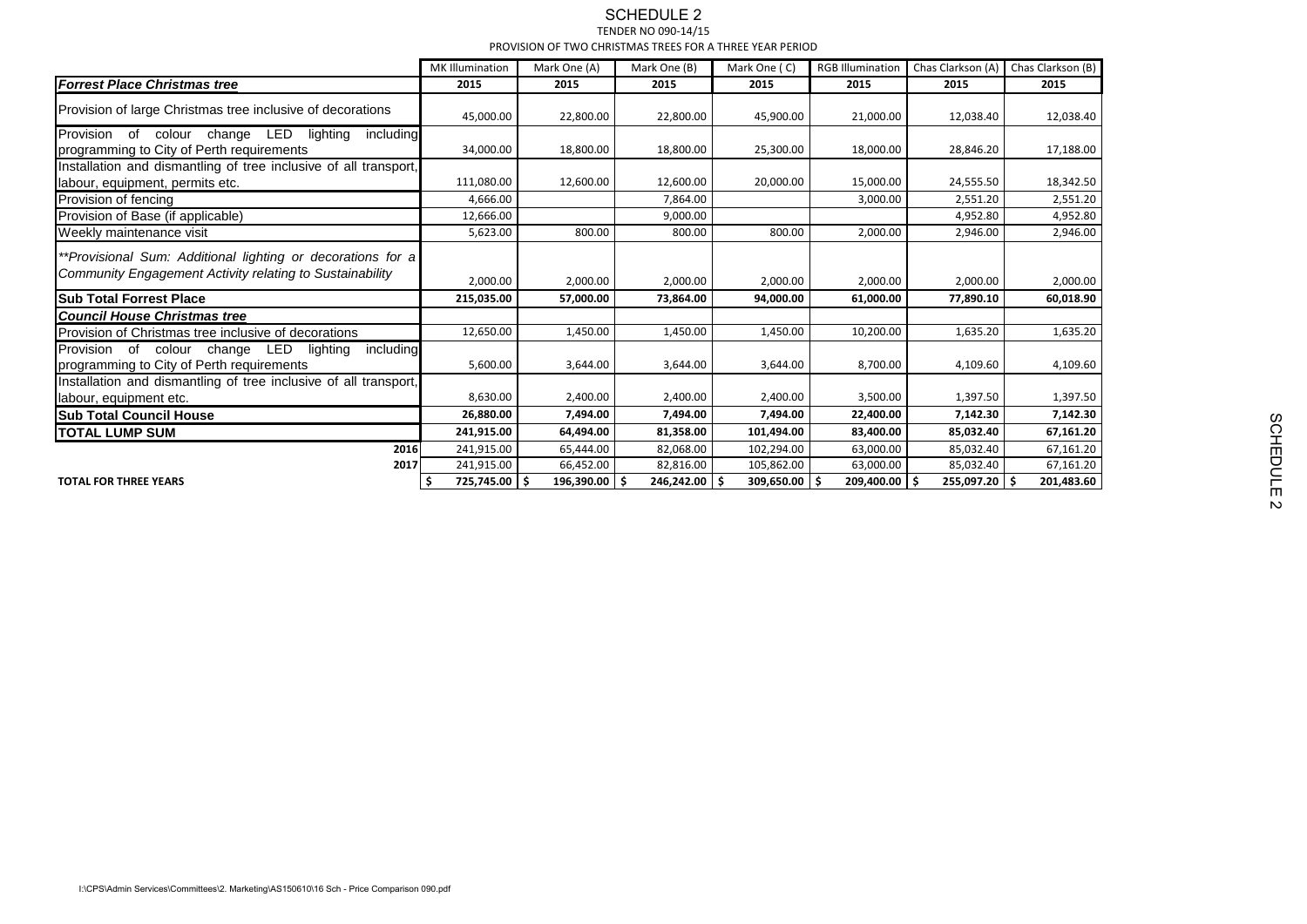# SCHEDULE 2

TENDER NO 090-14/15

PROVISION OF TWO CHRISTMAS TREES FOR A THREE YEAR PERIOD

| | MK Illumination | Mark One (A) | Mark One (B) | Mark One ( C) | RGB Illumination | Chas Clarkson (A) | Chas Clarkson (B) |
|---|---|---|---|---|---|---|---|
| ***Forrest Place Christmas tree*** | **2015** | **2015** | **2015** | **2015** | **2015** | **2015** | **2015** |
| Provision of large Christmas tree inclusive of decorations | 45,000.00 | 22,800.00 | 22,800.00 | 45,900.00 | 21,000.00 | 12,038.40 | 12,038.40 |
| Provision of colour change LED lighting including programming to City of Perth requirements | 34,000.00 | 18,800.00 | 18,800.00 | 25,300.00 | 18,000.00 | 28,846.20 | 17,188.00 |
| Installation and dismantling of tree inclusive of all transport, labour, equipment, permits etc. | 111,080.00 | 12,600.00 | 12,600.00 | 20,000.00 | 15,000.00 | 24,555.50 | 18,342.50 |
| Provision of fencing | 4,666.00 | | 7,864.00 | | 3,000.00 | 2,551.20 | 2,551.20 |
| Provision of Base (if applicable) | 12,666.00 | | 9,000.00 | | | 4,952.80 | 4,952.80 |
| Weekly maintenance visit | 5,623.00 | 800.00 | 800.00 | 800.00 | 2,000.00 | 2,946.00 | 2,946.00 |
| *\*\*Provisional Sum: Additional lighting or decorations for a Community Engagement Activity relating to Sustainability* | 2,000.00 | 2,000.00 | 2,000.00 | 2,000.00 | 2,000.00 | 2,000.00 | 2,000.00 |
| **Sub Total Forrest Place** | **215,035.00** | **57,000.00** | **73,864.00** | **94,000.00** | **61,000.00** | **77,890.10** | **60,018.90** |
| ***Council House Christmas tree*** | | | | | | | |
| Provision of Christmas tree inclusive of decorations | 12,650.00 | 1,450.00 | 1,450.00 | 1,450.00 | 10,200.00 | 1,635.20 | 1,635.20 |
| Provision of colour change LED lighting including programming to City of Perth requirements | 5,600.00 | 3,644.00 | 3,644.00 | 3,644.00 | 8,700.00 | 4,109.60 | 4,109.60 |
| Installation and dismantling of tree inclusive of all transport, labour, equipment etc. | 8,630.00 | 2,400.00 | 2,400.00 | 2,400.00 | 3,500.00 | 1,397.50 | 1,397.50 |
| **Sub Total Council House** | **26,880.00** | **7,494.00** | **7,494.00** | **7,494.00** | **22,400.00** | **7,142.30** | **7,142.30** |
| **TOTAL LUMP SUM** | **241,915.00** | **64,494.00** | **81,358.00** | **101,494.00** | **83,400.00** | **85,032.40** | **67,161.20** |
| **2016** | 241,915.00 | 65,444.00 | 82,068.00 | 102,294.00 | 63,000.00 | 85,032.40 | 67,161.20 |
| **2017** | 241,915.00 | 66,452.00 | 82,816.00 | 105,862.00 | 63,000.00 | 85,032.40 | 67,161.20 |
| **TOTAL FOR THREE YEARS** | **$ 725,745.00** | **$ 196,390.00** | **$ 246,242.00** | **$ 309,650.00** | **$ 209,400.00** | **$ 255,097.20** | **$ 201,483.60** |

I:\CPS\Admin Services\Committees\2. Marketing\AS150610\16 Sch - Price Comparison 090.pdf

SCHEDULE 2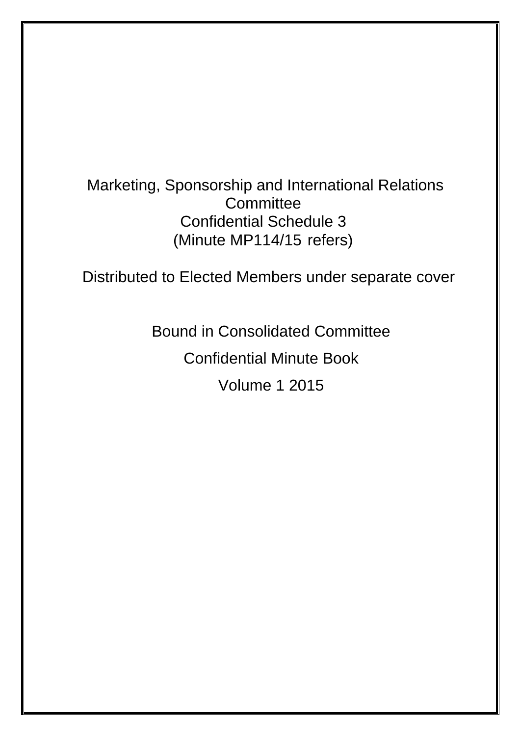Marketing, Sponsorship and International Relations Committee

Confidential Schedule 3

(Minute MP114/15 refers)

Distributed to Elected Members under separate cover

Bound in Consolidated Committee

Confidential Minute Book

Volume 1 2015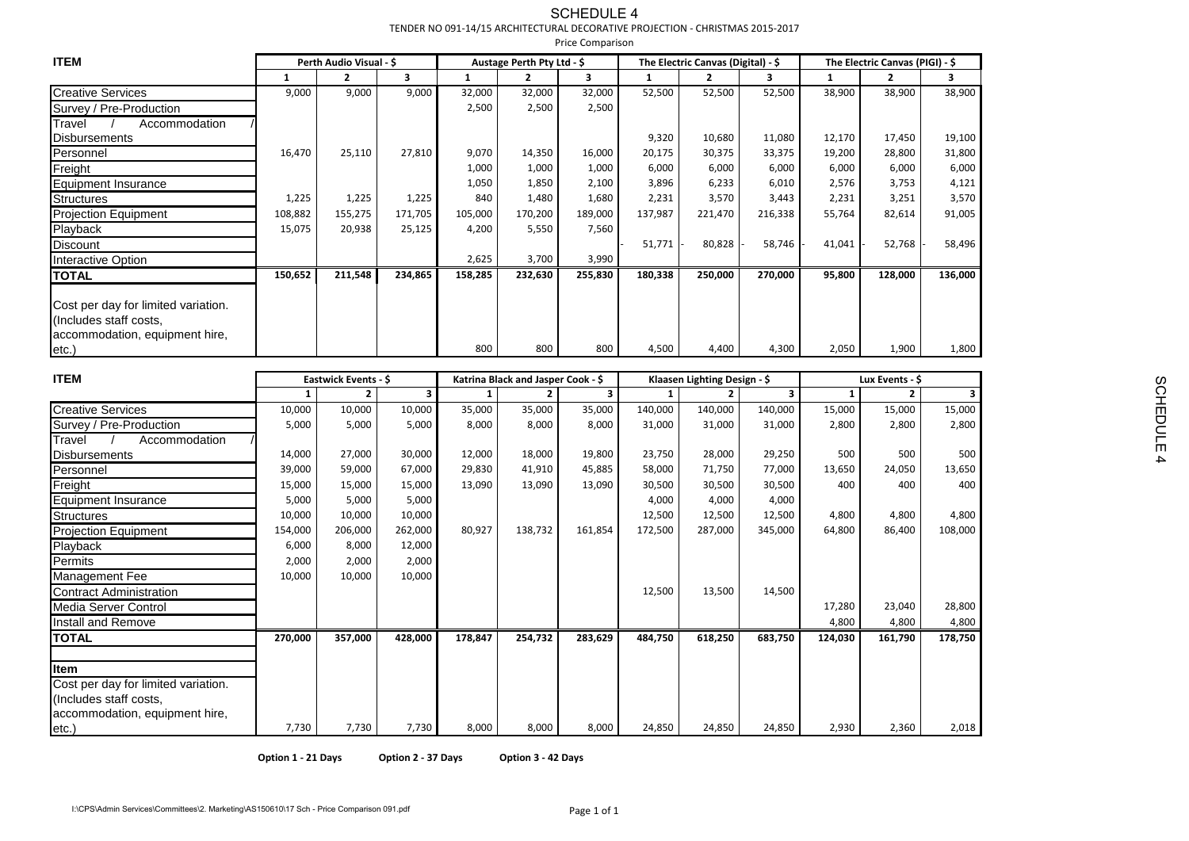# SCHEDULE 4

TENDER NO 091-14/15 ARCHITECTURAL DECORATIVE PROJECTION - CHRISTMAS 2015-2017

Price Comparison

| ITEM | Perth Audio Visual - $ | | | Austage Perth Pty Ltd - $ | | | The Electric Canvas (Digital) - $ | | | The Electric Canvas (PIGI) - $ | | |
|---|---|---|---|---|---|---|---|---|---|---|---|---|
| | 1 | 2 | 3 | 1 | 2 | 3 | 1 | 2 | 3 | 1 | 2 | 3 |
| Creative Services | 9,000 | 9,000 | 9,000 | 32,000 | 32,000 | 32,000 | 52,500 | 52,500 | 52,500 | 38,900 | 38,900 | 38,900 |
| Survey / Pre-Production | | | | 2,500 | 2,500 | 2,500 | | | | | | |
| Travel / Accommodation / Disbursements | | | | | | | 9,320 | 10,680 | 11,080 | 12,170 | 17,450 | 19,100 |
| Personnel | 16,470 | 25,110 | 27,810 | 9,070 | 14,350 | 16,000 | 20,175 | 30,375 | 33,375 | 19,200 | 28,800 | 31,800 |
| Freight | | | | 1,000 | 1,000 | 1,000 | 6,000 | 6,000 | 6,000 | 6,000 | 6,000 | 6,000 |
| Equipment Insurance | | | | 1,050 | 1,850 | 2,100 | 3,896 | 6,233 | 6,010 | 2,576 | 3,753 | 4,121 |
| Structures | 1,225 | 1,225 | 1,225 | 840 | 1,480 | 1,680 | 2,231 | 3,570 | 3,443 | 2,231 | 3,251 | 3,570 |
| Projection Equipment | 108,882 | 155,275 | 171,705 | 105,000 | 170,200 | 189,000 | 137,987 | 221,470 | 216,338 | 55,764 | 82,614 | 91,005 |
| Playback | 15,075 | 20,938 | 25,125 | 4,200 | 5,550 | 7,560 | | | | | | |
| Discount | | | | | | | - 51,771 | - 80,828 | - 58,746 | - 41,041 | - 52,768 | - 58,496 |
| Interactive Option | | | | 2,625 | 3,700 | 3,990 | | | | | | |
| **TOTAL** | **150,652** | **211,548** | **234,865** | **158,285** | **232,630** | **255,830** | **180,338** | **250,000** | **270,000** | **95,800** | **128,000** | **136,000** |
| Cost per day for limited variation. (Includes staff costs, accommodation, equipment hire, etc.) | | | | 800 | 800 | 800 | 4,500 | 4,400 | 4,300 | 2,050 | 1,900 | 1,800 |

| ITEM | Eastwick Events - $ | | | Katrina Black and Jasper Cook - $ | | | Klaasen Lighting Design - $ | | | Lux Events - $ | | |
|---|---|---|---|---|---|---|---|---|---|---|---|---|
| | 1 | 2 | 3 | 1 | 2 | 3 | 1 | 2 | 3 | 1 | 2 | 3 |
| Creative Services | 10,000 | 10,000 | 10,000 | 35,000 | 35,000 | 35,000 | 140,000 | 140,000 | 140,000 | 15,000 | 15,000 | 15,000 |
| Survey / Pre-Production | 5,000 | 5,000 | 5,000 | 8,000 | 8,000 | 8,000 | 31,000 | 31,000 | 31,000 | 2,800 | 2,800 | 2,800 |
| Travel / Accommodation / Disbursements | 14,000 | 27,000 | 30,000 | 12,000 | 18,000 | 19,800 | 23,750 | 28,000 | 29,250 | 500 | 500 | 500 |
| Personnel | 39,000 | 59,000 | 67,000 | 29,830 | 41,910 | 45,885 | 58,000 | 71,750 | 77,000 | 13,650 | 24,050 | 13,650 |
| Freight | 15,000 | 15,000 | 15,000 | 13,090 | 13,090 | 13,090 | 30,500 | 30,500 | 30,500 | 400 | 400 | 400 |
| Equipment Insurance | 5,000 | 5,000 | 5,000 | | | | 4,000 | 4,000 | 4,000 | | | |
| Structures | 10,000 | 10,000 | 10,000 | | | | 12,500 | 12,500 | 12,500 | 4,800 | 4,800 | 4,800 |
| Projection Equipment | 154,000 | 206,000 | 262,000 | 80,927 | 138,732 | 161,854 | 172,500 | 287,000 | 345,000 | 64,800 | 86,400 | 108,000 |
| Playback | 6,000 | 8,000 | 12,000 | | | | | | | | | |
| Permits | 2,000 | 2,000 | 2,000 | | | | | | | | | |
| Management Fee | 10,000 | 10,000 | 10,000 | | | | | | | | | |
| Contract Administration | | | | | | | 12,500 | 13,500 | 14,500 | | | |
| Media Server Control | | | | | | | | | | 17,280 | 23,040 | 28,800 |
| Install and Remove | | | | | | | | | | 4,800 | 4,800 | 4,800 |
| **TOTAL** | **270,000** | **357,000** | **428,000** | **178,847** | **254,732** | **283,629** | **484,750** | **618,250** | **683,750** | **124,030** | **161,790** | **178,750** |
| **Item** | | | | | | | | | | | | |
| Cost per day for limited variation. (Includes staff costs, accommodation, equipment hire, etc.) | 7,730 | 7,730 | 7,730 | 8,000 | 8,000 | 8,000 | 24,850 | 24,850 | 24,850 | 2,930 | 2,360 | 2,018 |

**Option 1 - 21 Days** **Option 2 - 37 Days** **Option 3 - 42 Days**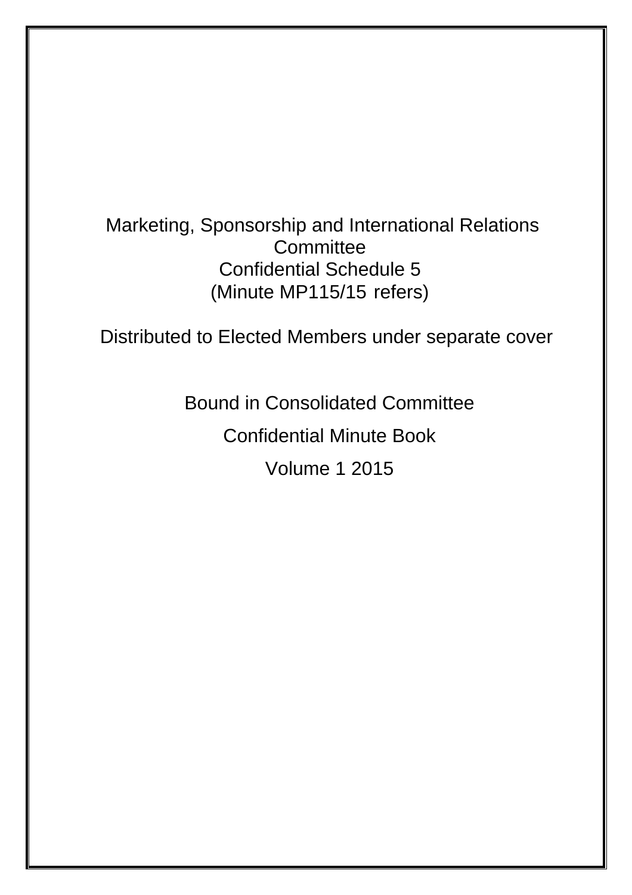Marketing, Sponsorship and International Relations Committee
Confidential Schedule 5
(Minute MP115/15 refers)

Distributed to Elected Members under separate cover

Bound in Consolidated Committee

Confidential Minute Book

Volume 1 2015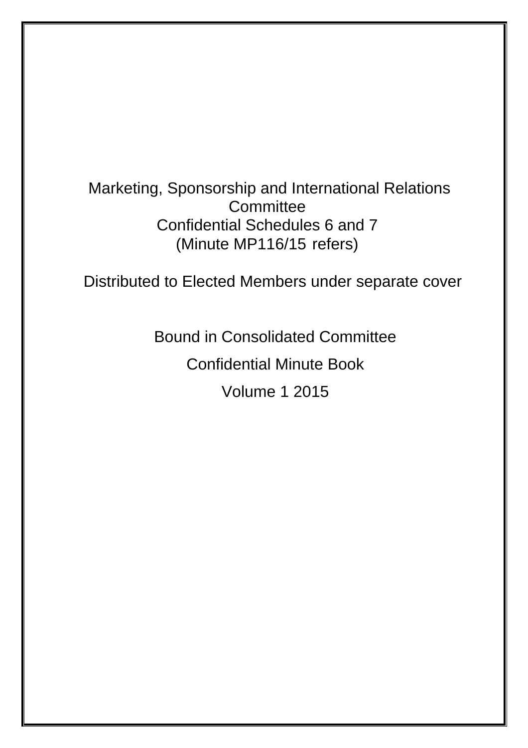Marketing, Sponsorship and International Relations Committee
Confidential Schedules 6 and 7
(Minute MP116/15 refers)

Distributed to Elected Members under separate cover

Bound in Consolidated Committee

Confidential Minute Book

Volume 1 2015